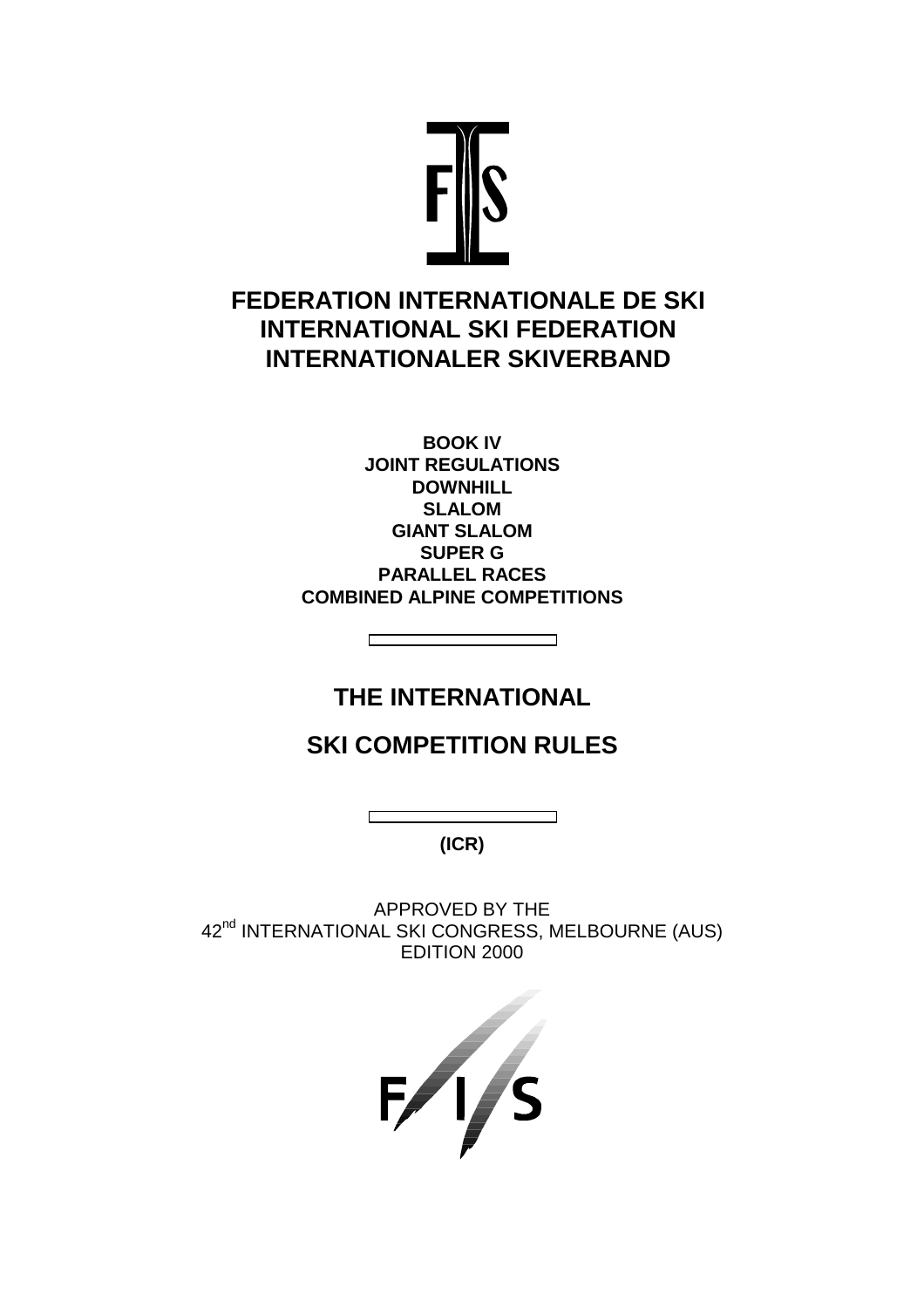# FEDERATION INTERNATIONALE DE SKI
# INTERNATIONAL SKI FEDERATION
# INTERNATIONALER SKIVERBAND

**BOOK IV**
**JOINT REGULATIONS**
**DOWNHILL**
**SLALOM**
**GIANT SLALOM**
**SUPER G**
**PARALLEL RACES**
**COMBINED ALPINE COMPETITIONS**

## THE INTERNATIONAL

## SKI COMPETITION RULES

**(ICR)**

APPROVED BY THE
42nd INTERNATIONAL SKI CONGRESS, MELBOURNE (AUS)
EDITION 2000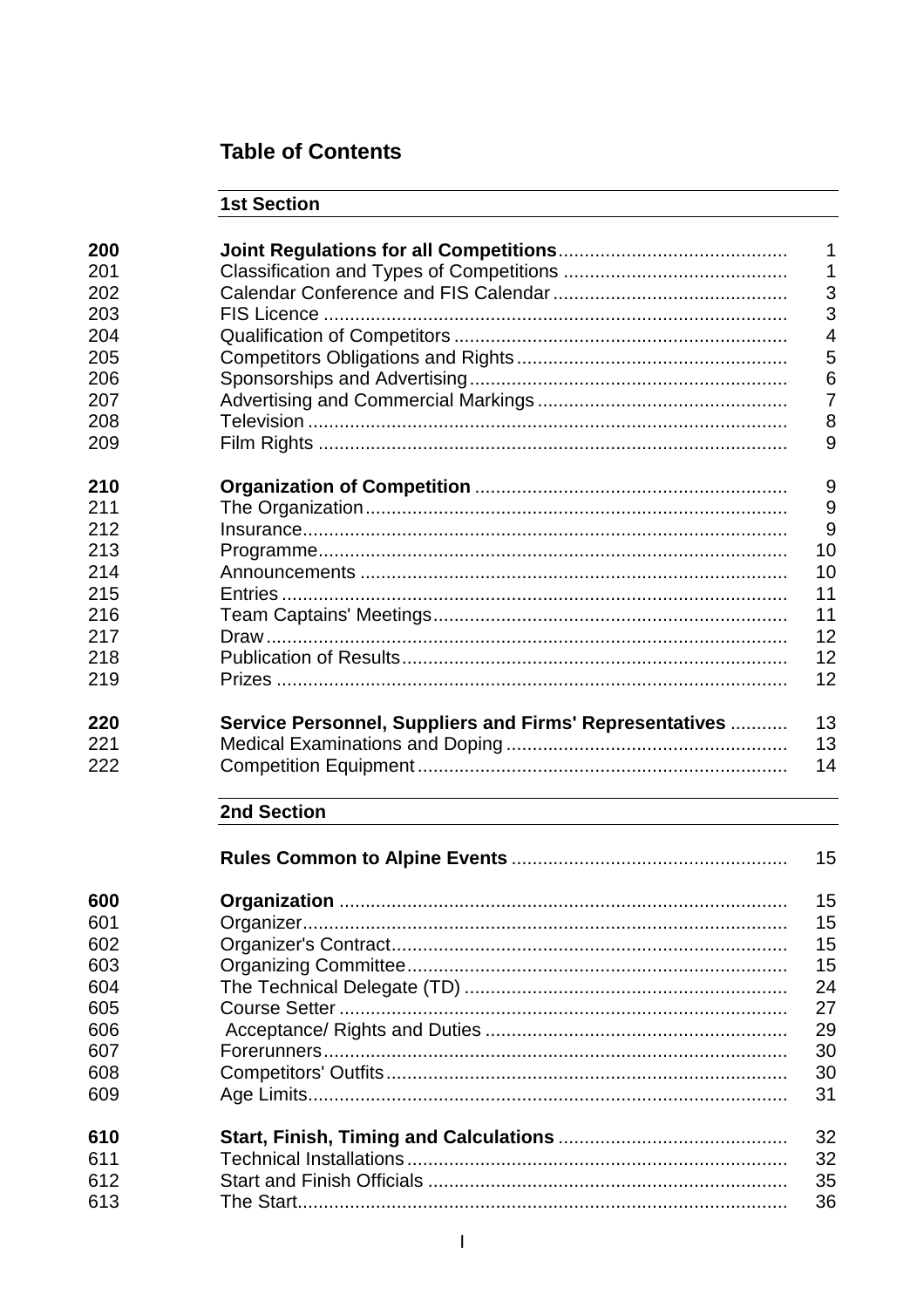## Table of Contents

### 1st Section

| | | |
|---|---|---|
| **200** | **Joint Regulations for all Competitions** | 1 |
| 201 | Classification and Types of Competitions | 1 |
| 202 | Calendar Conference and FIS Calendar | 3 |
| 203 | FIS Licence | 3 |
| 204 | Qualification of Competitors | 4 |
| 205 | Competitors Obligations and Rights | 5 |
| 206 | Sponsorships and Advertising | 6 |
| 207 | Advertising and Commercial Markings | 7 |
| 208 | Television | 8 |
| 209 | Film Rights | 9 |
| **210** | **Organization of Competition** | 9 |
| 211 | The Organization | 9 |
| 212 | Insurance | 9 |
| 213 | Programme | 10 |
| 214 | Announcements | 10 |
| 215 | Entries | 11 |
| 216 | Team Captains' Meetings | 11 |
| 217 | Draw | 12 |
| 218 | Publication of Results | 12 |
| 219 | Prizes | 12 |
| **220** | **Service Personnel, Suppliers and Firms' Representatives** | 13 |
| 221 | Medical Examinations and Doping | 13 |
| 222 | Competition Equipment | 14 |

### 2nd Section

| | | |
|---|---|---|
| | **Rules Common to Alpine Events** | 15 |
| **600** | **Organization** | 15 |
| 601 | Organizer | 15 |
| 602 | Organizer's Contract | 15 |
| 603 | Organizing Committee | 15 |
| 604 | The Technical Delegate (TD) | 24 |
| 605 | Course Setter | 27 |
| 606 | Acceptance/ Rights and Duties | 29 |
| 607 | Forerunners | 30 |
| 608 | Competitors' Outfits | 30 |
| 609 | Age Limits | 31 |
| **610** | **Start, Finish, Timing and Calculations** | 32 |
| 611 | Technical Installations | 32 |
| 612 | Start and Finish Officials | 35 |
| 613 | The Start | 36 |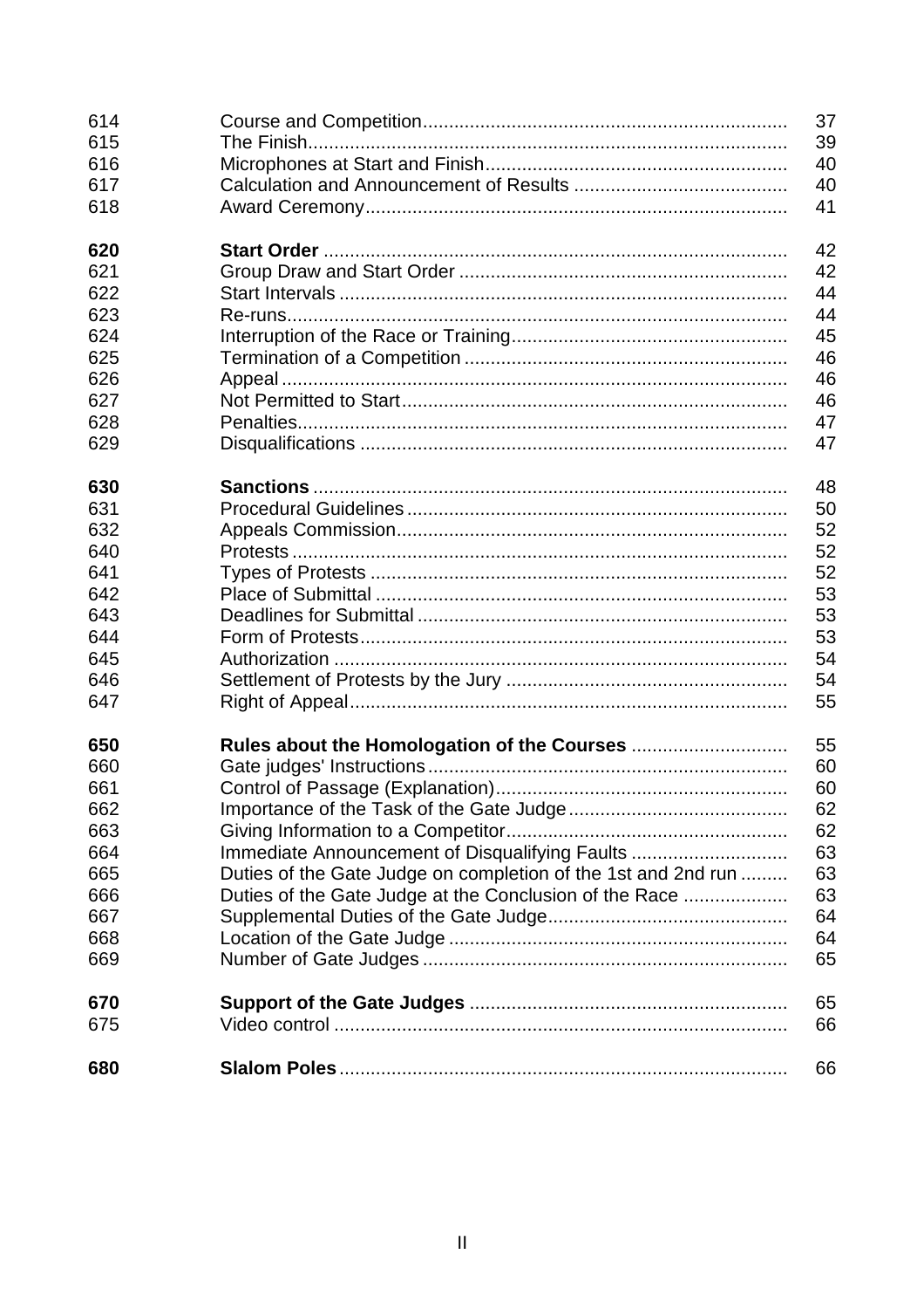| | | |
|---|---|---|
| 614 | Course and Competition | 37 |
| 615 | The Finish | 39 |
| 616 | Microphones at Start and Finish | 40 |
| 617 | Calculation and Announcement of Results | 40 |
| 618 | Award Ceremony | 41 |
| **620** | **Start Order** | 42 |
| 621 | Group Draw and Start Order | 42 |
| 622 | Start Intervals | 44 |
| 623 | Re-runs | 44 |
| 624 | Interruption of the Race or Training | 45 |
| 625 | Termination of a Competition | 46 |
| 626 | Appeal | 46 |
| 627 | Not Permitted to Start | 46 |
| 628 | Penalties | 47 |
| 629 | Disqualifications | 47 |
| **630** | **Sanctions** | 48 |
| 631 | Procedural Guidelines | 50 |
| 632 | Appeals Commission | 52 |
| 640 | Protests | 52 |
| 641 | Types of Protests | 52 |
| 642 | Place of Submittal | 53 |
| 643 | Deadlines for Submittal | 53 |
| 644 | Form of Protests | 53 |
| 645 | Authorization | 54 |
| 646 | Settlement of Protests by the Jury | 54 |
| 647 | Right of Appeal | 55 |
| **650** | **Rules about the Homologation of the Courses** | 55 |
| 660 | Gate judges' Instructions | 60 |
| 661 | Control of Passage (Explanation) | 60 |
| 662 | Importance of the Task of the Gate Judge | 62 |
| 663 | Giving Information to a Competitor | 62 |
| 664 | Immediate Announcement of Disqualifying Faults | 63 |
| 665 | Duties of the Gate Judge on completion of the 1st and 2nd run | 63 |
| 666 | Duties of the Gate Judge at the Conclusion of the Race | 63 |
| 667 | Supplemental Duties of the Gate Judge | 64 |
| 668 | Location of the Gate Judge | 64 |
| 669 | Number of Gate Judges | 65 |
| **670** | **Support of the Gate Judges** | 65 |
| 675 | Video control | 66 |
| **680** | **Slalom Poles** | 66 |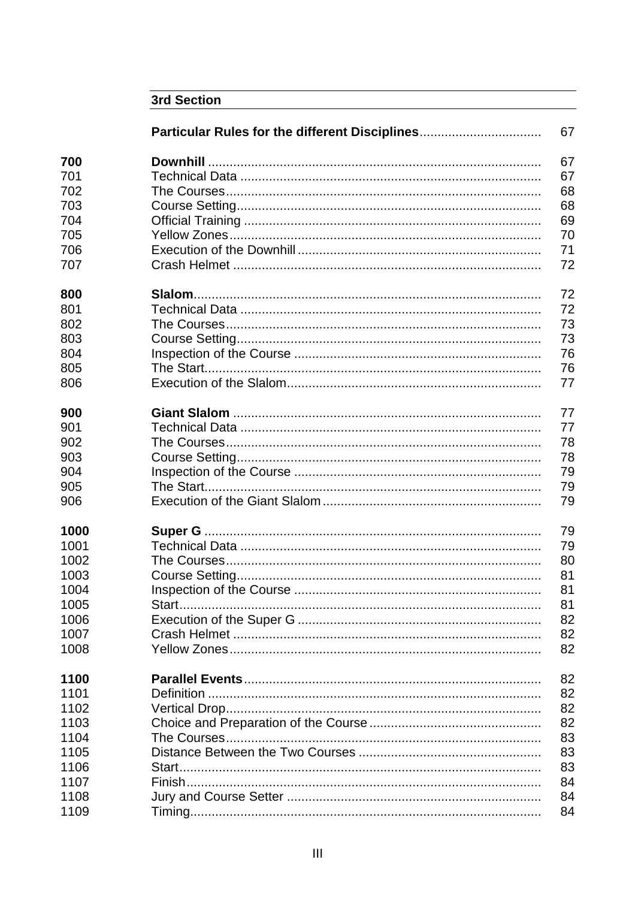## 3rd Section

| | | |
|---|---|---|
| | **Particular Rules for the different Disciplines** | 67 |
| **700** | **Downhill** | 67 |
| 701 | Technical Data | 67 |
| 702 | The Courses | 68 |
| 703 | Course Setting | 68 |
| 704 | Official Training | 69 |
| 705 | Yellow Zones | 70 |
| 706 | Execution of the Downhill | 71 |
| 707 | Crash Helmet | 72 |
| **800** | **Slalom** | 72 |
| 801 | Technical Data | 72 |
| 802 | The Courses | 73 |
| 803 | Course Setting | 73 |
| 804 | Inspection of the Course | 76 |
| 805 | The Start | 76 |
| 806 | Execution of the Slalom | 77 |
| **900** | **Giant Slalom** | 77 |
| 901 | Technical Data | 77 |
| 902 | The Courses | 78 |
| 903 | Course Setting | 78 |
| 904 | Inspection of the Course | 79 |
| 905 | The Start | 79 |
| 906 | Execution of the Giant Slalom | 79 |
| **1000** | **Super G** | 79 |
| 1001 | Technical Data | 79 |
| 1002 | The Courses | 80 |
| 1003 | Course Setting | 81 |
| 1004 | Inspection of the Course | 81 |
| 1005 | Start | 81 |
| 1006 | Execution of the Super G | 82 |
| 1007 | Crash Helmet | 82 |
| 1008 | Yellow Zones | 82 |
| **1100** | **Parallel Events** | 82 |
| 1101 | Definition | 82 |
| 1102 | Vertical Drop | 82 |
| 1103 | Choice and Preparation of the Course | 82 |
| 1104 | The Courses | 83 |
| 1105 | Distance Between the Two Courses | 83 |
| 1106 | Start | 83 |
| 1107 | Finish | 84 |
| 1108 | Jury and Course Setter | 84 |
| 1109 | Timing | 84 |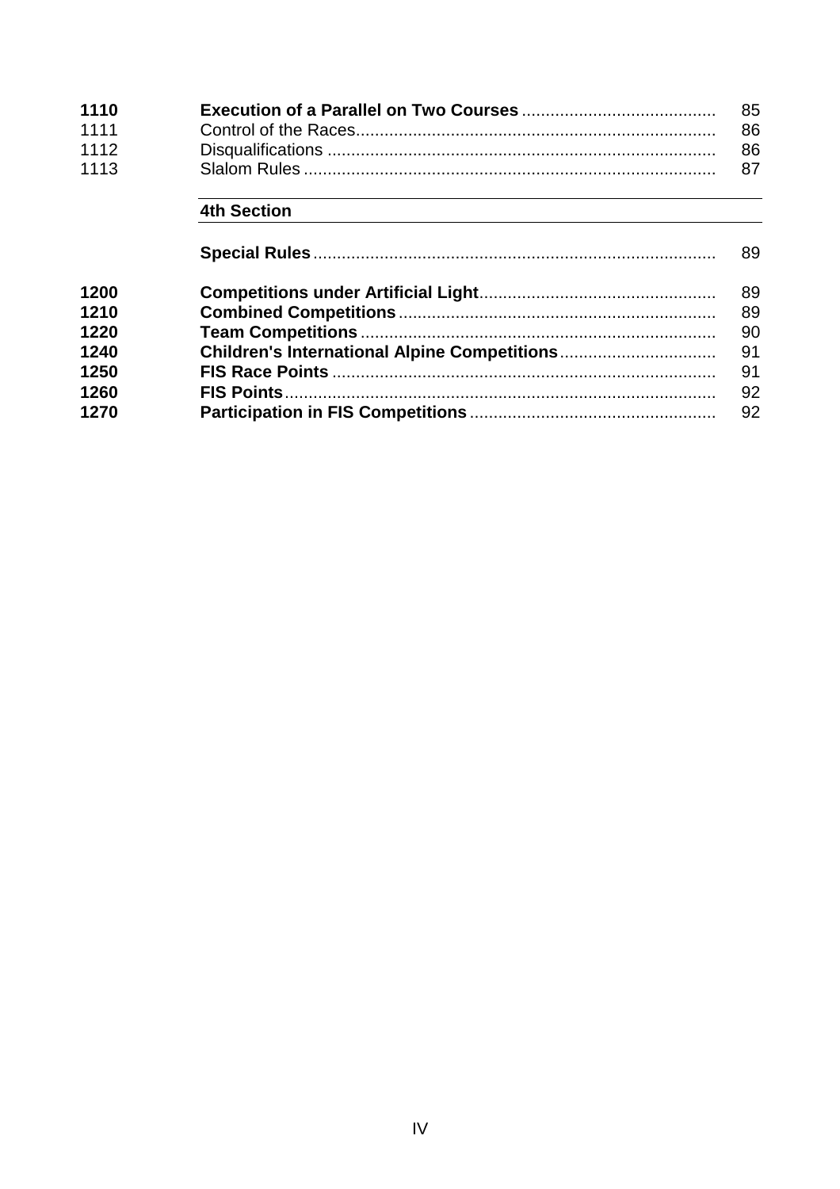| | | |
|---|---|---|
| **1110** | **Execution of a Parallel on Two Courses** | 85 |
| 1111 | Control of the Races | 86 |
| 1112 | Disqualifications | 86 |
| 1113 | Slalom Rules | 87 |

## 4th Section

| | | |
|---|---|---|
| | **Special Rules** | 89 |
| **1200** | **Competitions under Artificial Light** | 89 |
| **1210** | **Combined Competitions** | 89 |
| **1220** | **Team Competitions** | 90 |
| **1240** | **Children's International Alpine Competitions** | 91 |
| **1250** | **FIS Race Points** | 91 |
| **1260** | **FIS Points** | 92 |
| **1270** | **Participation in FIS Competitions** | 92 |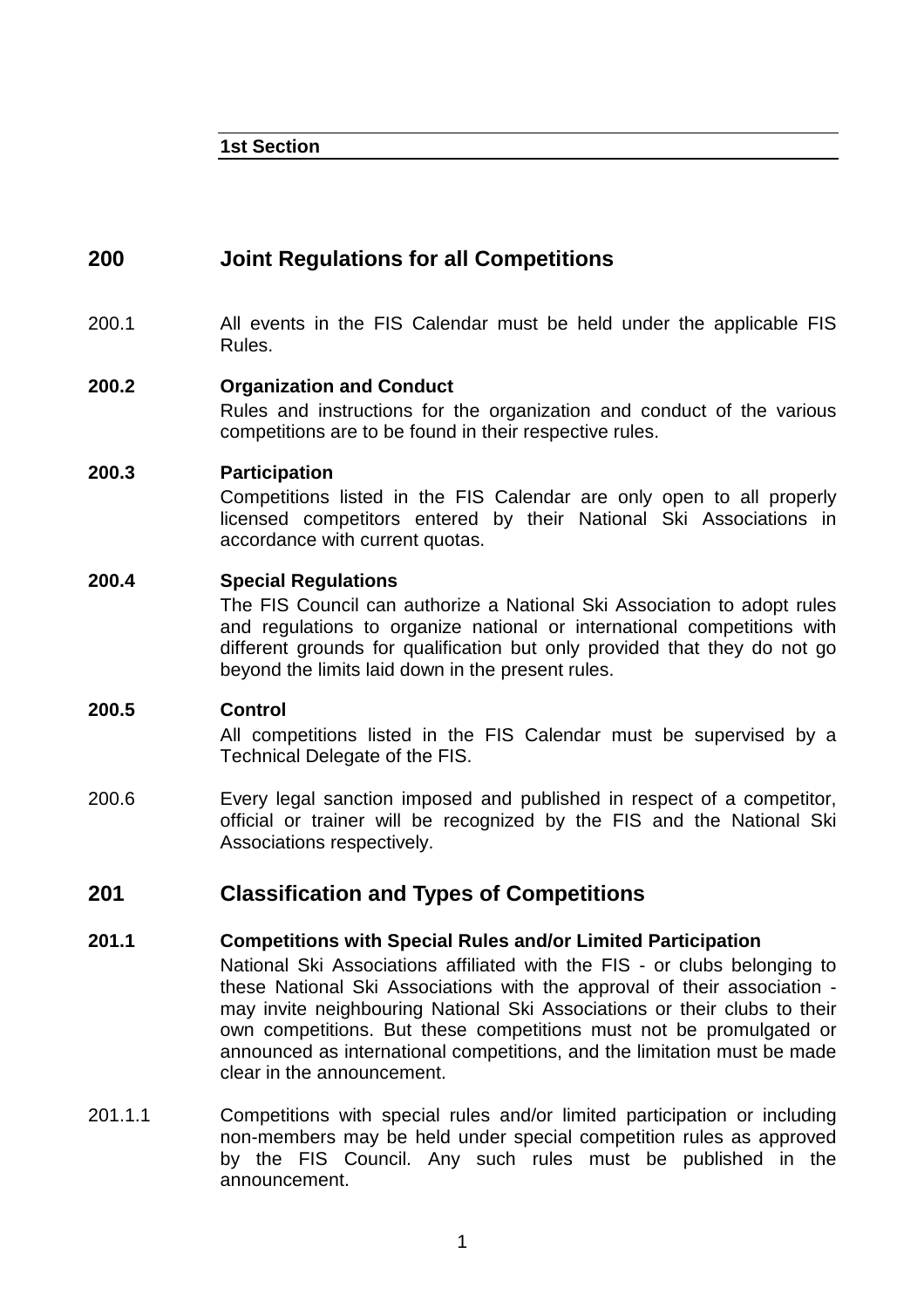**1st Section**

## 200 Joint Regulations for all Competitions

200.1 All events in the FIS Calendar must be held under the applicable FIS Rules.

**200.2 Organization and Conduct**

Rules and instructions for the organization and conduct of the various competitions are to be found in their respective rules.

**200.3 Participation**

Competitions listed in the FIS Calendar are only open to all properly licensed competitors entered by their National Ski Associations in accordance with current quotas.

**200.4 Special Regulations**

The FIS Council can authorize a National Ski Association to adopt rules and regulations to organize national or international competitions with different grounds for qualification but only provided that they do not go beyond the limits laid down in the present rules.

**200.5 Control**

All competitions listed in the FIS Calendar must be supervised by a Technical Delegate of the FIS.

200.6 Every legal sanction imposed and published in respect of a competitor, official or trainer will be recognized by the FIS and the National Ski Associations respectively.

## 201 Classification and Types of Competitions

**201.1 Competitions with Special Rules and/or Limited Participation**

National Ski Associations affiliated with the FIS - or clubs belonging to these National Ski Associations with the approval of their association - may invite neighbouring National Ski Associations or their clubs to their own competitions. But these competitions must not be promulgated or announced as international competitions, and the limitation must be made clear in the announcement.

201.1.1 Competitions with special rules and/or limited participation or including non-members may be held under special competition rules as approved by the FIS Council. Any such rules must be published in the announcement.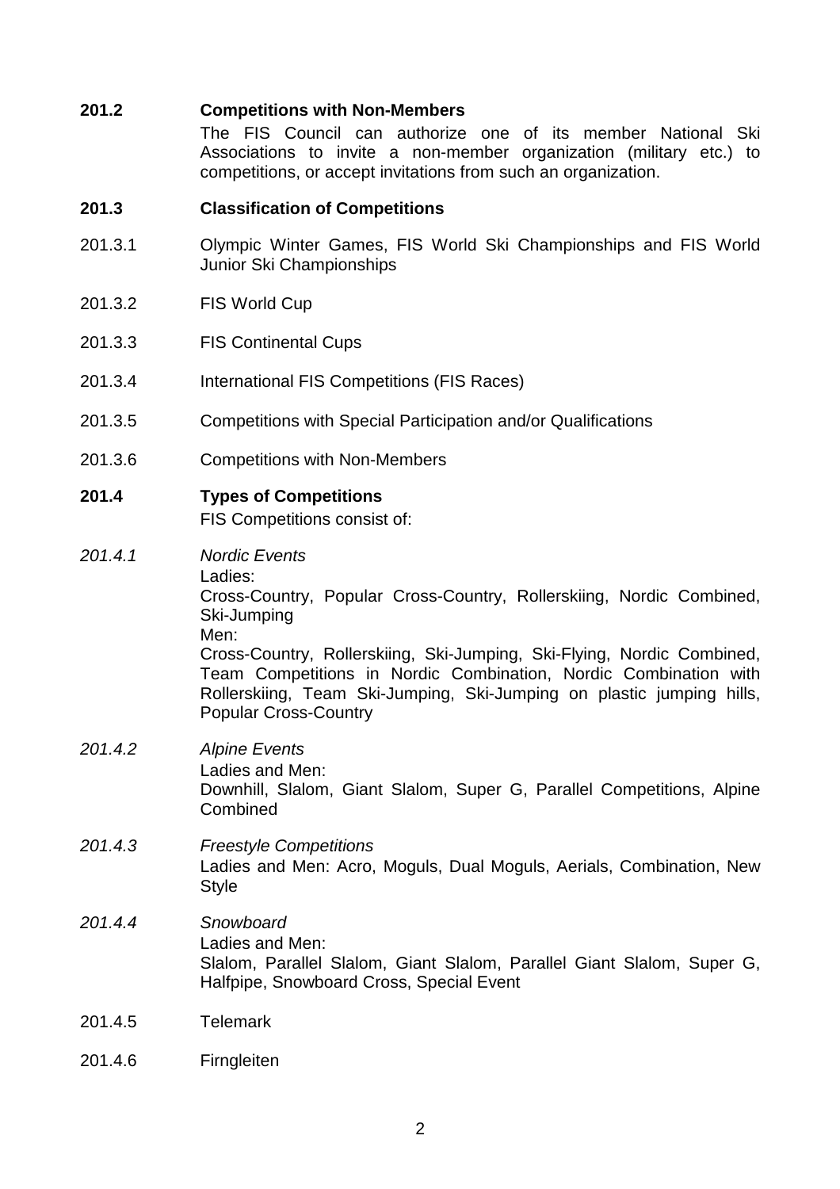**201.2 Competitions with Non-Members**

The FIS Council can authorize one of its member National Ski Associations to invite a non-member organization (military etc.) to competitions, or accept invitations from such an organization.

**201.3 Classification of Competitions**

201.3.1 Olympic Winter Games, FIS World Ski Championships and FIS World Junior Ski Championships

201.3.2 FIS World Cup

201.3.3 FIS Continental Cups

201.3.4 International FIS Competitions (FIS Races)

201.3.5 Competitions with Special Participation and/or Qualifications

201.3.6 Competitions with Non-Members

**201.4 Types of Competitions**

FIS Competitions consist of:

*201.4.1 Nordic Events*

Ladies:
Cross-Country, Popular Cross-Country, Rollerskiing, Nordic Combined, Ski-Jumping

Men:
Cross-Country, Rollerskiing, Ski-Jumping, Ski-Flying, Nordic Combined, Team Competitions in Nordic Combination, Nordic Combination with Rollerskiing, Team Ski-Jumping, Ski-Jumping on plastic jumping hills, Popular Cross-Country

*201.4.2 Alpine Events*

Ladies and Men:
Downhill, Slalom, Giant Slalom, Super G, Parallel Competitions, Alpine Combined

*201.4.3 Freestyle Competitions*

Ladies and Men: Acro, Moguls, Dual Moguls, Aerials, Combination, New Style

*201.4.4 Snowboard*

Ladies and Men:
Slalom, Parallel Slalom, Giant Slalom, Parallel Giant Slalom, Super G, Halfpipe, Snowboard Cross, Special Event

201.4.5 Telemark

201.4.6 Firngleiten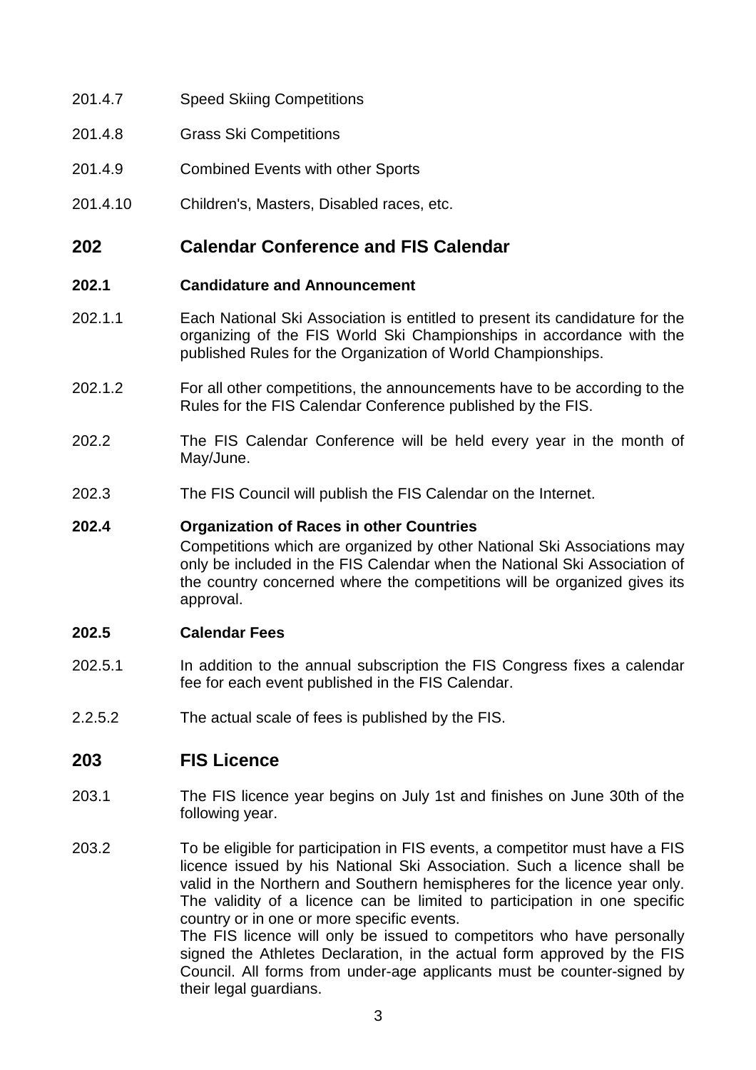201.4.7 Speed Skiing Competitions

201.4.8 Grass Ski Competitions

201.4.9 Combined Events with other Sports

201.4.10 Children's, Masters, Disabled races, etc.

## 202 Calendar Conference and FIS Calendar

### 202.1 Candidature and Announcement

202.1.1 Each National Ski Association is entitled to present its candidature for the organizing of the FIS World Ski Championships in accordance with the published Rules for the Organization of World Championships.

202.1.2 For all other competitions, the announcements have to be according to the Rules for the FIS Calendar Conference published by the FIS.

202.2 The FIS Calendar Conference will be held every year in the month of May/June.

202.3 The FIS Council will publish the FIS Calendar on the Internet.

### 202.4 Organization of Races in other Countries

Competitions which are organized by other National Ski Associations may only be included in the FIS Calendar when the National Ski Association of the country concerned where the competitions will be organized gives its approval.

### 202.5 Calendar Fees

202.5.1 In addition to the annual subscription the FIS Congress fixes a calendar fee for each event published in the FIS Calendar.

2.2.5.2 The actual scale of fees is published by the FIS.

## 203 FIS Licence

203.1 The FIS licence year begins on July 1st and finishes on June 30th of the following year.

203.2 To be eligible for participation in FIS events, a competitor must have a FIS licence issued by his National Ski Association. Such a licence shall be valid in the Northern and Southern hemispheres for the licence year only. The validity of a licence can be limited to participation in one specific country or in one or more specific events.

The FIS licence will only be issued to competitors who have personally signed the Athletes Declaration, in the actual form approved by the FIS Council. All forms from under-age applicants must be counter-signed by their legal guardians.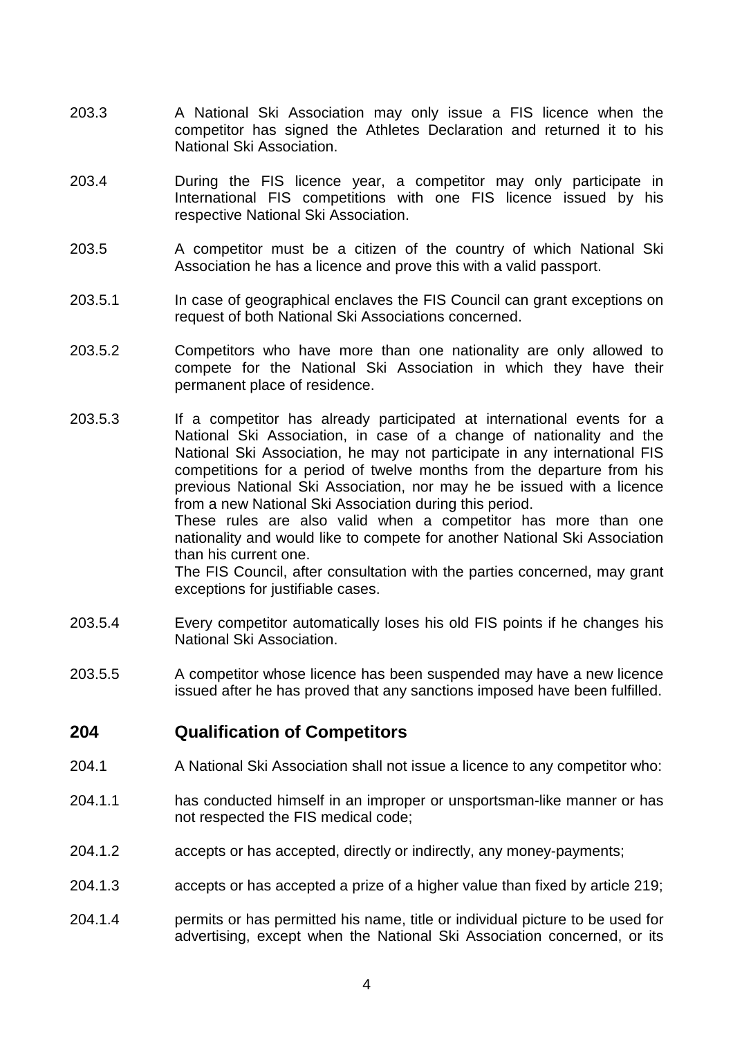203.3 A National Ski Association may only issue a FIS licence when the competitor has signed the Athletes Declaration and returned it to his National Ski Association.

203.4 During the FIS licence year, a competitor may only participate in International FIS competitions with one FIS licence issued by his respective National Ski Association.

203.5 A competitor must be a citizen of the country of which National Ski Association he has a licence and prove this with a valid passport.

203.5.1 In case of geographical enclaves the FIS Council can grant exceptions on request of both National Ski Associations concerned.

203.5.2 Competitors who have more than one nationality are only allowed to compete for the National Ski Association in which they have their permanent place of residence.

203.5.3 If a competitor has already participated at international events for a National Ski Association, in case of a change of nationality and the National Ski Association, he may not participate in any international FIS competitions for a period of twelve months from the departure from his previous National Ski Association, nor may he be issued with a licence from a new National Ski Association during this period.
These rules are also valid when a competitor has more than one nationality and would like to compete for another National Ski Association than his current one.
The FIS Council, after consultation with the parties concerned, may grant exceptions for justifiable cases.

203.5.4 Every competitor automatically loses his old FIS points if he changes his National Ski Association.

203.5.5 A competitor whose licence has been suspended may have a new licence issued after he has proved that any sanctions imposed have been fulfilled.

## 204 Qualification of Competitors

204.1 A National Ski Association shall not issue a licence to any competitor who:

204.1.1 has conducted himself in an improper or unsportsman-like manner or has not respected the FIS medical code;

204.1.2 accepts or has accepted, directly or indirectly, any money-payments;

204.1.3 accepts or has accepted a prize of a higher value than fixed by article 219;

204.1.4 permits or has permitted his name, title or individual picture to be used for advertising, except when the National Ski Association concerned, or its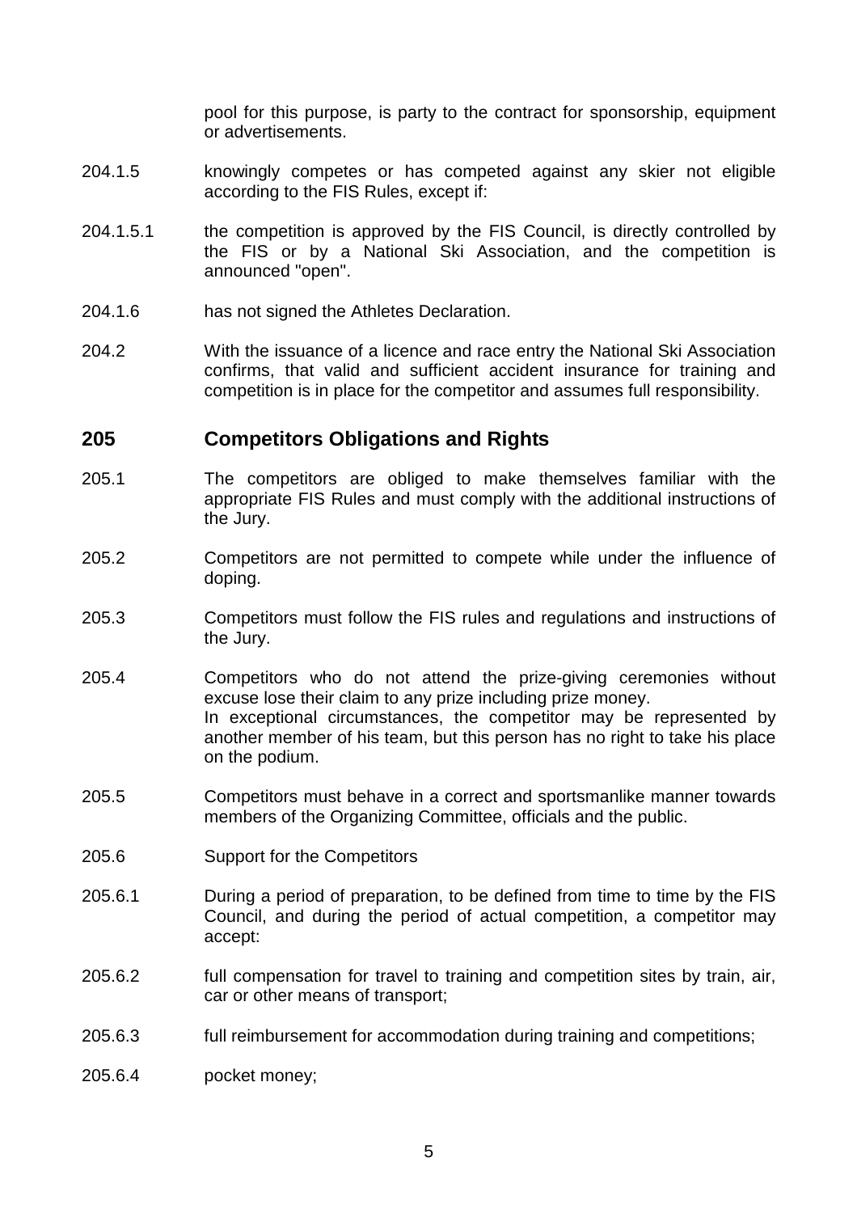pool for this purpose, is party to the contract for sponsorship, equipment or advertisements.

204.1.5 knowingly competes or has competed against any skier not eligible according to the FIS Rules, except if:

204.1.5.1 the competition is approved by the FIS Council, is directly controlled by the FIS or by a National Ski Association, and the competition is announced "open".

204.1.6 has not signed the Athletes Declaration.

204.2 With the issuance of a licence and race entry the National Ski Association confirms, that valid and sufficient accident insurance for training and competition is in place for the competitor and assumes full responsibility.

## 205 Competitors Obligations and Rights

205.1 The competitors are obliged to make themselves familiar with the appropriate FIS Rules and must comply with the additional instructions of the Jury.

205.2 Competitors are not permitted to compete while under the influence of doping.

205.3 Competitors must follow the FIS rules and regulations and instructions of the Jury.

205.4 Competitors who do not attend the prize-giving ceremonies without excuse lose their claim to any prize including prize money.
In exceptional circumstances, the competitor may be represented by another member of his team, but this person has no right to take his place on the podium.

205.5 Competitors must behave in a correct and sportsmanlike manner towards members of the Organizing Committee, officials and the public.

205.6 Support for the Competitors

205.6.1 During a period of preparation, to be defined from time to time by the FIS Council, and during the period of actual competition, a competitor may accept:

205.6.2 full compensation for travel to training and competition sites by train, air, car or other means of transport;

205.6.3 full reimbursement for accommodation during training and competitions;

205.6.4 pocket money;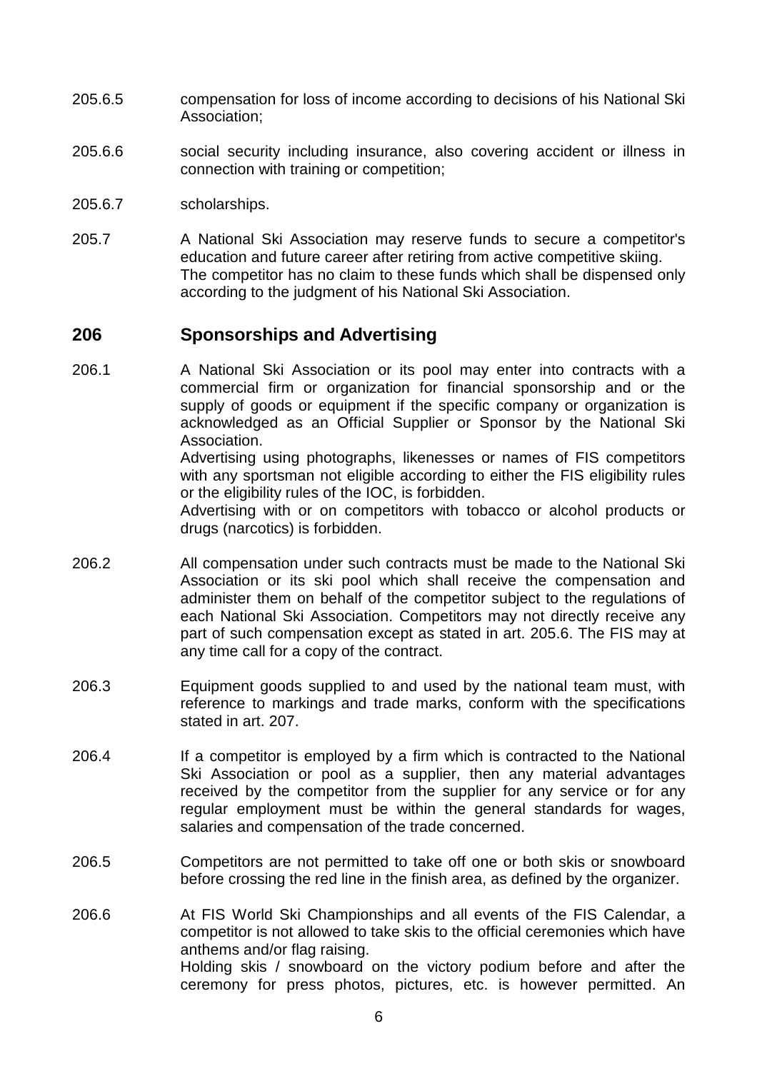205.6.5 compensation for loss of income according to decisions of his National Ski Association;

205.6.6 social security including insurance, also covering accident or illness in connection with training or competition;

205.6.7 scholarships.

205.7 A National Ski Association may reserve funds to secure a competitor's education and future career after retiring from active competitive skiing. The competitor has no claim to these funds which shall be dispensed only according to the judgment of his National Ski Association.

## 206 Sponsorships and Advertising

206.1 A National Ski Association or its pool may enter into contracts with a commercial firm or organization for financial sponsorship and or the supply of goods or equipment if the specific company or organization is acknowledged as an Official Supplier or Sponsor by the National Ski Association.
Advertising using photographs, likenesses or names of FIS competitors with any sportsman not eligible according to either the FIS eligibility rules or the eligibility rules of the IOC, is forbidden.
Advertising with or on competitors with tobacco or alcohol products or drugs (narcotics) is forbidden.

206.2 All compensation under such contracts must be made to the National Ski Association or its ski pool which shall receive the compensation and administer them on behalf of the competitor subject to the regulations of each National Ski Association. Competitors may not directly receive any part of such compensation except as stated in art. 205.6. The FIS may at any time call for a copy of the contract.

206.3 Equipment goods supplied to and used by the national team must, with reference to markings and trade marks, conform with the specifications stated in art. 207.

206.4 If a competitor is employed by a firm which is contracted to the National Ski Association or pool as a supplier, then any material advantages received by the competitor from the supplier for any service or for any regular employment must be within the general standards for wages, salaries and compensation of the trade concerned.

206.5 Competitors are not permitted to take off one or both skis or snowboard before crossing the red line in the finish area, as defined by the organizer.

206.6 At FIS World Ski Championships and all events of the FIS Calendar, a competitor is not allowed to take skis to the official ceremonies which have anthems and/or flag raising.
Holding skis / snowboard on the victory podium before and after the ceremony for press photos, pictures, etc. is however permitted. An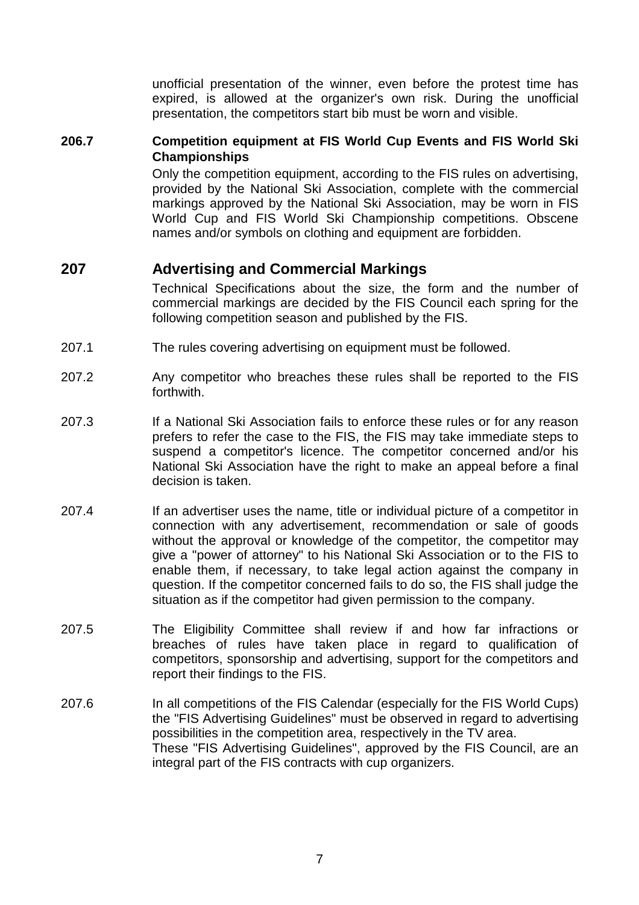unofficial presentation of the winner, even before the protest time has expired, is allowed at the organizer's own risk. During the unofficial presentation, the competitors start bib must be worn and visible.

**206.7 Competition equipment at FIS World Cup Events and FIS World Ski Championships**

Only the competition equipment, according to the FIS rules on advertising, provided by the National Ski Association, complete with the commercial markings approved by the National Ski Association, may be worn in FIS World Cup and FIS World Ski Championship competitions. Obscene names and/or symbols on clothing and equipment are forbidden.

## 207 Advertising and Commercial Markings

Technical Specifications about the size, the form and the number of commercial markings are decided by the FIS Council each spring for the following competition season and published by the FIS.

207.1 The rules covering advertising on equipment must be followed.

207.2 Any competitor who breaches these rules shall be reported to the FIS forthwith.

207.3 If a National Ski Association fails to enforce these rules or for any reason prefers to refer the case to the FIS, the FIS may take immediate steps to suspend a competitor's licence. The competitor concerned and/or his National Ski Association have the right to make an appeal before a final decision is taken.

207.4 If an advertiser uses the name, title or individual picture of a competitor in connection with any advertisement, recommendation or sale of goods without the approval or knowledge of the competitor, the competitor may give a "power of attorney" to his National Ski Association or to the FIS to enable them, if necessary, to take legal action against the company in question. If the competitor concerned fails to do so, the FIS shall judge the situation as if the competitor had given permission to the company.

207.5 The Eligibility Committee shall review if and how far infractions or breaches of rules have taken place in regard to qualification of competitors, sponsorship and advertising, support for the competitors and report their findings to the FIS.

207.6 In all competitions of the FIS Calendar (especially for the FIS World Cups) the "FIS Advertising Guidelines" must be observed in regard to advertising possibilities in the competition area, respectively in the TV area.
These "FIS Advertising Guidelines", approved by the FIS Council, are an integral part of the FIS contracts with cup organizers.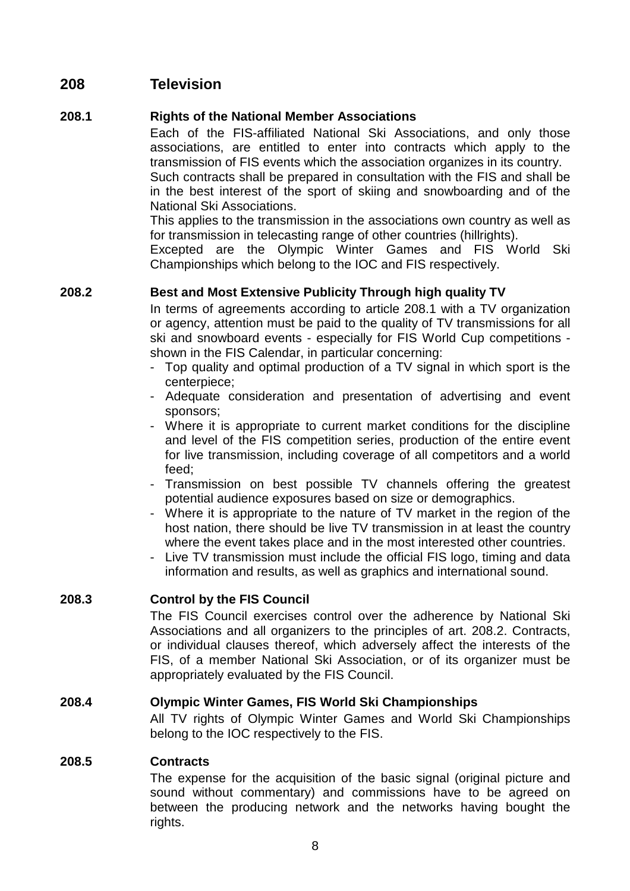## 208 Television

### 208.1 Rights of the National Member Associations

Each of the FIS-affiliated National Ski Associations, and only those associations, are entitled to enter into contracts which apply to the transmission of FIS events which the association organizes in its country.

Such contracts shall be prepared in consultation with the FIS and shall be in the best interest of the sport of skiing and snowboarding and of the National Ski Associations.

This applies to the transmission in the associations own country as well as for transmission in telecasting range of other countries (hillrights).

Excepted are the Olympic Winter Games and FIS World Ski Championships which belong to the IOC and FIS respectively.

### 208.2 Best and Most Extensive Publicity Through high quality TV

In terms of agreements according to article 208.1 with a TV organization or agency, attention must be paid to the quality of TV transmissions for all ski and snowboard events - especially for FIS World Cup competitions - shown in the FIS Calendar, in particular concerning:

- Top quality and optimal production of a TV signal in which sport is the centerpiece;
- Adequate consideration and presentation of advertising and event sponsors;
- Where it is appropriate to current market conditions for the discipline and level of the FIS competition series, production of the entire event for live transmission, including coverage of all competitors and a world feed;
- Transmission on best possible TV channels offering the greatest potential audience exposures based on size or demographics.
- Where it is appropriate to the nature of TV market in the region of the host nation, there should be live TV transmission in at least the country where the event takes place and in the most interested other countries.
- Live TV transmission must include the official FIS logo, timing and data information and results, as well as graphics and international sound.

### 208.3 Control by the FIS Council

The FIS Council exercises control over the adherence by National Ski Associations and all organizers to the principles of art. 208.2. Contracts, or individual clauses thereof, which adversely affect the interests of the FIS, of a member National Ski Association, or of its organizer must be appropriately evaluated by the FIS Council.

### 208.4 Olympic Winter Games, FIS World Ski Championships

All TV rights of Olympic Winter Games and World Ski Championships belong to the IOC respectively to the FIS.

### 208.5 Contracts

The expense for the acquisition of the basic signal (original picture and sound without commentary) and commissions have to be agreed on between the producing network and the networks having bought the rights.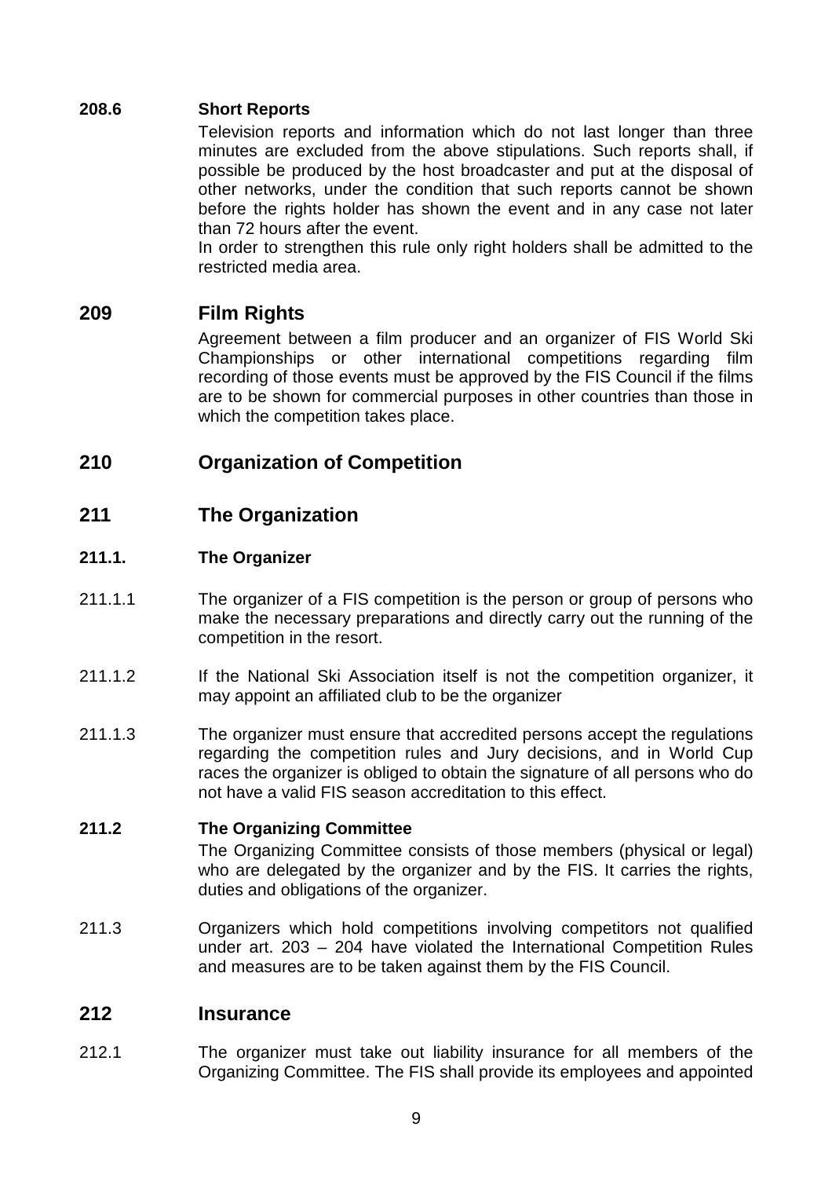**208.6 Short Reports**

Television reports and information which do not last longer than three minutes are excluded from the above stipulations. Such reports shall, if possible be produced by the host broadcaster and put at the disposal of other networks, under the condition that such reports cannot be shown before the rights holder has shown the event and in any case not later than 72 hours after the event.

In order to strengthen this rule only right holders shall be admitted to the restricted media area.

## 209 Film Rights

Agreement between a film producer and an organizer of FIS World Ski Championships or other international competitions regarding film recording of those events must be approved by the FIS Council if the films are to be shown for commercial purposes in other countries than those in which the competition takes place.

## 210 Organization of Competition

## 211 The Organization

**211.1. The Organizer**

211.1.1 The organizer of a FIS competition is the person or group of persons who make the necessary preparations and directly carry out the running of the competition in the resort.

211.1.2 If the National Ski Association itself is not the competition organizer, it may appoint an affiliated club to be the organizer

211.1.3 The organizer must ensure that accredited persons accept the regulations regarding the competition rules and Jury decisions, and in World Cup races the organizer is obliged to obtain the signature of all persons who do not have a valid FIS season accreditation to this effect.

**211.2 The Organizing Committee**

The Organizing Committee consists of those members (physical or legal) who are delegated by the organizer and by the FIS. It carries the rights, duties and obligations of the organizer.

211.3 Organizers which hold competitions involving competitors not qualified under art. 203 – 204 have violated the International Competition Rules and measures are to be taken against them by the FIS Council.

## 212 Insurance

212.1 The organizer must take out liability insurance for all members of the Organizing Committee. The FIS shall provide its employees and appointed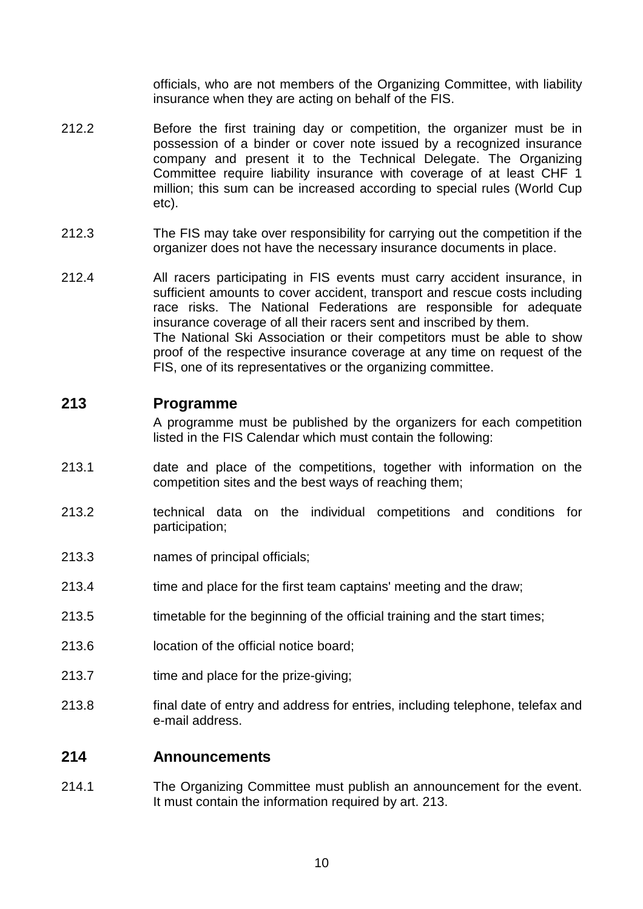officials, who are not members of the Organizing Committee, with liability insurance when they are acting on behalf of the FIS.

212.2 Before the first training day or competition, the organizer must be in possession of a binder or cover note issued by a recognized insurance company and present it to the Technical Delegate. The Organizing Committee require liability insurance with coverage of at least CHF 1 million; this sum can be increased according to special rules (World Cup etc).

212.3 The FIS may take over responsibility for carrying out the competition if the organizer does not have the necessary insurance documents in place.

212.4 All racers participating in FIS events must carry accident insurance, in sufficient amounts to cover accident, transport and rescue costs including race risks. The National Federations are responsible for adequate insurance coverage of all their racers sent and inscribed by them.
The National Ski Association or their competitors must be able to show proof of the respective insurance coverage at any time on request of the FIS, one of its representatives or the organizing committee.

## 213 Programme

A programme must be published by the organizers for each competition listed in the FIS Calendar which must contain the following:

213.1 date and place of the competitions, together with information on the competition sites and the best ways of reaching them;

213.2 technical data on the individual competitions and conditions for participation;

213.3 names of principal officials;

213.4 time and place for the first team captains' meeting and the draw;

213.5 timetable for the beginning of the official training and the start times;

213.6 location of the official notice board;

213.7 time and place for the prize-giving;

213.8 final date of entry and address for entries, including telephone, telefax and e-mail address.

## 214 Announcements

214.1 The Organizing Committee must publish an announcement for the event. It must contain the information required by art. 213.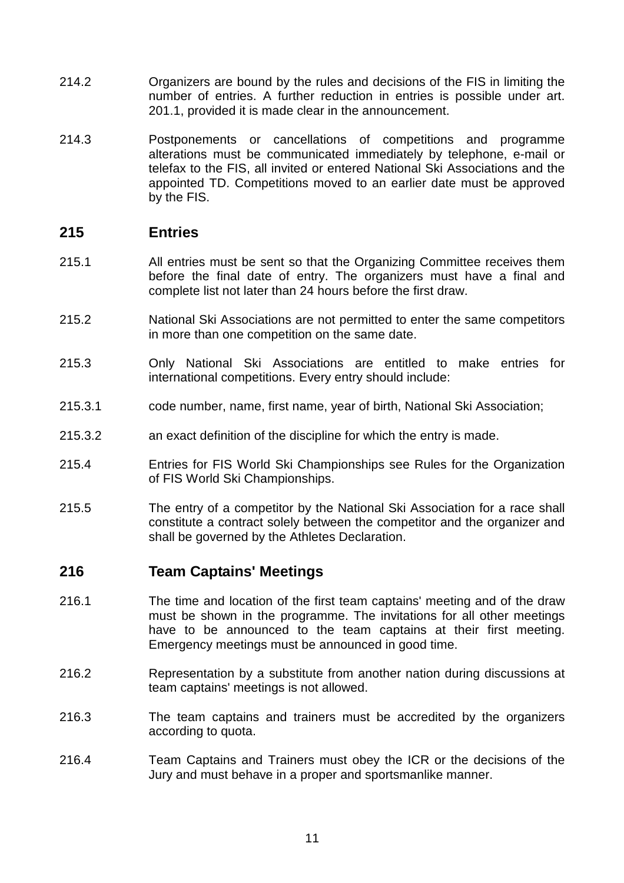214.2 Organizers are bound by the rules and decisions of the FIS in limiting the number of entries. A further reduction in entries is possible under art. 201.1, provided it is made clear in the announcement.

214.3 Postponements or cancellations of competitions and programme alterations must be communicated immediately by telephone, e-mail or telefax to the FIS, all invited or entered National Ski Associations and the appointed TD. Competitions moved to an earlier date must be approved by the FIS.

## 215 Entries

215.1 All entries must be sent so that the Organizing Committee receives them before the final date of entry. The organizers must have a final and complete list not later than 24 hours before the first draw.

215.2 National Ski Associations are not permitted to enter the same competitors in more than one competition on the same date.

215.3 Only National Ski Associations are entitled to make entries for international competitions. Every entry should include:

215.3.1 code number, name, first name, year of birth, National Ski Association;

215.3.2 an exact definition of the discipline for which the entry is made.

215.4 Entries for FIS World Ski Championships see Rules for the Organization of FIS World Ski Championships.

215.5 The entry of a competitor by the National Ski Association for a race shall constitute a contract solely between the competitor and the organizer and shall be governed by the Athletes Declaration.

## 216 Team Captains' Meetings

216.1 The time and location of the first team captains' meeting and of the draw must be shown in the programme. The invitations for all other meetings have to be announced to the team captains at their first meeting. Emergency meetings must be announced in good time.

216.2 Representation by a substitute from another nation during discussions at team captains' meetings is not allowed.

216.3 The team captains and trainers must be accredited by the organizers according to quota.

216.4 Team Captains and Trainers must obey the ICR or the decisions of the Jury and must behave in a proper and sportsmanlike manner.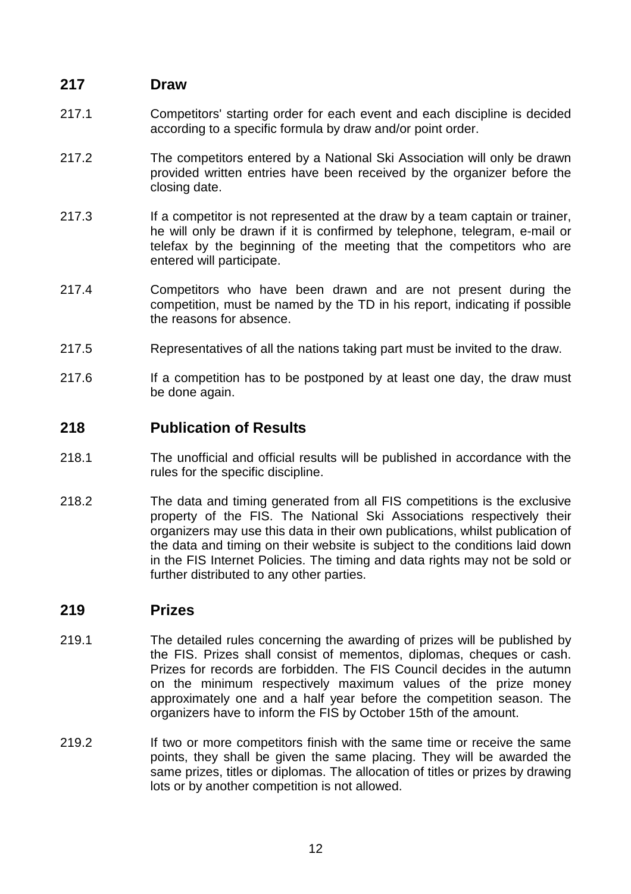## 217 Draw

217.1 Competitors' starting order for each event and each discipline is decided according to a specific formula by draw and/or point order.

217.2 The competitors entered by a National Ski Association will only be drawn provided written entries have been received by the organizer before the closing date.

217.3 If a competitor is not represented at the draw by a team captain or trainer, he will only be drawn if it is confirmed by telephone, telegram, e-mail or telefax by the beginning of the meeting that the competitors who are entered will participate.

217.4 Competitors who have been drawn and are not present during the competition, must be named by the TD in his report, indicating if possible the reasons for absence.

217.5 Representatives of all the nations taking part must be invited to the draw.

217.6 If a competition has to be postponed by at least one day, the draw must be done again.

## 218 Publication of Results

218.1 The unofficial and official results will be published in accordance with the rules for the specific discipline.

218.2 The data and timing generated from all FIS competitions is the exclusive property of the FIS. The National Ski Associations respectively their organizers may use this data in their own publications, whilst publication of the data and timing on their website is subject to the conditions laid down in the FIS Internet Policies. The timing and data rights may not be sold or further distributed to any other parties.

## 219 Prizes

219.1 The detailed rules concerning the awarding of prizes will be published by the FIS. Prizes shall consist of mementos, diplomas, cheques or cash. Prizes for records are forbidden. The FIS Council decides in the autumn on the minimum respectively maximum values of the prize money approximately one and a half year before the competition season. The organizers have to inform the FIS by October 15th of the amount.

219.2 If two or more competitors finish with the same time or receive the same points, they shall be given the same placing. They will be awarded the same prizes, titles or diplomas. The allocation of titles or prizes by drawing lots or by another competition is not allowed.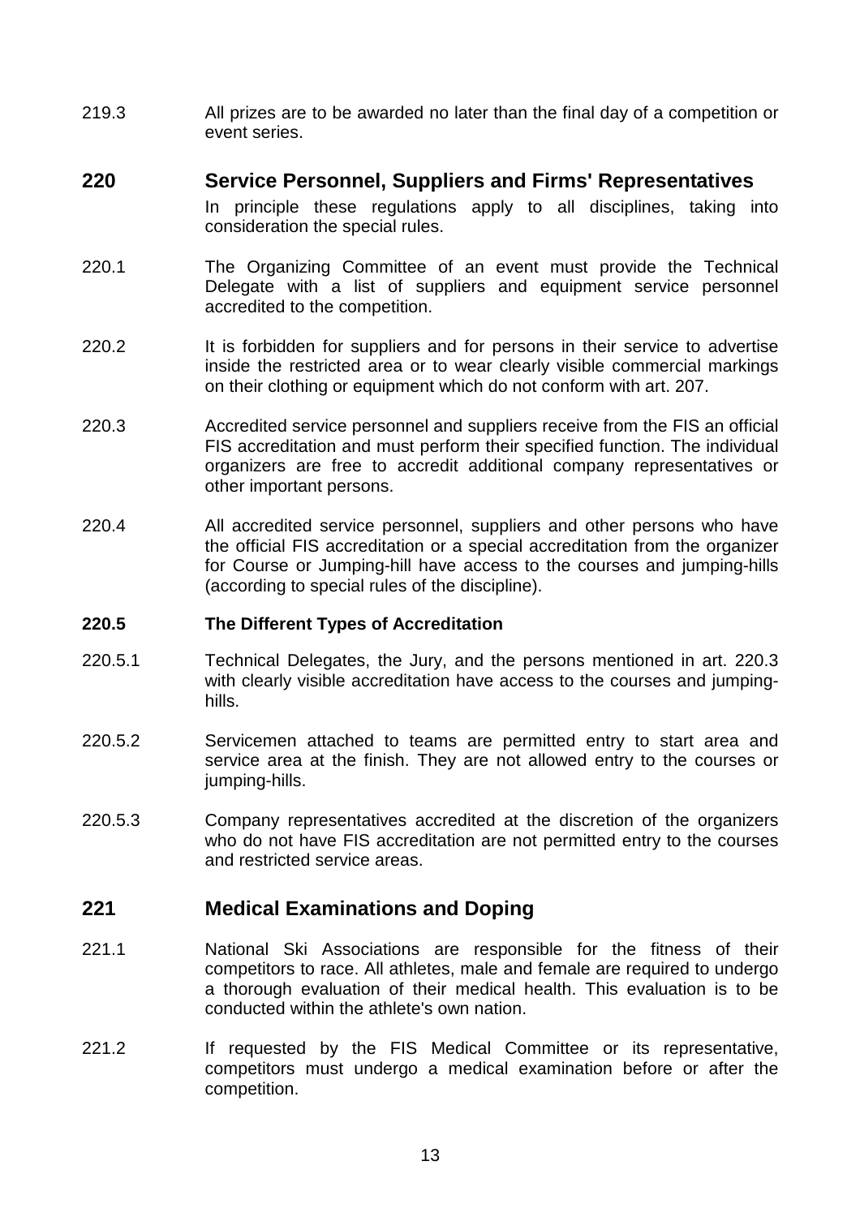219.3 All prizes are to be awarded no later than the final day of a competition or event series.

## 220 Service Personnel, Suppliers and Firms' Representatives

In principle these regulations apply to all disciplines, taking into consideration the special rules.

220.1 The Organizing Committee of an event must provide the Technical Delegate with a list of suppliers and equipment service personnel accredited to the competition.

220.2 It is forbidden for suppliers and for persons in their service to advertise inside the restricted area or to wear clearly visible commercial markings on their clothing or equipment which do not conform with art. 207.

220.3 Accredited service personnel and suppliers receive from the FIS an official FIS accreditation and must perform their specified function. The individual organizers are free to accredit additional company representatives or other important persons.

220.4 All accredited service personnel, suppliers and other persons who have the official FIS accreditation or a special accreditation from the organizer for Course or Jumping-hill have access to the courses and jumping-hills (according to special rules of the discipline).

### 220.5 The Different Types of Accreditation

220.5.1 Technical Delegates, the Jury, and the persons mentioned in art. 220.3 with clearly visible accreditation have access to the courses and jumping-hills.

220.5.2 Servicemen attached to teams are permitted entry to start area and service area at the finish. They are not allowed entry to the courses or jumping-hills.

220.5.3 Company representatives accredited at the discretion of the organizers who do not have FIS accreditation are not permitted entry to the courses and restricted service areas.

## 221 Medical Examinations and Doping

221.1 National Ski Associations are responsible for the fitness of their competitors to race. All athletes, male and female are required to undergo a thorough evaluation of their medical health. This evaluation is to be conducted within the athlete's own nation.

221.2 If requested by the FIS Medical Committee or its representative, competitors must undergo a medical examination before or after the competition.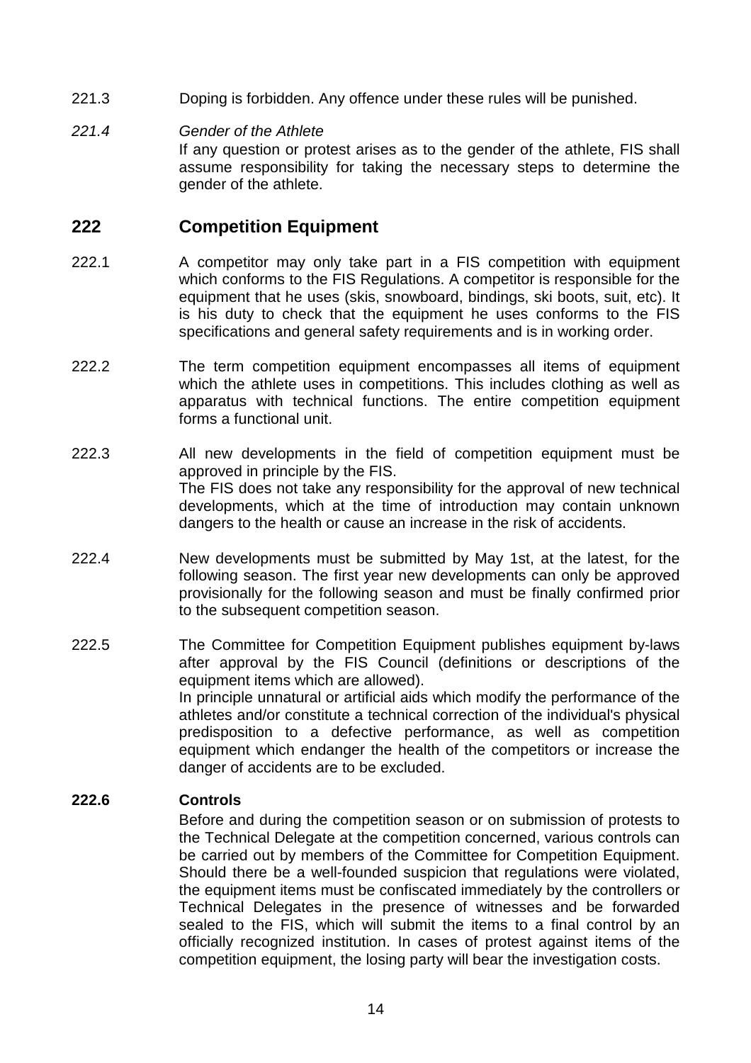221.3 Doping is forbidden. Any offence under these rules will be punished.

*221.4 Gender of the Athlete*

If any question or protest arises as to the gender of the athlete, FIS shall assume responsibility for taking the necessary steps to determine the gender of the athlete.

## 222 Competition Equipment

222.1 A competitor may only take part in a FIS competition with equipment which conforms to the FIS Regulations. A competitor is responsible for the equipment that he uses (skis, snowboard, bindings, ski boots, suit, etc). It is his duty to check that the equipment he uses conforms to the FIS specifications and general safety requirements and is in working order.

222.2 The term competition equipment encompasses all items of equipment which the athlete uses in competitions. This includes clothing as well as apparatus with technical functions. The entire competition equipment forms a functional unit.

222.3 All new developments in the field of competition equipment must be approved in principle by the FIS.

The FIS does not take any responsibility for the approval of new technical developments, which at the time of introduction may contain unknown dangers to the health or cause an increase in the risk of accidents.

222.4 New developments must be submitted by May 1st, at the latest, for the following season. The first year new developments can only be approved provisionally for the following season and must be finally confirmed prior to the subsequent competition season.

222.5 The Committee for Competition Equipment publishes equipment by-laws after approval by the FIS Council (definitions or descriptions of the equipment items which are allowed).

In principle unnatural or artificial aids which modify the performance of the athletes and/or constitute a technical correction of the individual's physical predisposition to a defective performance, as well as competition equipment which endanger the health of the competitors or increase the danger of accidents are to be excluded.

**222.6 Controls**

Before and during the competition season or on submission of protests to the Technical Delegate at the competition concerned, various controls can be carried out by members of the Committee for Competition Equipment. Should there be a well-founded suspicion that regulations were violated, the equipment items must be confiscated immediately by the controllers or Technical Delegates in the presence of witnesses and be forwarded sealed to the FIS, which will submit the items to a final control by an officially recognized institution. In cases of protest against items of the competition equipment, the losing party will bear the investigation costs.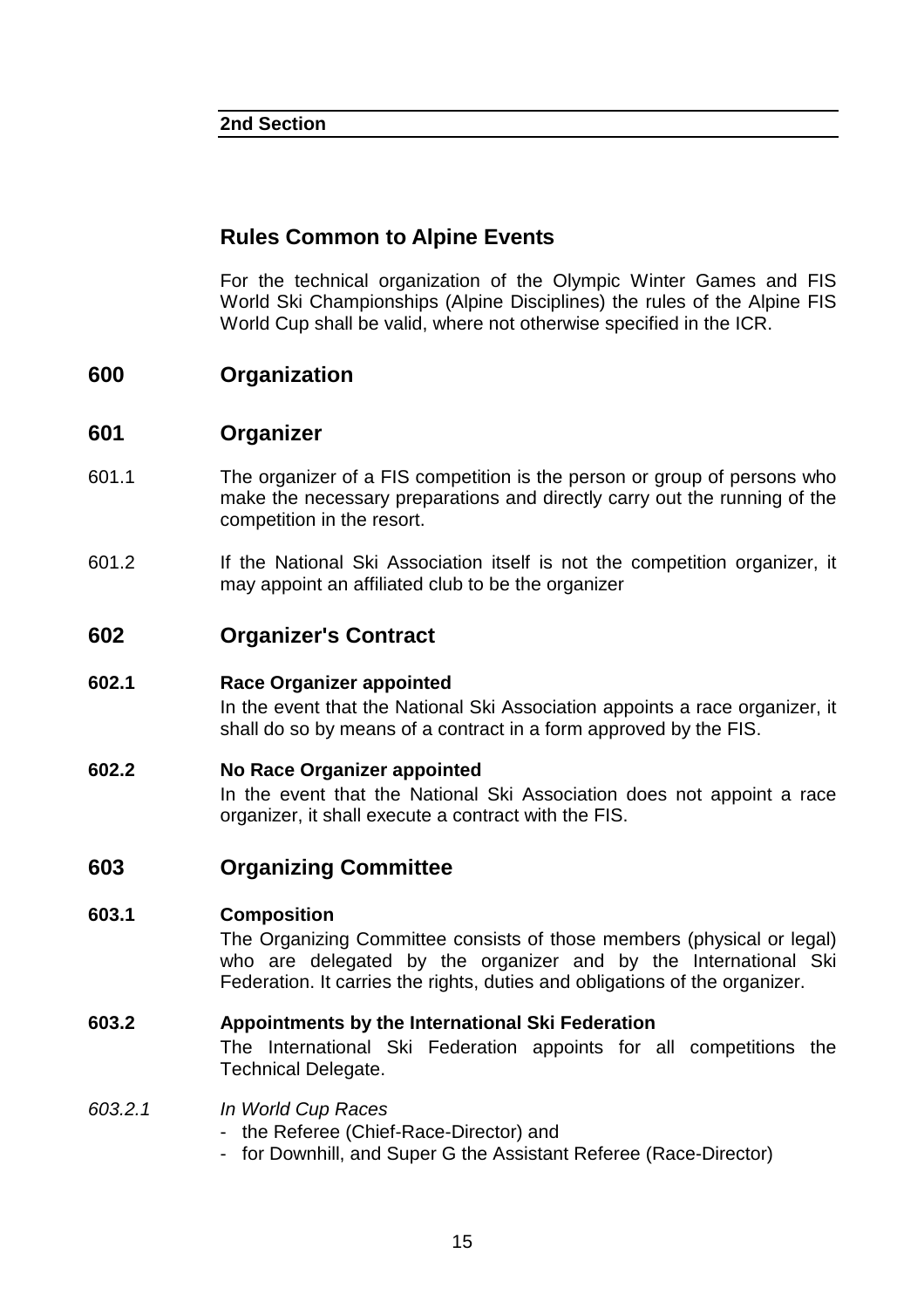**2nd Section**

## Rules Common to Alpine Events

For the technical organization of the Olympic Winter Games and FIS World Ski Championships (Alpine Disciplines) the rules of the Alpine FIS World Cup shall be valid, where not otherwise specified in the ICR.

## 600 Organization

## 601 Organizer

601.1 The organizer of a FIS competition is the person or group of persons who make the necessary preparations and directly carry out the running of the competition in the resort.

601.2 If the National Ski Association itself is not the competition organizer, it may appoint an affiliated club to be the organizer

## 602 Organizer's Contract

**602.1 Race Organizer appointed**

In the event that the National Ski Association appoints a race organizer, it shall do so by means of a contract in a form approved by the FIS.

**602.2 No Race Organizer appointed**

In the event that the National Ski Association does not appoint a race organizer, it shall execute a contract with the FIS.

## 603 Organizing Committee

**603.1 Composition**

The Organizing Committee consists of those members (physical or legal) who are delegated by the organizer and by the International Ski Federation. It carries the rights, duties and obligations of the organizer.

**603.2 Appointments by the International Ski Federation**

The International Ski Federation appoints for all competitions the Technical Delegate.

*603.2.1 In World Cup Races*

- the Referee (Chief-Race-Director) and
- for Downhill, and Super G the Assistant Referee (Race-Director)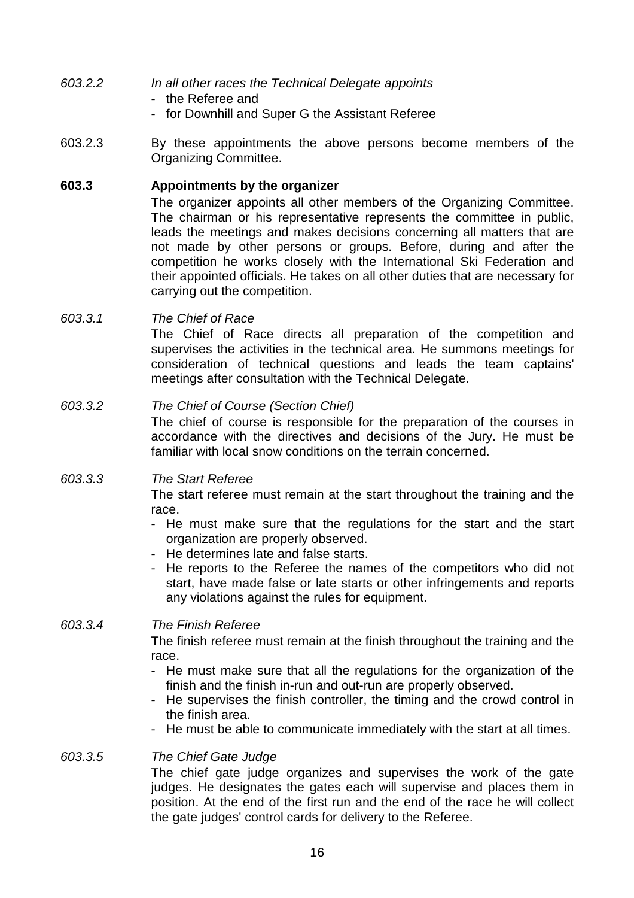*603.2.2 In all other races the Technical Delegate appoints*

- the Referee and
- for Downhill and Super G the Assistant Referee

603.2.3 By these appointments the above persons become members of the Organizing Committee.

**603.3 Appointments by the organizer**

The organizer appoints all other members of the Organizing Committee. The chairman or his representative represents the committee in public, leads the meetings and makes decisions concerning all matters that are not made by other persons or groups. Before, during and after the competition he works closely with the International Ski Federation and their appointed officials. He takes on all other duties that are necessary for carrying out the competition.

*603.3.1 The Chief of Race*

The Chief of Race directs all preparation of the competition and supervises the activities in the technical area. He summons meetings for consideration of technical questions and leads the team captains' meetings after consultation with the Technical Delegate.

*603.3.2 The Chief of Course (Section Chief)*

The chief of course is responsible for the preparation of the courses in accordance with the directives and decisions of the Jury. He must be familiar with local snow conditions on the terrain concerned.

*603.3.3 The Start Referee*

The start referee must remain at the start throughout the training and the race.

- He must make sure that the regulations for the start and the start organization are properly observed.
- He determines late and false starts.
- He reports to the Referee the names of the competitors who did not start, have made false or late starts or other infringements and reports any violations against the rules for equipment.

*603.3.4 The Finish Referee*

The finish referee must remain at the finish throughout the training and the race.

- He must make sure that all the regulations for the organization of the finish and the finish in-run and out-run are properly observed.
- He supervises the finish controller, the timing and the crowd control in the finish area.
- He must be able to communicate immediately with the start at all times.

*603.3.5 The Chief Gate Judge*

The chief gate judge organizes and supervises the work of the gate judges. He designates the gates each will supervise and places them in position. At the end of the first run and the end of the race he will collect the gate judges' control cards for delivery to the Referee.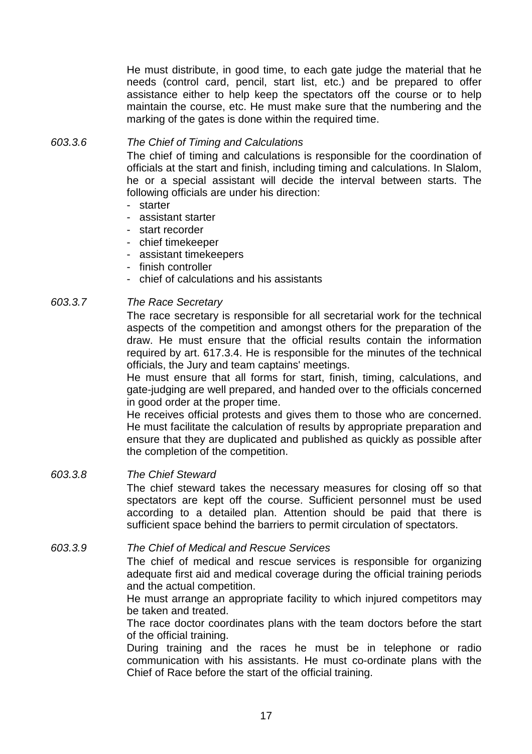He must distribute, in good time, to each gate judge the material that he needs (control card, pencil, start list, etc.) and be prepared to offer assistance either to help keep the spectators off the course or to help maintain the course, etc. He must make sure that the numbering and the marking of the gates is done within the required time.

*603.3.6* *The Chief of Timing and Calculations*

The chief of timing and calculations is responsible for the coordination of officials at the start and finish, including timing and calculations. In Slalom, he or a special assistant will decide the interval between starts. The following officials are under his direction:

- starter
- assistant starter
- start recorder
- chief timekeeper
- assistant timekeepers
- finish controller
- chief of calculations and his assistants

*603.3.7* *The Race Secretary*

The race secretary is responsible for all secretarial work for the technical aspects of the competition and amongst others for the preparation of the draw. He must ensure that the official results contain the information required by art. 617.3.4. He is responsible for the minutes of the technical officials, the Jury and team captains' meetings.

He must ensure that all forms for start, finish, timing, calculations, and gate-judging are well prepared, and handed over to the officials concerned in good order at the proper time.

He receives official protests and gives them to those who are concerned. He must facilitate the calculation of results by appropriate preparation and ensure that they are duplicated and published as quickly as possible after the completion of the competition.

*603.3.8* *The Chief Steward*

The chief steward takes the necessary measures for closing off so that spectators are kept off the course. Sufficient personnel must be used according to a detailed plan. Attention should be paid that there is sufficient space behind the barriers to permit circulation of spectators.

*603.3.9* *The Chief of Medical and Rescue Services*

The chief of medical and rescue services is responsible for organizing adequate first aid and medical coverage during the official training periods and the actual competition.

He must arrange an appropriate facility to which injured competitors may be taken and treated.

The race doctor coordinates plans with the team doctors before the start of the official training.

During training and the races he must be in telephone or radio communication with his assistants. He must co-ordinate plans with the Chief of Race before the start of the official training.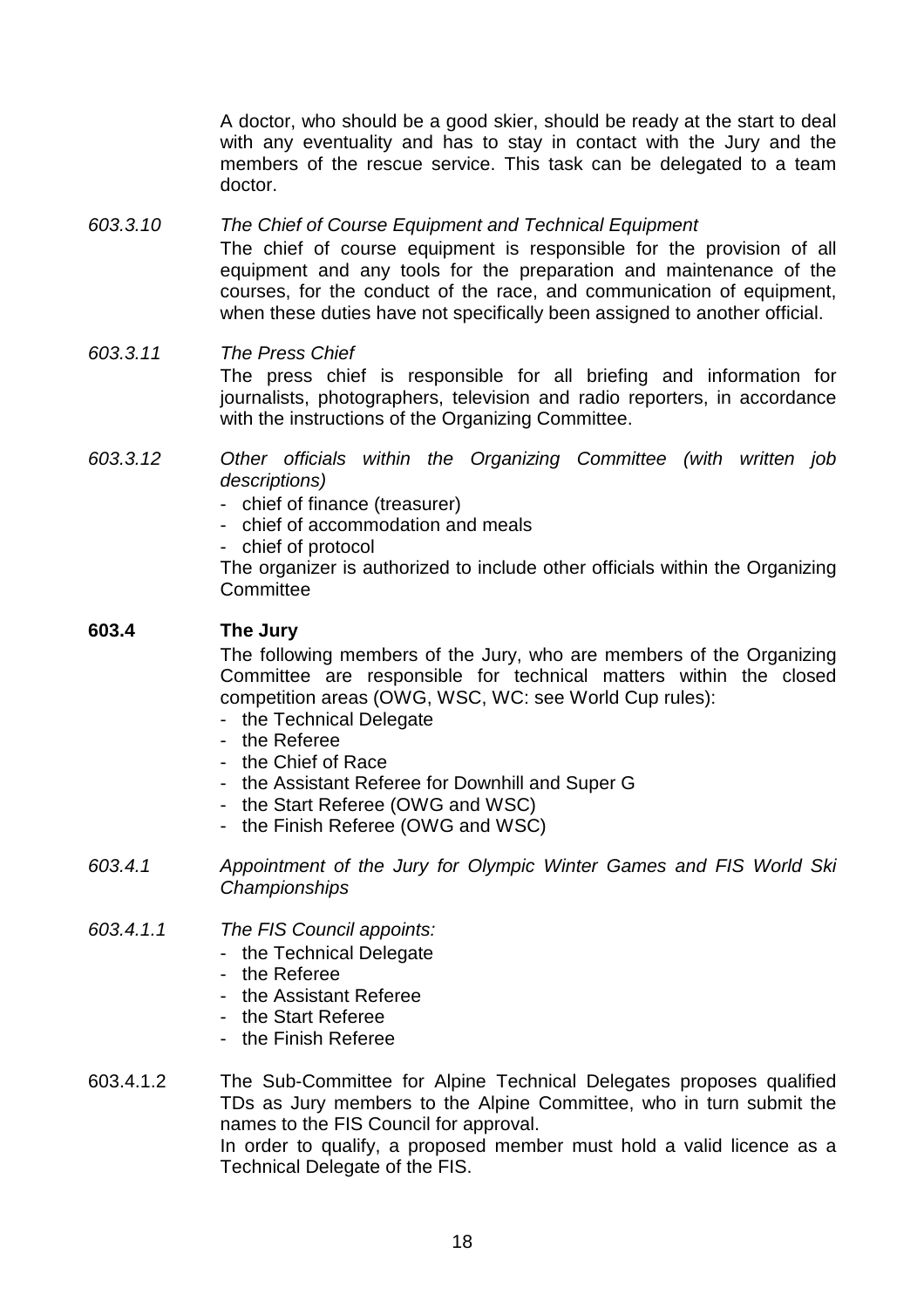A doctor, who should be a good skier, should be ready at the start to deal with any eventuality and has to stay in contact with the Jury and the members of the rescue service. This task can be delegated to a team doctor.

*603.3.10 The Chief of Course Equipment and Technical Equipment*

The chief of course equipment is responsible for the provision of all equipment and any tools for the preparation and maintenance of the courses, for the conduct of the race, and communication of equipment, when these duties have not specifically been assigned to another official.

*603.3.11 The Press Chief*

The press chief is responsible for all briefing and information for journalists, photographers, television and radio reporters, in accordance with the instructions of the Organizing Committee.

*603.3.12 Other officials within the Organizing Committee (with written job descriptions)*

- chief of finance (treasurer)
- chief of accommodation and meals
- chief of protocol

The organizer is authorized to include other officials within the Organizing Committee

**603.4 The Jury**

The following members of the Jury, who are members of the Organizing Committee are responsible for technical matters within the closed competition areas (OWG, WSC, WC: see World Cup rules):

- the Technical Delegate
- the Referee
- the Chief of Race
- the Assistant Referee for Downhill and Super G
- the Start Referee (OWG and WSC)
- the Finish Referee (OWG and WSC)

*603.4.1 Appointment of the Jury for Olympic Winter Games and FIS World Ski Championships*

*603.4.1.1 The FIS Council appoints:*

- the Technical Delegate
- the Referee
- the Assistant Referee
- the Start Referee
- the Finish Referee

603.4.1.2 The Sub-Committee for Alpine Technical Delegates proposes qualified TDs as Jury members to the Alpine Committee, who in turn submit the names to the FIS Council for approval.

In order to qualify, a proposed member must hold a valid licence as a Technical Delegate of the FIS.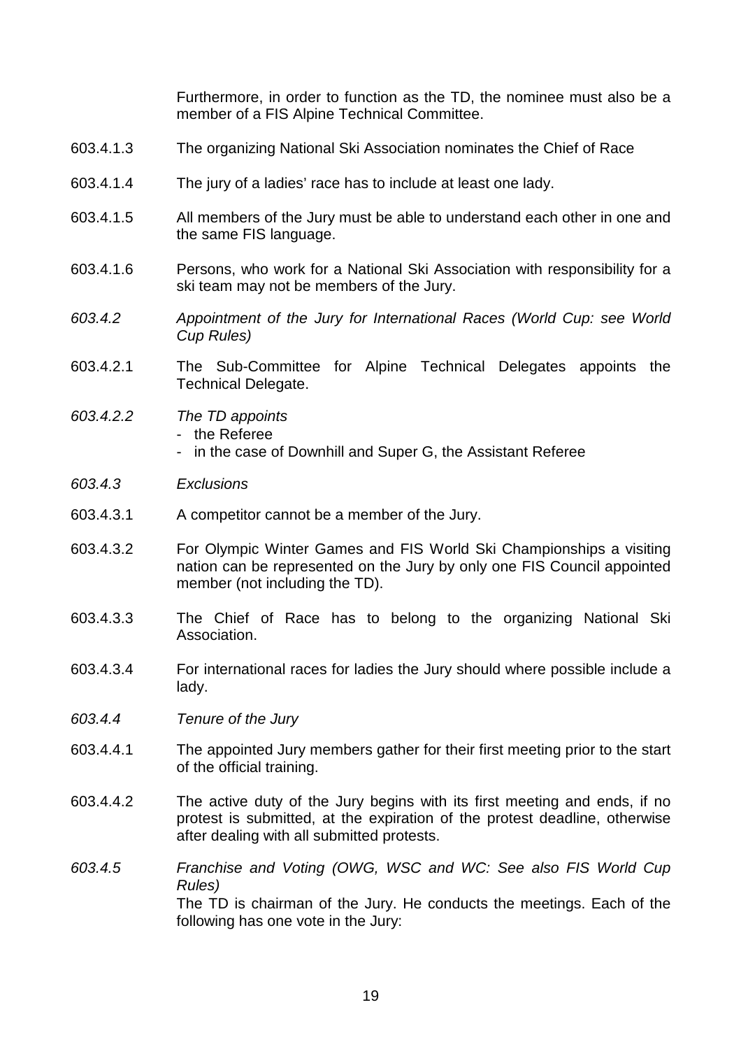Furthermore, in order to function as the TD, the nominee must also be a member of a FIS Alpine Technical Committee.

603.4.1.3 The organizing National Ski Association nominates the Chief of Race

603.4.1.4 The jury of a ladies' race has to include at least one lady.

603.4.1.5 All members of the Jury must be able to understand each other in one and the same FIS language.

603.4.1.6 Persons, who work for a National Ski Association with responsibility for a ski team may not be members of the Jury.

*603.4.2 Appointment of the Jury for International Races (World Cup: see World Cup Rules)*

603.4.2.1 The Sub-Committee for Alpine Technical Delegates appoints the Technical Delegate.

*603.4.2.2 The TD appoints*

- the Referee
- in the case of Downhill and Super G, the Assistant Referee

*603.4.3 Exclusions*

603.4.3.1 A competitor cannot be a member of the Jury.

603.4.3.2 For Olympic Winter Games and FIS World Ski Championships a visiting nation can be represented on the Jury by only one FIS Council appointed member (not including the TD).

603.4.3.3 The Chief of Race has to belong to the organizing National Ski Association.

603.4.3.4 For international races for ladies the Jury should where possible include a lady.

*603.4.4 Tenure of the Jury*

603.4.4.1 The appointed Jury members gather for their first meeting prior to the start of the official training.

603.4.4.2 The active duty of the Jury begins with its first meeting and ends, if no protest is submitted, at the expiration of the protest deadline, otherwise after dealing with all submitted protests.

*603.4.5 Franchise and Voting (OWG, WSC and WC: See also FIS World Cup Rules)*

The TD is chairman of the Jury. He conducts the meetings. Each of the following has one vote in the Jury: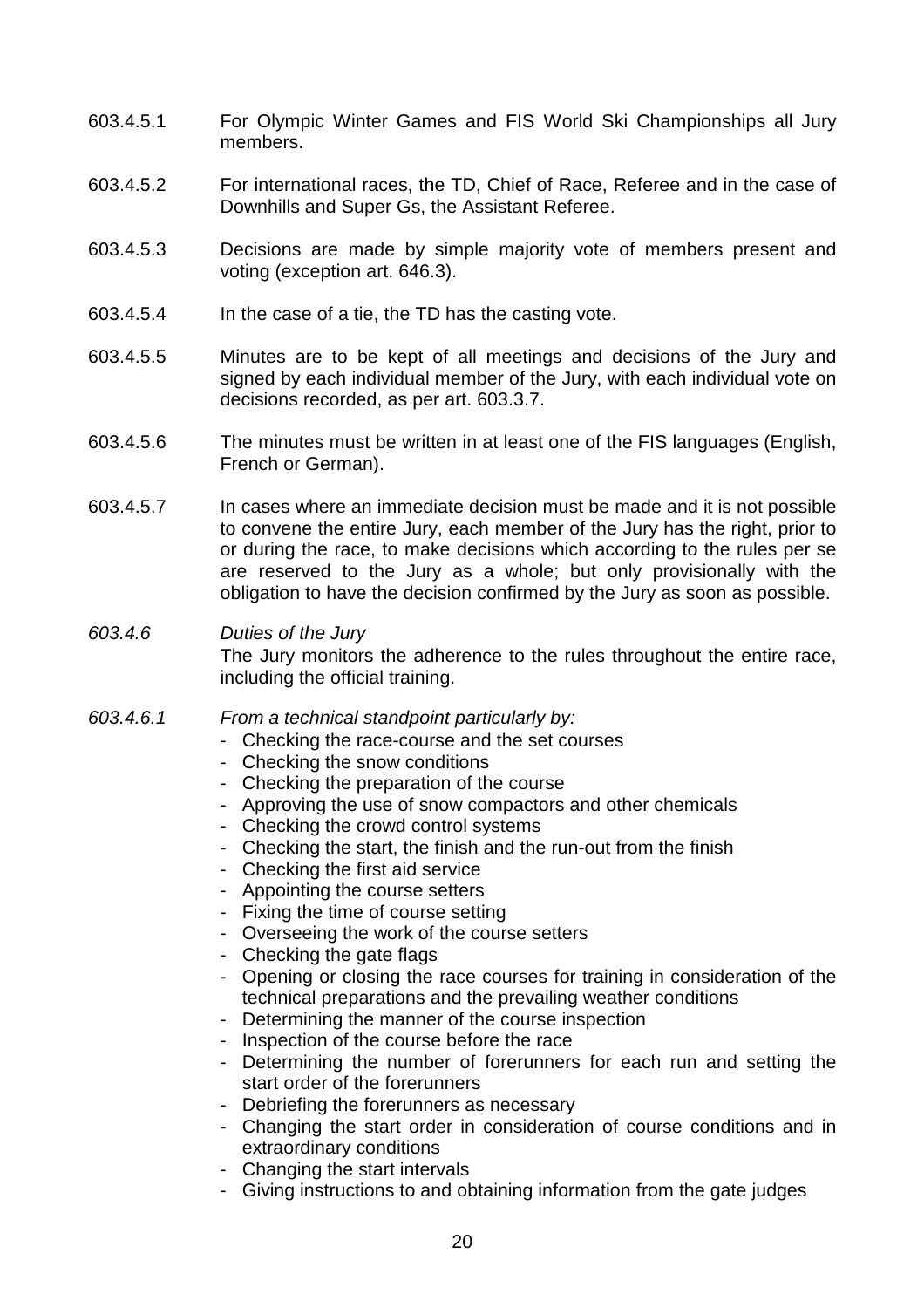603.4.5.1 For Olympic Winter Games and FIS World Ski Championships all Jury members.

603.4.5.2 For international races, the TD, Chief of Race, Referee and in the case of Downhills and Super Gs, the Assistant Referee.

603.4.5.3 Decisions are made by simple majority vote of members present and voting (exception art. 646.3).

603.4.5.4 In the case of a tie, the TD has the casting vote.

603.4.5.5 Minutes are to be kept of all meetings and decisions of the Jury and signed by each individual member of the Jury, with each individual vote on decisions recorded, as per art. 603.3.7.

603.4.5.6 The minutes must be written in at least one of the FIS languages (English, French or German).

603.4.5.7 In cases where an immediate decision must be made and it is not possible to convene the entire Jury, each member of the Jury has the right, prior to or during the race, to make decisions which according to the rules per se are reserved to the Jury as a whole; but only provisionally with the obligation to have the decision confirmed by the Jury as soon as possible.

*603.4.6 Duties of the Jury*

The Jury monitors the adherence to the rules throughout the entire race, including the official training.

*603.4.6.1 From a technical standpoint particularly by:*

- Checking the race-course and the set courses
- Checking the snow conditions
- Checking the preparation of the course
- Approving the use of snow compactors and other chemicals
- Checking the crowd control systems
- Checking the start, the finish and the run-out from the finish
- Checking the first aid service
- Appointing the course setters
- Fixing the time of course setting
- Overseeing the work of the course setters
- Checking the gate flags
- Opening or closing the race courses for training in consideration of the technical preparations and the prevailing weather conditions
- Determining the manner of the course inspection
- Inspection of the course before the race
- Determining the number of forerunners for each run and setting the start order of the forerunners
- Debriefing the forerunners as necessary
- Changing the start order in consideration of course conditions and in extraordinary conditions
- Changing the start intervals
- Giving instructions to and obtaining information from the gate judges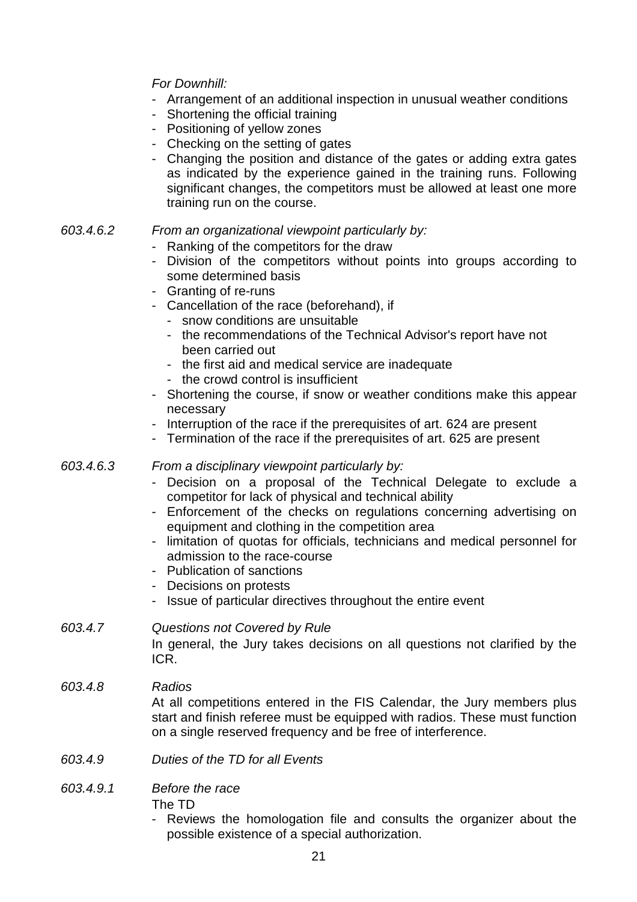*For Downhill:*

- Arrangement of an additional inspection in unusual weather conditions
- Shortening the official training
- Positioning of yellow zones
- Checking on the setting of gates
- Changing the position and distance of the gates or adding extra gates as indicated by the experience gained in the training runs. Following significant changes, the competitors must be allowed at least one more training run on the course.

*603.4.6.2* *From an organizational viewpoint particularly by:*

- Ranking of the competitors for the draw
- Division of the competitors without points into groups according to some determined basis
- Granting of re-runs
- Cancellation of the race (beforehand), if
  - snow conditions are unsuitable
  - the recommendations of the Technical Advisor's report have not been carried out
  - the first aid and medical service are inadequate
  - the crowd control is insufficient
- Shortening the course, if snow or weather conditions make this appear necessary
- Interruption of the race if the prerequisites of art. 624 are present
- Termination of the race if the prerequisites of art. 625 are present

*603.4.6.3* *From a disciplinary viewpoint particularly by:*

- Decision on a proposal of the Technical Delegate to exclude a competitor for lack of physical and technical ability
- Enforcement of the checks on regulations concerning advertising on equipment and clothing in the competition area
- limitation of quotas for officials, technicians and medical personnel for admission to the race-course
- Publication of sanctions
- Decisions on protests
- Issue of particular directives throughout the entire event

*603.4.7* *Questions not Covered by Rule*

In general, the Jury takes decisions on all questions not clarified by the ICR.

*603.4.8* *Radios*

At all competitions entered in the FIS Calendar, the Jury members plus start and finish referee must be equipped with radios. These must function on a single reserved frequency and be free of interference.

*603.4.9* *Duties of the TD for all Events*

*603.4.9.1* *Before the race*

The TD

- Reviews the homologation file and consults the organizer about the possible existence of a special authorization.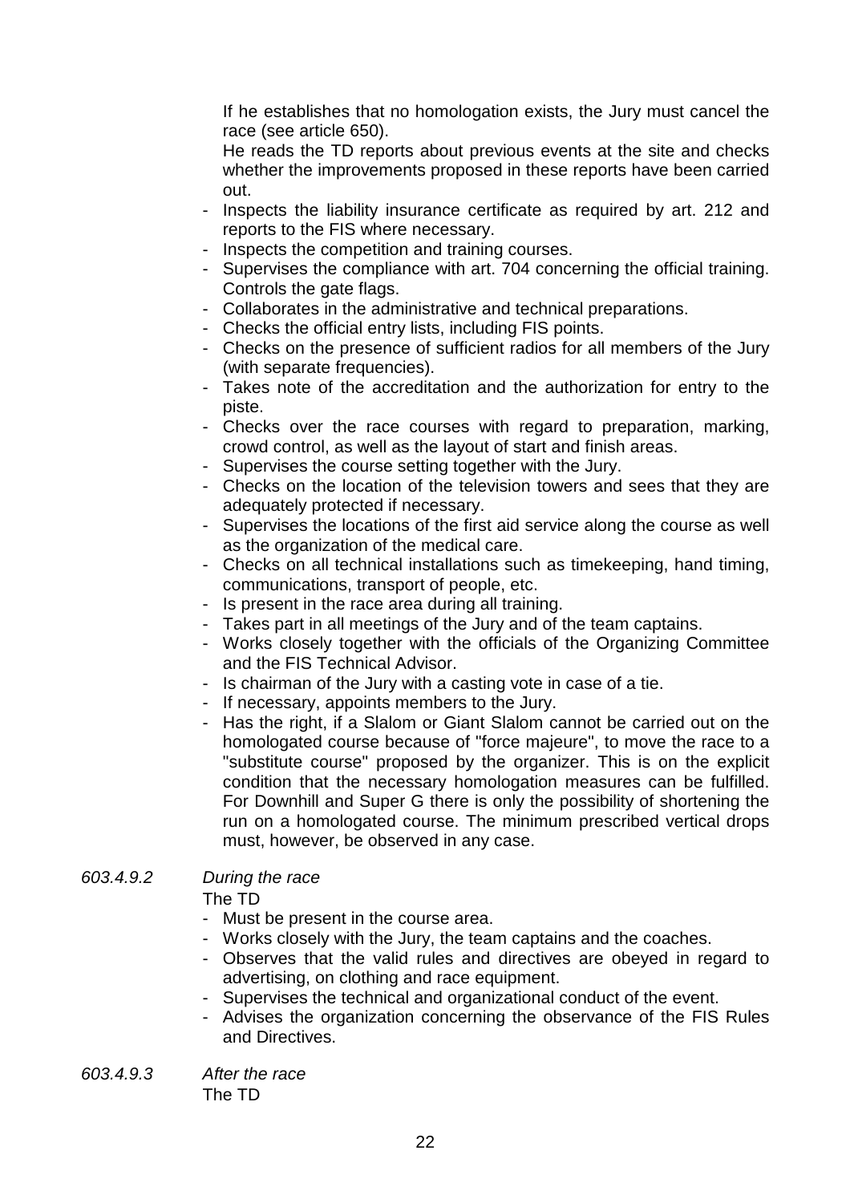If he establishes that no homologation exists, the Jury must cancel the race (see article 650).

He reads the TD reports about previous events at the site and checks whether the improvements proposed in these reports have been carried out.

- Inspects the liability insurance certificate as required by art. 212 and reports to the FIS where necessary.
- Inspects the competition and training courses.
- Supervises the compliance with art. 704 concerning the official training. Controls the gate flags.
- Collaborates in the administrative and technical preparations.
- Checks the official entry lists, including FIS points.
- Checks on the presence of sufficient radios for all members of the Jury (with separate frequencies).
- Takes note of the accreditation and the authorization for entry to the piste.
- Checks over the race courses with regard to preparation, marking, crowd control, as well as the layout of start and finish areas.
- Supervises the course setting together with the Jury.
- Checks on the location of the television towers and sees that they are adequately protected if necessary.
- Supervises the locations of the first aid service along the course as well as the organization of the medical care.
- Checks on all technical installations such as timekeeping, hand timing, communications, transport of people, etc.
- Is present in the race area during all training.
- Takes part in all meetings of the Jury and of the team captains.
- Works closely together with the officials of the Organizing Committee and the FIS Technical Advisor.
- Is chairman of the Jury with a casting vote in case of a tie.
- If necessary, appoints members to the Jury.
- Has the right, if a Slalom or Giant Slalom cannot be carried out on the homologated course because of "force majeure", to move the race to a "substitute course" proposed by the organizer. This is on the explicit condition that the necessary homologation measures can be fulfilled. For Downhill and Super G there is only the possibility of shortening the run on a homologated course. The minimum prescribed vertical drops must, however, be observed in any case.

*603.4.9.2* *During the race*

The TD

- Must be present in the course area.
- Works closely with the Jury, the team captains and the coaches.
- Observes that the valid rules and directives are obeyed in regard to advertising, on clothing and race equipment.
- Supervises the technical and organizational conduct of the event.
- Advises the organization concerning the observance of the FIS Rules and Directives.

*603.4.9.3* *After the race*

The TD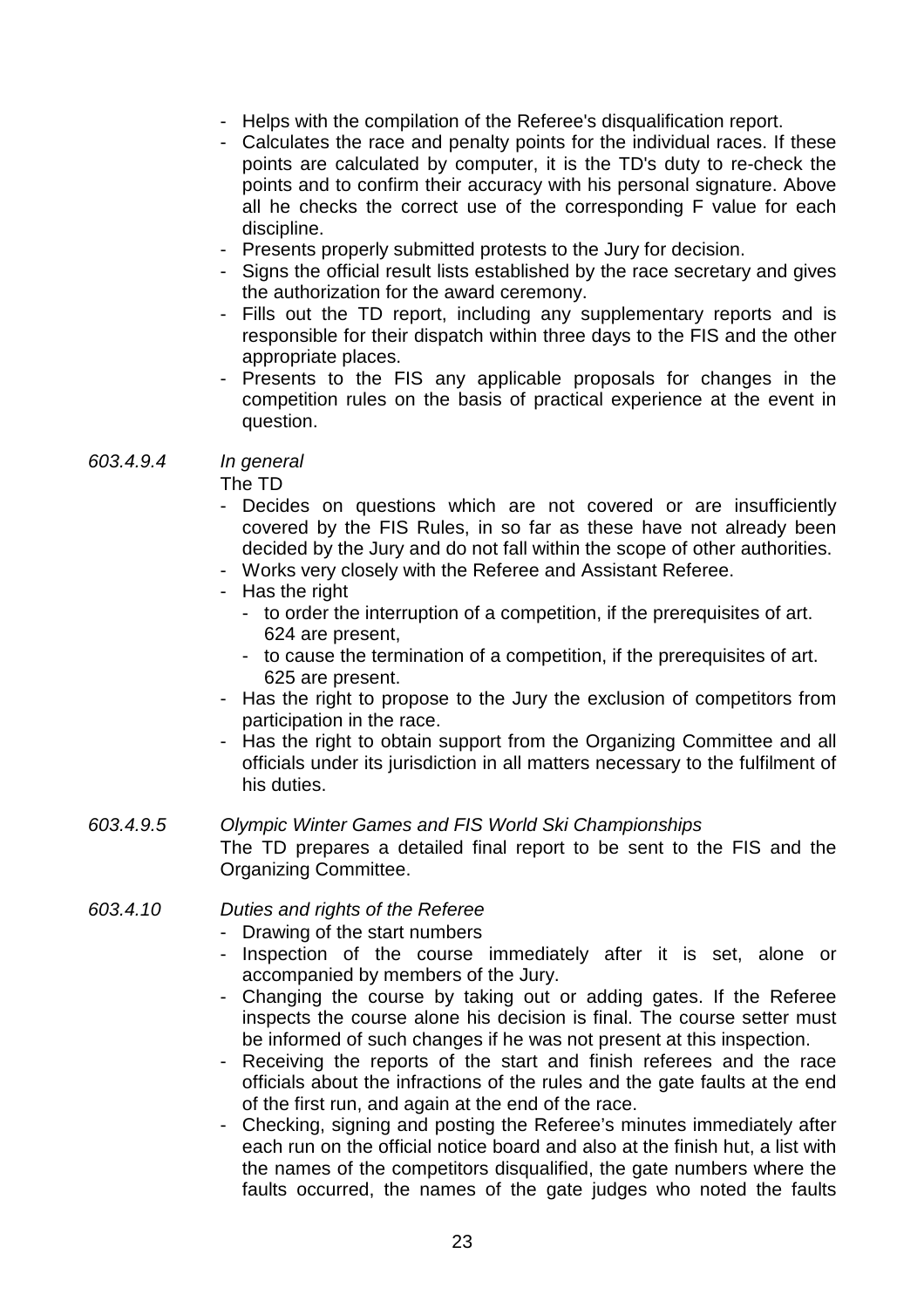- Helps with the compilation of the Referee's disqualification report.
- Calculates the race and penalty points for the individual races. If these points are calculated by computer, it is the TD's duty to re-check the points and to confirm their accuracy with his personal signature. Above all he checks the correct use of the corresponding F value for each discipline.
- Presents properly submitted protests to the Jury for decision.
- Signs the official result lists established by the race secretary and gives the authorization for the award ceremony.
- Fills out the TD report, including any supplementary reports and is responsible for their dispatch within three days to the FIS and the other appropriate places.
- Presents to the FIS any applicable proposals for changes in the competition rules on the basis of practical experience at the event in question.

*603.4.9.4* *In general*

The TD

- Decides on questions which are not covered or are insufficiently covered by the FIS Rules, in so far as these have not already been decided by the Jury and do not fall within the scope of other authorities.
- Works very closely with the Referee and Assistant Referee.
- Has the right
  - to order the interruption of a competition, if the prerequisites of art. 624 are present,
  - to cause the termination of a competition, if the prerequisites of art. 625 are present.
- Has the right to propose to the Jury the exclusion of competitors from participation in the race.
- Has the right to obtain support from the Organizing Committee and all officials under its jurisdiction in all matters necessary to the fulfilment of his duties.

*603.4.9.5* *Olympic Winter Games and FIS World Ski Championships*

The TD prepares a detailed final report to be sent to the FIS and the Organizing Committee.

*603.4.10* *Duties and rights of the Referee*

- Drawing of the start numbers
- Inspection of the course immediately after it is set, alone or accompanied by members of the Jury.
- Changing the course by taking out or adding gates. If the Referee inspects the course alone his decision is final. The course setter must be informed of such changes if he was not present at this inspection.
- Receiving the reports of the start and finish referees and the race officials about the infractions of the rules and the gate faults at the end of the first run, and again at the end of the race.
- Checking, signing and posting the Referee's minutes immediately after each run on the official notice board and also at the finish hut, a list with the names of the competitors disqualified, the gate numbers where the faults occurred, the names of the gate judges who noted the faults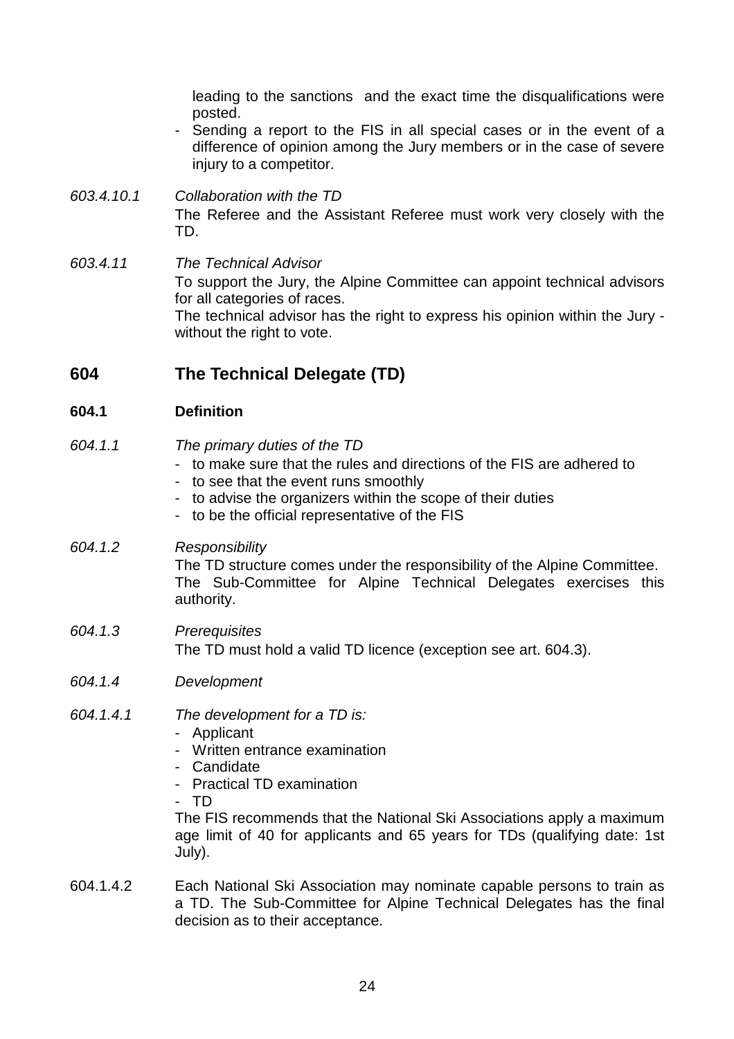leading to the sanctions and the exact time the disqualifications were posted.

- Sending a report to the FIS in all special cases or in the event of a difference of opinion among the Jury members or in the case of severe injury to a competitor.

*603.4.10.1 Collaboration with the TD*

The Referee and the Assistant Referee must work very closely with the TD.

*603.4.11 The Technical Advisor*

To support the Jury, the Alpine Committee can appoint technical advisors for all categories of races.
The technical advisor has the right to express his opinion within the Jury - without the right to vote.

## 604 The Technical Delegate (TD)

### 604.1 Definition

*604.1.1 The primary duties of the TD*

- to make sure that the rules and directions of the FIS are adhered to
- to see that the event runs smoothly
- to advise the organizers within the scope of their duties
- to be the official representative of the FIS

*604.1.2 Responsibility*

The TD structure comes under the responsibility of the Alpine Committee.
The Sub-Committee for Alpine Technical Delegates exercises this authority.

*604.1.3 Prerequisites*

The TD must hold a valid TD licence (exception see art. 604.3).

*604.1.4 Development*

*604.1.4.1 The development for a TD is:*

- Applicant
- Written entrance examination
- Candidate
- Practical TD examination
- TD

The FIS recommends that the National Ski Associations apply a maximum age limit of 40 for applicants and 65 years for TDs (qualifying date: 1st July).

604.1.4.2 Each National Ski Association may nominate capable persons to train as a TD. The Sub-Committee for Alpine Technical Delegates has the final decision as to their acceptance.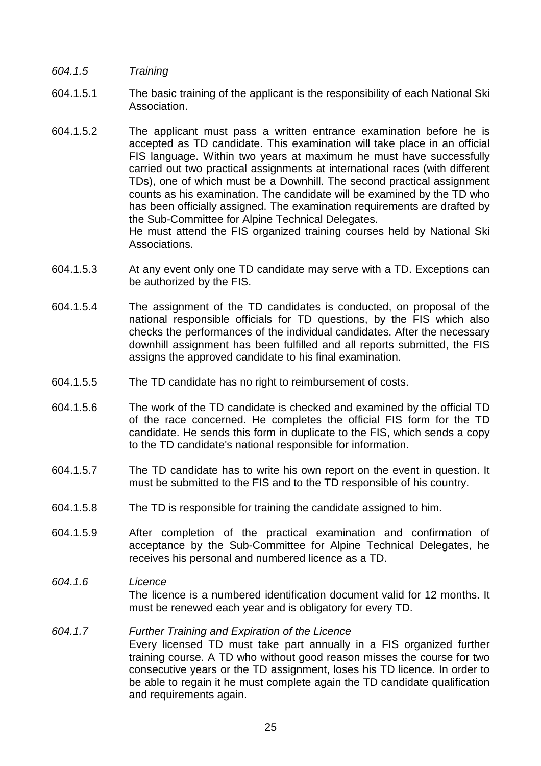*604.1.5 Training*

604.1.5.1 The basic training of the applicant is the responsibility of each National Ski Association.

604.1.5.2 The applicant must pass a written entrance examination before he is accepted as TD candidate. This examination will take place in an official FIS language. Within two years at maximum he must have successfully carried out two practical assignments at international races (with different TDs), one of which must be a Downhill. The second practical assignment counts as his examination. The candidate will be examined by the TD who has been officially assigned. The examination requirements are drafted by the Sub-Committee for Alpine Technical Delegates.
He must attend the FIS organized training courses held by National Ski Associations.

604.1.5.3 At any event only one TD candidate may serve with a TD. Exceptions can be authorized by the FIS.

604.1.5.4 The assignment of the TD candidates is conducted, on proposal of the national responsible officials for TD questions, by the FIS which also checks the performances of the individual candidates. After the necessary downhill assignment has been fulfilled and all reports submitted, the FIS assigns the approved candidate to his final examination.

604.1.5.5 The TD candidate has no right to reimbursement of costs.

604.1.5.6 The work of the TD candidate is checked and examined by the official TD of the race concerned. He completes the official FIS form for the TD candidate. He sends this form in duplicate to the FIS, which sends a copy to the TD candidate's national responsible for information.

604.1.5.7 The TD candidate has to write his own report on the event in question. It must be submitted to the FIS and to the TD responsible of his country.

604.1.5.8 The TD is responsible for training the candidate assigned to him.

604.1.5.9 After completion of the practical examination and confirmation of acceptance by the Sub-Committee for Alpine Technical Delegates, he receives his personal and numbered licence as a TD.

*604.1.6 Licence*

The licence is a numbered identification document valid for 12 months. It must be renewed each year and is obligatory for every TD.

*604.1.7 Further Training and Expiration of the Licence*

Every licensed TD must take part annually in a FIS organized further training course. A TD who without good reason misses the course for two consecutive years or the TD assignment, loses his TD licence. In order to be able to regain it he must complete again the TD candidate qualification and requirements again.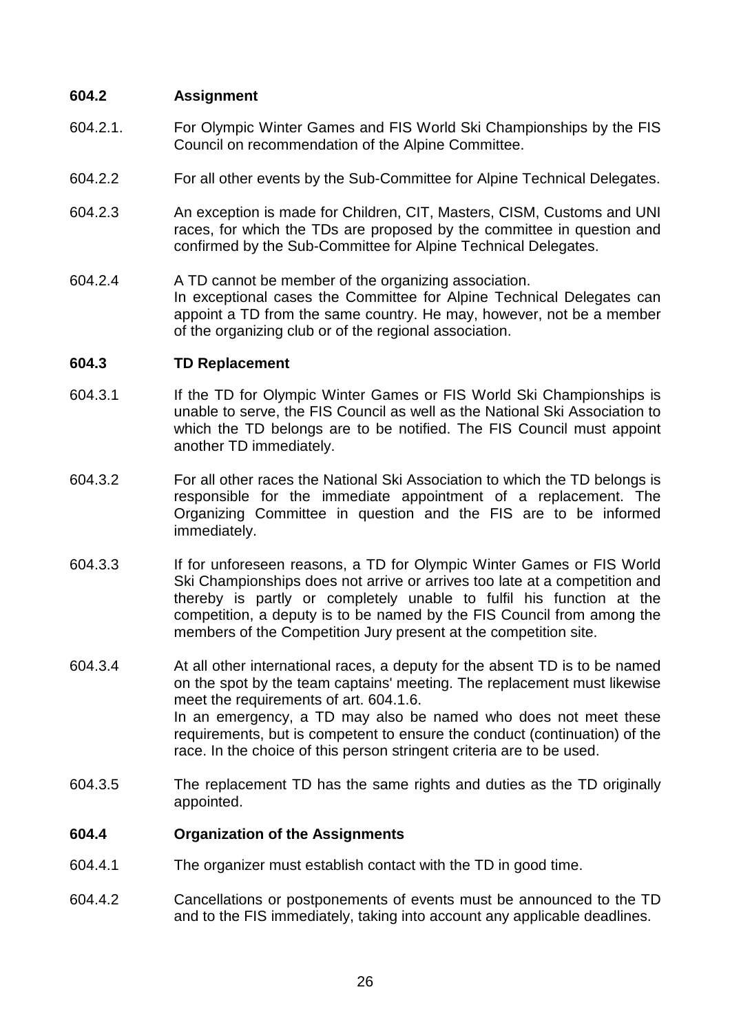### 604.2 Assignment

604.2.1. For Olympic Winter Games and FIS World Ski Championships by the FIS Council on recommendation of the Alpine Committee.

604.2.2 For all other events by the Sub-Committee for Alpine Technical Delegates.

604.2.3 An exception is made for Children, CIT, Masters, CISM, Customs and UNI races, for which the TDs are proposed by the committee in question and confirmed by the Sub-Committee for Alpine Technical Delegates.

604.2.4 A TD cannot be member of the organizing association.
In exceptional cases the Committee for Alpine Technical Delegates can appoint a TD from the same country. He may, however, not be a member of the organizing club or of the regional association.

### 604.3 TD Replacement

604.3.1 If the TD for Olympic Winter Games or FIS World Ski Championships is unable to serve, the FIS Council as well as the National Ski Association to which the TD belongs are to be notified. The FIS Council must appoint another TD immediately.

604.3.2 For all other races the National Ski Association to which the TD belongs is responsible for the immediate appointment of a replacement. The Organizing Committee in question and the FIS are to be informed immediately.

604.3.3 If for unforeseen reasons, a TD for Olympic Winter Games or FIS World Ski Championships does not arrive or arrives too late at a competition and thereby is partly or completely unable to fulfil his function at the competition, a deputy is to be named by the FIS Council from among the members of the Competition Jury present at the competition site.

604.3.4 At all other international races, a deputy for the absent TD is to be named on the spot by the team captains' meeting. The replacement must likewise meet the requirements of art. 604.1.6.
In an emergency, a TD may also be named who does not meet these requirements, but is competent to ensure the conduct (continuation) of the race. In the choice of this person stringent criteria are to be used.

604.3.5 The replacement TD has the same rights and duties as the TD originally appointed.

### 604.4 Organization of the Assignments

604.4.1 The organizer must establish contact with the TD in good time.

604.4.2 Cancellations or postponements of events must be announced to the TD and to the FIS immediately, taking into account any applicable deadlines.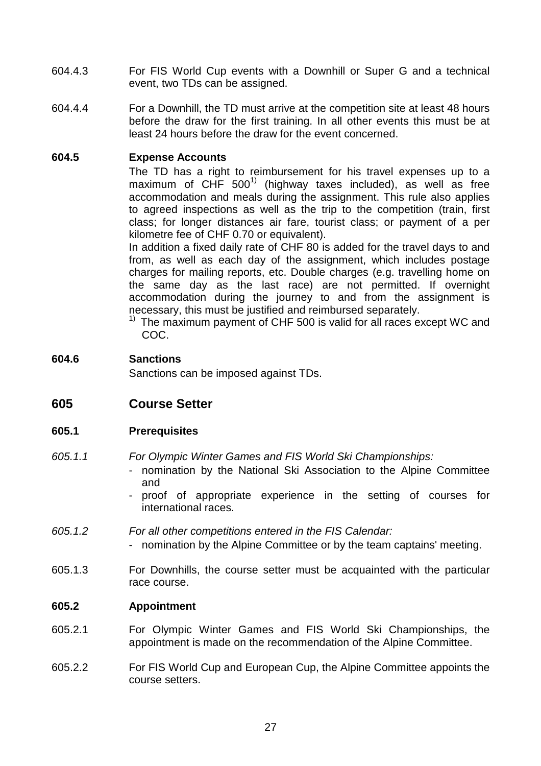604.4.3 For FIS World Cup events with a Downhill or Super G and a technical event, two TDs can be assigned.

604.4.4 For a Downhill, the TD must arrive at the competition site at least 48 hours before the draw for the first training. In all other events this must be at least 24 hours before the draw for the event concerned.

**604.5 Expense Accounts**

The TD has a right to reimbursement for his travel expenses up to a maximum of CHF 500[1)] (highway taxes included), as well as free accommodation and meals during the assignment. This rule also applies to agreed inspections as well as the trip to the competition (train, first class; for longer distances air fare, tourist class; or payment of a per kilometre fee of CHF 0.70 or equivalent).

In addition a fixed daily rate of CHF 80 is added for the travel days to and from, as well as each day of the assignment, which includes postage charges for mailing reports, etc. Double charges (e.g. travelling home on the same day as the last race) are not permitted. If overnight accommodation during the journey to and from the assignment is necessary, this must be justified and reimbursed separately.

[1)] The maximum payment of CHF 500 is valid for all races except WC and COC.

**604.6 Sanctions**

Sanctions can be imposed against TDs.

## 605 Course Setter

**605.1 Prerequisites**

*605.1.1 For Olympic Winter Games and FIS World Ski Championships:*

- nomination by the National Ski Association to the Alpine Committee and
- proof of appropriate experience in the setting of courses for international races.

*605.1.2 For all other competitions entered in the FIS Calendar:*

- nomination by the Alpine Committee or by the team captains' meeting.

605.1.3 For Downhills, the course setter must be acquainted with the particular race course.

**605.2 Appointment**

605.2.1 For Olympic Winter Games and FIS World Ski Championships, the appointment is made on the recommendation of the Alpine Committee.

605.2.2 For FIS World Cup and European Cup, the Alpine Committee appoints the course setters.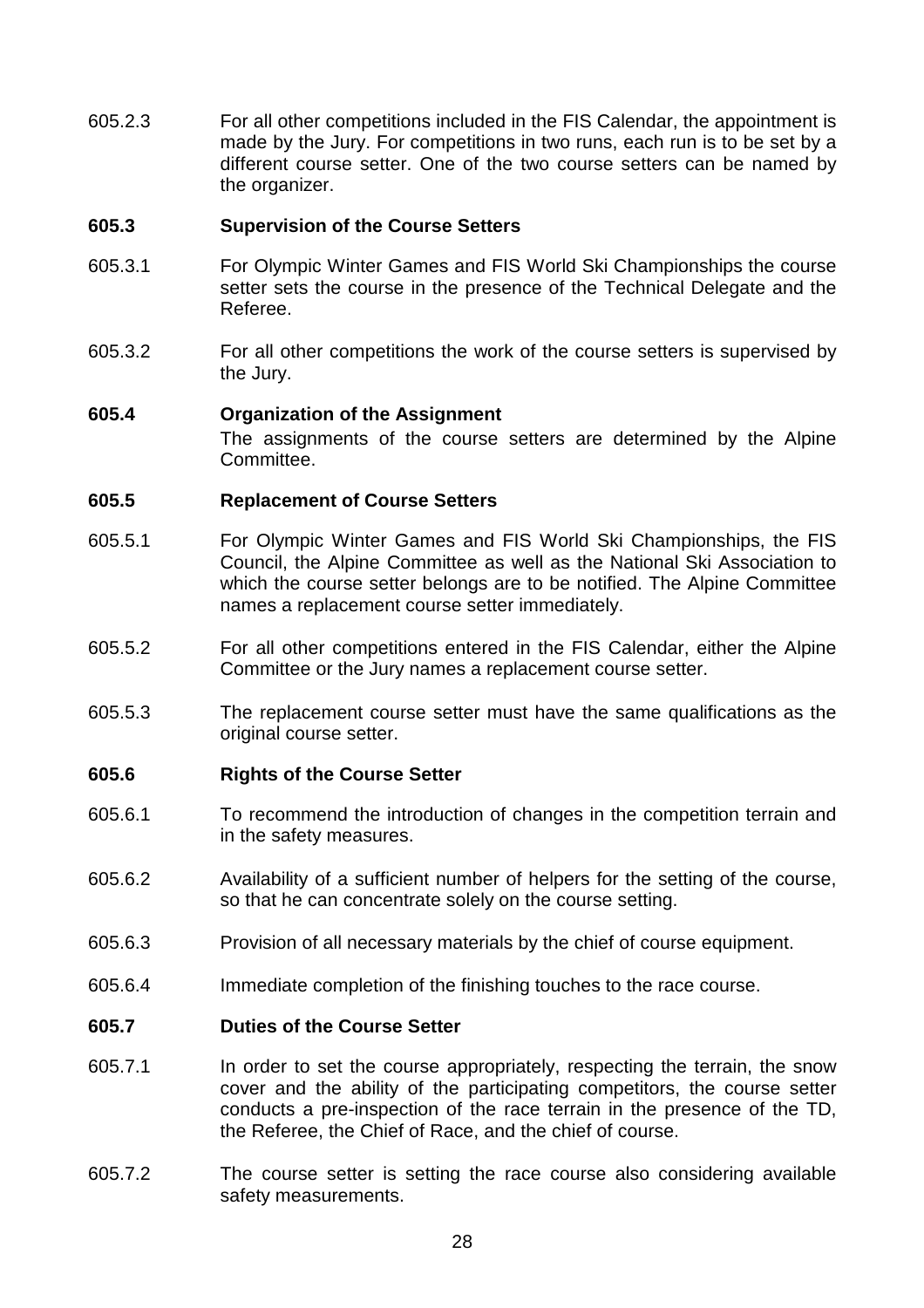605.2.3 For all other competitions included in the FIS Calendar, the appointment is made by the Jury. For competitions in two runs, each run is to be set by a different course setter. One of the two course setters can be named by the organizer.

**605.3 Supervision of the Course Setters**

605.3.1 For Olympic Winter Games and FIS World Ski Championships the course setter sets the course in the presence of the Technical Delegate and the Referee.

605.3.2 For all other competitions the work of the course setters is supervised by the Jury.

**605.4 Organization of the Assignment**

The assignments of the course setters are determined by the Alpine Committee.

**605.5 Replacement of Course Setters**

605.5.1 For Olympic Winter Games and FIS World Ski Championships, the FIS Council, the Alpine Committee as well as the National Ski Association to which the course setter belongs are to be notified. The Alpine Committee names a replacement course setter immediately.

605.5.2 For all other competitions entered in the FIS Calendar, either the Alpine Committee or the Jury names a replacement course setter.

605.5.3 The replacement course setter must have the same qualifications as the original course setter.

**605.6 Rights of the Course Setter**

605.6.1 To recommend the introduction of changes in the competition terrain and in the safety measures.

605.6.2 Availability of a sufficient number of helpers for the setting of the course, so that he can concentrate solely on the course setting.

605.6.3 Provision of all necessary materials by the chief of course equipment.

605.6.4 Immediate completion of the finishing touches to the race course.

**605.7 Duties of the Course Setter**

605.7.1 In order to set the course appropriately, respecting the terrain, the snow cover and the ability of the participating competitors, the course setter conducts a pre-inspection of the race terrain in the presence of the TD, the Referee, the Chief of Race, and the chief of course.

605.7.2 The course setter is setting the race course also considering available safety measurements.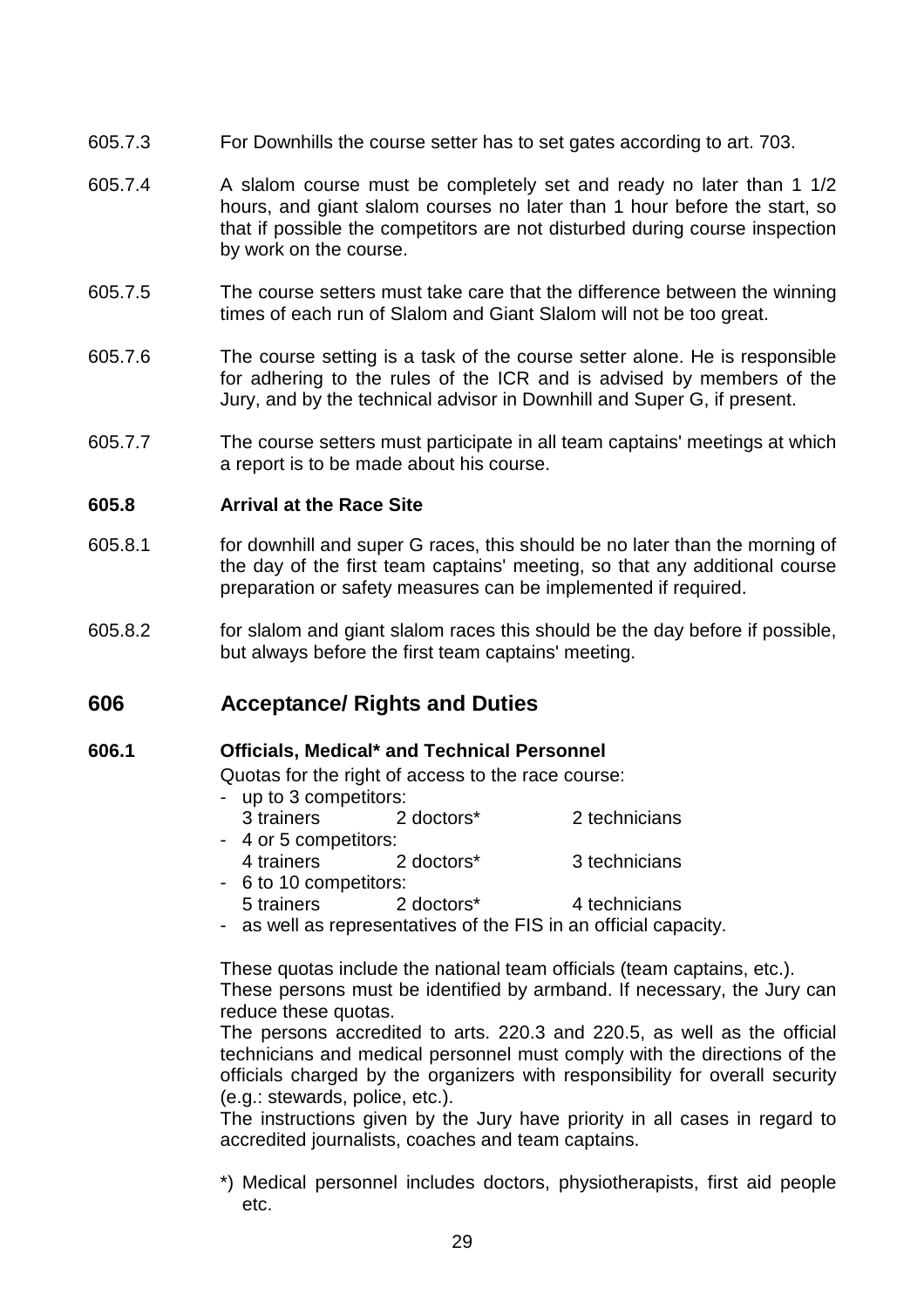605.7.3 For Downhills the course setter has to set gates according to art. 703.

605.7.4 A slalom course must be completely set and ready no later than 1 1/2 hours, and giant slalom courses no later than 1 hour before the start, so that if possible the competitors are not disturbed during course inspection by work on the course.

605.7.5 The course setters must take care that the difference between the winning times of each run of Slalom and Giant Slalom will not be too great.

605.7.6 The course setting is a task of the course setter alone. He is responsible for adhering to the rules of the ICR and is advised by members of the Jury, and by the technical advisor in Downhill and Super G, if present.

605.7.7 The course setters must participate in all team captains' meetings at which a report is to be made about his course.

**605.8 Arrival at the Race Site**

605.8.1 for downhill and super G races, this should be no later than the morning of the day of the first team captains' meeting, so that any additional course preparation or safety measures can be implemented if required.

605.8.2 for slalom and giant slalom races this should be the day before if possible, but always before the first team captains' meeting.

## 606 Acceptance/ Rights and Duties

**606.1 Officials, Medical* and Technical Personnel**

Quotas for the right of access to the race course:

- up to 3 competitors:
  3 trainers 2 doctors* 2 technicians
- 4 or 5 competitors:
  4 trainers 2 doctors* 3 technicians
- 6 to 10 competitors:
  5 trainers 2 doctors* 4 technicians
- as well as representatives of the FIS in an official capacity.

These quotas include the national team officials (team captains, etc.).
These persons must be identified by armband. If necessary, the Jury can reduce these quotas.
The persons accredited to arts. 220.3 and 220.5, as well as the official technicians and medical personnel must comply with the directions of the officials charged by the organizers with responsibility for overall security (e.g.: stewards, police, etc.).
The instructions given by the Jury have priority in all cases in regard to accredited journalists, coaches and team captains.

*) Medical personnel includes doctors, physiotherapists, first aid people etc.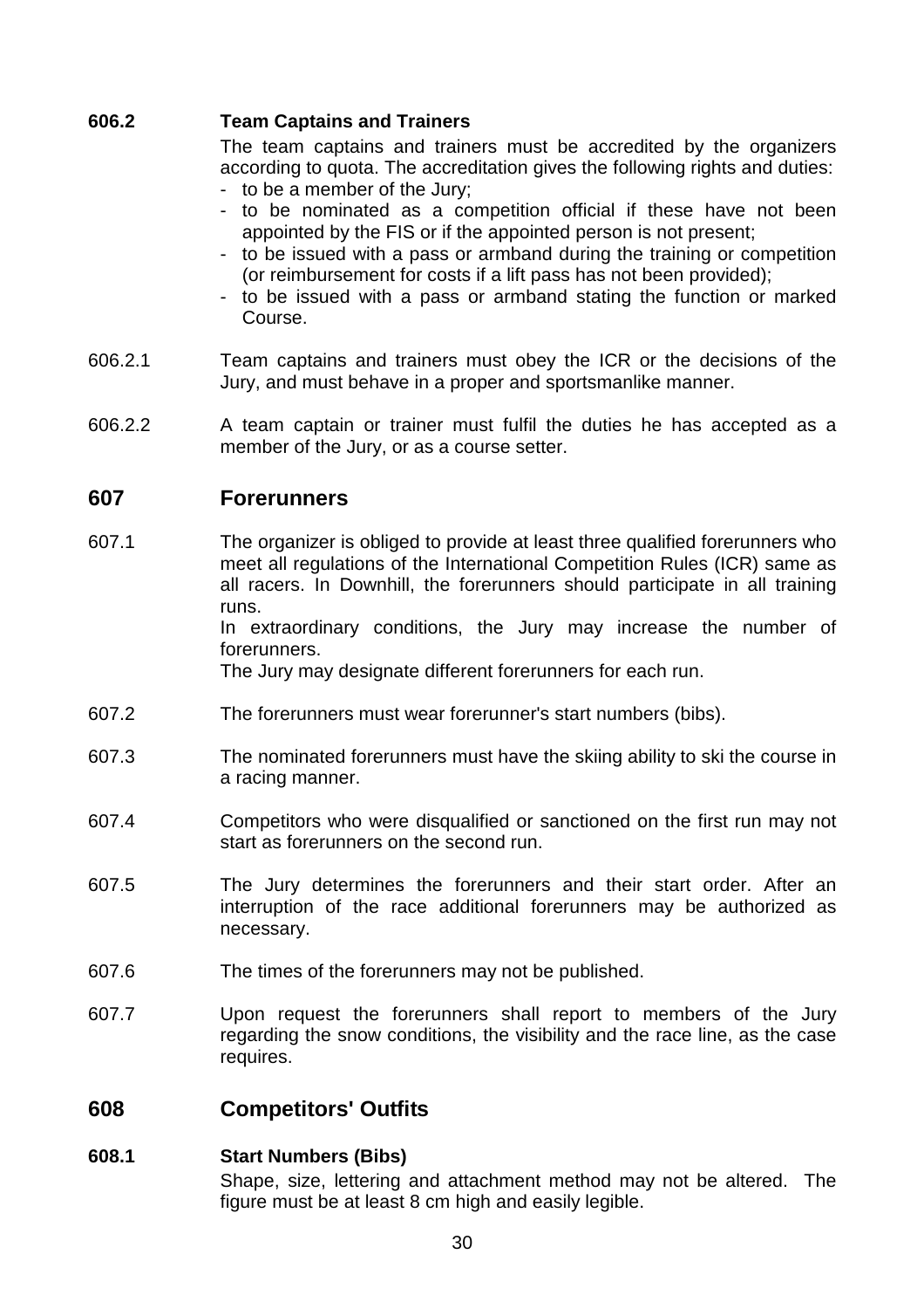**606.2 Team Captains and Trainers**

The team captains and trainers must be accredited by the organizers according to quota. The accreditation gives the following rights and duties:

- to be a member of the Jury;
- to be nominated as a competition official if these have not been appointed by the FIS or if the appointed person is not present;
- to be issued with a pass or armband during the training or competition (or reimbursement for costs if a lift pass has not been provided);
- to be issued with a pass or armband stating the function or marked Course.

606.2.1 Team captains and trainers must obey the ICR or the decisions of the Jury, and must behave in a proper and sportsmanlike manner.

606.2.2 A team captain or trainer must fulfil the duties he has accepted as a member of the Jury, or as a course setter.

## 607 Forerunners

607.1 The organizer is obliged to provide at least three qualified forerunners who meet all regulations of the International Competition Rules (ICR) same as all racers. In Downhill, the forerunners should participate in all training runs.

In extraordinary conditions, the Jury may increase the number of forerunners.

The Jury may designate different forerunners for each run.

607.2 The forerunners must wear forerunner's start numbers (bibs).

607.3 The nominated forerunners must have the skiing ability to ski the course in a racing manner.

607.4 Competitors who were disqualified or sanctioned on the first run may not start as forerunners on the second run.

607.5 The Jury determines the forerunners and their start order. After an interruption of the race additional forerunners may be authorized as necessary.

607.6 The times of the forerunners may not be published.

607.7 Upon request the forerunners shall report to members of the Jury regarding the snow conditions, the visibility and the race line, as the case requires.

## 608 Competitors' Outfits

**608.1 Start Numbers (Bibs)**

Shape, size, lettering and attachment method may not be altered. The figure must be at least 8 cm high and easily legible.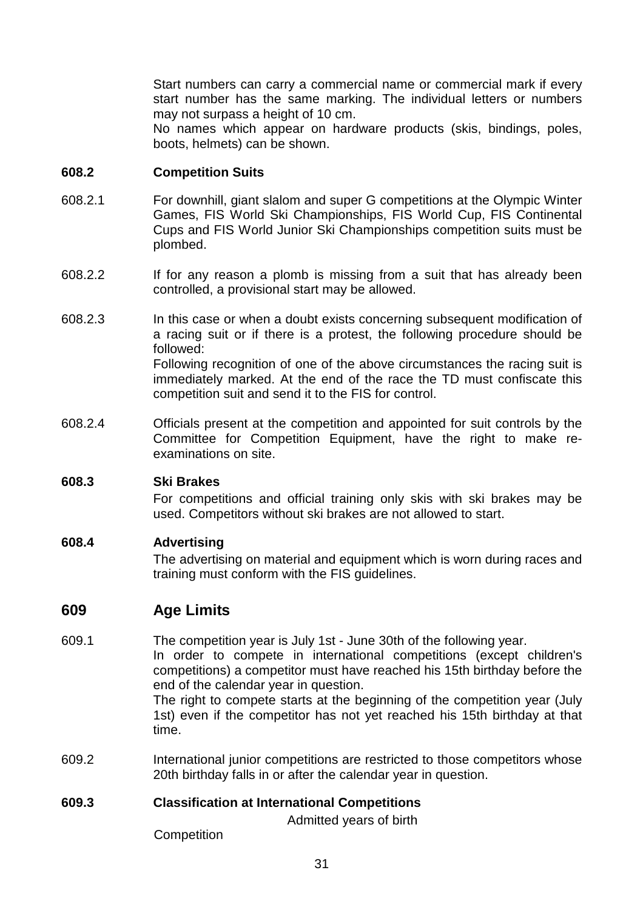Start numbers can carry a commercial name or commercial mark if every start number has the same marking. The individual letters or numbers may not surpass a height of 10 cm.
No names which appear on hardware products (skis, bindings, poles, boots, helmets) can be shown.

**608.2 Competition Suits**

608.2.1 For downhill, giant slalom and super G competitions at the Olympic Winter Games, FIS World Ski Championships, FIS World Cup, FIS Continental Cups and FIS World Junior Ski Championships competition suits must be plombed.

608.2.2 If for any reason a plomb is missing from a suit that has already been controlled, a provisional start may be allowed.

608.2.3 In this case or when a doubt exists concerning subsequent modification of a racing suit or if there is a protest, the following procedure should be followed:
Following recognition of one of the above circumstances the racing suit is immediately marked. At the end of the race the TD must confiscate this competition suit and send it to the FIS for control.

608.2.4 Officials present at the competition and appointed for suit controls by the Committee for Competition Equipment, have the right to make re-examinations on site.

**608.3 Ski Brakes**

For competitions and official training only skis with ski brakes may be used. Competitors without ski brakes are not allowed to start.

**608.4 Advertising**

The advertising on material and equipment which is worn during races and training must conform with the FIS guidelines.

## 609 Age Limits

609.1 The competition year is July 1st - June 30th of the following year.
In order to compete in international competitions (except children's competitions) a competitor must have reached his 15th birthday before the end of the calendar year in question.
The right to compete starts at the beginning of the competition year (July 1st) even if the competitor has not yet reached his 15th birthday at that time.

609.2 International junior competitions are restricted to those competitors whose 20th birthday falls in or after the calendar year in question.

**609.3 Classification at International Competitions**

| Competition | Admitted years of birth |
|---|---|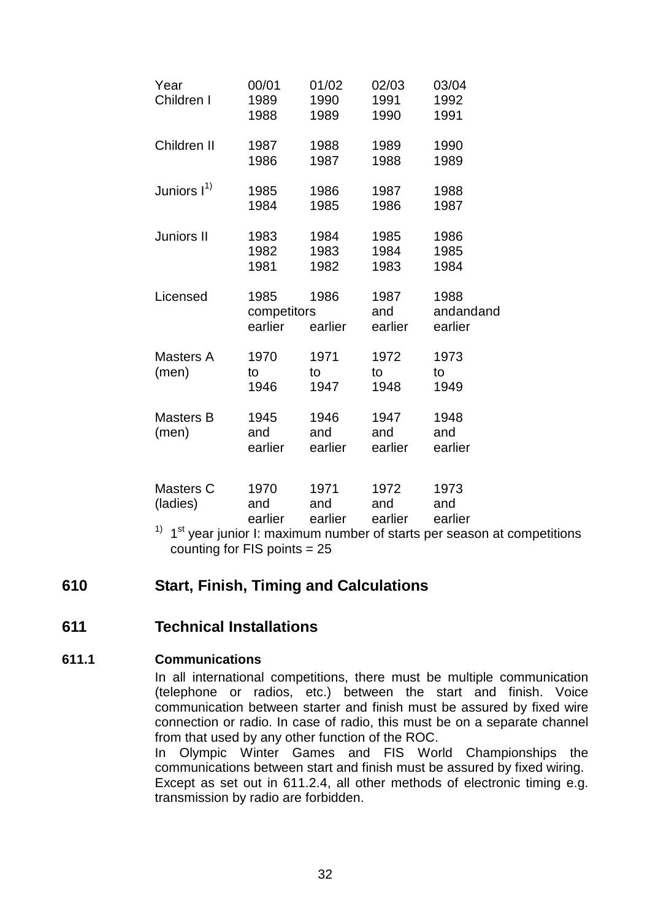| Year | 00/01 | 01/02 | 02/03 | 03/04 |
|---|---|---|---|---|
| Children I | 1989<br>1988 | 1990<br>1989 | 1991<br>1990 | 1992<br>1991 |
| Children II | 1987<br>1986 | 1988<br>1987 | 1989<br>1988 | 1990<br>1989 |
| Juniors I[1)] | 1985<br>1984 | 1986<br>1985 | 1987<br>1986 | 1988<br>1987 |
| Juniors II | 1983<br>1982<br>1981 | 1984<br>1983<br>1982 | 1985<br>1984<br>1983 | 1986<br>1985<br>1984 |
| Licensed | 1985<br>competitors<br>earlier | 1986<br><br>earlier | 1987<br>and<br>earlier | 1988<br>andandand<br>earlier |
| Masters A (men) | 1970<br>to<br>1946 | 1971<br>to<br>1947 | 1972<br>to<br>1948 | 1973<br>to<br>1949 |
| Masters B (men) | 1945<br>and<br>earlier | 1946<br>and<br>earlier | 1947<br>and<br>earlier | 1948<br>and<br>earlier |
| Masters C (ladies) | 1970<br>and<br>earlier | 1971<br>and<br>earlier | 1972<br>and<br>earlier | 1973<br>and<br>earlier |

1) 1st year junior I: maximum number of starts per season at competitions counting for FIS points = 25

# 610 Start, Finish, Timing and Calculations

## 611 Technical Installations

### 611.1 Communications

In all international competitions, there must be multiple communication (telephone or radios, etc.) between the start and finish. Voice communication between starter and finish must be assured by fixed wire connection or radio. In case of radio, this must be on a separate channel from that used by any other function of the ROC.

In Olympic Winter Games and FIS World Championships the communications between start and finish must be assured by fixed wiring.

Except as set out in 611.2.4, all other methods of electronic timing e.g. transmission by radio are forbidden.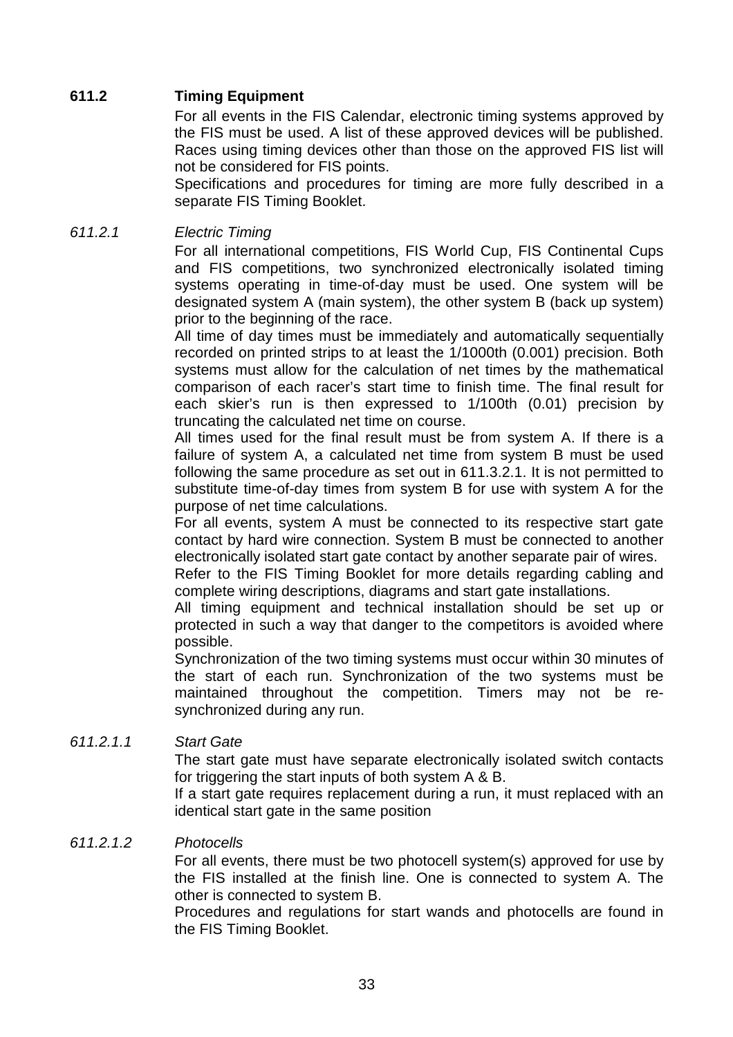## 611.2 Timing Equipment

For all events in the FIS Calendar, electronic timing systems approved by the FIS must be used. A list of these approved devices will be published. Races using timing devices other than those on the approved FIS list will not be considered for FIS points.

Specifications and procedures for timing are more fully described in a separate FIS Timing Booklet.

### *611.2.1 Electric Timing*

For all international competitions, FIS World Cup, FIS Continental Cups and FIS competitions, two synchronized electronically isolated timing systems operating in time-of-day must be used. One system will be designated system A (main system), the other system B (back up system) prior to the beginning of the race.

All time of day times must be immediately and automatically sequentially recorded on printed strips to at least the 1/1000th (0.001) precision. Both systems must allow for the calculation of net times by the mathematical comparison of each racer's start time to finish time. The final result for each skier's run is then expressed to 1/100th (0.01) precision by truncating the calculated net time on course.

All times used for the final result must be from system A. If there is a failure of system A, a calculated net time from system B must be used following the same procedure as set out in 611.3.2.1. It is not permitted to substitute time-of-day times from system B for use with system A for the purpose of net time calculations.

For all events, system A must be connected to its respective start gate contact by hard wire connection. System B must be connected to another electronically isolated start gate contact by another separate pair of wires.

Refer to the FIS Timing Booklet for more details regarding cabling and complete wiring descriptions, diagrams and start gate installations.

All timing equipment and technical installation should be set up or protected in such a way that danger to the competitors is avoided where possible.

Synchronization of the two timing systems must occur within 30 minutes of the start of each run. Synchronization of the two systems must be maintained throughout the competition. Timers may not be re-synchronized during any run.

#### *611.2.1.1 Start Gate*

The start gate must have separate electronically isolated switch contacts for triggering the start inputs of both system A & B.

If a start gate requires replacement during a run, it must replaced with an identical start gate in the same position

#### *611.2.1.2 Photocells*

For all events, there must be two photocell system(s) approved for use by the FIS installed at the finish line. One is connected to system A. The other is connected to system B.

Procedures and regulations for start wands and photocells are found in the FIS Timing Booklet.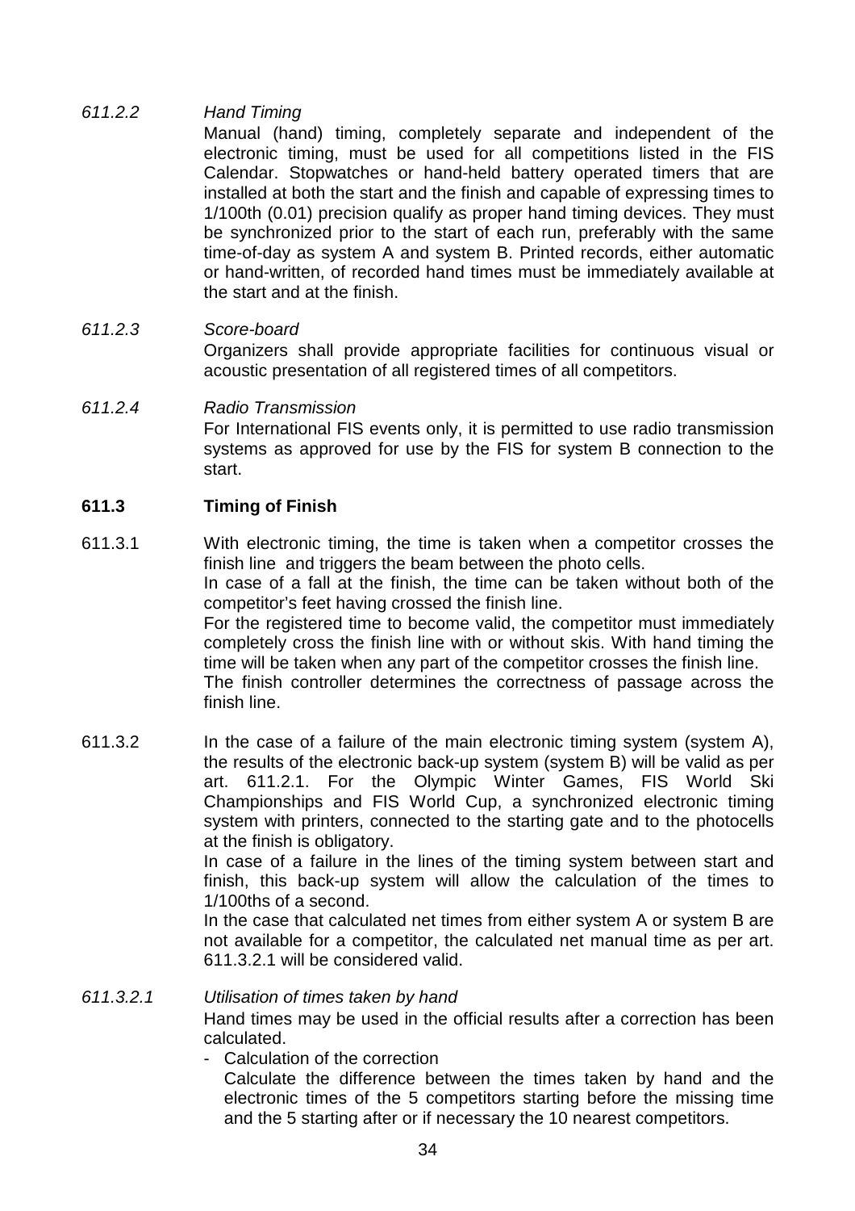*611.2.2 Hand Timing*

Manual (hand) timing, completely separate and independent of the electronic timing, must be used for all competitions listed in the FIS Calendar. Stopwatches or hand-held battery operated timers that are installed at both the start and the finish and capable of expressing times to 1/100th (0.01) precision qualify as proper hand timing devices. They must be synchronized prior to the start of each run, preferably with the same time-of-day as system A and system B. Printed records, either automatic or hand-written, of recorded hand times must be immediately available at the start and at the finish.

*611.2.3 Score-board*

Organizers shall provide appropriate facilities for continuous visual or acoustic presentation of all registered times of all competitors.

*611.2.4 Radio Transmission*

For International FIS events only, it is permitted to use radio transmission systems as approved for use by the FIS for system B connection to the start.

## 611.3 Timing of Finish

611.3.1 With electronic timing, the time is taken when a competitor crosses the finish line and triggers the beam between the photo cells.
In case of a fall at the finish, the time can be taken without both of the competitor's feet having crossed the finish line.
For the registered time to become valid, the competitor must immediately completely cross the finish line with or without skis. With hand timing the time will be taken when any part of the competitor crosses the finish line.
The finish controller determines the correctness of passage across the finish line.

611.3.2 In the case of a failure of the main electronic timing system (system A), the results of the electronic back-up system (system B) will be valid as per art. 611.2.1. For the Olympic Winter Games, FIS World Ski Championships and FIS World Cup, a synchronized electronic timing system with printers, connected to the starting gate and to the photocells at the finish is obligatory.
In case of a failure in the lines of the timing system between start and finish, this back-up system will allow the calculation of the times to 1/100ths of a second.
In the case that calculated net times from either system A or system B are not available for a competitor, the calculated net manual time as per art. 611.3.2.1 will be considered valid.

*611.3.2.1 Utilisation of times taken by hand*

Hand times may be used in the official results after a correction has been calculated.

- Calculation of the correction
  Calculate the difference between the times taken by hand and the electronic times of the 5 competitors starting before the missing time and the 5 starting after or if necessary the 10 nearest competitors.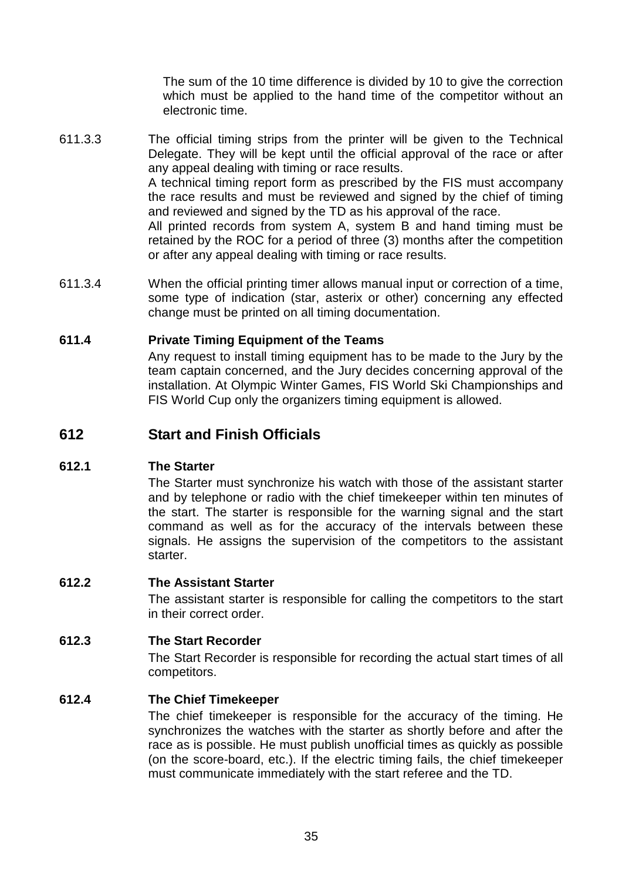The sum of the 10 time difference is divided by 10 to give the correction which must be applied to the hand time of the competitor without an electronic time.

611.3.3 The official timing strips from the printer will be given to the Technical Delegate. They will be kept until the official approval of the race or after any appeal dealing with timing or race results.
A technical timing report form as prescribed by the FIS must accompany the race results and must be reviewed and signed by the chief of timing and reviewed and signed by the TD as his approval of the race.
All printed records from system A, system B and hand timing must be retained by the ROC for a period of three (3) months after the competition or after any appeal dealing with timing or race results.

611.3.4 When the official printing timer allows manual input or correction of a time, some type of indication (star, asterix or other) concerning any effected change must be printed on all timing documentation.

**611.4 Private Timing Equipment of the Teams**

Any request to install timing equipment has to be made to the Jury by the team captain concerned, and the Jury decides concerning approval of the installation. At Olympic Winter Games, FIS World Ski Championships and FIS World Cup only the organizers timing equipment is allowed.

## 612 Start and Finish Officials

**612.1 The Starter**

The Starter must synchronize his watch with those of the assistant starter and by telephone or radio with the chief timekeeper within ten minutes of the start. The starter is responsible for the warning signal and the start command as well as for the accuracy of the intervals between these signals. He assigns the supervision of the competitors to the assistant starter.

**612.2 The Assistant Starter**

The assistant starter is responsible for calling the competitors to the start in their correct order.

**612.3 The Start Recorder**

The Start Recorder is responsible for recording the actual start times of all competitors.

**612.4 The Chief Timekeeper**

The chief timekeeper is responsible for the accuracy of the timing. He synchronizes the watches with the starter as shortly before and after the race as is possible. He must publish unofficial times as quickly as possible (on the score-board, etc.). If the electric timing fails, the chief timekeeper must communicate immediately with the start referee and the TD.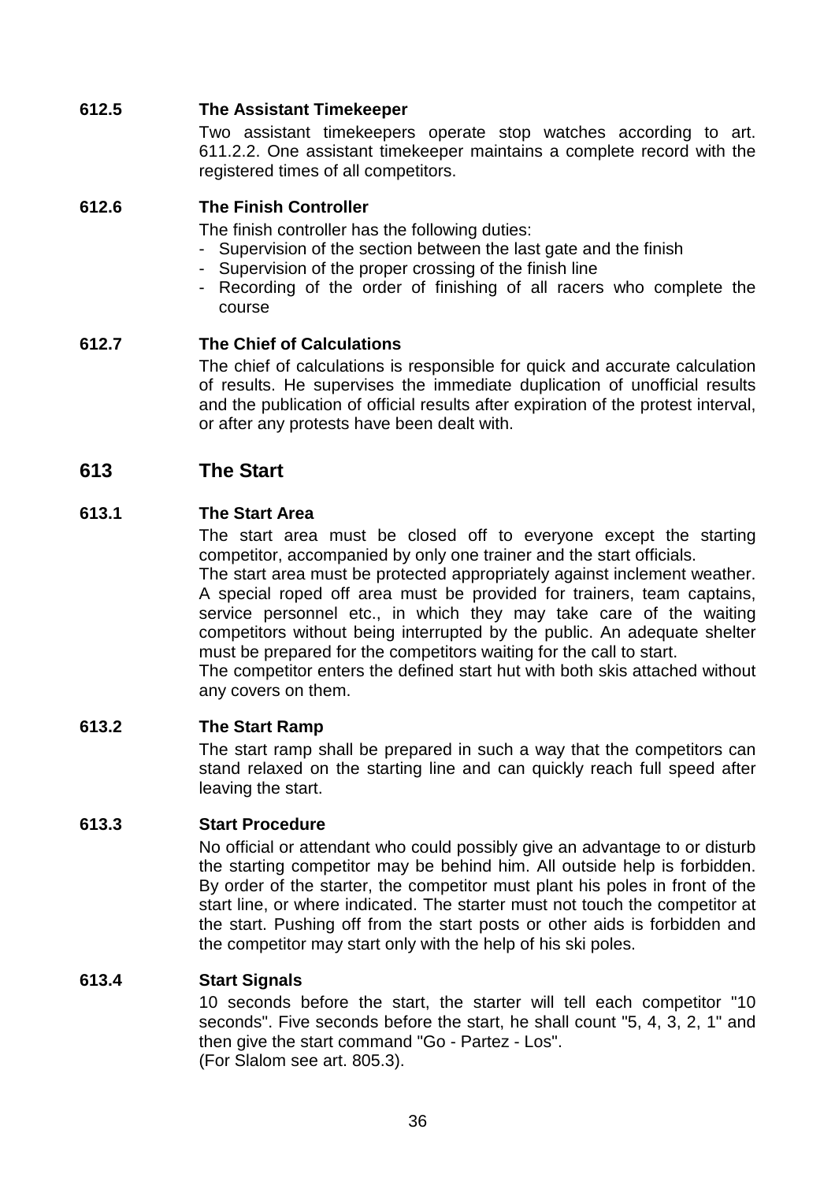### 612.5 The Assistant Timekeeper

Two assistant timekeepers operate stop watches according to art. 611.2.2. One assistant timekeeper maintains a complete record with the registered times of all competitors.

### 612.6 The Finish Controller

The finish controller has the following duties:

- Supervision of the section between the last gate and the finish
- Supervision of the proper crossing of the finish line
- Recording of the order of finishing of all racers who complete the course

### 612.7 The Chief of Calculations

The chief of calculations is responsible for quick and accurate calculation of results. He supervises the immediate duplication of unofficial results and the publication of official results after expiration of the protest interval, or after any protests have been dealt with.

## 613 The Start

### 613.1 The Start Area

The start area must be closed off to everyone except the starting competitor, accompanied by only one trainer and the start officials.
The start area must be protected appropriately against inclement weather. A special roped off area must be provided for trainers, team captains, service personnel etc., in which they may take care of the waiting competitors without being interrupted by the public. An adequate shelter must be prepared for the competitors waiting for the call to start.
The competitor enters the defined start hut with both skis attached without any covers on them.

### 613.2 The Start Ramp

The start ramp shall be prepared in such a way that the competitors can stand relaxed on the starting line and can quickly reach full speed after leaving the start.

### 613.3 Start Procedure

No official or attendant who could possibly give an advantage to or disturb the starting competitor may be behind him. All outside help is forbidden. By order of the starter, the competitor must plant his poles in front of the start line, or where indicated. The starter must not touch the competitor at the start. Pushing off from the start posts or other aids is forbidden and the competitor may start only with the help of his ski poles.

### 613.4 Start Signals

10 seconds before the start, the starter will tell each competitor "10 seconds". Five seconds before the start, he shall count "5, 4, 3, 2, 1" and then give the start command "Go - Partez - Los".
(For Slalom see art. 805.3).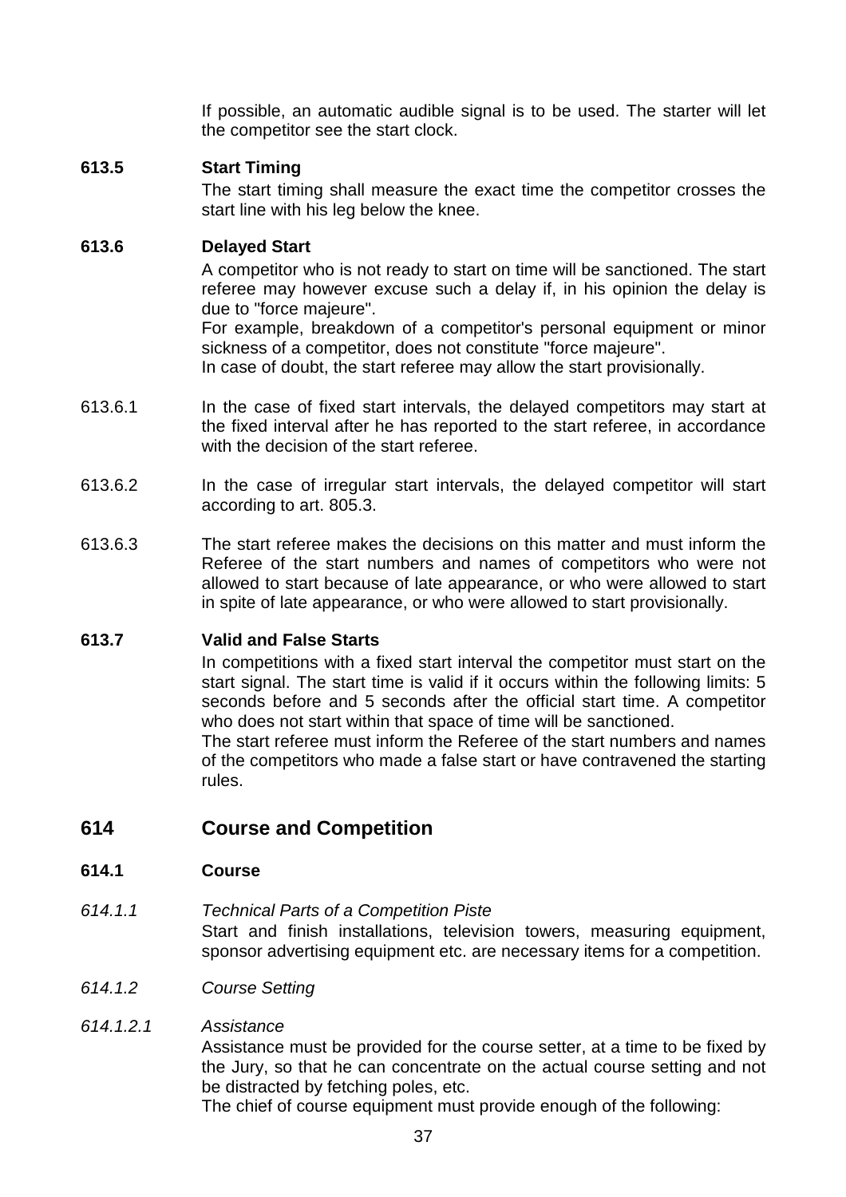If possible, an automatic audible signal is to be used. The starter will let the competitor see the start clock.

**613.5 Start Timing**

The start timing shall measure the exact time the competitor crosses the start line with his leg below the knee.

**613.6 Delayed Start**

A competitor who is not ready to start on time will be sanctioned. The start referee may however excuse such a delay if, in his opinion the delay is due to "force majeure".
For example, breakdown of a competitor's personal equipment or minor sickness of a competitor, does not constitute "force majeure".
In case of doubt, the start referee may allow the start provisionally.

613.6.1 In the case of fixed start intervals, the delayed competitors may start at the fixed interval after he has reported to the start referee, in accordance with the decision of the start referee.

613.6.2 In the case of irregular start intervals, the delayed competitor will start according to art. 805.3.

613.6.3 The start referee makes the decisions on this matter and must inform the Referee of the start numbers and names of competitors who were not allowed to start because of late appearance, or who were allowed to start in spite of late appearance, or who were allowed to start provisionally.

**613.7 Valid and False Starts**

In competitions with a fixed start interval the competitor must start on the start signal. The start time is valid if it occurs within the following limits: 5 seconds before and 5 seconds after the official start time. A competitor who does not start within that space of time will be sanctioned.
The start referee must inform the Referee of the start numbers and names of the competitors who made a false start or have contravened the starting rules.

## 614 Course and Competition

**614.1 Course**

*614.1.1 Technical Parts of a Competition Piste*

Start and finish installations, television towers, measuring equipment, sponsor advertising equipment etc. are necessary items for a competition.

*614.1.2 Course Setting*

*614.1.2.1 Assistance*

Assistance must be provided for the course setter, at a time to be fixed by the Jury, so that he can concentrate on the actual course setting and not be distracted by fetching poles, etc.
The chief of course equipment must provide enough of the following: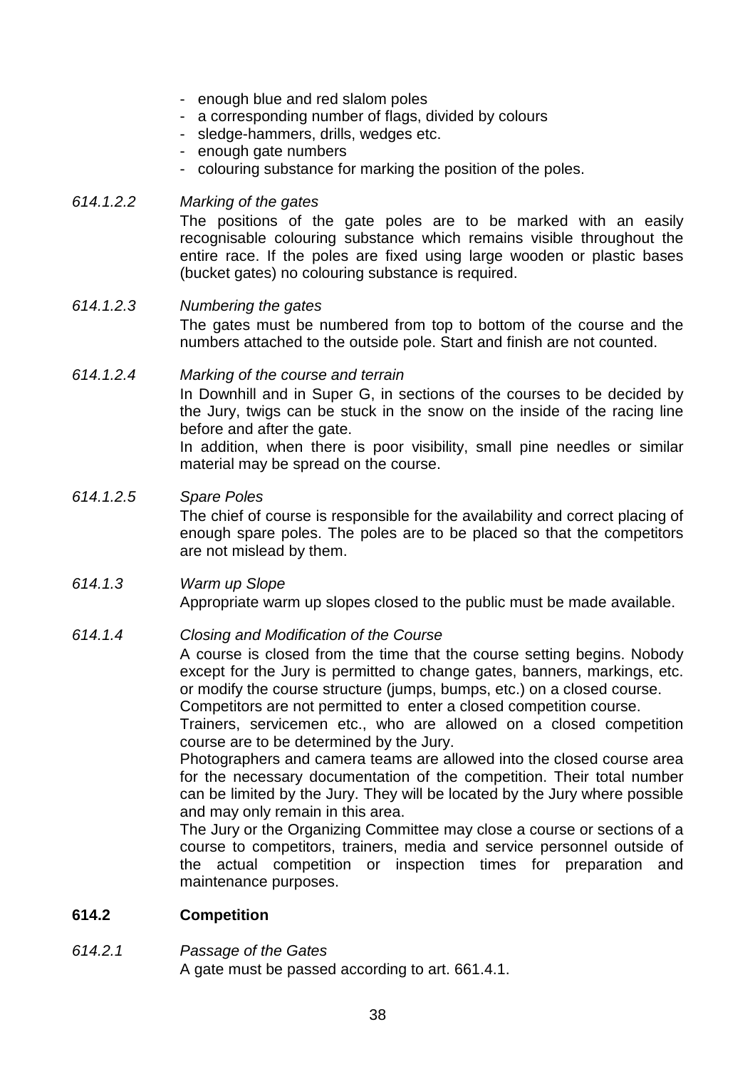- enough blue and red slalom poles
- a corresponding number of flags, divided by colours
- sledge-hammers, drills, wedges etc.
- enough gate numbers
- colouring substance for marking the position of the poles.

*614.1.2.2 Marking of the gates*

The positions of the gate poles are to be marked with an easily recognisable colouring substance which remains visible throughout the entire race. If the poles are fixed using large wooden or plastic bases (bucket gates) no colouring substance is required.

*614.1.2.3 Numbering the gates*

The gates must be numbered from top to bottom of the course and the numbers attached to the outside pole. Start and finish are not counted.

*614.1.2.4 Marking of the course and terrain*

In Downhill and in Super G, in sections of the courses to be decided by the Jury, twigs can be stuck in the snow on the inside of the racing line before and after the gate.

In addition, when there is poor visibility, small pine needles or similar material may be spread on the course.

*614.1.2.5 Spare Poles*

The chief of course is responsible for the availability and correct placing of enough spare poles. The poles are to be placed so that the competitors are not mislead by them.

*614.1.3 Warm up Slope*

Appropriate warm up slopes closed to the public must be made available.

*614.1.4 Closing and Modification of the Course*

A course is closed from the time that the course setting begins. Nobody except for the Jury is permitted to change gates, banners, markings, etc. or modify the course structure (jumps, bumps, etc.) on a closed course.

Competitors are not permitted to enter a closed competition course.

Trainers, servicemen etc., who are allowed on a closed competition course are to be determined by the Jury.

Photographers and camera teams are allowed into the closed course area for the necessary documentation of the competition. Their total number can be limited by the Jury. They will be located by the Jury where possible and may only remain in this area.

The Jury or the Organizing Committee may close a course or sections of a course to competitors, trainers, media and service personnel outside of the actual competition or inspection times for preparation and maintenance purposes.

## 614.2 Competition

*614.2.1 Passage of the Gates*

A gate must be passed according to art. 661.4.1.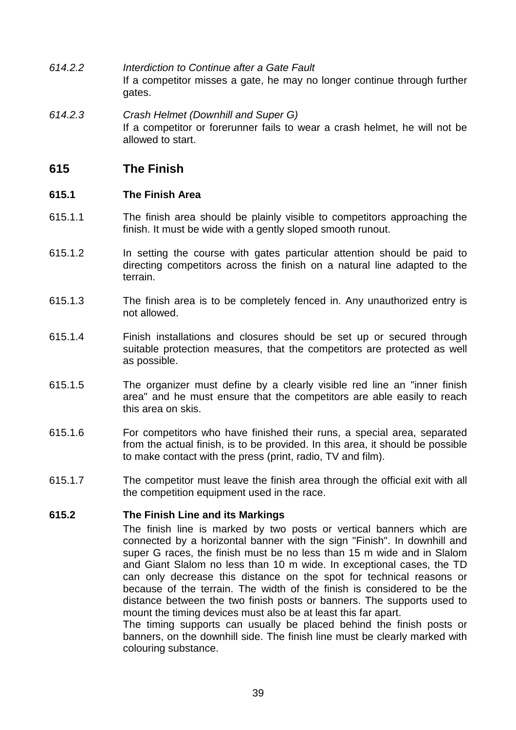*614.2.2* *Interdiction to Continue after a Gate Fault*
If a competitor misses a gate, he may no longer continue through further gates.

*614.2.3* *Crash Helmet (Downhill and Super G)*
If a competitor or forerunner fails to wear a crash helmet, he will not be allowed to start.

## 615 The Finish

### 615.1 The Finish Area

615.1.1 The finish area should be plainly visible to competitors approaching the finish. It must be wide with a gently sloped smooth runout.

615.1.2 In setting the course with gates particular attention should be paid to directing competitors across the finish on a natural line adapted to the terrain.

615.1.3 The finish area is to be completely fenced in. Any unauthorized entry is not allowed.

615.1.4 Finish installations and closures should be set up or secured through suitable protection measures, that the competitors are protected as well as possible.

615.1.5 The organizer must define by a clearly visible red line an "inner finish area" and he must ensure that the competitors are able easily to reach this area on skis.

615.1.6 For competitors who have finished their runs, a special area, separated from the actual finish, is to be provided. In this area, it should be possible to make contact with the press (print, radio, TV and film).

615.1.7 The competitor must leave the finish area through the official exit with all the competition equipment used in the race.

### 615.2 The Finish Line and its Markings

The finish line is marked by two posts or vertical banners which are connected by a horizontal banner with the sign "Finish". In downhill and super G races, the finish must be no less than 15 m wide and in Slalom and Giant Slalom no less than 10 m wide. In exceptional cases, the TD can only decrease this distance on the spot for technical reasons or because of the terrain. The width of the finish is considered to be the distance between the two finish posts or banners. The supports used to mount the timing devices must also be at least this far apart.
The timing supports can usually be placed behind the finish posts or banners, on the downhill side. The finish line must be clearly marked with colouring substance.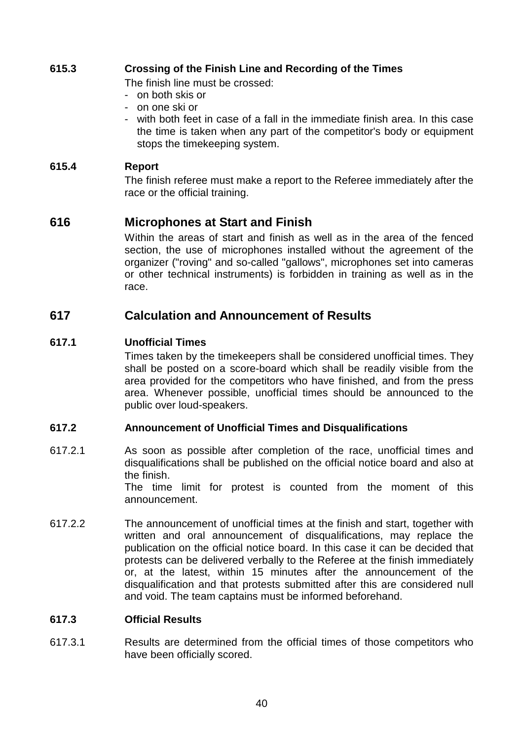### 615.3 Crossing of the Finish Line and Recording of the Times

The finish line must be crossed:

- on both skis or
- on one ski or
- with both feet in case of a fall in the immediate finish area. In this case the time is taken when any part of the competitor's body or equipment stops the timekeeping system.

### 615.4 Report

The finish referee must make a report to the Referee immediately after the race or the official training.

## 616 Microphones at Start and Finish

Within the areas of start and finish as well as in the area of the fenced section, the use of microphones installed without the agreement of the organizer ("roving" and so-called "gallows", microphones set into cameras or other technical instruments) is forbidden in training as well as in the race.

## 617 Calculation and Announcement of Results

### 617.1 Unofficial Times

Times taken by the timekeepers shall be considered unofficial times. They shall be posted on a score-board which shall be readily visible from the area provided for the competitors who have finished, and from the press area. Whenever possible, unofficial times should be announced to the public over loud-speakers.

### 617.2 Announcement of Unofficial Times and Disqualifications

617.2.1 As soon as possible after completion of the race, unofficial times and disqualifications shall be published on the official notice board and also at the finish.
The time limit for protest is counted from the moment of this announcement.

617.2.2 The announcement of unofficial times at the finish and start, together with written and oral announcement of disqualifications, may replace the publication on the official notice board. In this case it can be decided that protests can be delivered verbally to the Referee at the finish immediately or, at the latest, within 15 minutes after the announcement of the disqualification and that protests submitted after this are considered null and void. The team captains must be informed beforehand.

### 617.3 Official Results

617.3.1 Results are determined from the official times of those competitors who have been officially scored.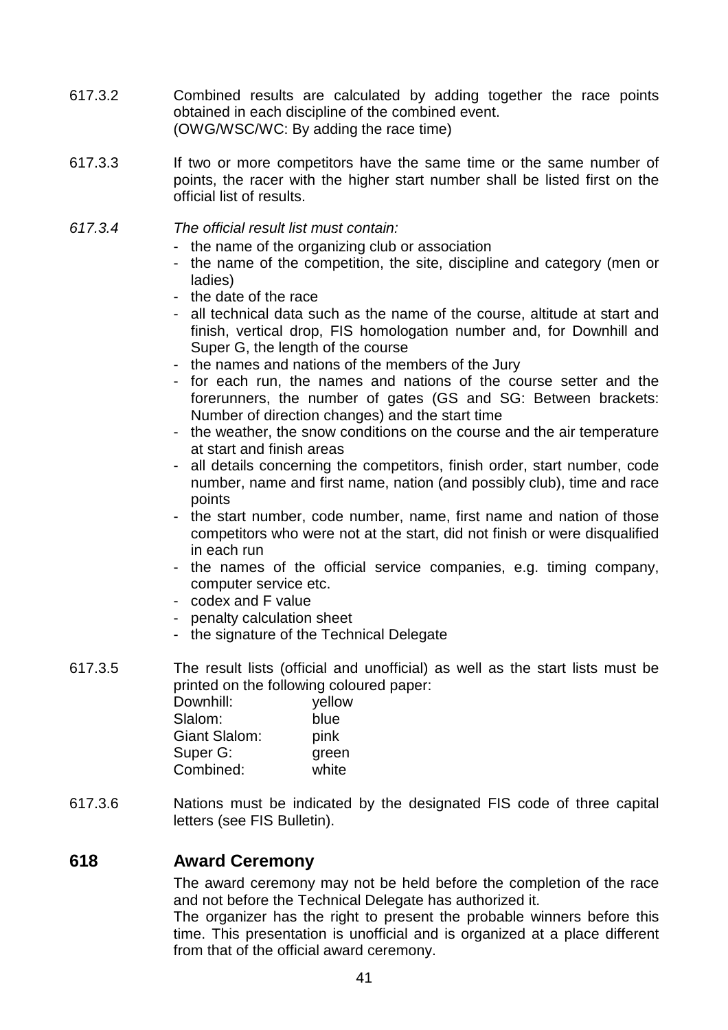617.3.2 Combined results are calculated by adding together the race points obtained in each discipline of the combined event.
(OWG/WSC/WC: By adding the race time)

617.3.3 If two or more competitors have the same time or the same number of points, the racer with the higher start number shall be listed first on the official list of results.

*617.3.4 The official result list must contain:*

- the name of the organizing club or association
- the name of the competition, the site, discipline and category (men or ladies)
- the date of the race
- all technical data such as the name of the course, altitude at start and finish, vertical drop, FIS homologation number and, for Downhill and Super G, the length of the course
- the names and nations of the members of the Jury
- for each run, the names and nations of the course setter and the forerunners, the number of gates (GS and SG: Between brackets: Number of direction changes) and the start time
- the weather, the snow conditions on the course and the air temperature at start and finish areas
- all details concerning the competitors, finish order, start number, code number, name and first name, nation (and possibly club), time and race points
- the start number, code number, name, first name and nation of those competitors who were not at the start, did not finish or were disqualified in each run
- the names of the official service companies, e.g. timing company, computer service etc.
- codex and F value
- penalty calculation sheet
- the signature of the Technical Delegate

617.3.5 The result lists (official and unofficial) as well as the start lists must be printed on the following coloured paper:

| | |
|---|---|
| Downhill: | yellow |
| Slalom: | blue |
| Giant Slalom: | pink |
| Super G: | green |
| Combined: | white |

617.3.6 Nations must be indicated by the designated FIS code of three capital letters (see FIS Bulletin).

## 618 Award Ceremony

The award ceremony may not be held before the completion of the race and not before the Technical Delegate has authorized it.
The organizer has the right to present the probable winners before this time. This presentation is unofficial and is organized at a place different from that of the official award ceremony.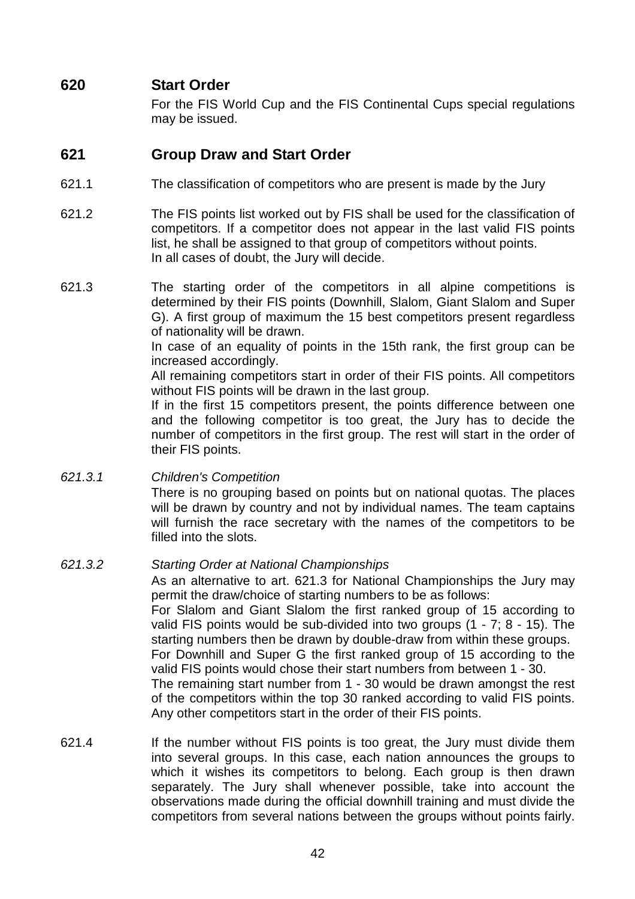## 620 Start Order

For the FIS World Cup and the FIS Continental Cups special regulations may be issued.

## 621 Group Draw and Start Order

621.1 The classification of competitors who are present is made by the Jury

621.2 The FIS points list worked out by FIS shall be used for the classification of competitors. If a competitor does not appear in the last valid FIS points list, he shall be assigned to that group of competitors without points. In all cases of doubt, the Jury will decide.

621.3 The starting order of the competitors in all alpine competitions is determined by their FIS points (Downhill, Slalom, Giant Slalom and Super G). A first group of maximum the 15 best competitors present regardless of nationality will be drawn.
In case of an equality of points in the 15th rank, the first group can be increased accordingly.
All remaining competitors start in order of their FIS points. All competitors without FIS points will be drawn in the last group.
If in the first 15 competitors present, the points difference between one and the following competitor is too great, the Jury has to decide the number of competitors in the first group. The rest will start in the order of their FIS points.

*621.3.1* *Children's Competition*
There is no grouping based on points but on national quotas. The places will be drawn by country and not by individual names. The team captains will furnish the race secretary with the names of the competitors to be filled into the slots.

*621.3.2* *Starting Order at National Championships*
As an alternative to art. 621.3 for National Championships the Jury may permit the draw/choice of starting numbers to be as follows:
For Slalom and Giant Slalom the first ranked group of 15 according to valid FIS points would be sub-divided into two groups (1 - 7; 8 - 15). The starting numbers then be drawn by double-draw from within these groups.
For Downhill and Super G the first ranked group of 15 according to the valid FIS points would chose their start numbers from between 1 - 30.
The remaining start number from 1 - 30 would be drawn amongst the rest of the competitors within the top 30 ranked according to valid FIS points. Any other competitors start in the order of their FIS points.

621.4 If the number without FIS points is too great, the Jury must divide them into several groups. In this case, each nation announces the groups to which it wishes its competitors to belong. Each group is then drawn separately. The Jury shall whenever possible, take into account the observations made during the official downhill training and must divide the competitors from several nations between the groups without points fairly.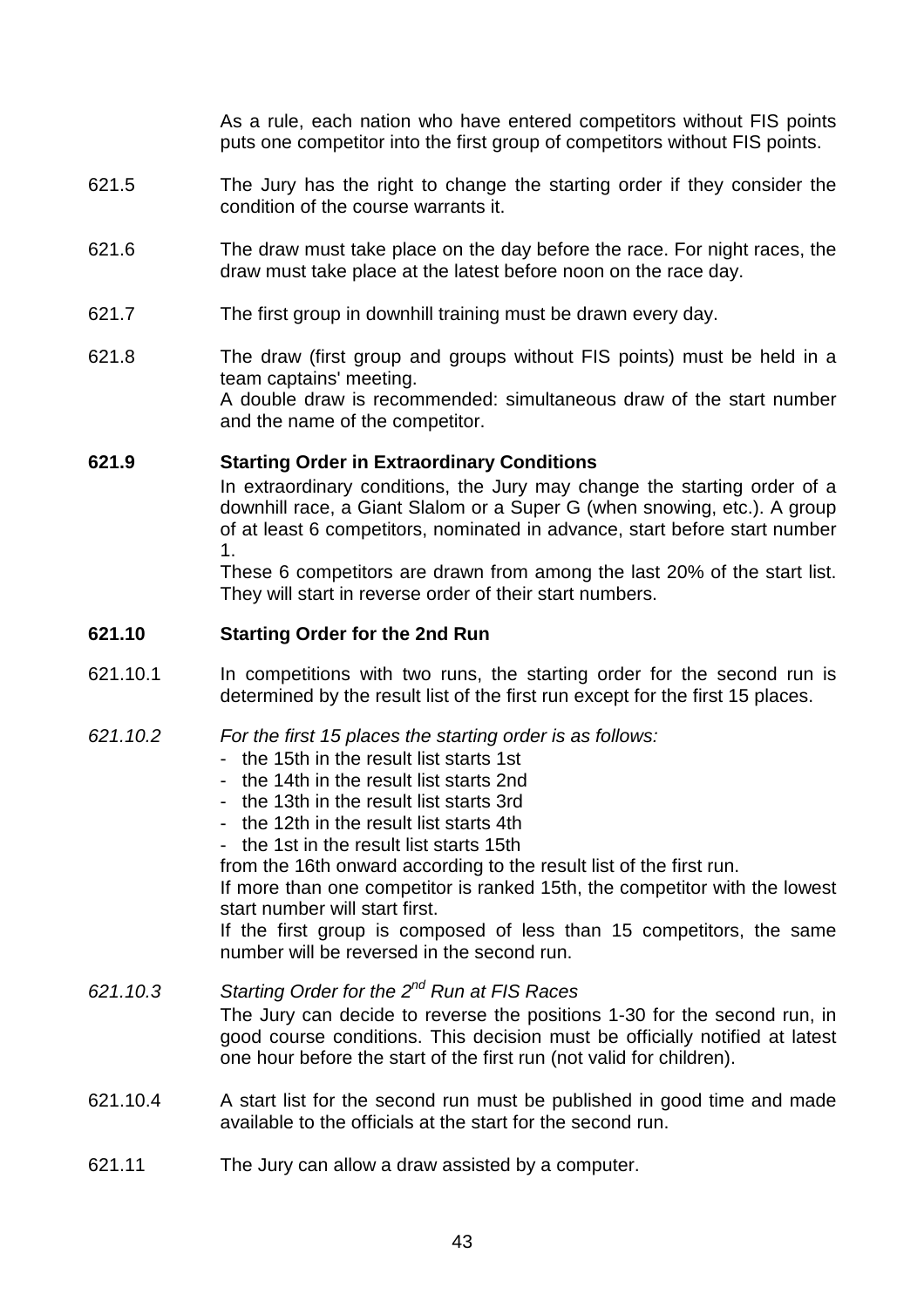As a rule, each nation who have entered competitors without FIS points puts one competitor into the first group of competitors without FIS points.

621.5 The Jury has the right to change the starting order if they consider the condition of the course warrants it.

621.6 The draw must take place on the day before the race. For night races, the draw must take place at the latest before noon on the race day.

621.7 The first group in downhill training must be drawn every day.

621.8 The draw (first group and groups without FIS points) must be held in a team captains' meeting.
A double draw is recommended: simultaneous draw of the start number and the name of the competitor.

**621.9 Starting Order in Extraordinary Conditions**

In extraordinary conditions, the Jury may change the starting order of a downhill race, a Giant Slalom or a Super G (when snowing, etc.). A group of at least 6 competitors, nominated in advance, start before start number 1.
These 6 competitors are drawn from among the last 20% of the start list. They will start in reverse order of their start numbers.

**621.10 Starting Order for the 2nd Run**

621.10.1 In competitions with two runs, the starting order for the second run is determined by the result list of the first run except for the first 15 places.

*621.10.2 For the first 15 places the starting order is as follows:*

- the 15th in the result list starts 1st
- the 14th in the result list starts 2nd
- the 13th in the result list starts 3rd
- the 12th in the result list starts 4th
- the 1st in the result list starts 15th

from the 16th onward according to the result list of the first run.
If more than one competitor is ranked 15th, the competitor with the lowest start number will start first.
If the first group is composed of less than 15 competitors, the same number will be reversed in the second run.

*621.10.3 Starting Order for the 2nd Run at FIS Races*

The Jury can decide to reverse the positions 1-30 for the second run, in good course conditions. This decision must be officially notified at latest one hour before the start of the first run (not valid for children).

621.10.4 A start list for the second run must be published in good time and made available to the officials at the start for the second run.

621.11 The Jury can allow a draw assisted by a computer.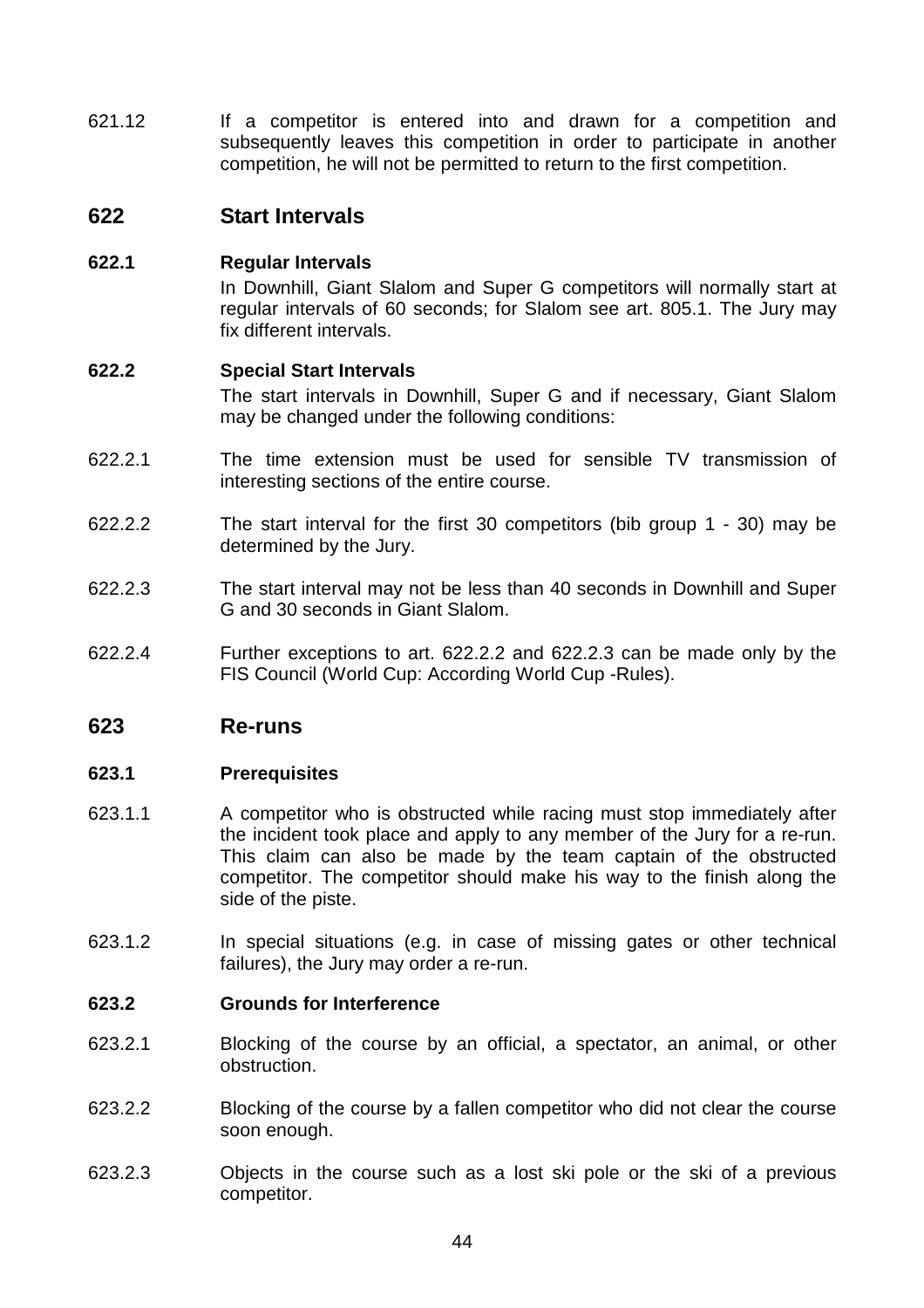621.12 If a competitor is entered into and drawn for a competition and subsequently leaves this competition in order to participate in another competition, he will not be permitted to return to the first competition.

## 622 Start Intervals

### 622.1 Regular Intervals

In Downhill, Giant Slalom and Super G competitors will normally start at regular intervals of 60 seconds; for Slalom see art. 805.1. The Jury may fix different intervals.

### 622.2 Special Start Intervals

The start intervals in Downhill, Super G and if necessary, Giant Slalom may be changed under the following conditions:

622.2.1 The time extension must be used for sensible TV transmission of interesting sections of the entire course.

622.2.2 The start interval for the first 30 competitors (bib group 1 - 30) may be determined by the Jury.

622.2.3 The start interval may not be less than 40 seconds in Downhill and Super G and 30 seconds in Giant Slalom.

622.2.4 Further exceptions to art. 622.2.2 and 622.2.3 can be made only by the FIS Council (World Cup: According World Cup -Rules).

## 623 Re-runs

### 623.1 Prerequisites

623.1.1 A competitor who is obstructed while racing must stop immediately after the incident took place and apply to any member of the Jury for a re-run. This claim can also be made by the team captain of the obstructed competitor. The competitor should make his way to the finish along the side of the piste.

623.1.2 In special situations (e.g. in case of missing gates or other technical failures), the Jury may order a re-run.

### 623.2 Grounds for Interference

623.2.1 Blocking of the course by an official, a spectator, an animal, or other obstruction.

623.2.2 Blocking of the course by a fallen competitor who did not clear the course soon enough.

623.2.3 Objects in the course such as a lost ski pole or the ski of a previous competitor.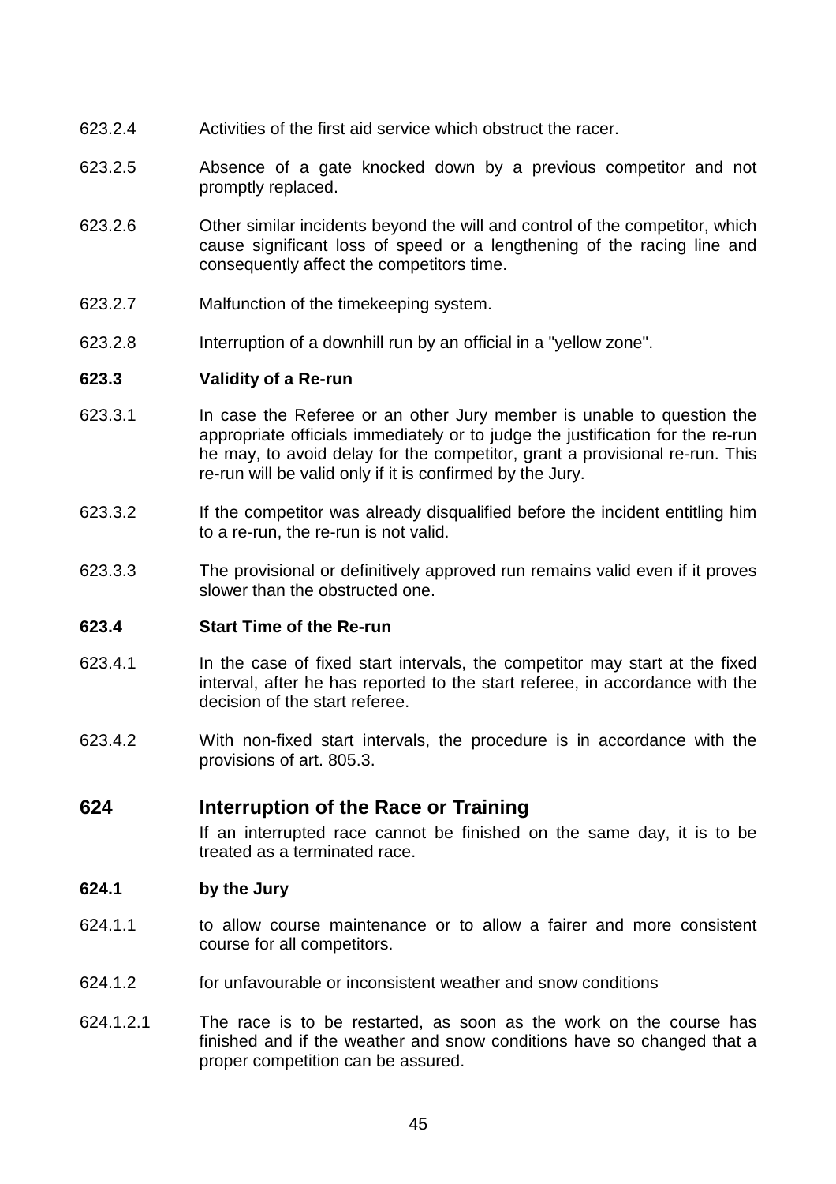623.2.4 Activities of the first aid service which obstruct the racer.

623.2.5 Absence of a gate knocked down by a previous competitor and not promptly replaced.

623.2.6 Other similar incidents beyond the will and control of the competitor, which cause significant loss of speed or a lengthening of the racing line and consequently affect the competitors time.

623.2.7 Malfunction of the timekeeping system.

623.2.8 Interruption of a downhill run by an official in a "yellow zone".

**623.3 Validity of a Re-run**

623.3.1 In case the Referee or an other Jury member is unable to question the appropriate officials immediately or to judge the justification for the re-run he may, to avoid delay for the competitor, grant a provisional re-run. This re-run will be valid only if it is confirmed by the Jury.

623.3.2 If the competitor was already disqualified before the incident entitling him to a re-run, the re-run is not valid.

623.3.3 The provisional or definitively approved run remains valid even if it proves slower than the obstructed one.

**623.4 Start Time of the Re-run**

623.4.1 In the case of fixed start intervals, the competitor may start at the fixed interval, after he has reported to the start referee, in accordance with the decision of the start referee.

623.4.2 With non-fixed start intervals, the procedure is in accordance with the provisions of art. 805.3.

## 624 Interruption of the Race or Training

If an interrupted race cannot be finished on the same day, it is to be treated as a terminated race.

**624.1 by the Jury**

624.1.1 to allow course maintenance or to allow a fairer and more consistent course for all competitors.

624.1.2 for unfavourable or inconsistent weather and snow conditions

624.1.2.1 The race is to be restarted, as soon as the work on the course has finished and if the weather and snow conditions have so changed that a proper competition can be assured.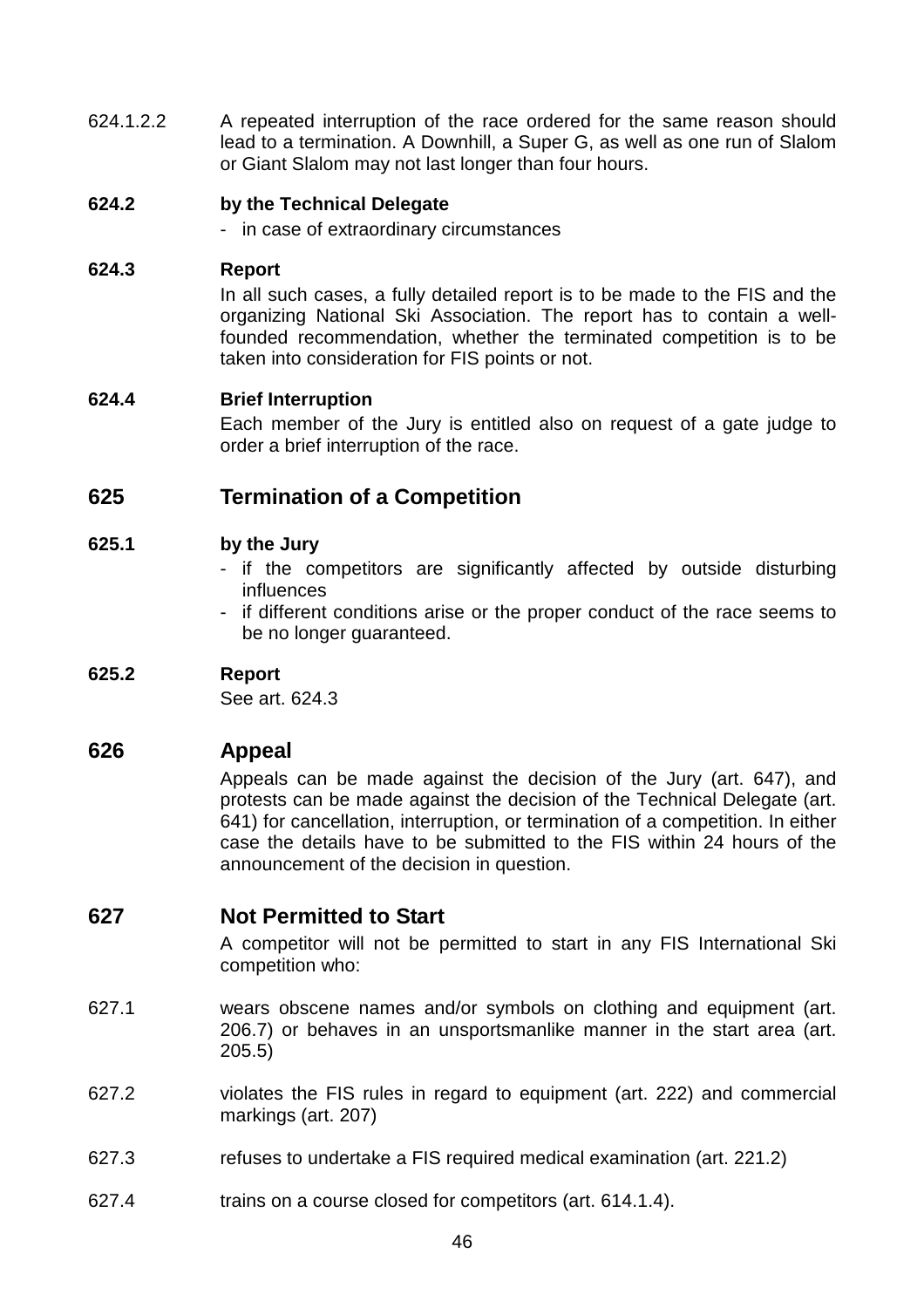624.1.2.2 A repeated interruption of the race ordered for the same reason should lead to a termination. A Downhill, a Super G, as well as one run of Slalom or Giant Slalom may not last longer than four hours.

**624.2 by the Technical Delegate**

- in case of extraordinary circumstances

**624.3 Report**

In all such cases, a fully detailed report is to be made to the FIS and the organizing National Ski Association. The report has to contain a well-founded recommendation, whether the terminated competition is to be taken into consideration for FIS points or not.

**624.4 Brief Interruption**

Each member of the Jury is entitled also on request of a gate judge to order a brief interruption of the race.

## 625 Termination of a Competition

**625.1 by the Jury**

- if the competitors are significantly affected by outside disturbing influences
- if different conditions arise or the proper conduct of the race seems to be no longer guaranteed.

**625.2 Report**

See art. 624.3

## 626 Appeal

Appeals can be made against the decision of the Jury (art. 647), and protests can be made against the decision of the Technical Delegate (art. 641) for cancellation, interruption, or termination of a competition. In either case the details have to be submitted to the FIS within 24 hours of the announcement of the decision in question.

## 627 Not Permitted to Start

A competitor will not be permitted to start in any FIS International Ski competition who:

627.1 wears obscene names and/or symbols on clothing and equipment (art. 206.7) or behaves in an unsportsmanlike manner in the start area (art. 205.5)

627.2 violates the FIS rules in regard to equipment (art. 222) and commercial markings (art. 207)

627.3 refuses to undertake a FIS required medical examination (art. 221.2)

627.4 trains on a course closed for competitors (art. 614.1.4).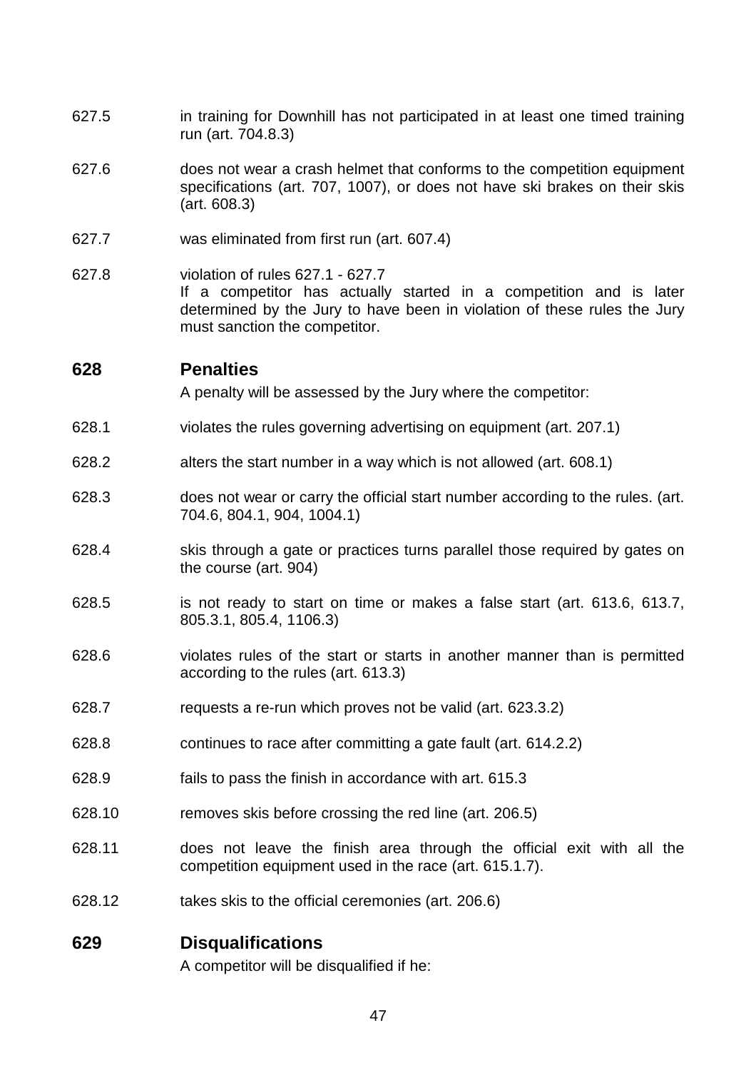627.5 in training for Downhill has not participated in at least one timed training run (art. 704.8.3)

627.6 does not wear a crash helmet that conforms to the competition equipment specifications (art. 707, 1007), or does not have ski brakes on their skis (art. 608.3)

627.7 was eliminated from first run (art. 607.4)

627.8 violation of rules 627.1 - 627.7
If a competitor has actually started in a competition and is later determined by the Jury to have been in violation of these rules the Jury must sanction the competitor.

## 628 Penalties

A penalty will be assessed by the Jury where the competitor:

628.1 violates the rules governing advertising on equipment (art. 207.1)

628.2 alters the start number in a way which is not allowed (art. 608.1)

628.3 does not wear or carry the official start number according to the rules. (art. 704.6, 804.1, 904, 1004.1)

628.4 skis through a gate or practices turns parallel those required by gates on the course (art. 904)

628.5 is not ready to start on time or makes a false start (art. 613.6, 613.7, 805.3.1, 805.4, 1106.3)

628.6 violates rules of the start or starts in another manner than is permitted according to the rules (art. 613.3)

628.7 requests a re-run which proves not be valid (art. 623.3.2)

628.8 continues to race after committing a gate fault (art. 614.2.2)

628.9 fails to pass the finish in accordance with art. 615.3

628.10 removes skis before crossing the red line (art. 206.5)

628.11 does not leave the finish area through the official exit with all the competition equipment used in the race (art. 615.1.7).

628.12 takes skis to the official ceremonies (art. 206.6)

## 629 Disqualifications

A competitor will be disqualified if he: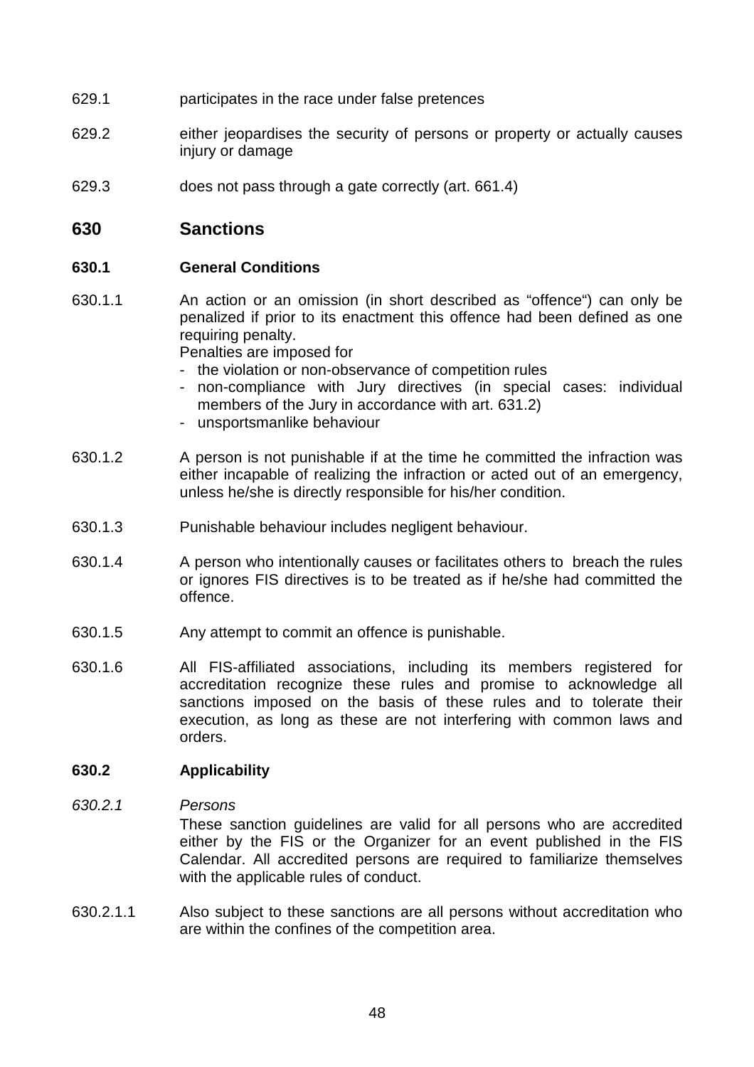629.1 participates in the race under false pretences

629.2 either jeopardises the security of persons or property or actually causes injury or damage

629.3 does not pass through a gate correctly (art. 661.4)

## 630 Sanctions

### 630.1 General Conditions

630.1.1 An action or an omission (in short described as "offence") can only be penalized if prior to its enactment this offence had been defined as one requiring penalty.
Penalties are imposed for
- the violation or non-observance of competition rules
- non-compliance with Jury directives (in special cases: individual members of the Jury in accordance with art. 631.2)
- unsportsmanlike behaviour

630.1.2 A person is not punishable if at the time he committed the infraction was either incapable of realizing the infraction or acted out of an emergency, unless he/she is directly responsible for his/her condition.

630.1.3 Punishable behaviour includes negligent behaviour.

630.1.4 A person who intentionally causes or facilitates others to breach the rules or ignores FIS directives is to be treated as if he/she had committed the offence.

630.1.5 Any attempt to commit an offence is punishable.

630.1.6 All FIS-affiliated associations, including its members registered for accreditation recognize these rules and promise to acknowledge all sanctions imposed on the basis of these rules and to tolerate their execution, as long as these are not interfering with common laws and orders.

### 630.2 Applicability

*630.2.1 Persons*
These sanction guidelines are valid for all persons who are accredited either by the FIS or the Organizer for an event published in the FIS Calendar. All accredited persons are required to familiarize themselves with the applicable rules of conduct.

630.2.1.1 Also subject to these sanctions are all persons without accreditation who are within the confines of the competition area.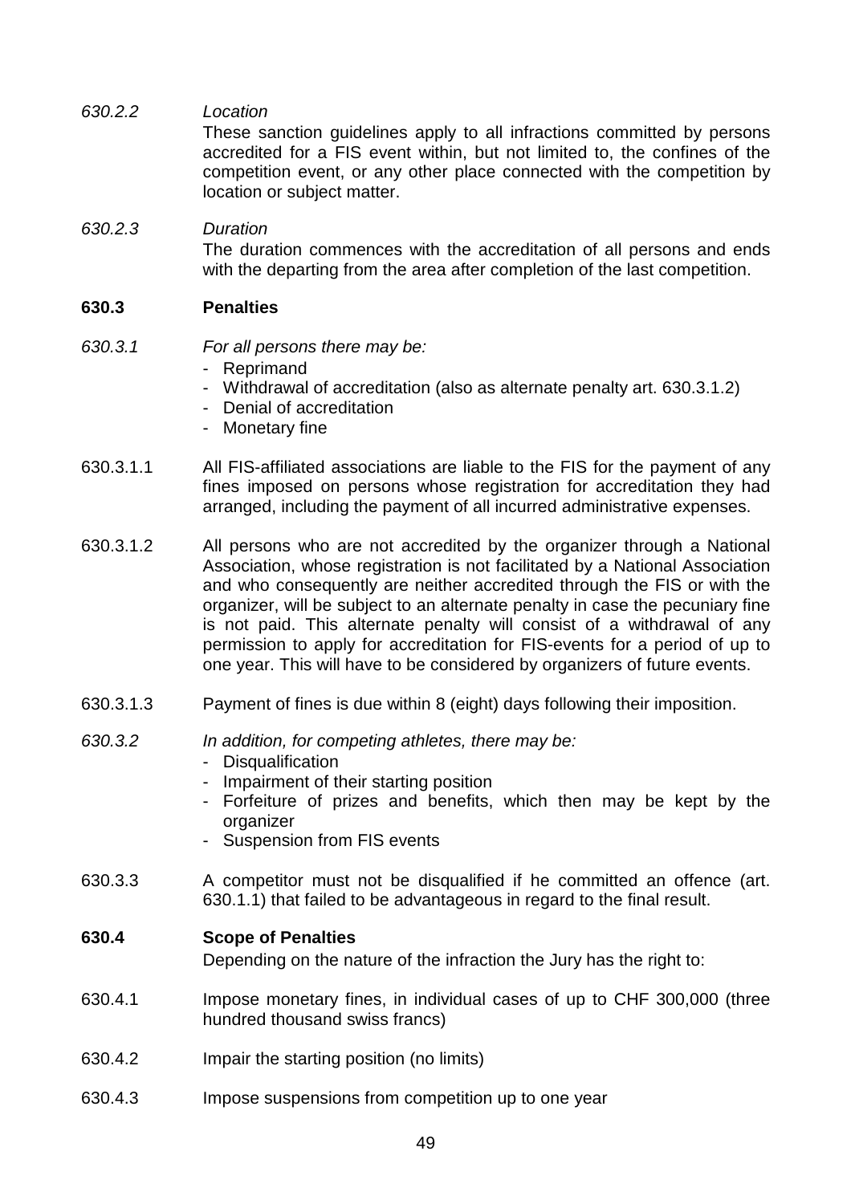*630.2.2* *Location*

These sanction guidelines apply to all infractions committed by persons accredited for a FIS event within, but not limited to, the confines of the competition event, or any other place connected with the competition by location or subject matter.

*630.2.3* *Duration*

The duration commences with the accreditation of all persons and ends with the departing from the area after completion of the last competition.

**630.3 Penalties**

*630.3.1* *For all persons there may be:*

- Reprimand
- Withdrawal of accreditation (also as alternate penalty art. 630.3.1.2)
- Denial of accreditation
- Monetary fine

630.3.1.1 All FIS-affiliated associations are liable to the FIS for the payment of any fines imposed on persons whose registration for accreditation they had arranged, including the payment of all incurred administrative expenses.

630.3.1.2 All persons who are not accredited by the organizer through a National Association, whose registration is not facilitated by a National Association and who consequently are neither accredited through the FIS or with the organizer, will be subject to an alternate penalty in case the pecuniary fine is not paid. This alternate penalty will consist of a withdrawal of any permission to apply for accreditation for FIS-events for a period of up to one year. This will have to be considered by organizers of future events.

630.3.1.3 Payment of fines is due within 8 (eight) days following their imposition.

*630.3.2* *In addition, for competing athletes, there may be:*

- Disqualification
- Impairment of their starting position
- Forfeiture of prizes and benefits, which then may be kept by the organizer
- Suspension from FIS events

630.3.3 A competitor must not be disqualified if he committed an offence (art. 630.1.1) that failed to be advantageous in regard to the final result.

**630.4 Scope of Penalties**

Depending on the nature of the infraction the Jury has the right to:

630.4.1 Impose monetary fines, in individual cases of up to CHF 300,000 (three hundred thousand swiss francs)

630.4.2 Impair the starting position (no limits)

630.4.3 Impose suspensions from competition up to one year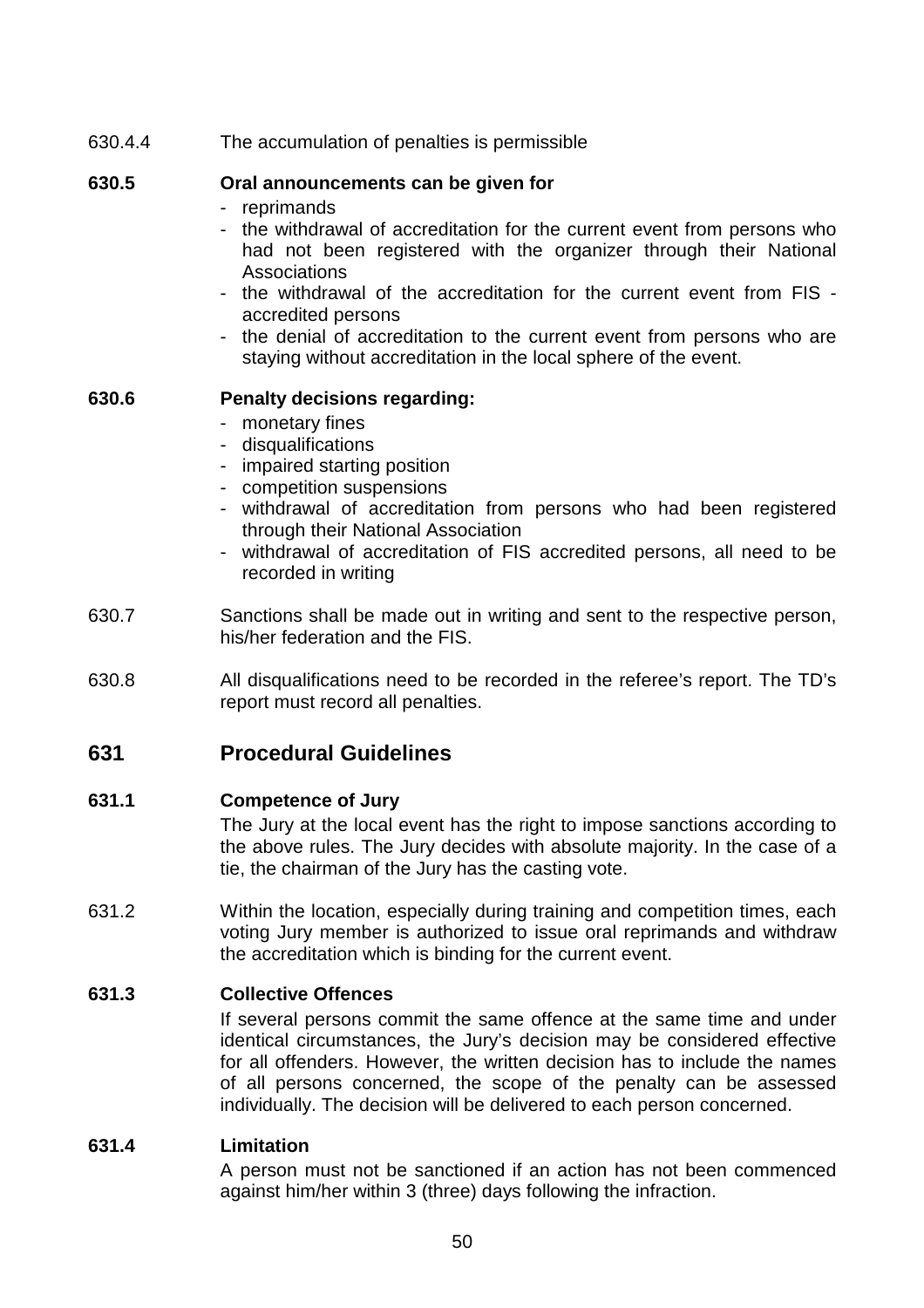630.4.4 The accumulation of penalties is permissible

**630.5 Oral announcements can be given for**

- reprimands
- the withdrawal of accreditation for the current event from persons who had not been registered with the organizer through their National Associations
- the withdrawal of the accreditation for the current event from FIS - accredited persons
- the denial of accreditation to the current event from persons who are staying without accreditation in the local sphere of the event.

**630.6 Penalty decisions regarding:**

- monetary fines
- disqualifications
- impaired starting position
- competition suspensions
- withdrawal of accreditation from persons who had been registered through their National Association
- withdrawal of accreditation of FIS accredited persons, all need to be recorded in writing

630.7 Sanctions shall be made out in writing and sent to the respective person, his/her federation and the FIS.

630.8 All disqualifications need to be recorded in the referee's report. The TD's report must record all penalties.

## 631 Procedural Guidelines

**631.1 Competence of Jury**

The Jury at the local event has the right to impose sanctions according to the above rules. The Jury decides with absolute majority. In the case of a tie, the chairman of the Jury has the casting vote.

631.2 Within the location, especially during training and competition times, each voting Jury member is authorized to issue oral reprimands and withdraw the accreditation which is binding for the current event.

**631.3 Collective Offences**

If several persons commit the same offence at the same time and under identical circumstances, the Jury's decision may be considered effective for all offenders. However, the written decision has to include the names of all persons concerned, the scope of the penalty can be assessed individually. The decision will be delivered to each person concerned.

**631.4 Limitation**

A person must not be sanctioned if an action has not been commenced against him/her within 3 (three) days following the infraction.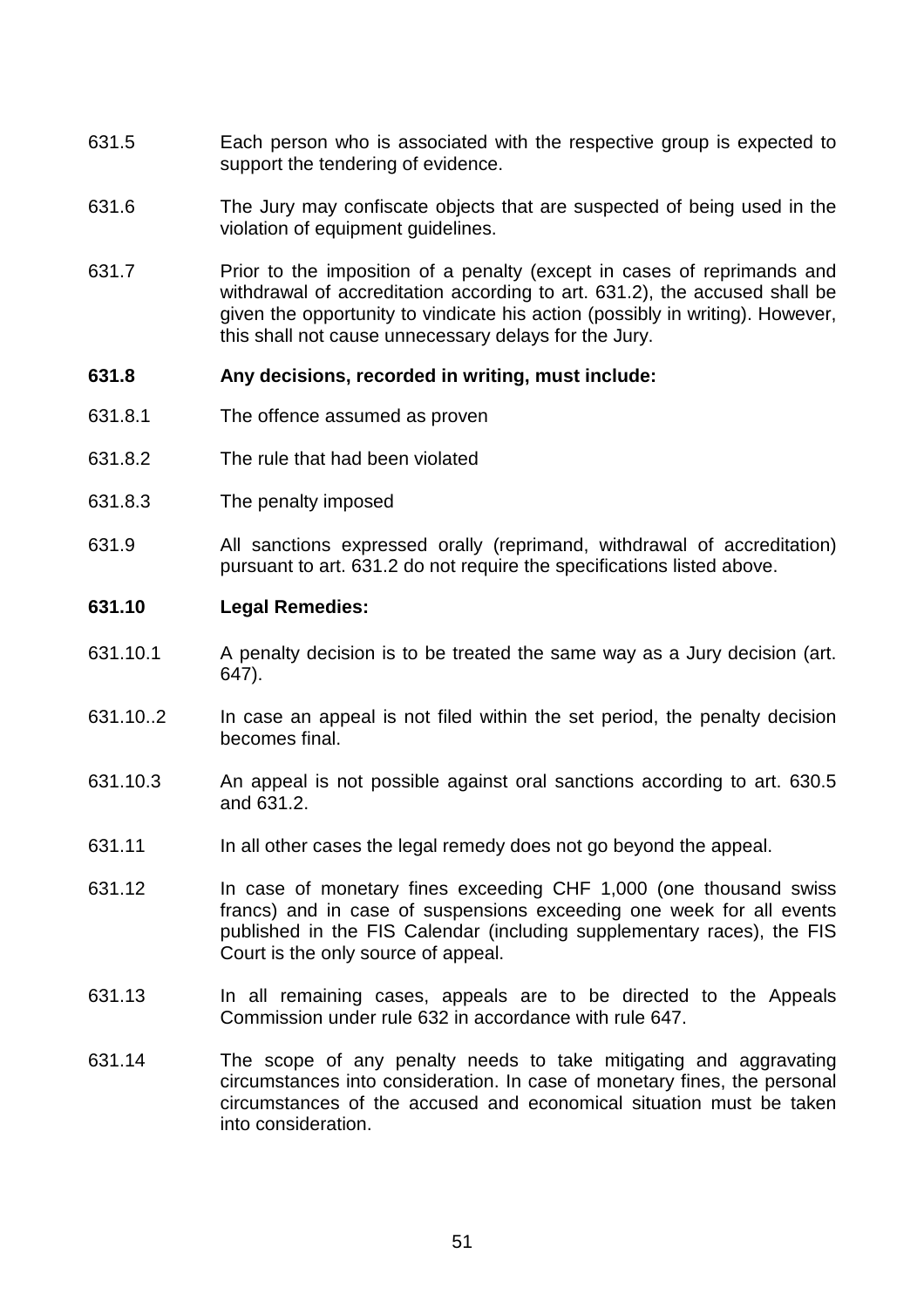631.5 Each person who is associated with the respective group is expected to support the tendering of evidence.

631.6 The Jury may confiscate objects that are suspected of being used in the violation of equipment guidelines.

631.7 Prior to the imposition of a penalty (except in cases of reprimands and withdrawal of accreditation according to art. 631.2), the accused shall be given the opportunity to vindicate his action (possibly in writing). However, this shall not cause unnecessary delays for the Jury.

**631.8 Any decisions, recorded in writing, must include:**

631.8.1 The offence assumed as proven

631.8.2 The rule that had been violated

631.8.3 The penalty imposed

631.9 All sanctions expressed orally (reprimand, withdrawal of accreditation) pursuant to art. 631.2 do not require the specifications listed above.

**631.10 Legal Remedies:**

631.10.1 A penalty decision is to be treated the same way as a Jury decision (art. 647).

631.10..2 In case an appeal is not filed within the set period, the penalty decision becomes final.

631.10.3 An appeal is not possible against oral sanctions according to art. 630.5 and 631.2.

631.11 In all other cases the legal remedy does not go beyond the appeal.

631.12 In case of monetary fines exceeding CHF 1,000 (one thousand swiss francs) and in case of suspensions exceeding one week for all events published in the FIS Calendar (including supplementary races), the FIS Court is the only source of appeal.

631.13 In all remaining cases, appeals are to be directed to the Appeals Commission under rule 632 in accordance with rule 647.

631.14 The scope of any penalty needs to take mitigating and aggravating circumstances into consideration. In case of monetary fines, the personal circumstances of the accused and economical situation must be taken into consideration.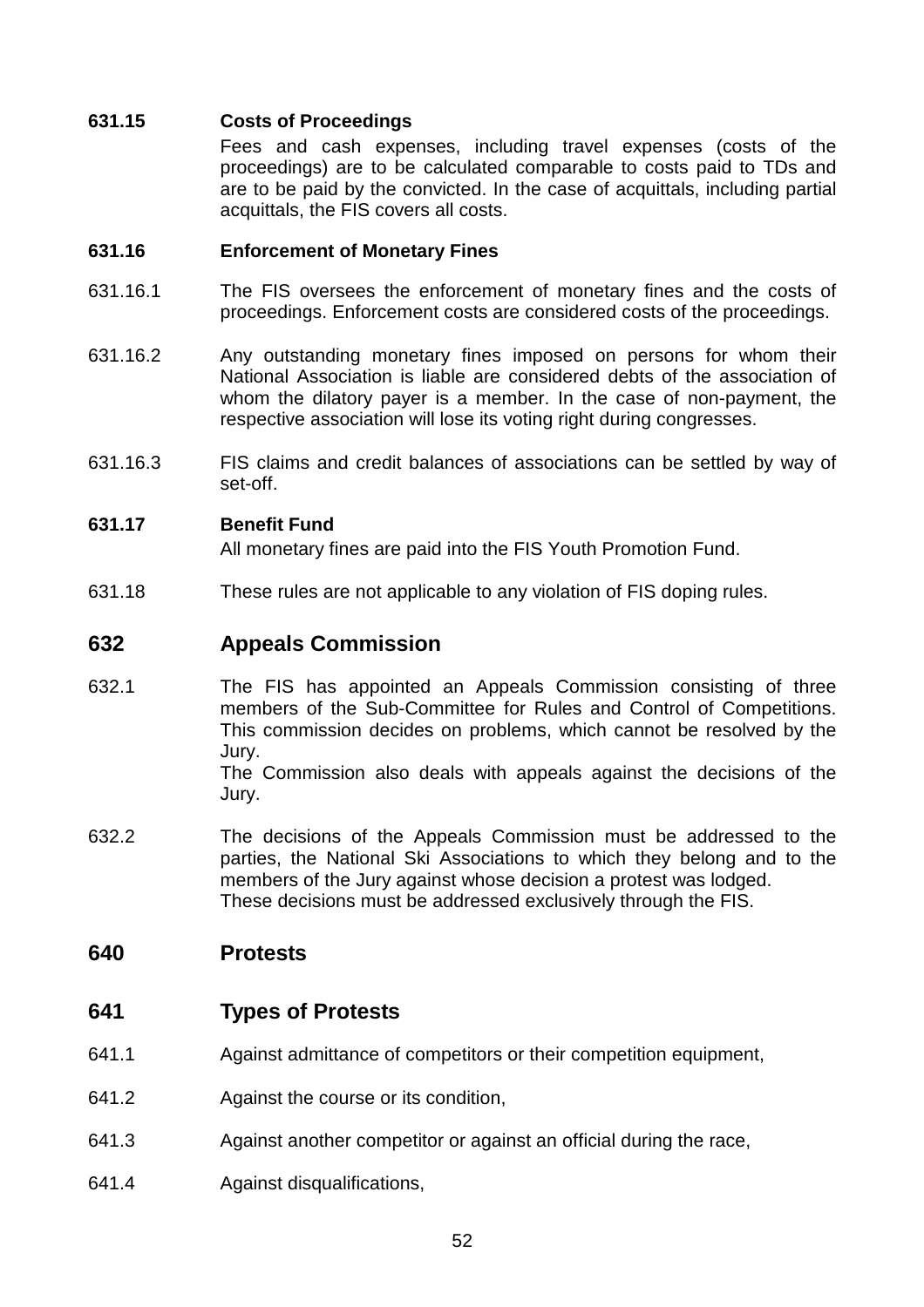**631.15 Costs of Proceedings**

Fees and cash expenses, including travel expenses (costs of the proceedings) are to be calculated comparable to costs paid to TDs and are to be paid by the convicted. In the case of acquittals, including partial acquittals, the FIS covers all costs.

**631.16 Enforcement of Monetary Fines**

631.16.1 The FIS oversees the enforcement of monetary fines and the costs of proceedings. Enforcement costs are considered costs of the proceedings.

631.16.2 Any outstanding monetary fines imposed on persons for whom their National Association is liable are considered debts of the association of whom the dilatory payer is a member. In the case of non-payment, the respective association will lose its voting right during congresses.

631.16.3 FIS claims and credit balances of associations can be settled by way of set-off.

**631.17 Benefit Fund**

All monetary fines are paid into the FIS Youth Promotion Fund.

631.18 These rules are not applicable to any violation of FIS doping rules.

## 632 Appeals Commission

632.1 The FIS has appointed an Appeals Commission consisting of three members of the Sub-Committee for Rules and Control of Competitions. This commission decides on problems, which cannot be resolved by the Jury.
The Commission also deals with appeals against the decisions of the Jury.

632.2 The decisions of the Appeals Commission must be addressed to the parties, the National Ski Associations to which they belong and to the members of the Jury against whose decision a protest was lodged.
These decisions must be addressed exclusively through the FIS.

## 640 Protests

## 641 Types of Protests

641.1 Against admittance of competitors or their competition equipment,

641.2 Against the course or its condition,

641.3 Against another competitor or against an official during the race,

641.4 Against disqualifications,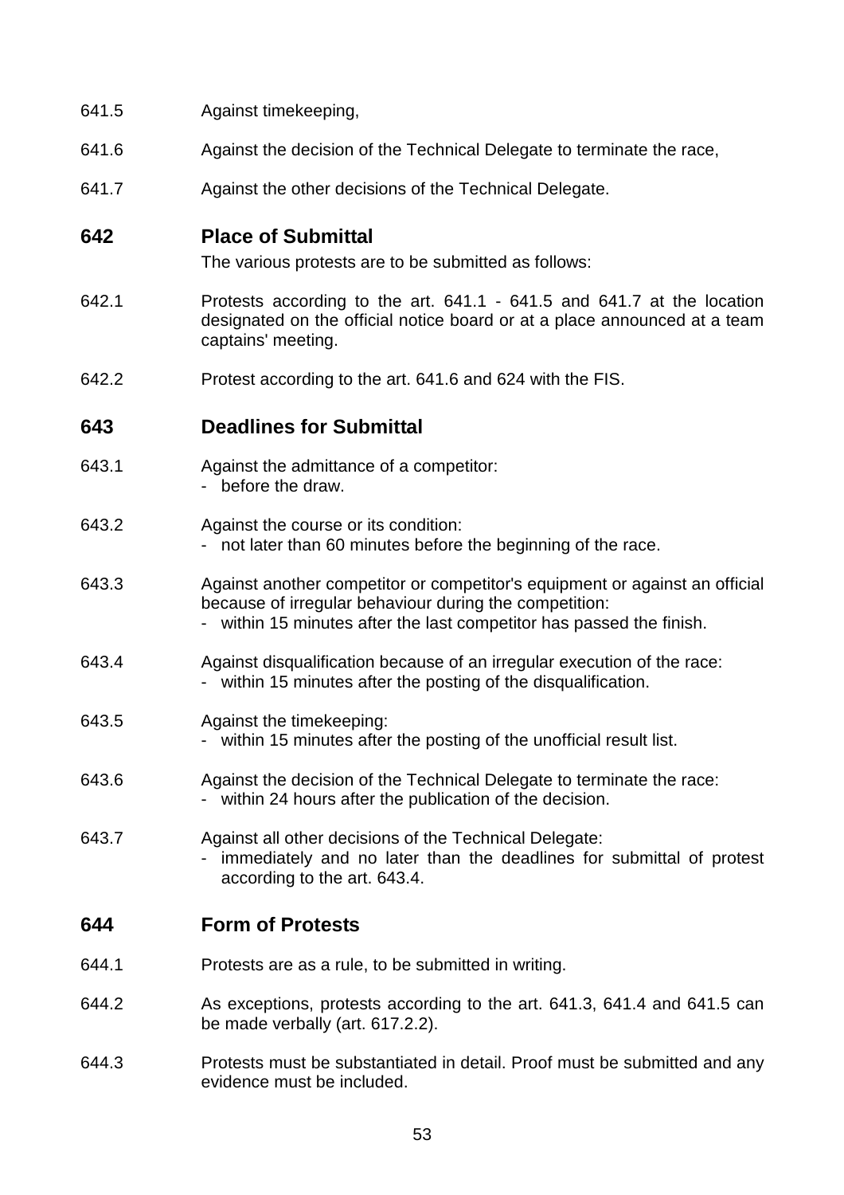641.5 Against timekeeping,

641.6 Against the decision of the Technical Delegate to terminate the race,

641.7 Against the other decisions of the Technical Delegate.

## 642 Place of Submittal

The various protests are to be submitted as follows:

642.1 Protests according to the art. 641.1 - 641.5 and 641.7 at the location designated on the official notice board or at a place announced at a team captains' meeting.

642.2 Protest according to the art. 641.6 and 624 with the FIS.

## 643 Deadlines for Submittal

643.1 Against the admittance of a competitor:
- before the draw.

643.2 Against the course or its condition:
- not later than 60 minutes before the beginning of the race.

643.3 Against another competitor or competitor's equipment or against an official because of irregular behaviour during the competition:
- within 15 minutes after the last competitor has passed the finish.

643.4 Against disqualification because of an irregular execution of the race:
- within 15 minutes after the posting of the disqualification.

643.5 Against the timekeeping:
- within 15 minutes after the posting of the unofficial result list.

643.6 Against the decision of the Technical Delegate to terminate the race:
- within 24 hours after the publication of the decision.

643.7 Against all other decisions of the Technical Delegate:
- immediately and no later than the deadlines for submittal of protest according to the art. 643.4.

## 644 Form of Protests

644.1 Protests are as a rule, to be submitted in writing.

644.2 As exceptions, protests according to the art. 641.3, 641.4 and 641.5 can be made verbally (art. 617.2.2).

644.3 Protests must be substantiated in detail. Proof must be submitted and any evidence must be included.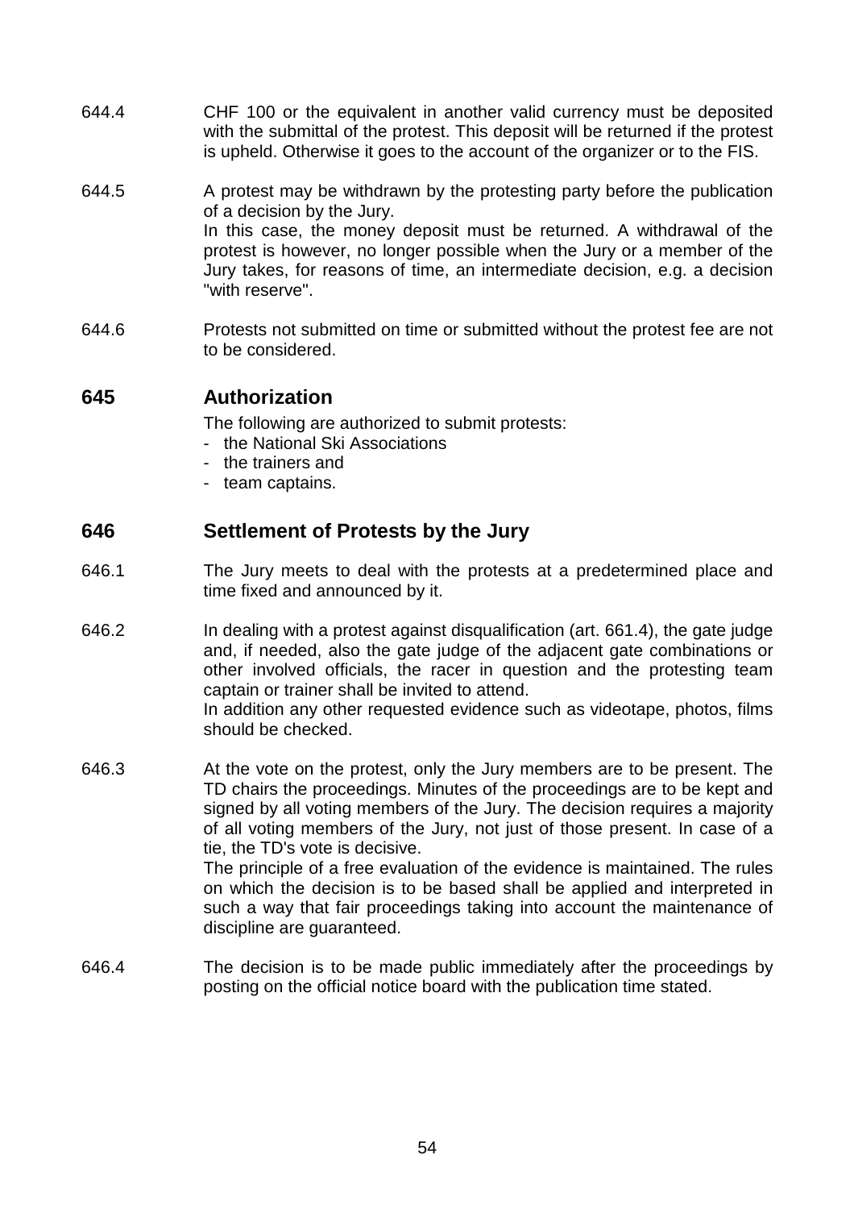644.4 CHF 100 or the equivalent in another valid currency must be deposited with the submittal of the protest. This deposit will be returned if the protest is upheld. Otherwise it goes to the account of the organizer or to the FIS.

644.5 A protest may be withdrawn by the protesting party before the publication of a decision by the Jury.
In this case, the money deposit must be returned. A withdrawal of the protest is however, no longer possible when the Jury or a member of the Jury takes, for reasons of time, an intermediate decision, e.g. a decision "with reserve".

644.6 Protests not submitted on time or submitted without the protest fee are not to be considered.

## 645 Authorization

The following are authorized to submit protests:

- the National Ski Associations
- the trainers and
- team captains.

## 646 Settlement of Protests by the Jury

646.1 The Jury meets to deal with the protests at a predetermined place and time fixed and announced by it.

646.2 In dealing with a protest against disqualification (art. 661.4), the gate judge and, if needed, also the gate judge of the adjacent gate combinations or other involved officials, the racer in question and the protesting team captain or trainer shall be invited to attend.
In addition any other requested evidence such as videotape, photos, films should be checked.

646.3 At the vote on the protest, only the Jury members are to be present. The TD chairs the proceedings. Minutes of the proceedings are to be kept and signed by all voting members of the Jury. The decision requires a majority of all voting members of the Jury, not just of those present. In case of a tie, the TD's vote is decisive.
The principle of a free evaluation of the evidence is maintained. The rules on which the decision is to be based shall be applied and interpreted in such a way that fair proceedings taking into account the maintenance of discipline are guaranteed.

646.4 The decision is to be made public immediately after the proceedings by posting on the official notice board with the publication time stated.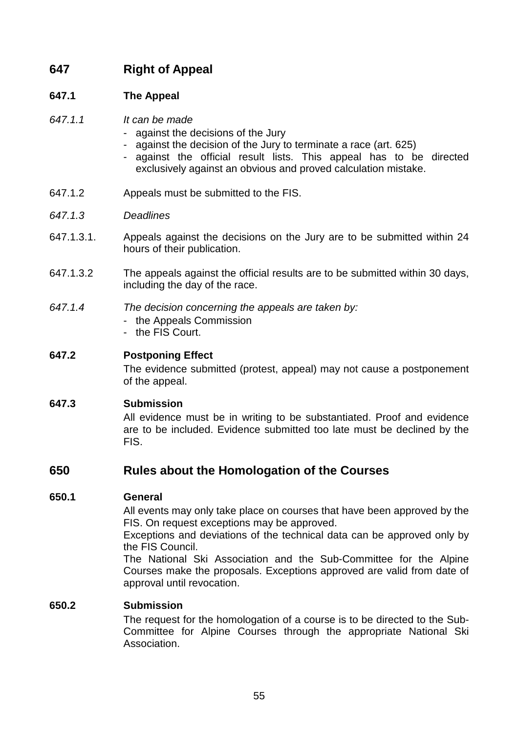## 647 Right of Appeal

### 647.1 The Appeal

*647.1.1 It can be made*

- against the decisions of the Jury
- against the decision of the Jury to terminate a race (art. 625)
- against the official result lists. This appeal has to be directed exclusively against an obvious and proved calculation mistake.

647.1.2 Appeals must be submitted to the FIS.

*647.1.3 Deadlines*

647.1.3.1. Appeals against the decisions on the Jury are to be submitted within 24 hours of their publication.

647.1.3.2 The appeals against the official results are to be submitted within 30 days, including the day of the race.

*647.1.4 The decision concerning the appeals are taken by:*

- the Appeals Commission
- the FIS Court.

### 647.2 Postponing Effect

The evidence submitted (protest, appeal) may not cause a postponement of the appeal.

### 647.3 Submission

All evidence must be in writing to be substantiated. Proof and evidence are to be included. Evidence submitted too late must be declined by the FIS.

## 650 Rules about the Homologation of the Courses

### 650.1 General

All events may only take place on courses that have been approved by the FIS. On request exceptions may be approved.

Exceptions and deviations of the technical data can be approved only by the FIS Council.

The National Ski Association and the Sub-Committee for the Alpine Courses make the proposals. Exceptions approved are valid from date of approval until revocation.

### 650.2 Submission

The request for the homologation of a course is to be directed to the Sub-Committee for Alpine Courses through the appropriate National Ski Association.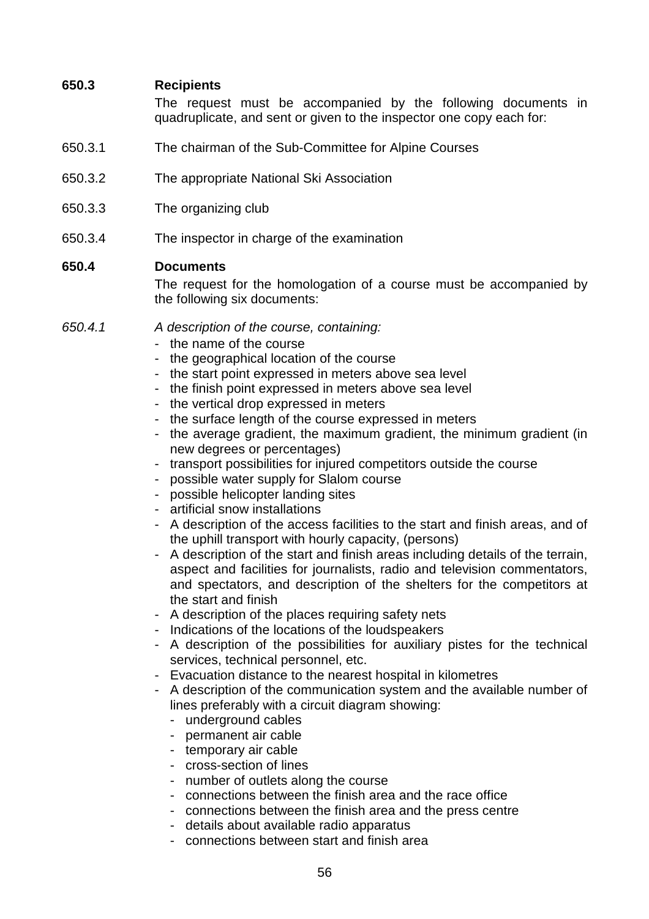**650.3 Recipients**

The request must be accompanied by the following documents in quadruplicate, and sent or given to the inspector one copy each for:

650.3.1 The chairman of the Sub-Committee for Alpine Courses

650.3.2 The appropriate National Ski Association

650.3.3 The organizing club

650.3.4 The inspector in charge of the examination

**650.4 Documents**

The request for the homologation of a course must be accompanied by the following six documents:

*650.4.1 A description of the course, containing:*

- the name of the course
- the geographical location of the course
- the start point expressed in meters above sea level
- the finish point expressed in meters above sea level
- the vertical drop expressed in meters
- the surface length of the course expressed in meters
- the average gradient, the maximum gradient, the minimum gradient (in new degrees or percentages)
- transport possibilities for injured competitors outside the course
- possible water supply for Slalom course
- possible helicopter landing sites
- artificial snow installations
- A description of the access facilities to the start and finish areas, and of the uphill transport with hourly capacity, (persons)
- A description of the start and finish areas including details of the terrain, aspect and facilities for journalists, radio and television commentators, and spectators, and description of the shelters for the competitors at the start and finish
- A description of the places requiring safety nets
- Indications of the locations of the loudspeakers
- A description of the possibilities for auxiliary pistes for the technical services, technical personnel, etc.
- Evacuation distance to the nearest hospital in kilometres
- A description of the communication system and the available number of lines preferably with a circuit diagram showing:
  - underground cables
  - permanent air cable
  - temporary air cable
  - cross-section of lines
  - number of outlets along the course
  - connections between the finish area and the race office
  - connections between the finish area and the press centre
  - details about available radio apparatus
  - connections between start and finish area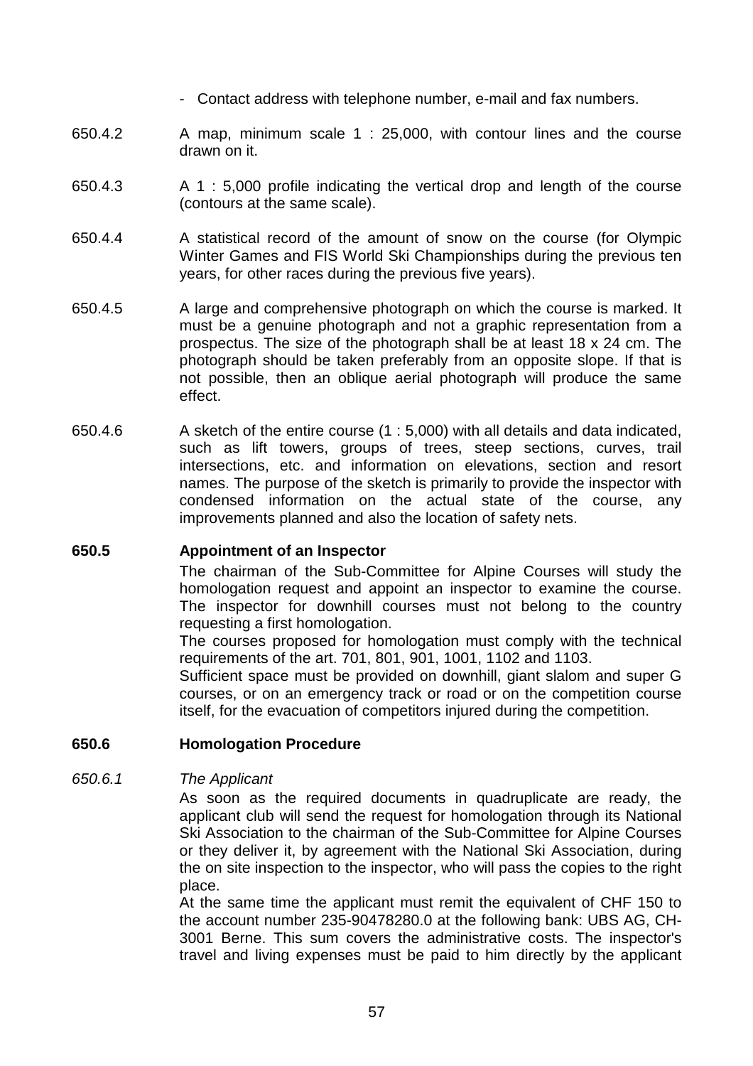- Contact address with telephone number, e-mail and fax numbers.

650.4.2 A map, minimum scale 1 : 25,000, with contour lines and the course drawn on it.

650.4.3 A 1 : 5,000 profile indicating the vertical drop and length of the course (contours at the same scale).

650.4.4 A statistical record of the amount of snow on the course (for Olympic Winter Games and FIS World Ski Championships during the previous ten years, for other races during the previous five years).

650.4.5 A large and comprehensive photograph on which the course is marked. It must be a genuine photograph and not a graphic representation from a prospectus. The size of the photograph shall be at least 18 x 24 cm. The photograph should be taken preferably from an opposite slope. If that is not possible, then an oblique aerial photograph will produce the same effect.

650.4.6 A sketch of the entire course (1 : 5,000) with all details and data indicated, such as lift towers, groups of trees, steep sections, curves, trail intersections, etc. and information on elevations, section and resort names. The purpose of the sketch is primarily to provide the inspector with condensed information on the actual state of the course, any improvements planned and also the location of safety nets.

**650.5 Appointment of an Inspector**

The chairman of the Sub-Committee for Alpine Courses will study the homologation request and appoint an inspector to examine the course. The inspector for downhill courses must not belong to the country requesting a first homologation.

The courses proposed for homologation must comply with the technical requirements of the art. 701, 801, 901, 1001, 1102 and 1103.

Sufficient space must be provided on downhill, giant slalom and super G courses, or on an emergency track or road or on the competition course itself, for the evacuation of competitors injured during the competition.

**650.6 Homologation Procedure**

*650.6.1 The Applicant*

As soon as the required documents in quadruplicate are ready, the applicant club will send the request for homologation through its National Ski Association to the chairman of the Sub-Committee for Alpine Courses or they deliver it, by agreement with the National Ski Association, during the on site inspection to the inspector, who will pass the copies to the right place.

At the same time the applicant must remit the equivalent of CHF 150 to the account number 235-90478280.0 at the following bank: UBS AG, CH-3001 Berne. This sum covers the administrative costs. The inspector's travel and living expenses must be paid to him directly by the applicant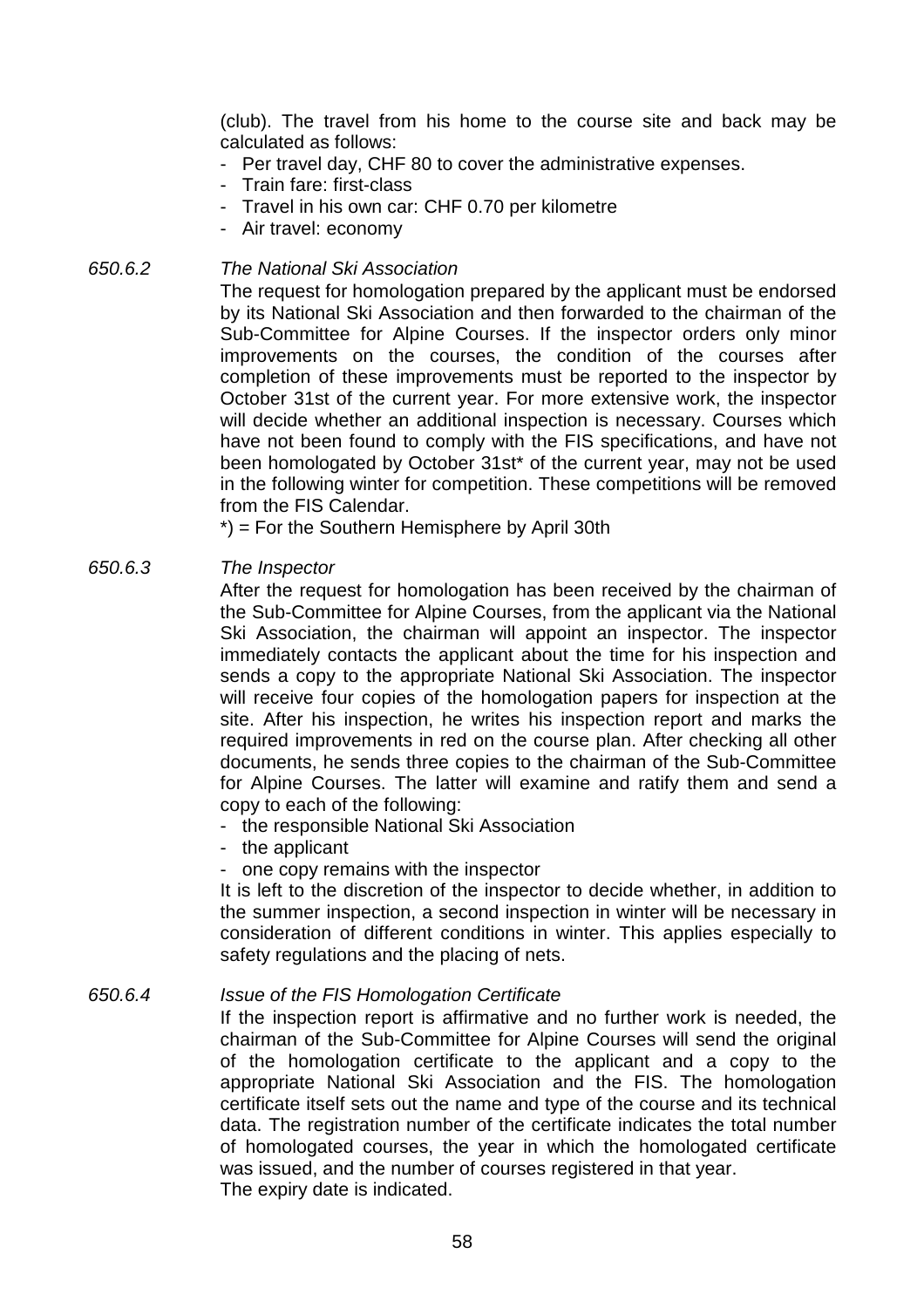(club). The travel from his home to the course site and back may be calculated as follows:

- Per travel day, CHF 80 to cover the administrative expenses.
- Train fare: first-class
- Travel in his own car: CHF 0.70 per kilometre
- Air travel: economy

*650.6.2* *The National Ski Association*

The request for homologation prepared by the applicant must be endorsed by its National Ski Association and then forwarded to the chairman of the Sub-Committee for Alpine Courses. If the inspector orders only minor improvements on the courses, the condition of the courses after completion of these improvements must be reported to the inspector by October 31st of the current year. For more extensive work, the inspector will decide whether an additional inspection is necessary. Courses which have not been found to comply with the FIS specifications, and have not been homologated by October 31st* of the current year, may not be used in the following winter for competition. These competitions will be removed from the FIS Calendar.

*) = For the Southern Hemisphere by April 30th

*650.6.3* *The Inspector*

After the request for homologation has been received by the chairman of the Sub-Committee for Alpine Courses, from the applicant via the National Ski Association, the chairman will appoint an inspector. The inspector immediately contacts the applicant about the time for his inspection and sends a copy to the appropriate National Ski Association. The inspector will receive four copies of the homologation papers for inspection at the site. After his inspection, he writes his inspection report and marks the required improvements in red on the course plan. After checking all other documents, he sends three copies to the chairman of the Sub-Committee for Alpine Courses. The latter will examine and ratify them and send a copy to each of the following:

- the responsible National Ski Association
- the applicant
- one copy remains with the inspector

It is left to the discretion of the inspector to decide whether, in addition to the summer inspection, a second inspection in winter will be necessary in consideration of different conditions in winter. This applies especially to safety regulations and the placing of nets.

*650.6.4* *Issue of the FIS Homologation Certificate*

If the inspection report is affirmative and no further work is needed, the chairman of the Sub-Committee for Alpine Courses will send the original of the homologation certificate to the applicant and a copy to the appropriate National Ski Association and the FIS. The homologation certificate itself sets out the name and type of the course and its technical data. The registration number of the certificate indicates the total number of homologated courses, the year in which the homologated certificate was issued, and the number of courses registered in that year.

The expiry date is indicated.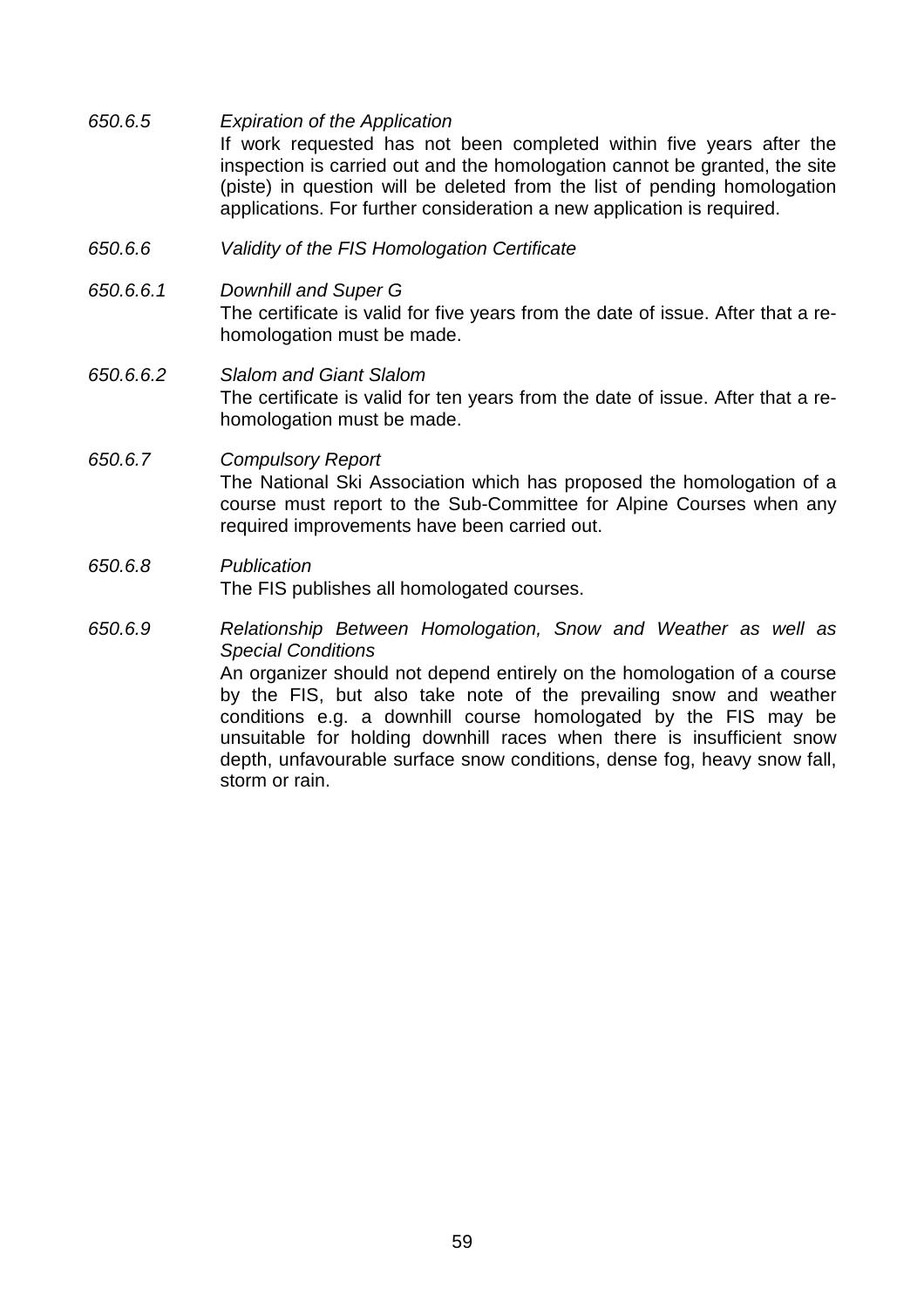*650.6.5* *Expiration of the Application*

If work requested has not been completed within five years after the inspection is carried out and the homologation cannot be granted, the site (piste) in question will be deleted from the list of pending homologation applications. For further consideration a new application is required.

*650.6.6* *Validity of the FIS Homologation Certificate*

*650.6.6.1* *Downhill and Super G*

The certificate is valid for five years from the date of issue. After that a re-homologation must be made.

*650.6.6.2* *Slalom and Giant Slalom*

The certificate is valid for ten years from the date of issue. After that a re-homologation must be made.

*650.6.7* *Compulsory Report*

The National Ski Association which has proposed the homologation of a course must report to the Sub-Committee for Alpine Courses when any required improvements have been carried out.

*650.6.8* *Publication*

The FIS publishes all homologated courses.

*650.6.9* *Relationship Between Homologation, Snow and Weather as well as Special Conditions*

An organizer should not depend entirely on the homologation of a course by the FIS, but also take note of the prevailing snow and weather conditions e.g. a downhill course homologated by the FIS may be unsuitable for holding downhill races when there is insufficient snow depth, unfavourable surface snow conditions, dense fog, heavy snow fall, storm or rain.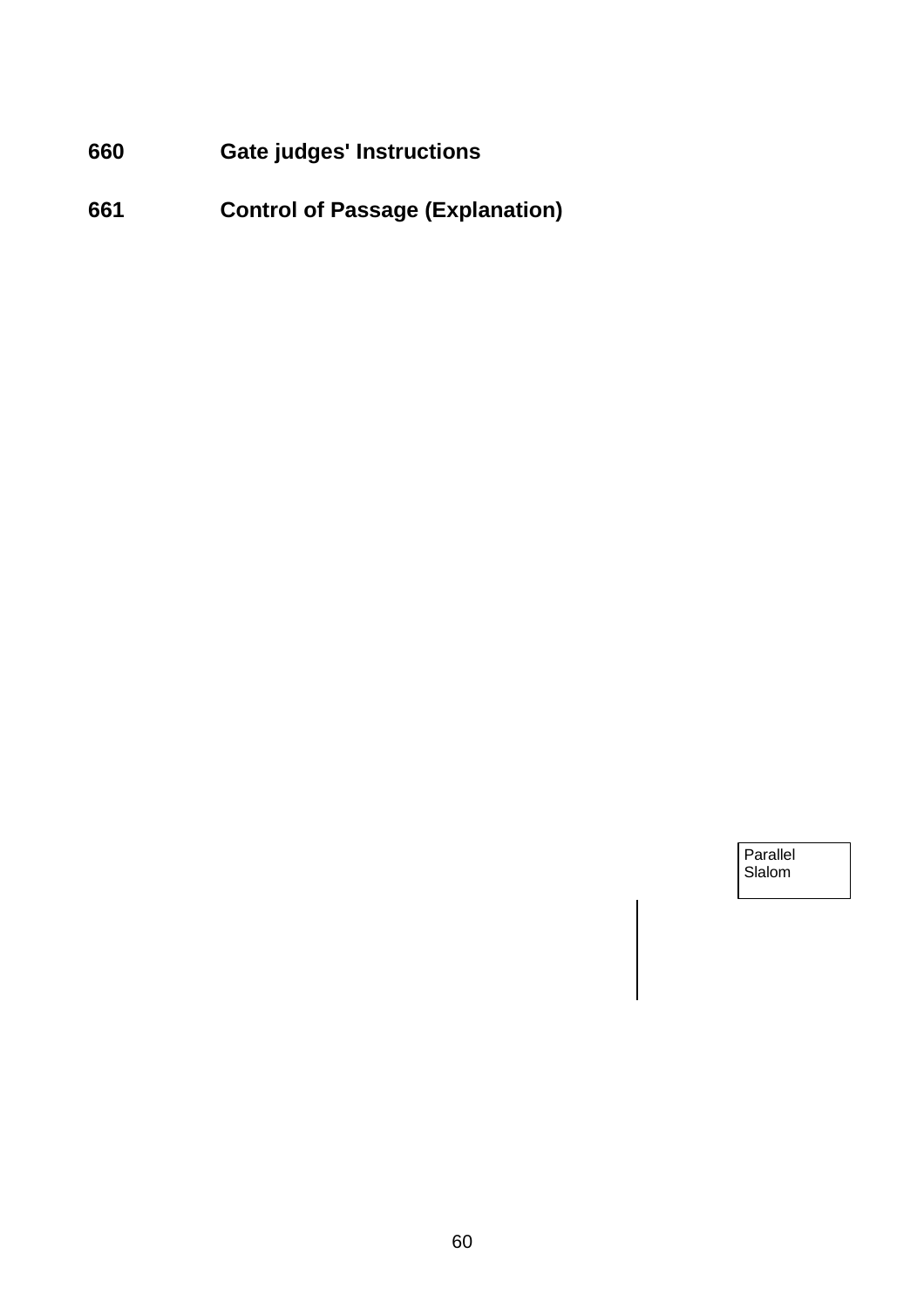## 660 Gate judges' Instructions

## 661 Control of Passage (Explanation)

Parallel Slalom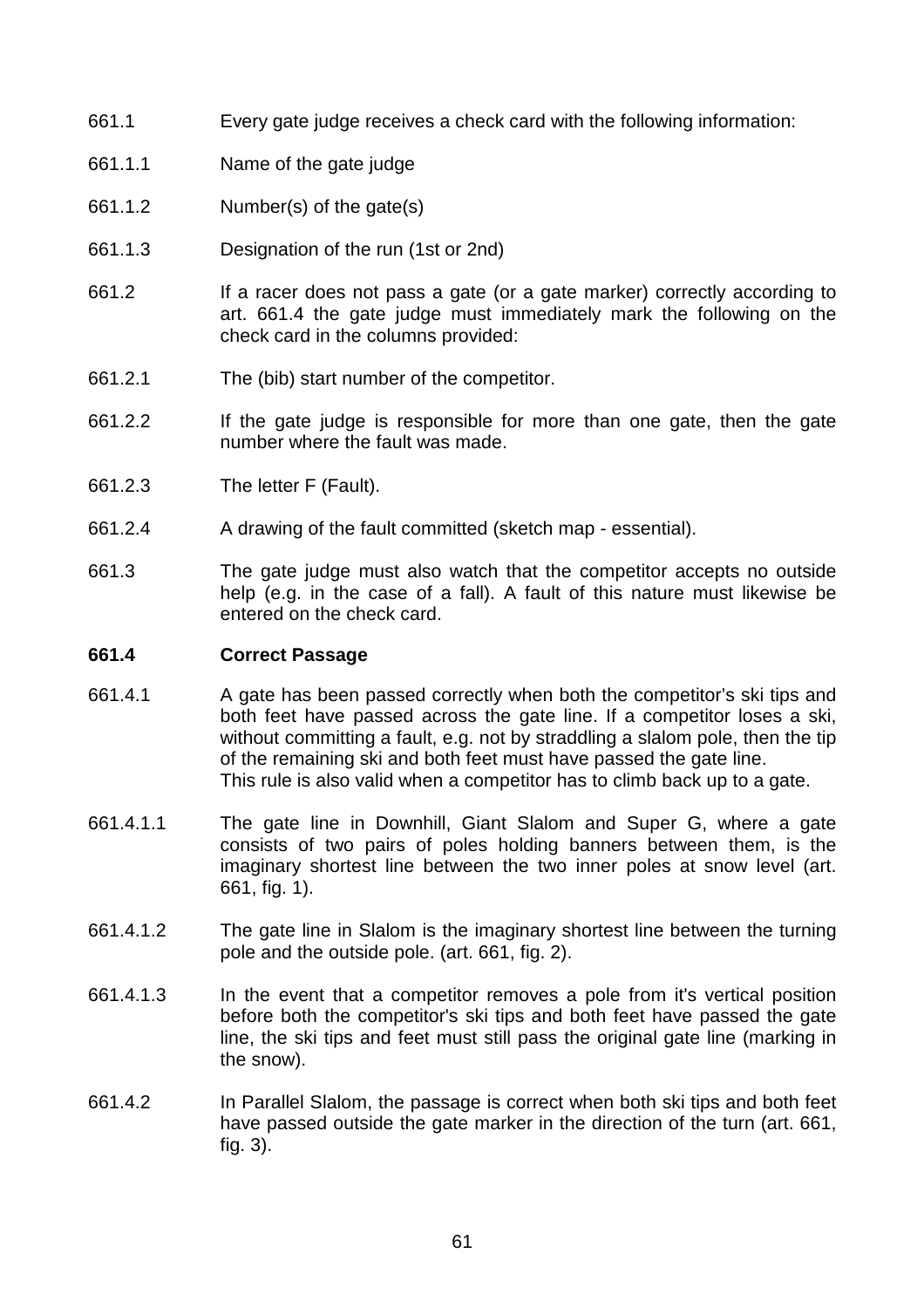661.1 Every gate judge receives a check card with the following information:

661.1.1 Name of the gate judge

661.1.2 Number(s) of the gate(s)

661.1.3 Designation of the run (1st or 2nd)

661.2 If a racer does not pass a gate (or a gate marker) correctly according to art. 661.4 the gate judge must immediately mark the following on the check card in the columns provided:

661.2.1 The (bib) start number of the competitor.

661.2.2 If the gate judge is responsible for more than one gate, then the gate number where the fault was made.

661.2.3 The letter F (Fault).

661.2.4 A drawing of the fault committed (sketch map - essential).

661.3 The gate judge must also watch that the competitor accepts no outside help (e.g. in the case of a fall). A fault of this nature must likewise be entered on the check card.

**661.4 Correct Passage**

661.4.1 A gate has been passed correctly when both the competitor's ski tips and both feet have passed across the gate line. If a competitor loses a ski, without committing a fault, e.g. not by straddling a slalom pole, then the tip of the remaining ski and both feet must have passed the gate line.
This rule is also valid when a competitor has to climb back up to a gate.

661.4.1.1 The gate line in Downhill, Giant Slalom and Super G, where a gate consists of two pairs of poles holding banners between them, is the imaginary shortest line between the two inner poles at snow level (art. 661, fig. 1).

661.4.1.2 The gate line in Slalom is the imaginary shortest line between the turning pole and the outside pole. (art. 661, fig. 2).

661.4.1.3 In the event that a competitor removes a pole from it's vertical position before both the competitor's ski tips and both feet have passed the gate line, the ski tips and feet must still pass the original gate line (marking in the snow).

661.4.2 In Parallel Slalom, the passage is correct when both ski tips and both feet have passed outside the gate marker in the direction of the turn (art. 661, fig. 3).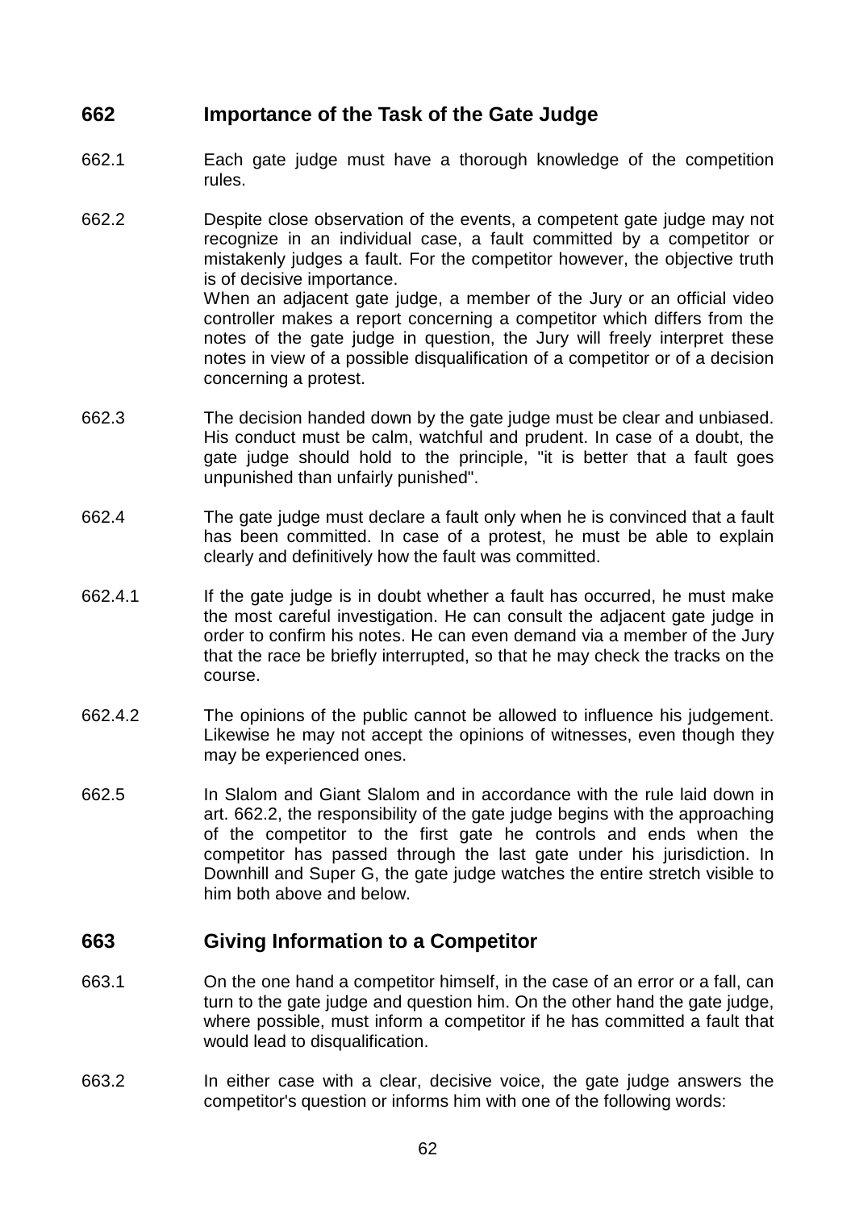## 662 Importance of the Task of the Gate Judge

662.1 Each gate judge must have a thorough knowledge of the competition rules.

662.2 Despite close observation of the events, a competent gate judge may not recognize in an individual case, a fault committed by a competitor or mistakenly judges a fault. For the competitor however, the objective truth is of decisive importance.
When an adjacent gate judge, a member of the Jury or an official video controller makes a report concerning a competitor which differs from the notes of the gate judge in question, the Jury will freely interpret these notes in view of a possible disqualification of a competitor or of a decision concerning a protest.

662.3 The decision handed down by the gate judge must be clear and unbiased. His conduct must be calm, watchful and prudent. In case of a doubt, the gate judge should hold to the principle, "it is better that a fault goes unpunished than unfairly punished".

662.4 The gate judge must declare a fault only when he is convinced that a fault has been committed. In case of a protest, he must be able to explain clearly and definitively how the fault was committed.

662.4.1 If the gate judge is in doubt whether a fault has occurred, he must make the most careful investigation. He can consult the adjacent gate judge in order to confirm his notes. He can even demand via a member of the Jury that the race be briefly interrupted, so that he may check the tracks on the course.

662.4.2 The opinions of the public cannot be allowed to influence his judgement. Likewise he may not accept the opinions of witnesses, even though they may be experienced ones.

662.5 In Slalom and Giant Slalom and in accordance with the rule laid down in art. 662.2, the responsibility of the gate judge begins with the approaching of the competitor to the first gate he controls and ends when the competitor has passed through the last gate under his jurisdiction. In Downhill and Super G, the gate judge watches the entire stretch visible to him both above and below.

## 663 Giving Information to a Competitor

663.1 On the one hand a competitor himself, in the case of an error or a fall, can turn to the gate judge and question him. On the other hand the gate judge, where possible, must inform a competitor if he has committed a fault that would lead to disqualification.

663.2 In either case with a clear, decisive voice, the gate judge answers the competitor's question or informs him with one of the following words: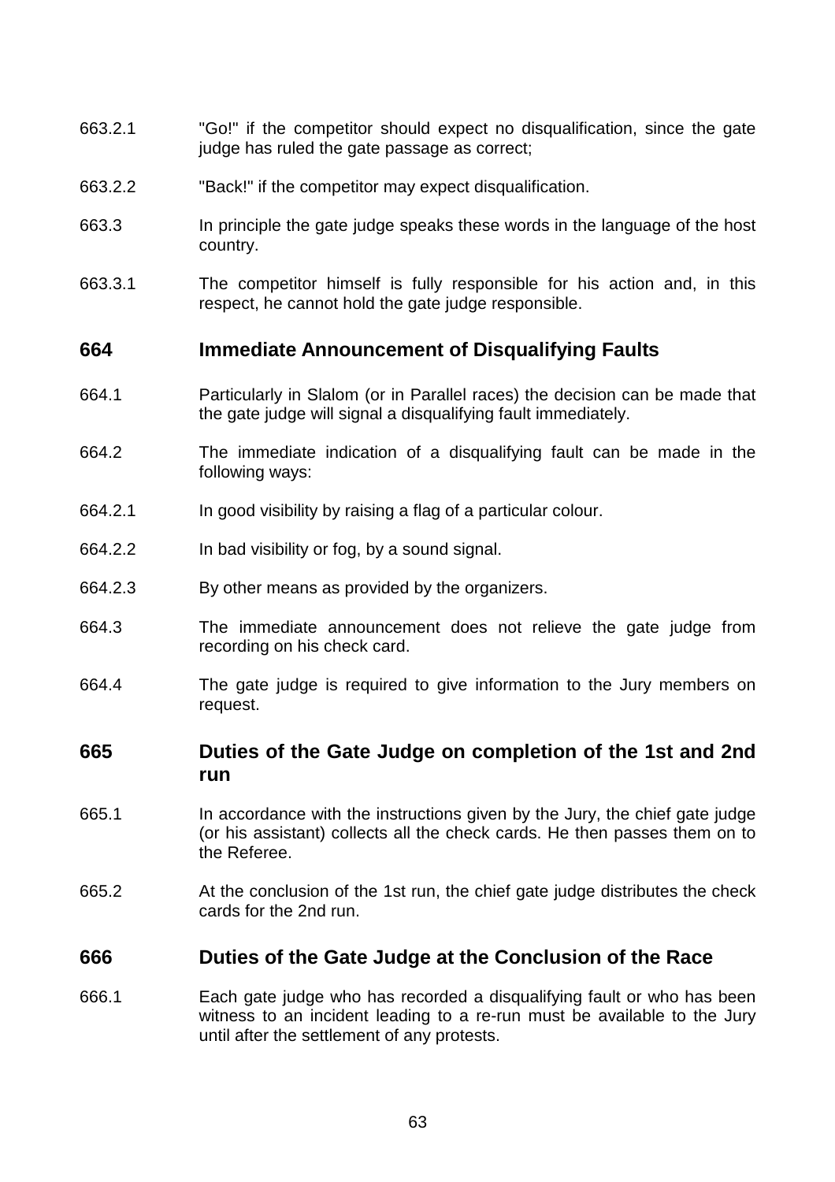663.2.1 "Go!" if the competitor should expect no disqualification, since the gate judge has ruled the gate passage as correct;

663.2.2 "Back!" if the competitor may expect disqualification.

663.3 In principle the gate judge speaks these words in the language of the host country.

663.3.1 The competitor himself is fully responsible for his action and, in this respect, he cannot hold the gate judge responsible.

## 664 Immediate Announcement of Disqualifying Faults

664.1 Particularly in Slalom (or in Parallel races) the decision can be made that the gate judge will signal a disqualifying fault immediately.

664.2 The immediate indication of a disqualifying fault can be made in the following ways:

664.2.1 In good visibility by raising a flag of a particular colour.

664.2.2 In bad visibility or fog, by a sound signal.

664.2.3 By other means as provided by the organizers.

664.3 The immediate announcement does not relieve the gate judge from recording on his check card.

664.4 The gate judge is required to give information to the Jury members on request.

## 665 Duties of the Gate Judge on completion of the 1st and 2nd run

665.1 In accordance with the instructions given by the Jury, the chief gate judge (or his assistant) collects all the check cards. He then passes them on to the Referee.

665.2 At the conclusion of the 1st run, the chief gate judge distributes the check cards for the 2nd run.

## 666 Duties of the Gate Judge at the Conclusion of the Race

666.1 Each gate judge who has recorded a disqualifying fault or who has been witness to an incident leading to a re-run must be available to the Jury until after the settlement of any protests.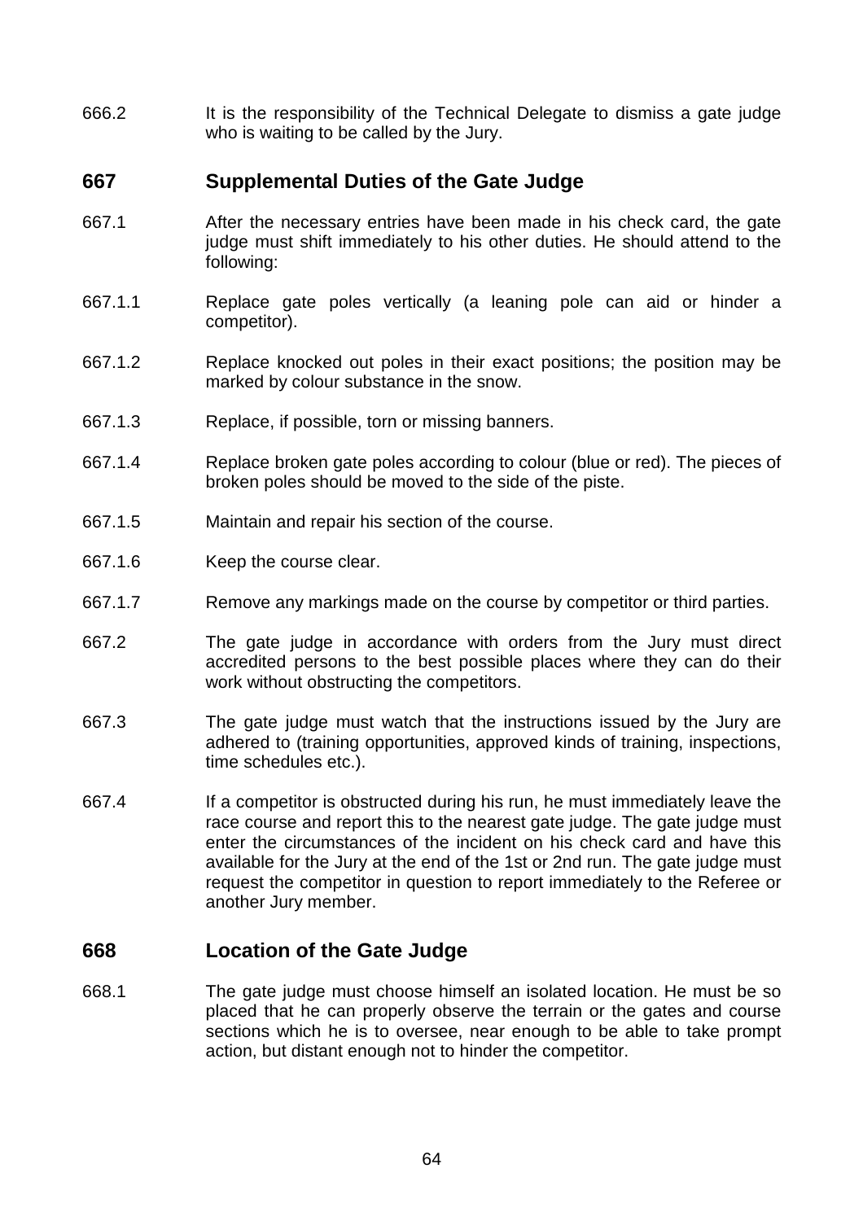666.2 It is the responsibility of the Technical Delegate to dismiss a gate judge who is waiting to be called by the Jury.

## 667 Supplemental Duties of the Gate Judge

667.1 After the necessary entries have been made in his check card, the gate judge must shift immediately to his other duties. He should attend to the following:

667.1.1 Replace gate poles vertically (a leaning pole can aid or hinder a competitor).

667.1.2 Replace knocked out poles in their exact positions; the position may be marked by colour substance in the snow.

667.1.3 Replace, if possible, torn or missing banners.

667.1.4 Replace broken gate poles according to colour (blue or red). The pieces of broken poles should be moved to the side of the piste.

667.1.5 Maintain and repair his section of the course.

667.1.6 Keep the course clear.

667.1.7 Remove any markings made on the course by competitor or third parties.

667.2 The gate judge in accordance with orders from the Jury must direct accredited persons to the best possible places where they can do their work without obstructing the competitors.

667.3 The gate judge must watch that the instructions issued by the Jury are adhered to (training opportunities, approved kinds of training, inspections, time schedules etc.).

667.4 If a competitor is obstructed during his run, he must immediately leave the race course and report this to the nearest gate judge. The gate judge must enter the circumstances of the incident on his check card and have this available for the Jury at the end of the 1st or 2nd run. The gate judge must request the competitor in question to report immediately to the Referee or another Jury member.

## 668 Location of the Gate Judge

668.1 The gate judge must choose himself an isolated location. He must be so placed that he can properly observe the terrain or the gates and course sections which he is to oversee, near enough to be able to take prompt action, but distant enough not to hinder the competitor.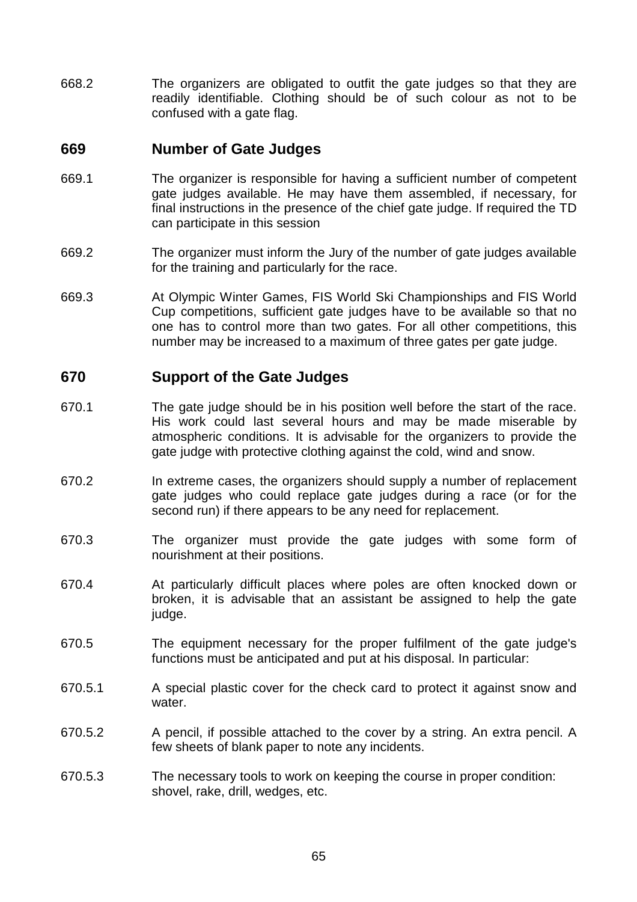668.2 The organizers are obligated to outfit the gate judges so that they are readily identifiable. Clothing should be of such colour as not to be confused with a gate flag.

## 669 Number of Gate Judges

669.1 The organizer is responsible for having a sufficient number of competent gate judges available. He may have them assembled, if necessary, for final instructions in the presence of the chief gate judge. If required the TD can participate in this session

669.2 The organizer must inform the Jury of the number of gate judges available for the training and particularly for the race.

669.3 At Olympic Winter Games, FIS World Ski Championships and FIS World Cup competitions, sufficient gate judges have to be available so that no one has to control more than two gates. For all other competitions, this number may be increased to a maximum of three gates per gate judge.

## 670 Support of the Gate Judges

670.1 The gate judge should be in his position well before the start of the race. His work could last several hours and may be made miserable by atmospheric conditions. It is advisable for the organizers to provide the gate judge with protective clothing against the cold, wind and snow.

670.2 In extreme cases, the organizers should supply a number of replacement gate judges who could replace gate judges during a race (or for the second run) if there appears to be any need for replacement.

670.3 The organizer must provide the gate judges with some form of nourishment at their positions.

670.4 At particularly difficult places where poles are often knocked down or broken, it is advisable that an assistant be assigned to help the gate judge.

670.5 The equipment necessary for the proper fulfilment of the gate judge's functions must be anticipated and put at his disposal. In particular:

670.5.1 A special plastic cover for the check card to protect it against snow and water.

670.5.2 A pencil, if possible attached to the cover by a string. An extra pencil. A few sheets of blank paper to note any incidents.

670.5.3 The necessary tools to work on keeping the course in proper condition: shovel, rake, drill, wedges, etc.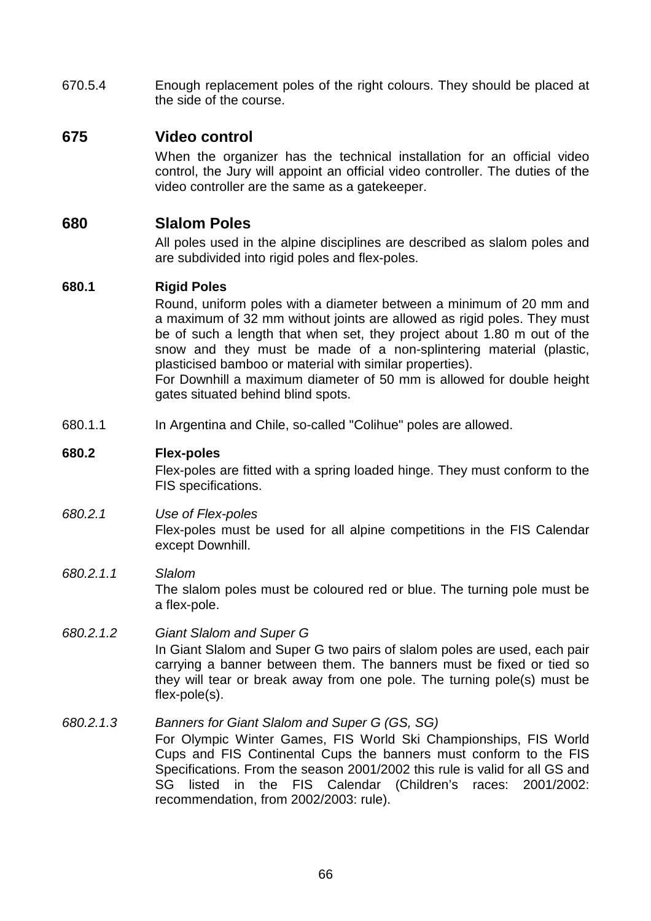670.5.4 Enough replacement poles of the right colours. They should be placed at the side of the course.

## 675 Video control

When the organizer has the technical installation for an official video control, the Jury will appoint an official video controller. The duties of the video controller are the same as a gatekeeper.

## 680 Slalom Poles

All poles used in the alpine disciplines are described as slalom poles and are subdivided into rigid poles and flex-poles.

### 680.1 Rigid Poles

Round, uniform poles with a diameter between a minimum of 20 mm and a maximum of 32 mm without joints are allowed as rigid poles. They must be of such a length that when set, they project about 1.80 m out of the snow and they must be made of a non-splintering material (plastic, plasticised bamboo or material with similar properties).
For Downhill a maximum diameter of 50 mm is allowed for double height gates situated behind blind spots.

680.1.1 In Argentina and Chile, so-called "Colihue" poles are allowed.

### 680.2 Flex-poles

Flex-poles are fitted with a spring loaded hinge. They must conform to the FIS specifications.

*680.2.1 Use of Flex-poles*
Flex-poles must be used for all alpine competitions in the FIS Calendar except Downhill.

*680.2.1.1 Slalom*
The slalom poles must be coloured red or blue. The turning pole must be a flex-pole.

*680.2.1.2 Giant Slalom and Super G*
In Giant Slalom and Super G two pairs of slalom poles are used, each pair carrying a banner between them. The banners must be fixed or tied so they will tear or break away from one pole. The turning pole(s) must be flex-pole(s).

*680.2.1.3 Banners for Giant Slalom and Super G (GS, SG)*
For Olympic Winter Games, FIS World Ski Championships, FIS World Cups and FIS Continental Cups the banners must conform to the FIS Specifications. From the season 2001/2002 this rule is valid for all GS and SG listed in the FIS Calendar (Children's races: 2001/2002: recommendation, from 2002/2003: rule).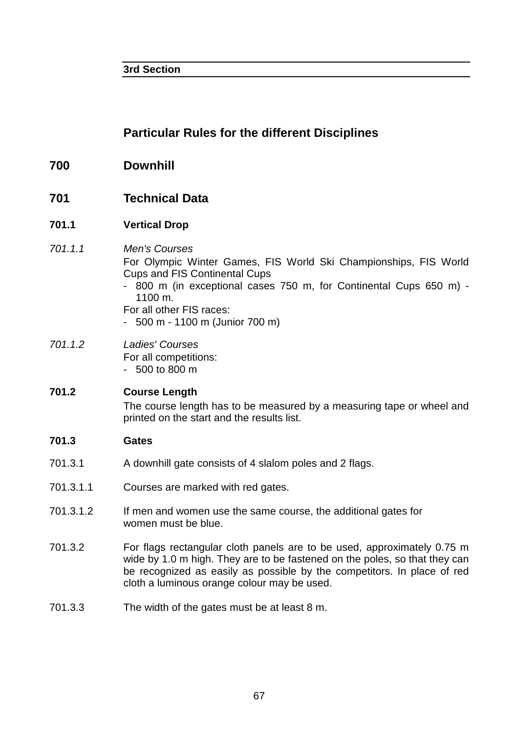**3rd Section**

# Particular Rules for the different Disciplines

## 700 Downhill

## 701 Technical Data

### 701.1 Vertical Drop

*701.1.1* *Men's Courses*

For Olympic Winter Games, FIS World Ski Championships, FIS World Cups and FIS Continental Cups

- 800 m (in exceptional cases 750 m, for Continental Cups 650 m) - 1100 m.

For all other FIS races:

- 500 m - 1100 m (Junior 700 m)

*701.1.2* *Ladies' Courses*

For all competitions:

- 500 to 800 m

### 701.2 Course Length

The course length has to be measured by a measuring tape or wheel and printed on the start and the results list.

### 701.3 Gates

701.3.1 A downhill gate consists of 4 slalom poles and 2 flags.

701.3.1.1 Courses are marked with red gates.

701.3.1.2 If men and women use the same course, the additional gates for women must be blue.

701.3.2 For flags rectangular cloth panels are to be used, approximately 0.75 m wide by 1.0 m high. They are to be fastened on the poles, so that they can be recognized as easily as possible by the competitors. In place of red cloth a luminous orange colour may be used.

701.3.3 The width of the gates must be at least 8 m.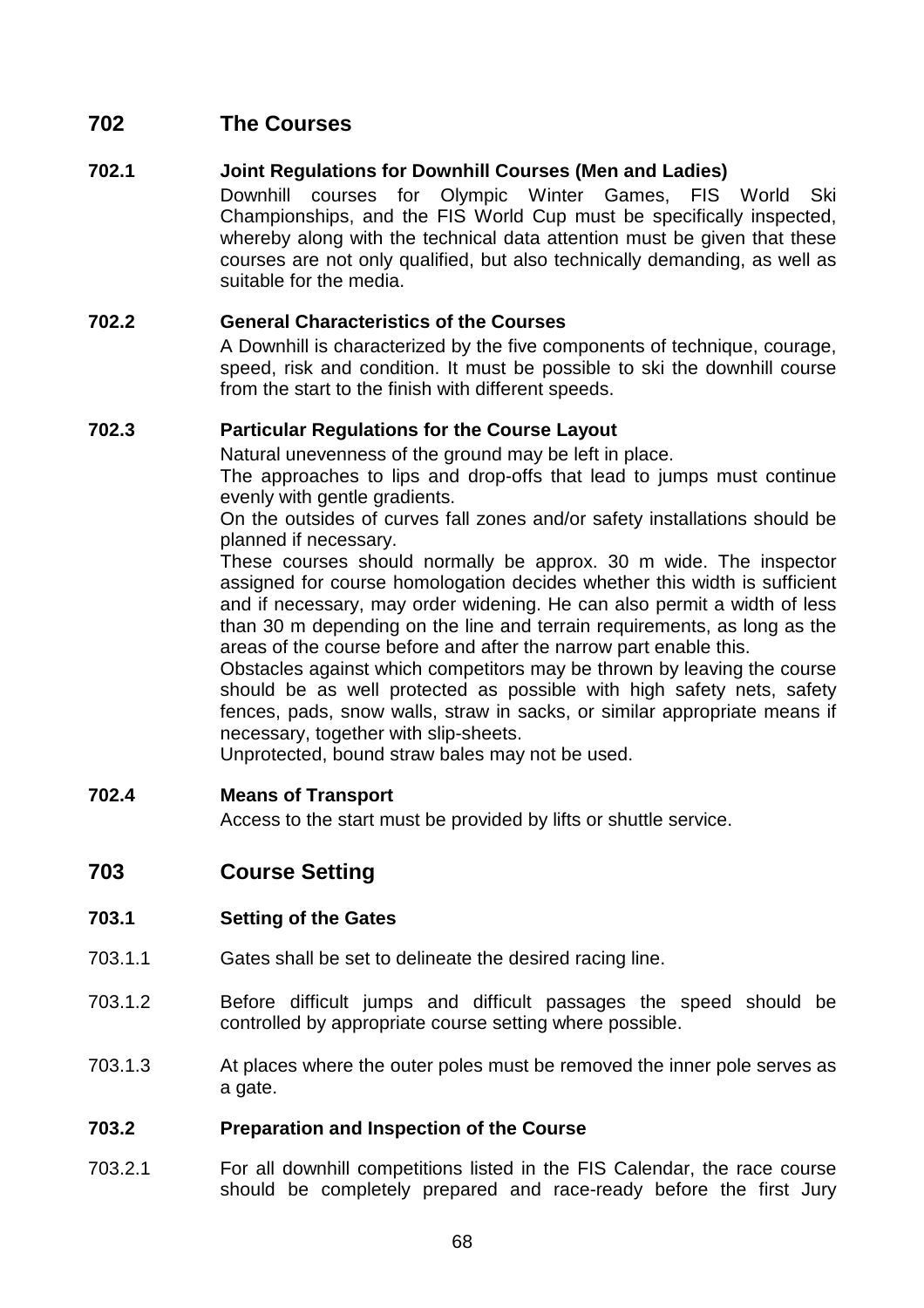## 702 The Courses

### 702.1 Joint Regulations for Downhill Courses (Men and Ladies)

Downhill courses for Olympic Winter Games, FIS World Ski Championships, and the FIS World Cup must be specifically inspected, whereby along with the technical data attention must be given that these courses are not only qualified, but also technically demanding, as well as suitable for the media.

### 702.2 General Characteristics of the Courses

A Downhill is characterized by the five components of technique, courage, speed, risk and condition. It must be possible to ski the downhill course from the start to the finish with different speeds.

### 702.3 Particular Regulations for the Course Layout

Natural unevenness of the ground may be left in place.

The approaches to lips and drop-offs that lead to jumps must continue evenly with gentle gradients.

On the outsides of curves fall zones and/or safety installations should be planned if necessary.

These courses should normally be approx. 30 m wide. The inspector assigned for course homologation decides whether this width is sufficient and if necessary, may order widening. He can also permit a width of less than 30 m depending on the line and terrain requirements, as long as the areas of the course before and after the narrow part enable this.

Obstacles against which competitors may be thrown by leaving the course should be as well protected as possible with high safety nets, safety fences, pads, snow walls, straw in sacks, or similar appropriate means if necessary, together with slip-sheets.

Unprotected, bound straw bales may not be used.

### 702.4 Means of Transport

Access to the start must be provided by lifts or shuttle service.

## 703 Course Setting

### 703.1 Setting of the Gates

703.1.1 Gates shall be set to delineate the desired racing line.

703.1.2 Before difficult jumps and difficult passages the speed should be controlled by appropriate course setting where possible.

703.1.3 At places where the outer poles must be removed the inner pole serves as a gate.

### 703.2 Preparation and Inspection of the Course

703.2.1 For all downhill competitions listed in the FIS Calendar, the race course should be completely prepared and race-ready before the first Jury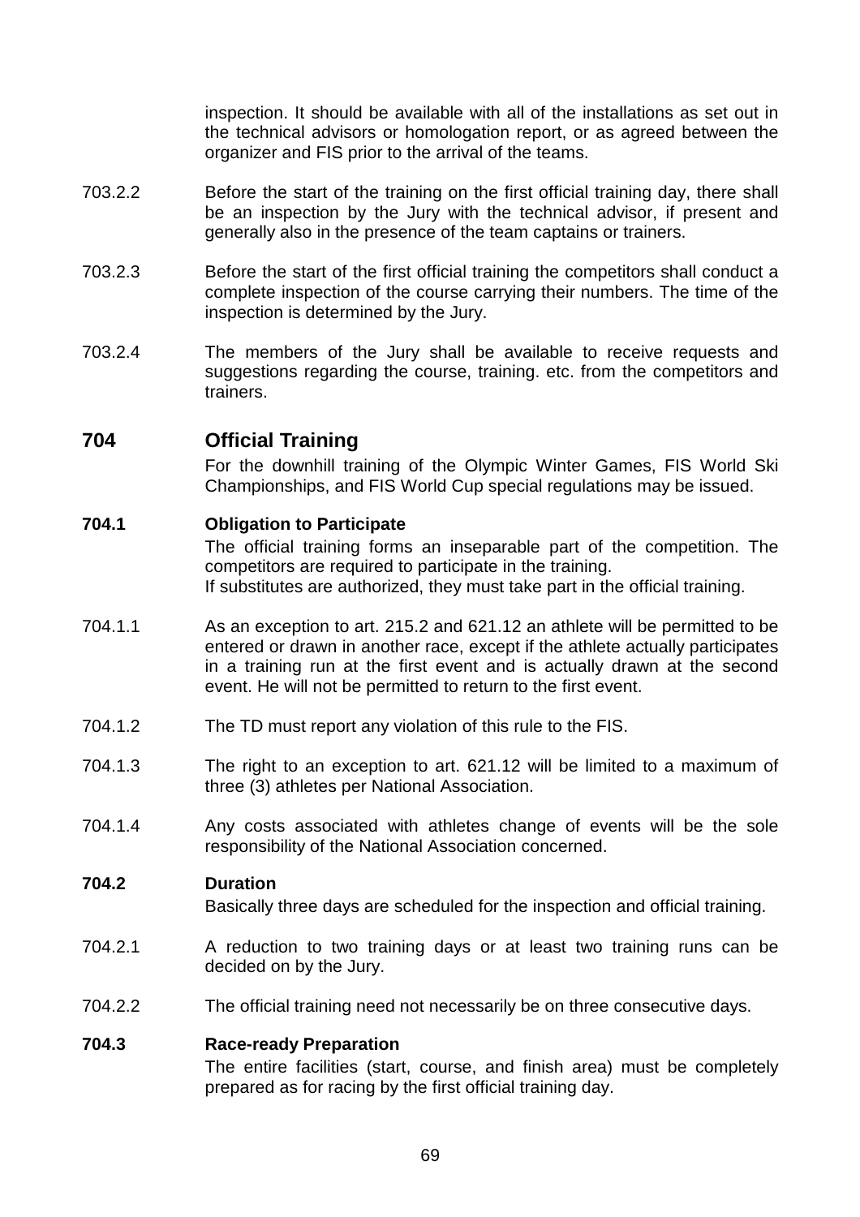inspection. It should be available with all of the installations as set out in the technical advisors or homologation report, or as agreed between the organizer and FIS prior to the arrival of the teams.

703.2.2 Before the start of the training on the first official training day, there shall be an inspection by the Jury with the technical advisor, if present and generally also in the presence of the team captains or trainers.

703.2.3 Before the start of the first official training the competitors shall conduct a complete inspection of the course carrying their numbers. The time of the inspection is determined by the Jury.

703.2.4 The members of the Jury shall be available to receive requests and suggestions regarding the course, training. etc. from the competitors and trainers.

## 704 Official Training

For the downhill training of the Olympic Winter Games, FIS World Ski Championships, and FIS World Cup special regulations may be issued.

### 704.1 Obligation to Participate

The official training forms an inseparable part of the competition. The competitors are required to participate in the training.
If substitutes are authorized, they must take part in the official training.

704.1.1 As an exception to art. 215.2 and 621.12 an athlete will be permitted to be entered or drawn in another race, except if the athlete actually participates in a training run at the first event and is actually drawn at the second event. He will not be permitted to return to the first event.

704.1.2 The TD must report any violation of this rule to the FIS.

704.1.3 The right to an exception to art. 621.12 will be limited to a maximum of three (3) athletes per National Association.

704.1.4 Any costs associated with athletes change of events will be the sole responsibility of the National Association concerned.

### 704.2 Duration

Basically three days are scheduled for the inspection and official training.

704.2.1 A reduction to two training days or at least two training runs can be decided on by the Jury.

704.2.2 The official training need not necessarily be on three consecutive days.

### 704.3 Race-ready Preparation

The entire facilities (start, course, and finish area) must be completely prepared as for racing by the first official training day.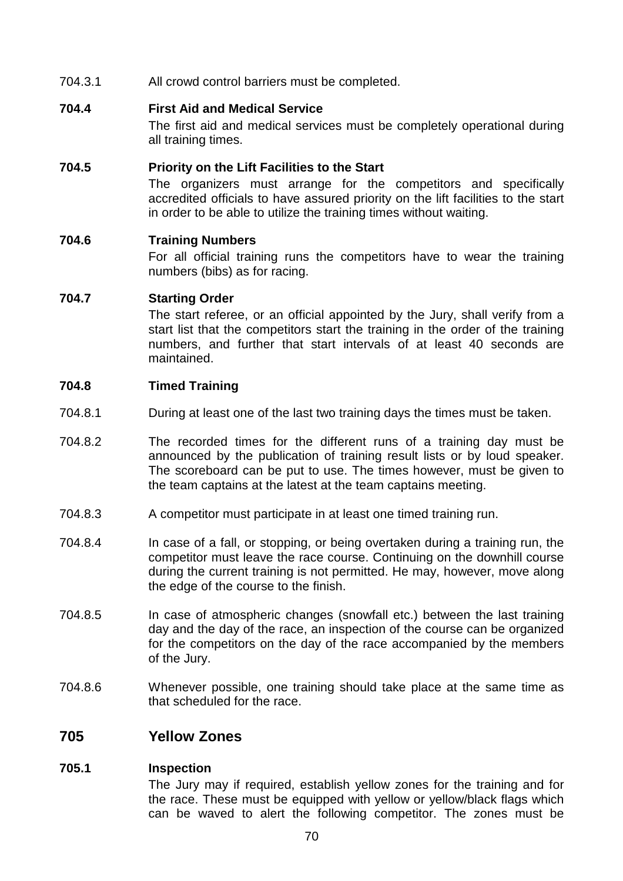704.3.1 All crowd control barriers must be completed.

**704.4 First Aid and Medical Service**

The first aid and medical services must be completely operational during all training times.

**704.5 Priority on the Lift Facilities to the Start**

The organizers must arrange for the competitors and specifically accredited officials to have assured priority on the lift facilities to the start in order to be able to utilize the training times without waiting.

**704.6 Training Numbers**

For all official training runs the competitors have to wear the training numbers (bibs) as for racing.

**704.7 Starting Order**

The start referee, or an official appointed by the Jury, shall verify from a start list that the competitors start the training in the order of the training numbers, and further that start intervals of at least 40 seconds are maintained.

**704.8 Timed Training**

704.8.1 During at least one of the last two training days the times must be taken.

704.8.2 The recorded times for the different runs of a training day must be announced by the publication of training result lists or by loud speaker. The scoreboard can be put to use. The times however, must be given to the team captains at the latest at the team captains meeting.

704.8.3 A competitor must participate in at least one timed training run.

704.8.4 In case of a fall, or stopping, or being overtaken during a training run, the competitor must leave the race course. Continuing on the downhill course during the current training is not permitted. He may, however, move along the edge of the course to the finish.

704.8.5 In case of atmospheric changes (snowfall etc.) between the last training day and the day of the race, an inspection of the course can be organized for the competitors on the day of the race accompanied by the members of the Jury.

704.8.6 Whenever possible, one training should take place at the same time as that scheduled for the race.

## 705 Yellow Zones

**705.1 Inspection**

The Jury may if required, establish yellow zones for the training and for the race. These must be equipped with yellow or yellow/black flags which can be waved to alert the following competitor. The zones must be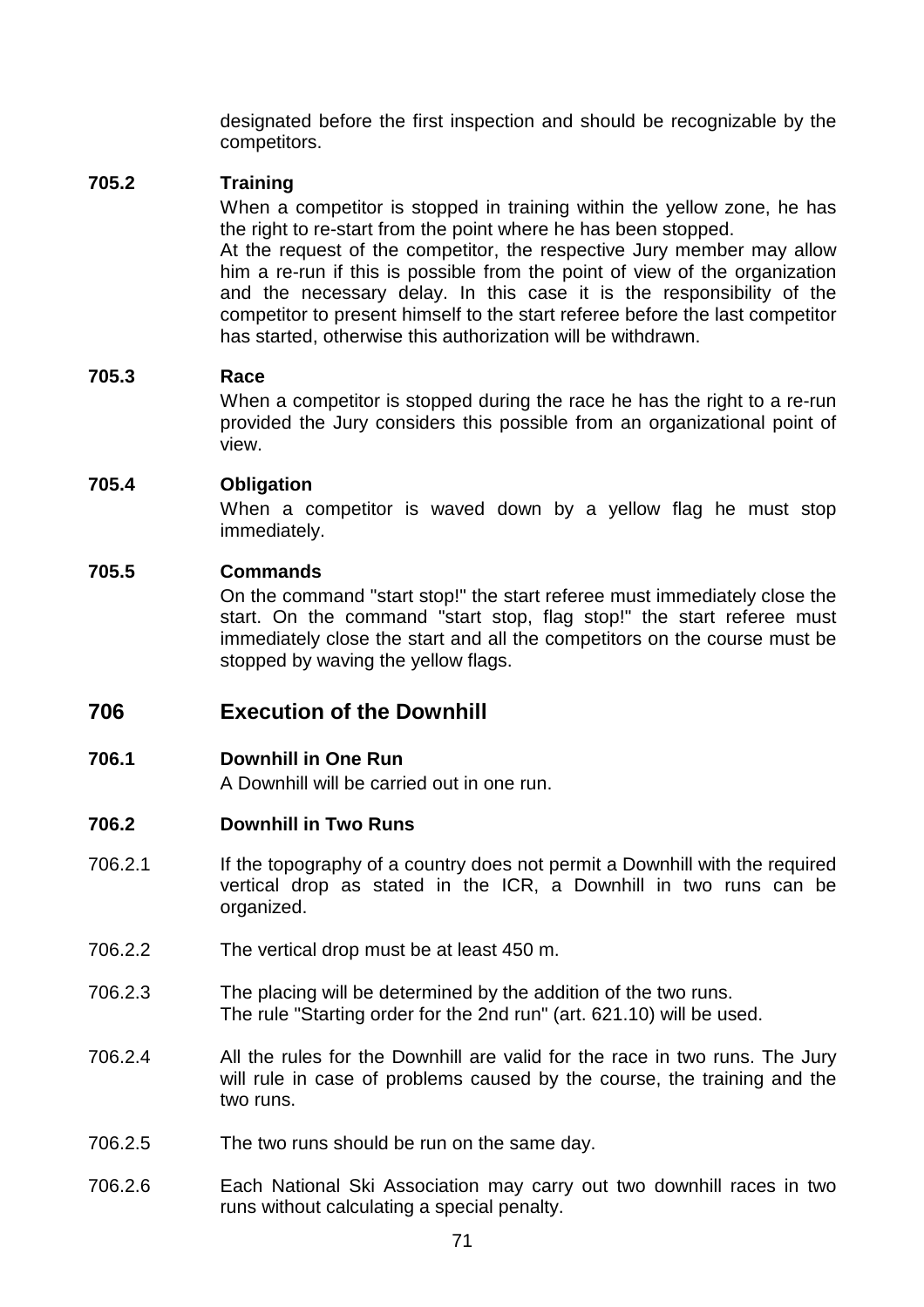designated before the first inspection and should be recognizable by the competitors.

**705.2 Training**

When a competitor is stopped in training within the yellow zone, he has the right to re-start from the point where he has been stopped.
At the request of the competitor, the respective Jury member may allow him a re-run if this is possible from the point of view of the organization and the necessary delay. In this case it is the responsibility of the competitor to present himself to the start referee before the last competitor has started, otherwise this authorization will be withdrawn.

**705.3 Race**

When a competitor is stopped during the race he has the right to a re-run provided the Jury considers this possible from an organizational point of view.

**705.4 Obligation**

When a competitor is waved down by a yellow flag he must stop immediately.

**705.5 Commands**

On the command "start stop!" the start referee must immediately close the start. On the command "start stop, flag stop!" the start referee must immediately close the start and all the competitors on the course must be stopped by waving the yellow flags.

## 706 Execution of the Downhill

**706.1 Downhill in One Run**

A Downhill will be carried out in one run.

**706.2 Downhill in Two Runs**

706.2.1 If the topography of a country does not permit a Downhill with the required vertical drop as stated in the ICR, a Downhill in two runs can be organized.

706.2.2 The vertical drop must be at least 450 m.

706.2.3 The placing will be determined by the addition of the two runs.
The rule "Starting order for the 2nd run" (art. 621.10) will be used.

706.2.4 All the rules for the Downhill are valid for the race in two runs. The Jury will rule in case of problems caused by the course, the training and the two runs.

706.2.5 The two runs should be run on the same day.

706.2.6 Each National Ski Association may carry out two downhill races in two runs without calculating a special penalty.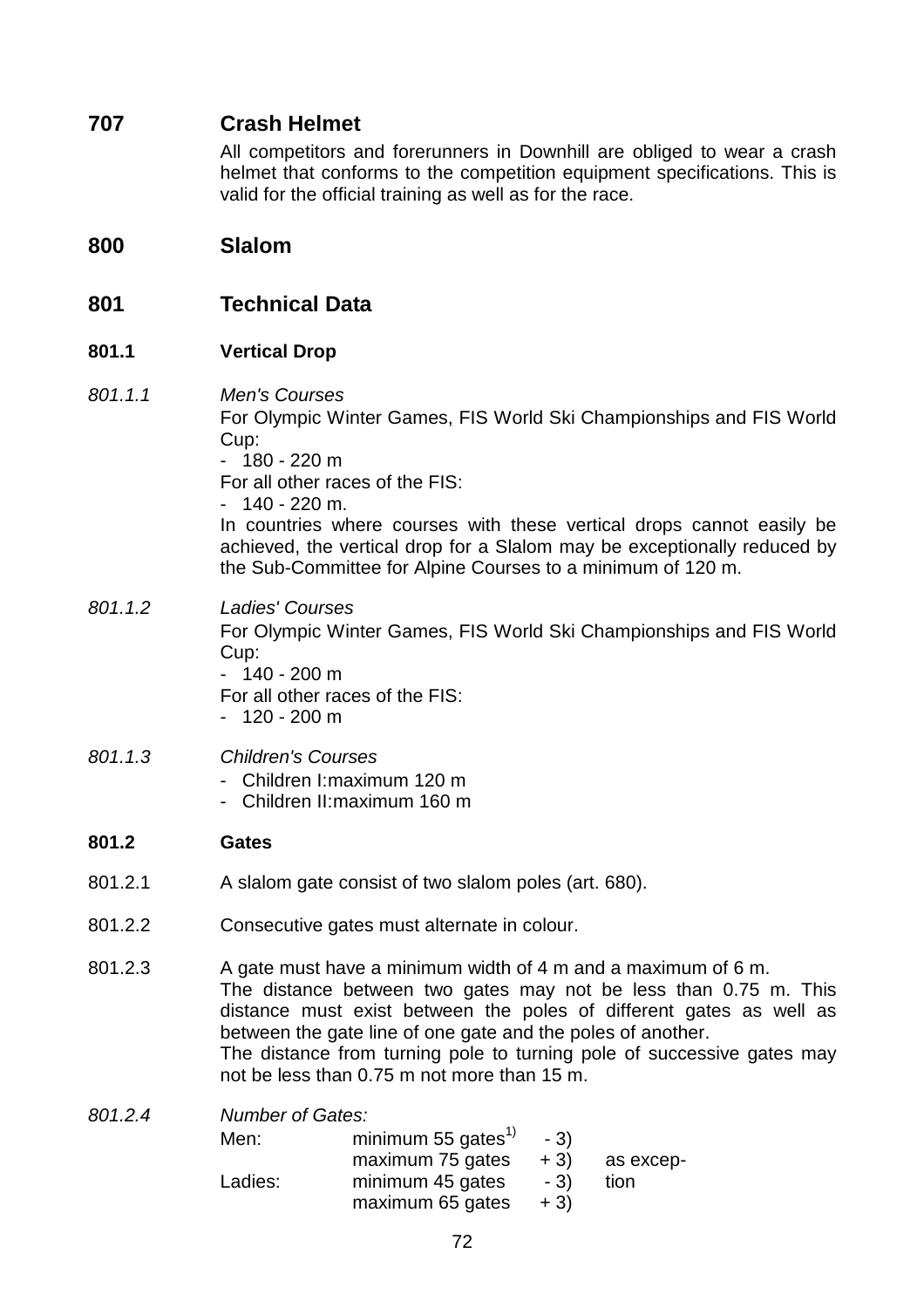## 707 Crash Helmet

All competitors and forerunners in Downhill are obliged to wear a crash helmet that conforms to the competition equipment specifications. This is valid for the official training as well as for the race.

# 800 Slalom

## 801 Technical Data

### 801.1 Vertical Drop

*801.1.1* *Men's Courses*

For Olympic Winter Games, FIS World Ski Championships and FIS World Cup:

- 180 - 220 m

For all other races of the FIS:

- 140 - 220 m.

In countries where courses with these vertical drops cannot easily be achieved, the vertical drop for a Slalom may be exceptionally reduced by the Sub-Committee for Alpine Courses to a minimum of 120 m.

*801.1.2* *Ladies' Courses*

For Olympic Winter Games, FIS World Ski Championships and FIS World Cup:

- 140 - 200 m

For all other races of the FIS:

- 120 - 200 m

*801.1.3* *Children's Courses*

- Children I:maximum 120 m
- Children II:maximum 160 m

### 801.2 Gates

801.2.1 A slalom gate consist of two slalom poles (art. 680).

801.2.2 Consecutive gates must alternate in colour.

801.2.3 A gate must have a minimum width of 4 m and a maximum of 6 m.
The distance between two gates may not be less than 0.75 m. This distance must exist between the poles of different gates as well as between the gate line of one gate and the poles of another.
The distance from turning pole to turning pole of successive gates may not be less than 0.75 m not more than 15 m.

*801.2.4* *Number of Gates:*

| | | | |
|---|---|---|---|
| Men: | minimum 55 gates[1] | - 3) | |
| | maximum 75 gates | + 3) | as excep- |
| Ladies: | minimum 45 gates | - 3) | tion |
| | maximum 65 gates | + 3) | |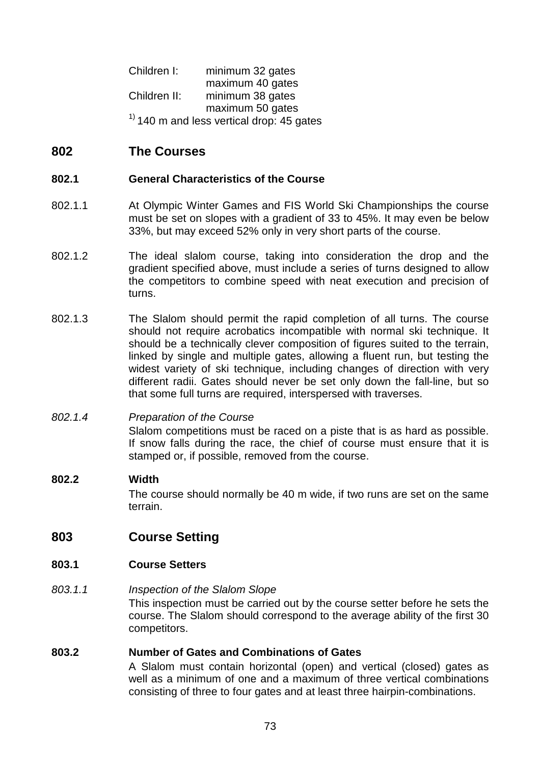Children I: minimum 32 gates
maximum 40 gates
Children II: minimum 38 gates
maximum 50 gates
[1] 140 m and less vertical drop: 45 gates

## 802 The Courses

### 802.1 General Characteristics of the Course

802.1.1 At Olympic Winter Games and FIS World Ski Championships the course must be set on slopes with a gradient of 33 to 45%. It may even be below 33%, but may exceed 52% only in very short parts of the course.

802.1.2 The ideal slalom course, taking into consideration the drop and the gradient specified above, must include a series of turns designed to allow the competitors to combine speed with neat execution and precision of turns.

802.1.3 The Slalom should permit the rapid completion of all turns. The course should not require acrobatics incompatible with normal ski technique. It should be a technically clever composition of figures suited to the terrain, linked by single and multiple gates, allowing a fluent run, but testing the widest variety of ski technique, including changes of direction with very different radii. Gates should never be set only down the fall-line, but so that some full turns are required, interspersed with traverses.

*802.1.4 Preparation of the Course*
Slalom competitions must be raced on a piste that is as hard as possible. If snow falls during the race, the chief of course must ensure that it is stamped or, if possible, removed from the course.

### 802.2 Width

The course should normally be 40 m wide, if two runs are set on the same terrain.

## 803 Course Setting

### 803.1 Course Setters

*803.1.1 Inspection of the Slalom Slope*
This inspection must be carried out by the course setter before he sets the course. The Slalom should correspond to the average ability of the first 30 competitors.

### 803.2 Number of Gates and Combinations of Gates

A Slalom must contain horizontal (open) and vertical (closed) gates as well as a minimum of one and a maximum of three vertical combinations consisting of three to four gates and at least three hairpin-combinations.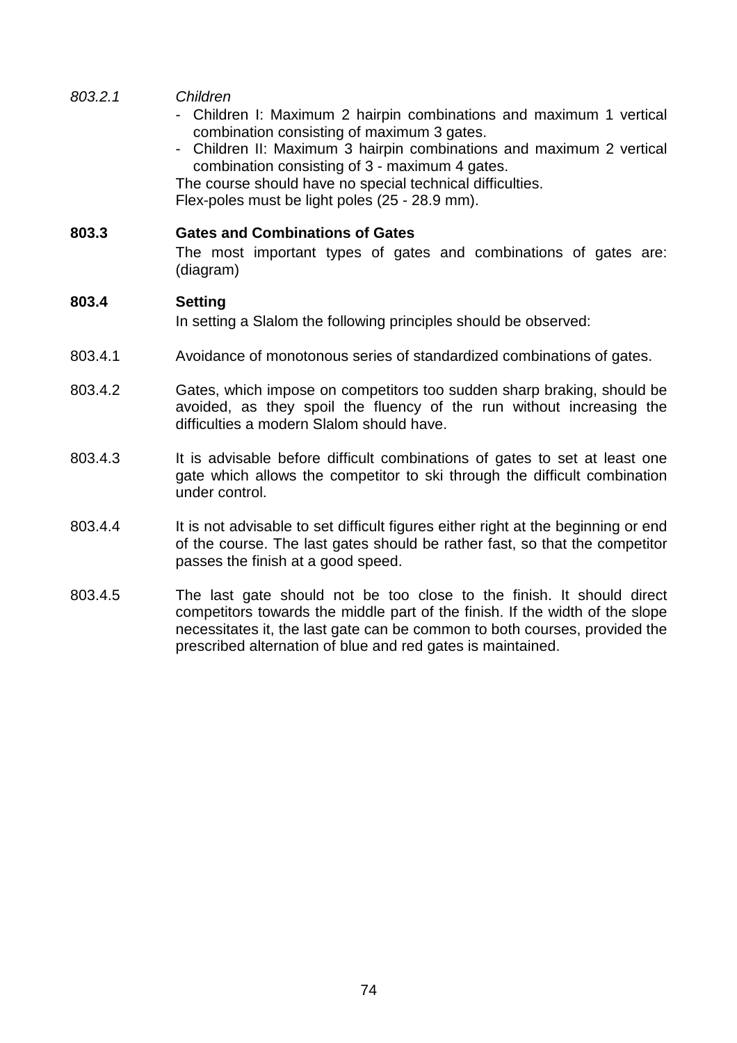*803.2.1* *Children*

- Children I: Maximum 2 hairpin combinations and maximum 1 vertical combination consisting of maximum 3 gates.
- Children II: Maximum 3 hairpin combinations and maximum 2 vertical combination consisting of 3 - maximum 4 gates.

The course should have no special technical difficulties.
Flex-poles must be light poles (25 - 28.9 mm).

**803.3 Gates and Combinations of Gates**

The most important types of gates and combinations of gates are: (diagram)

**803.4 Setting**

In setting a Slalom the following principles should be observed:

803.4.1 Avoidance of monotonous series of standardized combinations of gates.

803.4.2 Gates, which impose on competitors too sudden sharp braking, should be avoided, as they spoil the fluency of the run without increasing the difficulties a modern Slalom should have.

803.4.3 It is advisable before difficult combinations of gates to set at least one gate which allows the competitor to ski through the difficult combination under control.

803.4.4 It is not advisable to set difficult figures either right at the beginning or end of the course. The last gates should be rather fast, so that the competitor passes the finish at a good speed.

803.4.5 The last gate should not be too close to the finish. It should direct competitors towards the middle part of the finish. If the width of the slope necessitates it, the last gate can be common to both courses, provided the prescribed alternation of blue and red gates is maintained.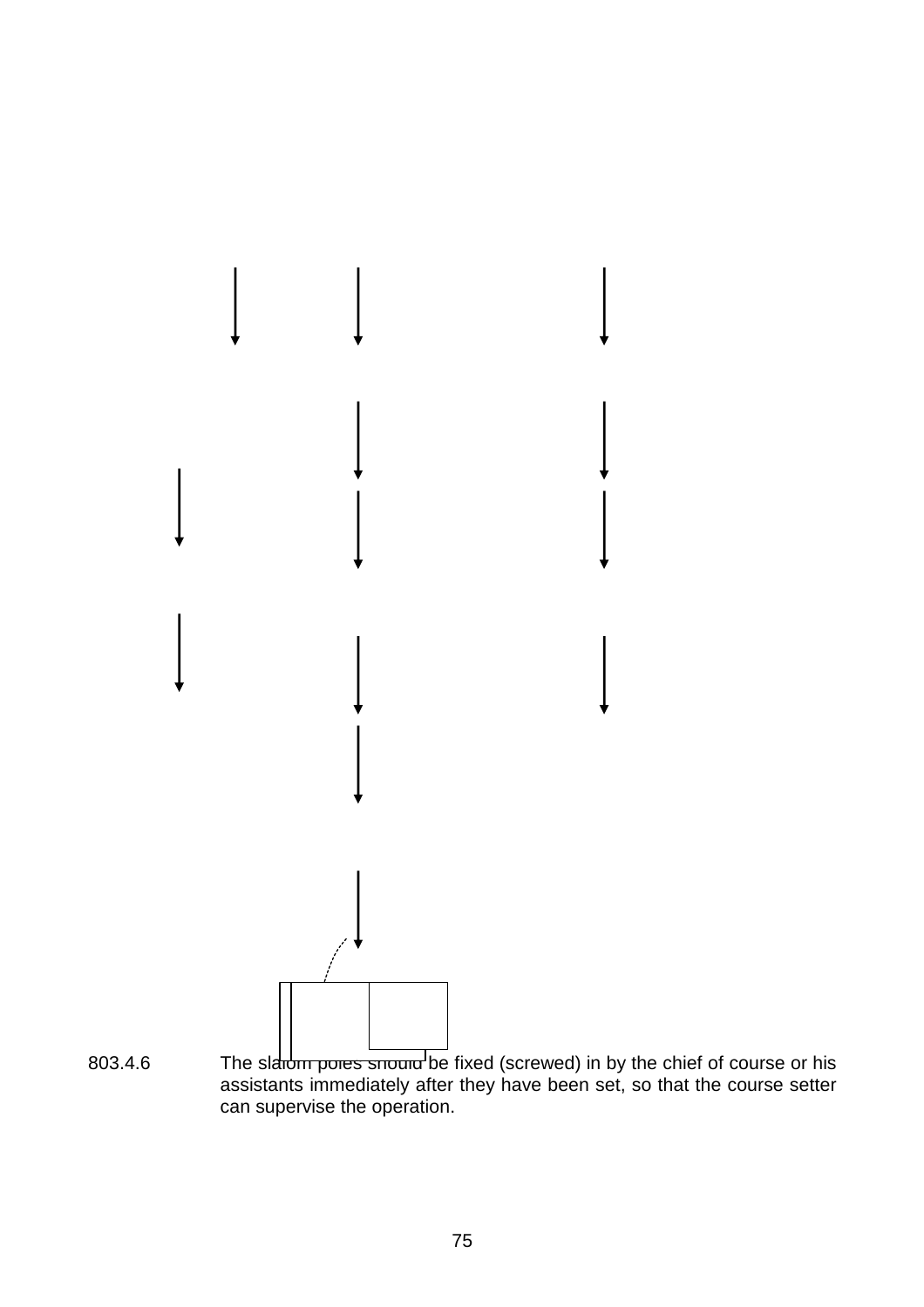803.4.6 The slalom poles should be fixed (screwed) in by the chief of course or his assistants immediately after they have been set, so that the course setter can supervise the operation.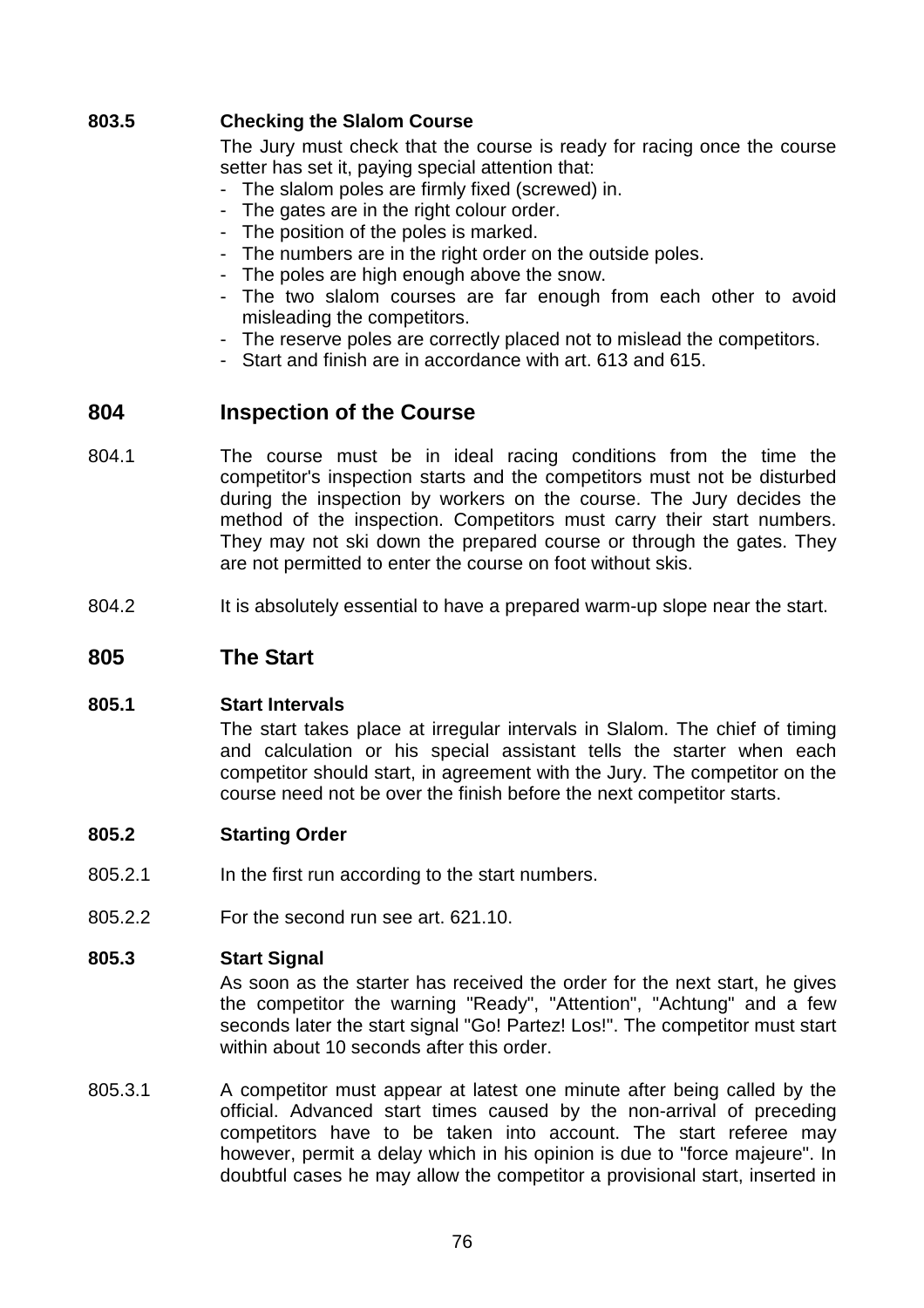**803.5 Checking the Slalom Course**

The Jury must check that the course is ready for racing once the course setter has set it, paying special attention that:

- The slalom poles are firmly fixed (screwed) in.
- The gates are in the right colour order.
- The position of the poles is marked.
- The numbers are in the right order on the outside poles.
- The poles are high enough above the snow.
- The two slalom courses are far enough from each other to avoid misleading the competitors.
- The reserve poles are correctly placed not to mislead the competitors.
- Start and finish are in accordance with art. 613 and 615.

## 804 Inspection of the Course

804.1 The course must be in ideal racing conditions from the time the competitor's inspection starts and the competitors must not be disturbed during the inspection by workers on the course. The Jury decides the method of the inspection. Competitors must carry their start numbers. They may not ski down the prepared course or through the gates. They are not permitted to enter the course on foot without skis.

804.2 It is absolutely essential to have a prepared warm-up slope near the start.

## 805 The Start

**805.1 Start Intervals**

The start takes place at irregular intervals in Slalom. The chief of timing and calculation or his special assistant tells the starter when each competitor should start, in agreement with the Jury. The competitor on the course need not be over the finish before the next competitor starts.

**805.2 Starting Order**

805.2.1 In the first run according to the start numbers.

805.2.2 For the second run see art. 621.10.

**805.3 Start Signal**

As soon as the starter has received the order for the next start, he gives the competitor the warning "Ready", "Attention", "Achtung" and a few seconds later the start signal "Go! Partez! Los!". The competitor must start within about 10 seconds after this order.

805.3.1 A competitor must appear at latest one minute after being called by the official. Advanced start times caused by the non-arrival of preceding competitors have to be taken into account. The start referee may however, permit a delay which in his opinion is due to "force majeure". In doubtful cases he may allow the competitor a provisional start, inserted in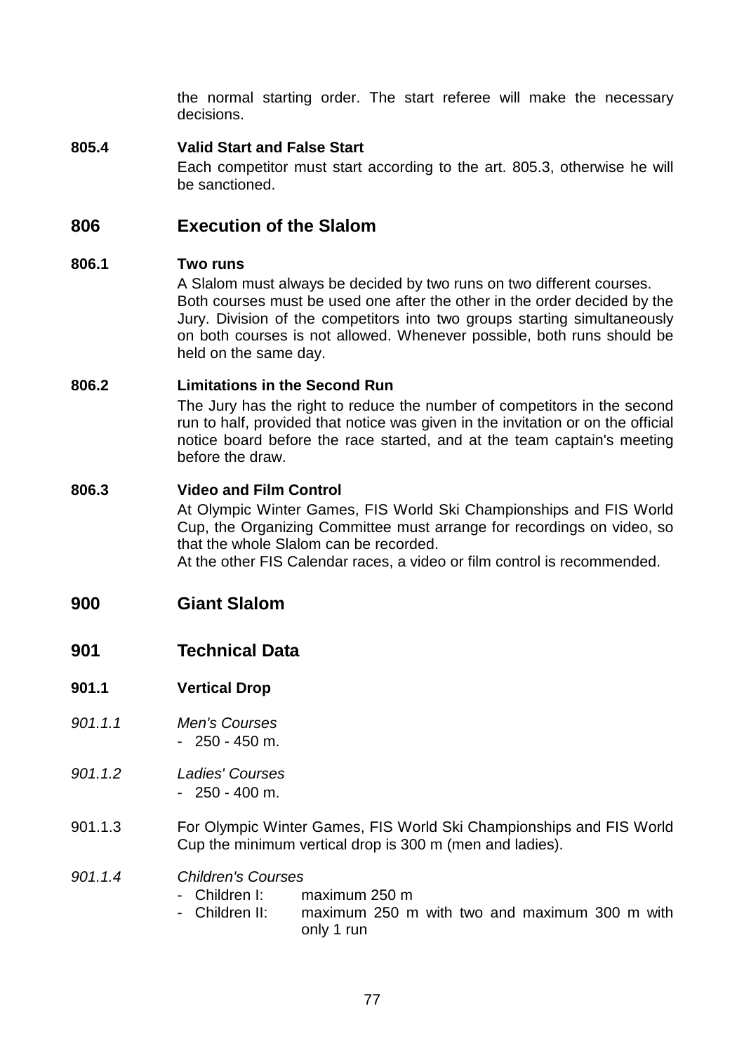the normal starting order. The start referee will make the necessary decisions.

**805.4 Valid Start and False Start**

Each competitor must start according to the art. 805.3, otherwise he will be sanctioned.

## 806 Execution of the Slalom

**806.1 Two runs**

A Slalom must always be decided by two runs on two different courses. Both courses must be used one after the other in the order decided by the Jury. Division of the competitors into two groups starting simultaneously on both courses is not allowed. Whenever possible, both runs should be held on the same day.

**806.2 Limitations in the Second Run**

The Jury has the right to reduce the number of competitors in the second run to half, provided that notice was given in the invitation or on the official notice board before the race started, and at the team captain's meeting before the draw.

**806.3 Video and Film Control**

At Olympic Winter Games, FIS World Ski Championships and FIS World Cup, the Organizing Committee must arrange for recordings on video, so that the whole Slalom can be recorded.

At the other FIS Calendar races, a video or film control is recommended.

# 900 Giant Slalom

## 901 Technical Data

**901.1 Vertical Drop**

*901.1.1 Men's Courses*

- 250 - 450 m.

*901.1.2 Ladies' Courses*

- 250 - 400 m.

901.1.3 For Olympic Winter Games, FIS World Ski Championships and FIS World Cup the minimum vertical drop is 300 m (men and ladies).

*901.1.4 Children's Courses*

- Children I: maximum 250 m
- Children II: maximum 250 m with two and maximum 300 m with only 1 run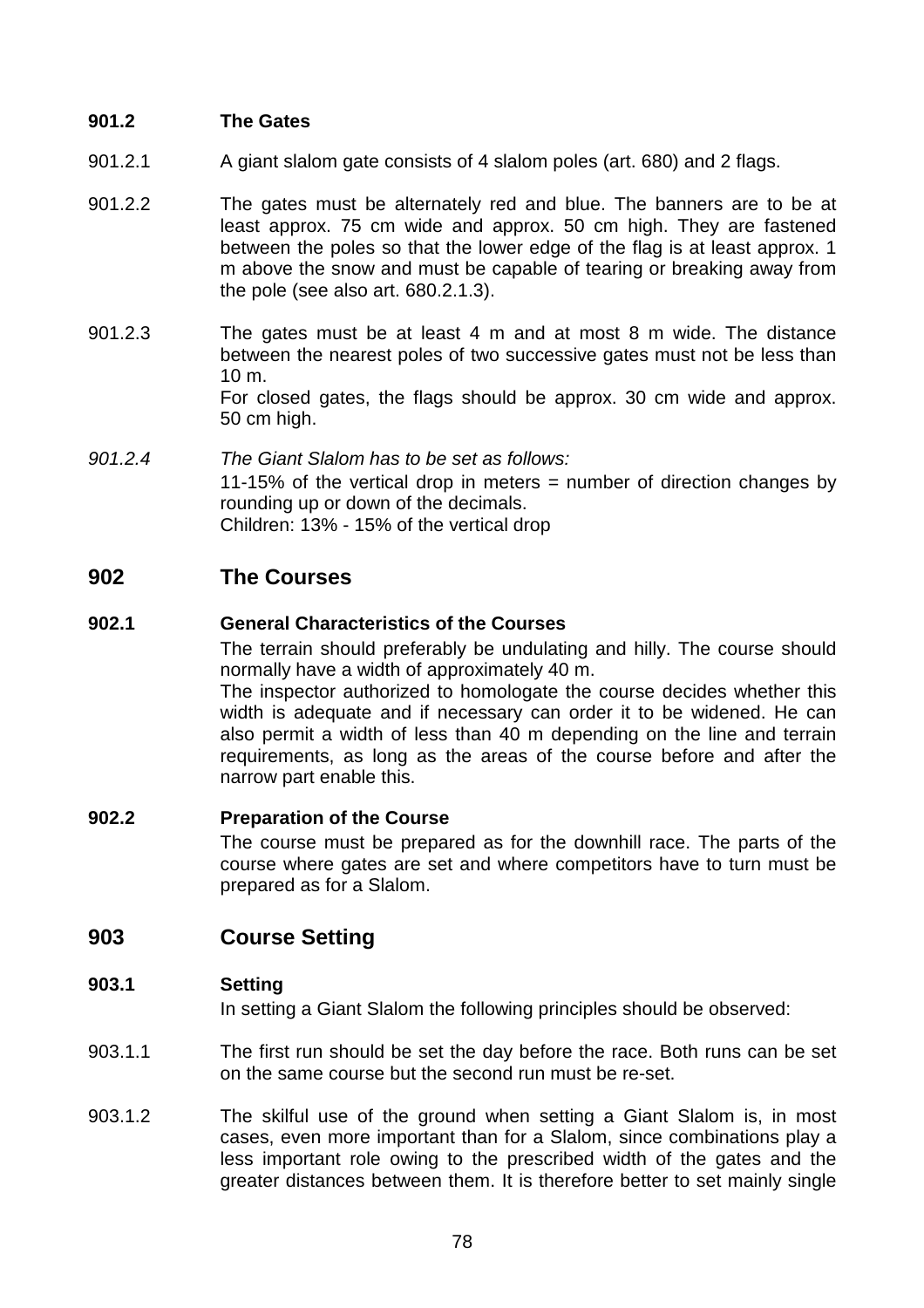### 901.2 The Gates

901.2.1 A giant slalom gate consists of 4 slalom poles (art. 680) and 2 flags.

901.2.2 The gates must be alternately red and blue. The banners are to be at least approx. 75 cm wide and approx. 50 cm high. They are fastened between the poles so that the lower edge of the flag is at least approx. 1 m above the snow and must be capable of tearing or breaking away from the pole (see also art. 680.2.1.3).

901.2.3 The gates must be at least 4 m and at most 8 m wide. The distance between the nearest poles of two successive gates must not be less than 10 m.
For closed gates, the flags should be approx. 30 cm wide and approx. 50 cm high.

*901.2.4* *The Giant Slalom has to be set as follows:*
11-15% of the vertical drop in meters = number of direction changes by rounding up or down of the decimals.
Children: 13% - 15% of the vertical drop

## 902 The Courses

### 902.1 General Characteristics of the Courses

The terrain should preferably be undulating and hilly. The course should normally have a width of approximately 40 m.
The inspector authorized to homologate the course decides whether this width is adequate and if necessary can order it to be widened. He can also permit a width of less than 40 m depending on the line and terrain requirements, as long as the areas of the course before and after the narrow part enable this.

### 902.2 Preparation of the Course

The course must be prepared as for the downhill race. The parts of the course where gates are set and where competitors have to turn must be prepared as for a Slalom.

## 903 Course Setting

### 903.1 Setting

In setting a Giant Slalom the following principles should be observed:

903.1.1 The first run should be set the day before the race. Both runs can be set on the same course but the second run must be re-set.

903.1.2 The skilful use of the ground when setting a Giant Slalom is, in most cases, even more important than for a Slalom, since combinations play a less important role owing to the prescribed width of the gates and the greater distances between them. It is therefore better to set mainly single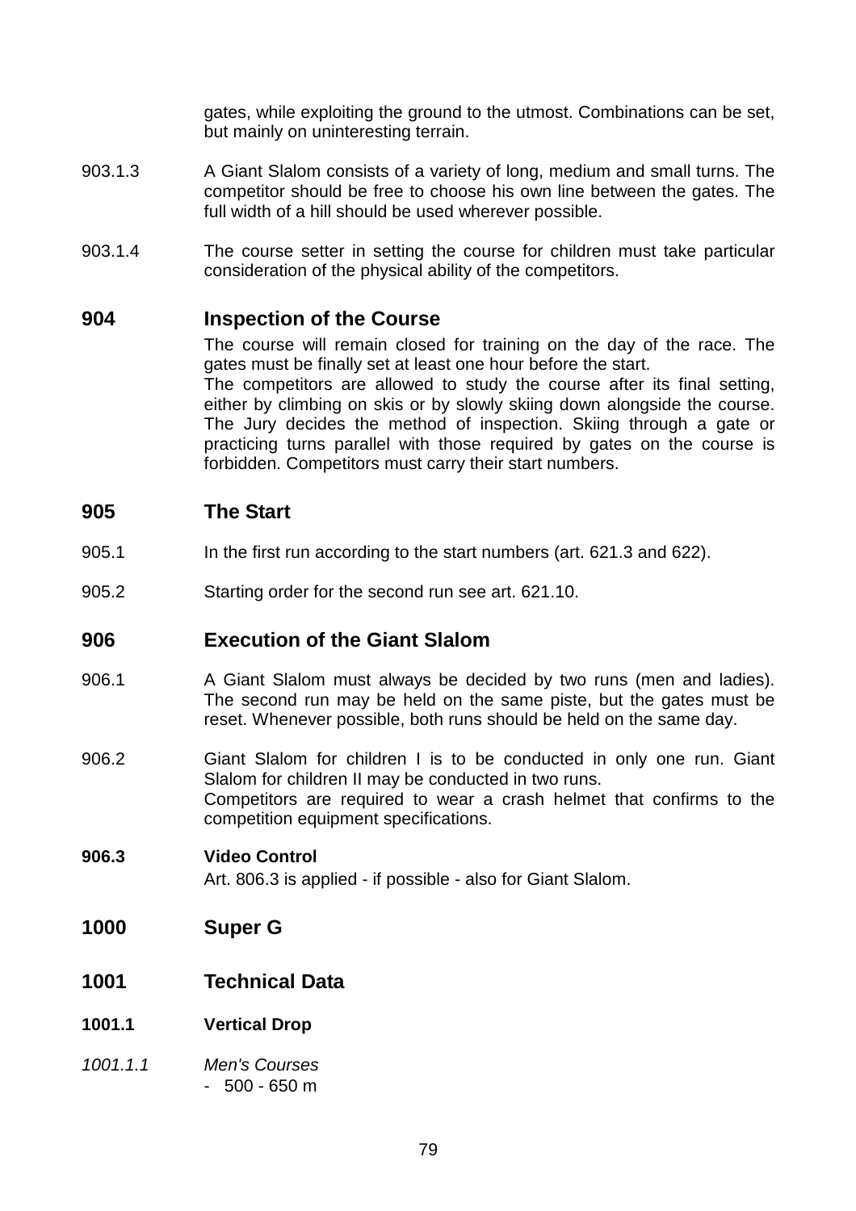gates, while exploiting the ground to the utmost. Combinations can be set, but mainly on uninteresting terrain.

903.1.3 A Giant Slalom consists of a variety of long, medium and small turns. The competitor should be free to choose his own line between the gates. The full width of a hill should be used wherever possible.

903.1.4 The course setter in setting the course for children must take particular consideration of the physical ability of the competitors.

## 904 Inspection of the Course

The course will remain closed for training on the day of the race. The gates must be finally set at least one hour before the start.
The competitors are allowed to study the course after its final setting, either by climbing on skis or by slowly skiing down alongside the course. The Jury decides the method of inspection. Skiing through a gate or practicing turns parallel with those required by gates on the course is forbidden. Competitors must carry their start numbers.

## 905 The Start

905.1 In the first run according to the start numbers (art. 621.3 and 622).

905.2 Starting order for the second run see art. 621.10.

## 906 Execution of the Giant Slalom

906.1 A Giant Slalom must always be decided by two runs (men and ladies). The second run may be held on the same piste, but the gates must be reset. Whenever possible, both runs should be held on the same day.

906.2 Giant Slalom for children I is to be conducted in only one run. Giant Slalom for children II may be conducted in two runs.
Competitors are required to wear a crash helmet that confirms to the competition equipment specifications.

**906.3 Video Control**

Art. 806.3 is applied - if possible - also for Giant Slalom.

# 1000 Super G

## 1001 Technical Data

**1001.1 Vertical Drop**

*1001.1.1 Men's Courses*

- 500 - 650 m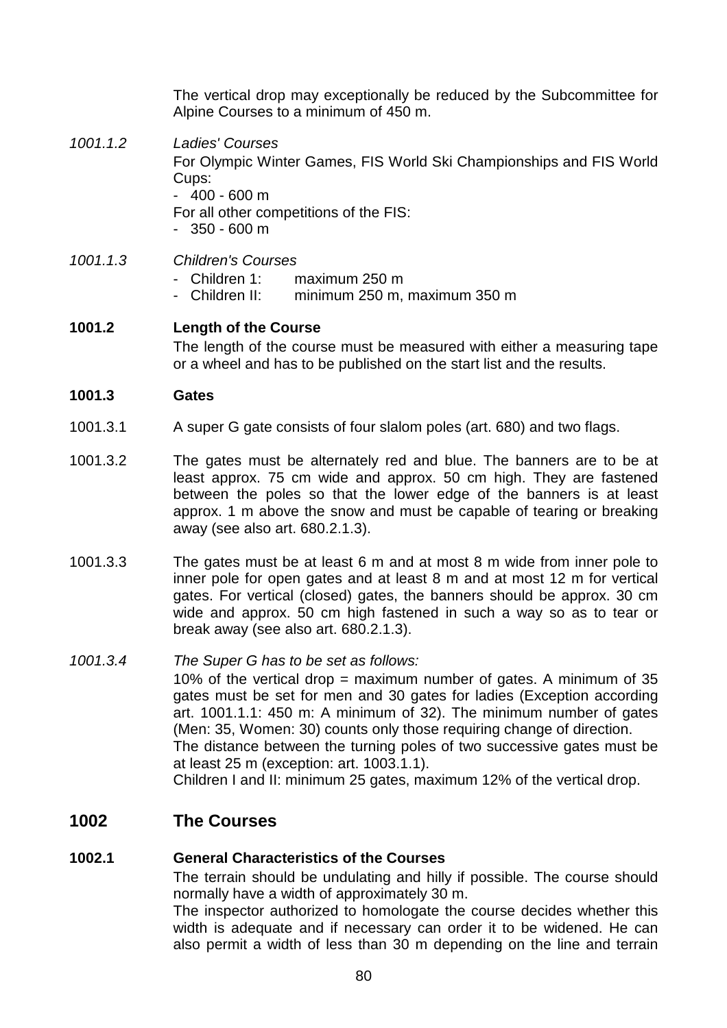The vertical drop may exceptionally be reduced by the Subcommittee for Alpine Courses to a minimum of 450 m.

*1001.1.2* *Ladies' Courses*

For Olympic Winter Games, FIS World Ski Championships and FIS World Cups:

- 400 - 600 m

For all other competitions of the FIS:

- 350 - 600 m

*1001.1.3* *Children's Courses*

- Children 1: maximum 250 m
- Children II: minimum 250 m, maximum 350 m

**1001.2 Length of the Course**

The length of the course must be measured with either a measuring tape or a wheel and has to be published on the start list and the results.

**1001.3 Gates**

1001.3.1 A super G gate consists of four slalom poles (art. 680) and two flags.

1001.3.2 The gates must be alternately red and blue. The banners are to be at least approx. 75 cm wide and approx. 50 cm high. They are fastened between the poles so that the lower edge of the banners is at least approx. 1 m above the snow and must be capable of tearing or breaking away (see also art. 680.2.1.3).

1001.3.3 The gates must be at least 6 m and at most 8 m wide from inner pole to inner pole for open gates and at least 8 m and at most 12 m for vertical gates. For vertical (closed) gates, the banners should be approx. 30 cm wide and approx. 50 cm high fastened in such a way so as to tear or break away (see also art. 680.2.1.3).

*1001.3.4* *The Super G has to be set as follows:*

10% of the vertical drop = maximum number of gates. A minimum of 35 gates must be set for men and 30 gates for ladies (Exception according art. 1001.1.1: 450 m: A minimum of 32). The minimum number of gates (Men: 35, Women: 30) counts only those requiring change of direction.

The distance between the turning poles of two successive gates must be at least 25 m (exception: art. 1003.1.1).

Children I and II: minimum 25 gates, maximum 12% of the vertical drop.

## 1002 The Courses

**1002.1 General Characteristics of the Courses**

The terrain should be undulating and hilly if possible. The course should normally have a width of approximately 30 m.

The inspector authorized to homologate the course decides whether this width is adequate and if necessary can order it to be widened. He can also permit a width of less than 30 m depending on the line and terrain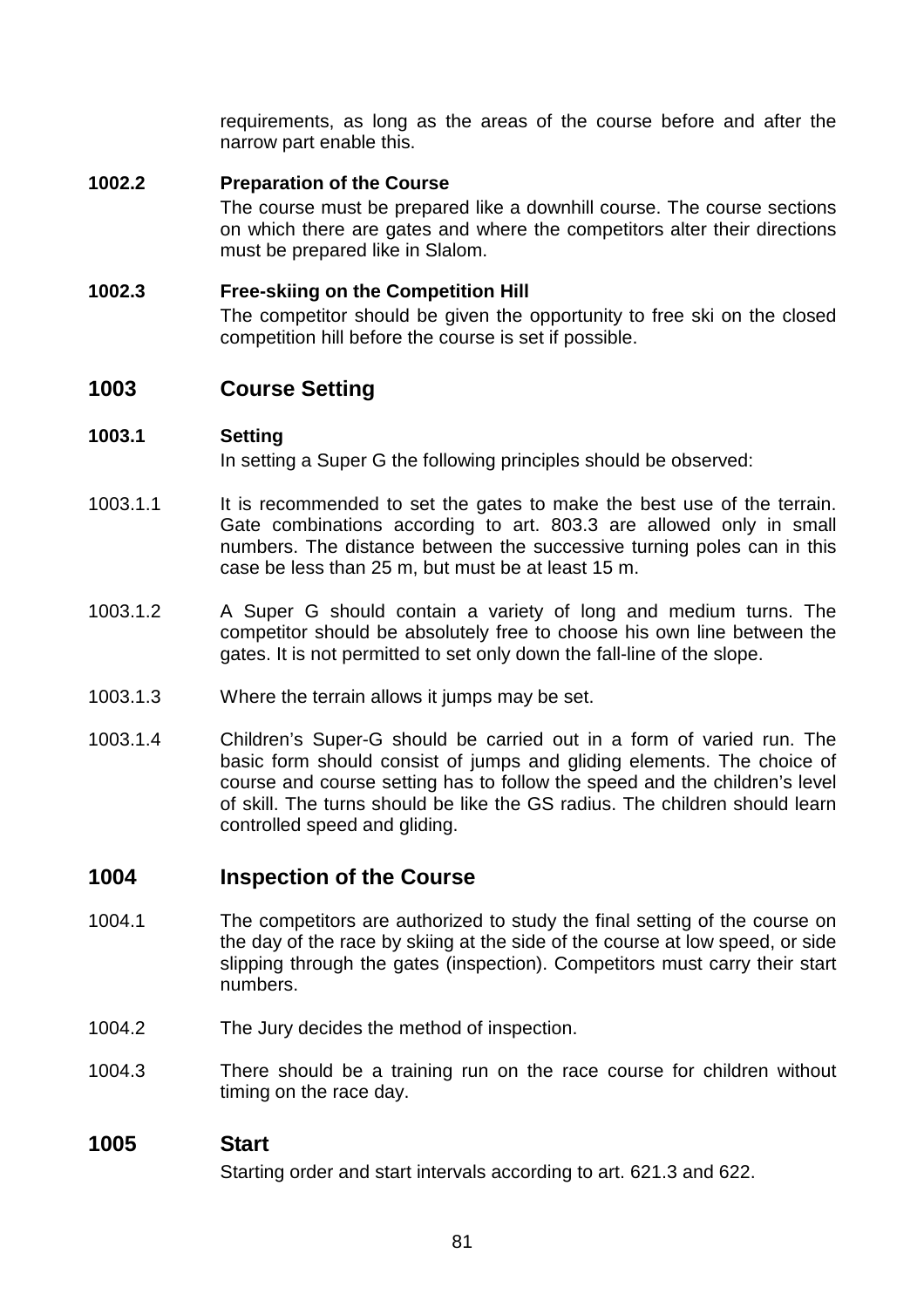requirements, as long as the areas of the course before and after the narrow part enable this.

#### 1002.2 Preparation of the Course

The course must be prepared like a downhill course. The course sections on which there are gates and where the competitors alter their directions must be prepared like in Slalom.

#### 1002.3 Free-skiing on the Competition Hill

The competitor should be given the opportunity to free ski on the closed competition hill before the course is set if possible.

### 1003 Course Setting

#### 1003.1 Setting

In setting a Super G the following principles should be observed:

1003.1.1 It is recommended to set the gates to make the best use of the terrain. Gate combinations according to art. 803.3 are allowed only in small numbers. The distance between the successive turning poles can in this case be less than 25 m, but must be at least 15 m.

1003.1.2 A Super G should contain a variety of long and medium turns. The competitor should be absolutely free to choose his own line between the gates. It is not permitted to set only down the fall-line of the slope.

1003.1.3 Where the terrain allows it jumps may be set.

1003.1.4 Children's Super-G should be carried out in a form of varied run. The basic form should consist of jumps and gliding elements. The choice of course and course setting has to follow the speed and the children's level of skill. The turns should be like the GS radius. The children should learn controlled speed and gliding.

### 1004 Inspection of the Course

1004.1 The competitors are authorized to study the final setting of the course on the day of the race by skiing at the side of the course at low speed, or side slipping through the gates (inspection). Competitors must carry their start numbers.

1004.2 The Jury decides the method of inspection.

1004.3 There should be a training run on the race course for children without timing on the race day.

### 1005 Start

Starting order and start intervals according to art. 621.3 and 622.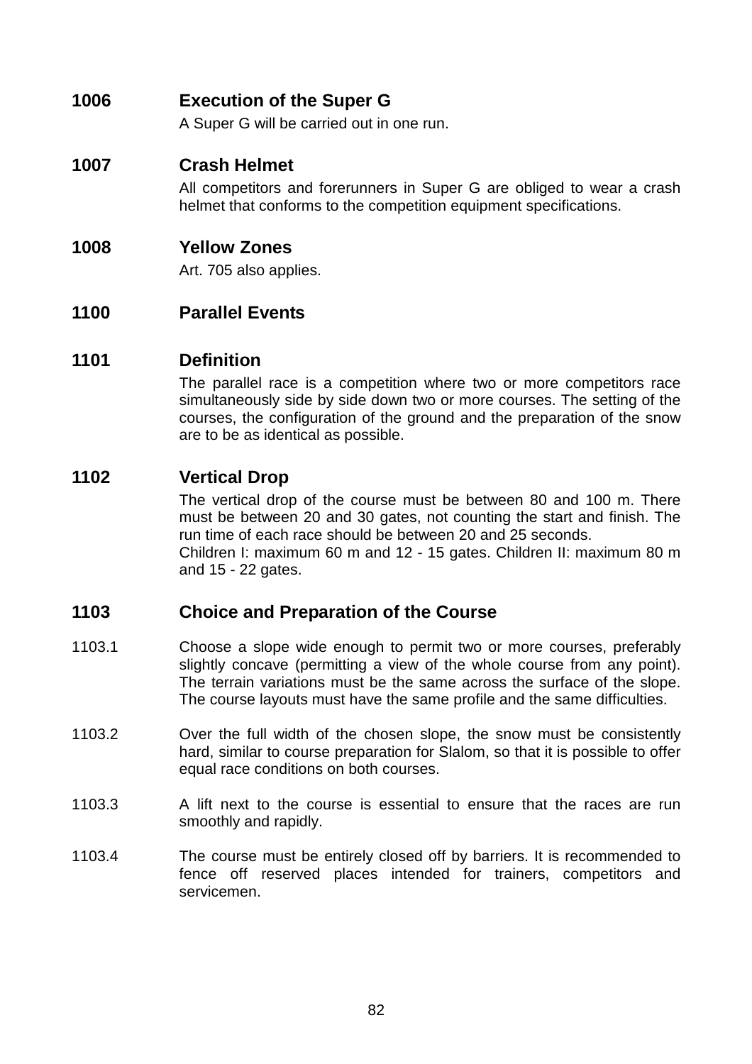## 1006 Execution of the Super G

A Super G will be carried out in one run.

## 1007 Crash Helmet

All competitors and forerunners in Super G are obliged to wear a crash helmet that conforms to the competition equipment specifications.

## 1008 Yellow Zones

Art. 705 also applies.

# 1100 Parallel Events

## 1101 Definition

The parallel race is a competition where two or more competitors race simultaneously side by side down two or more courses. The setting of the courses, the configuration of the ground and the preparation of the snow are to be as identical as possible.

## 1102 Vertical Drop

The vertical drop of the course must be between 80 and 100 m. There must be between 20 and 30 gates, not counting the start and finish. The run time of each race should be between 20 and 25 seconds.
Children I: maximum 60 m and 12 - 15 gates. Children II: maximum 80 m and 15 - 22 gates.

## 1103 Choice and Preparation of the Course

1103.1 Choose a slope wide enough to permit two or more courses, preferably slightly concave (permitting a view of the whole course from any point). The terrain variations must be the same across the surface of the slope. The course layouts must have the same profile and the same difficulties.

1103.2 Over the full width of the chosen slope, the snow must be consistently hard, similar to course preparation for Slalom, so that it is possible to offer equal race conditions on both courses.

1103.3 A lift next to the course is essential to ensure that the races are run smoothly and rapidly.

1103.4 The course must be entirely closed off by barriers. It is recommended to fence off reserved places intended for trainers, competitors and servicemen.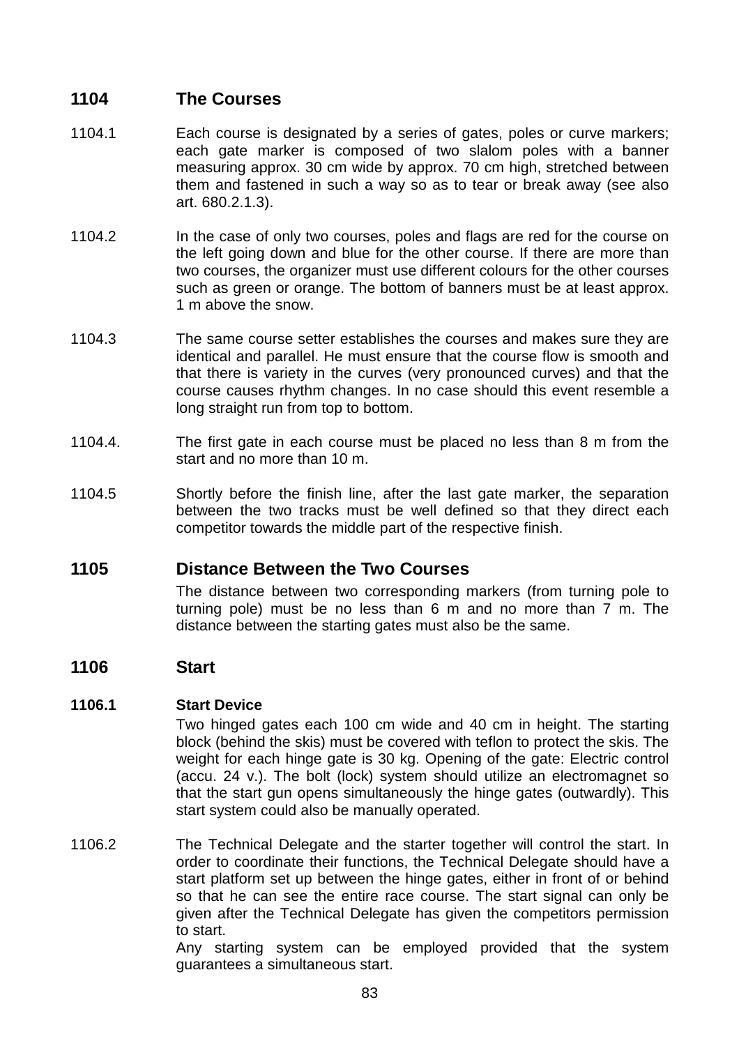## 1104 The Courses

1104.1 Each course is designated by a series of gates, poles or curve markers; each gate marker is composed of two slalom poles with a banner measuring approx. 30 cm wide by approx. 70 cm high, stretched between them and fastened in such a way so as to tear or break away (see also art. 680.2.1.3).

1104.2 In the case of only two courses, poles and flags are red for the course on the left going down and blue for the other course. If there are more than two courses, the organizer must use different colours for the other courses such as green or orange. The bottom of banners must be at least approx. 1 m above the snow.

1104.3 The same course setter establishes the courses and makes sure they are identical and parallel. He must ensure that the course flow is smooth and that there is variety in the curves (very pronounced curves) and that the course causes rhythm changes. In no case should this event resemble a long straight run from top to bottom.

1104.4. The first gate in each course must be placed no less than 8 m from the start and no more than 10 m.

1104.5 Shortly before the finish line, after the last gate marker, the separation between the two tracks must be well defined so that they direct each competitor towards the middle part of the respective finish.

## 1105 Distance Between the Two Courses

The distance between two corresponding markers (from turning pole to turning pole) must be no less than 6 m and no more than 7 m. The distance between the starting gates must also be the same.

## 1106 Start

### 1106.1 Start Device

Two hinged gates each 100 cm wide and 40 cm in height. The starting block (behind the skis) must be covered with teflon to protect the skis. The weight for each hinge gate is 30 kg. Opening of the gate: Electric control (accu. 24 v.). The bolt (lock) system should utilize an electromagnet so that the start gun opens simultaneously the hinge gates (outwardly). This start system could also be manually operated.

1106.2 The Technical Delegate and the starter together will control the start. In order to coordinate their functions, the Technical Delegate should have a start platform set up between the hinge gates, either in front of or behind so that he can see the entire race course. The start signal can only be given after the Technical Delegate has given the competitors permission to start.

Any starting system can be employed provided that the system guarantees a simultaneous start.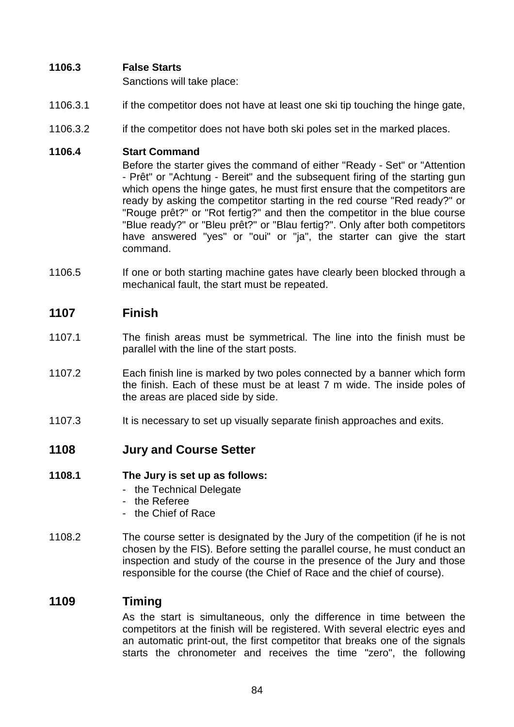**1106.3 False Starts**

Sanctions will take place:

1106.3.1 if the competitor does not have at least one ski tip touching the hinge gate,

1106.3.2 if the competitor does not have both ski poles set in the marked places.

**1106.4 Start Command**

Before the starter gives the command of either "Ready - Set" or "Attention - Prêt" or "Achtung - Bereit" and the subsequent firing of the starting gun which opens the hinge gates, he must first ensure that the competitors are ready by asking the competitor starting in the red course "Red ready?" or "Rouge prêt?" or "Rot fertig?" and then the competitor in the blue course "Blue ready?" or "Bleu prêt?" or "Blau fertig?". Only after both competitors have answered "yes" or "oui" or "ja", the starter can give the start command.

1106.5 If one or both starting machine gates have clearly been blocked through a mechanical fault, the start must be repeated.

## 1107 Finish

1107.1 The finish areas must be symmetrical. The line into the finish must be parallel with the line of the start posts.

1107.2 Each finish line is marked by two poles connected by a banner which form the finish. Each of these must be at least 7 m wide. The inside poles of the areas are placed side by side.

1107.3 It is necessary to set up visually separate finish approaches and exits.

## 1108 Jury and Course Setter

**1108.1 The Jury is set up as follows:**

- the Technical Delegate
- the Referee
- the Chief of Race

1108.2 The course setter is designated by the Jury of the competition (if he is not chosen by the FIS). Before setting the parallel course, he must conduct an inspection and study of the course in the presence of the Jury and those responsible for the course (the Chief of Race and the chief of course).

## 1109 Timing

As the start is simultaneous, only the difference in time between the competitors at the finish will be registered. With several electric eyes and an automatic print-out, the first competitor that breaks one of the signals starts the chronometer and receives the time "zero", the following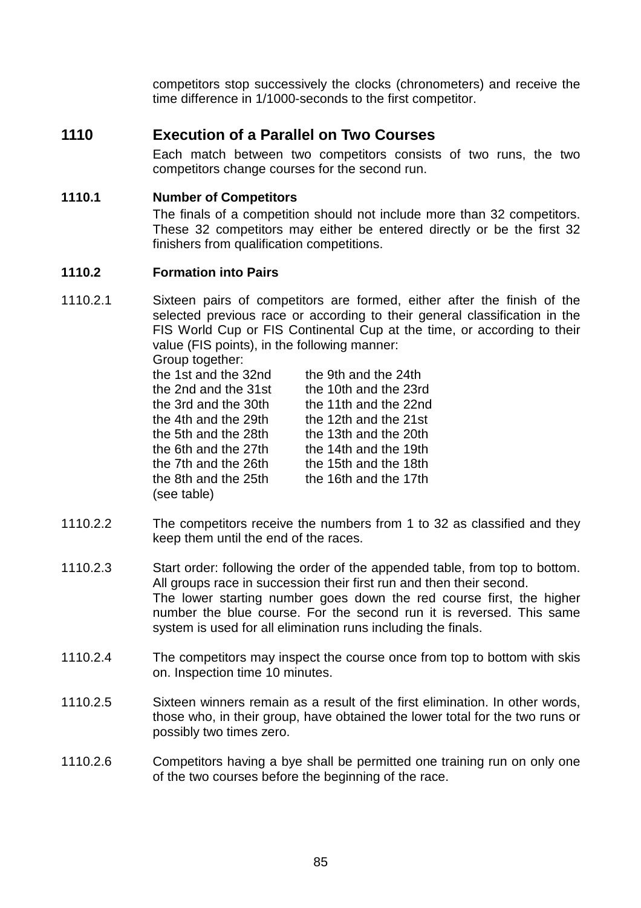competitors stop successively the clocks (chronometers) and receive the time difference in 1/1000-seconds to the first competitor.

## 1110 Execution of a Parallel on Two Courses

Each match between two competitors consists of two runs, the two competitors change courses for the second run.

### 1110.1 Number of Competitors

The finals of a competition should not include more than 32 competitors. These 32 competitors may either be entered directly or be the first 32 finishers from qualification competitions.

### 1110.2 Formation into Pairs

1110.2.1 Sixteen pairs of competitors are formed, either after the finish of the selected previous race or according to their general classification in the FIS World Cup or FIS Continental Cup at the time, or according to their value (FIS points), in the following manner:

Group together:

| | |
|---|---|
| the 1st and the 32nd | the 9th and the 24th |
| the 2nd and the 31st | the 10th and the 23rd |
| the 3rd and the 30th | the 11th and the 22nd |
| the 4th and the 29th | the 12th and the 21st |
| the 5th and the 28th | the 13th and the 20th |
| the 6th and the 27th | the 14th and the 19th |
| the 7th and the 26th | the 15th and the 18th |
| the 8th and the 25th | the 16th and the 17th |

(see table)

1110.2.2 The competitors receive the numbers from 1 to 32 as classified and they keep them until the end of the races.

1110.2.3 Start order: following the order of the appended table, from top to bottom. All groups race in succession their first run and then their second. The lower starting number goes down the red course first, the higher number the blue course. For the second run it is reversed. This same system is used for all elimination runs including the finals.

1110.2.4 The competitors may inspect the course once from top to bottom with skis on. Inspection time 10 minutes.

1110.2.5 Sixteen winners remain as a result of the first elimination. In other words, those who, in their group, have obtained the lower total for the two runs or possibly two times zero.

1110.2.6 Competitors having a bye shall be permitted one training run on only one of the two courses before the beginning of the race.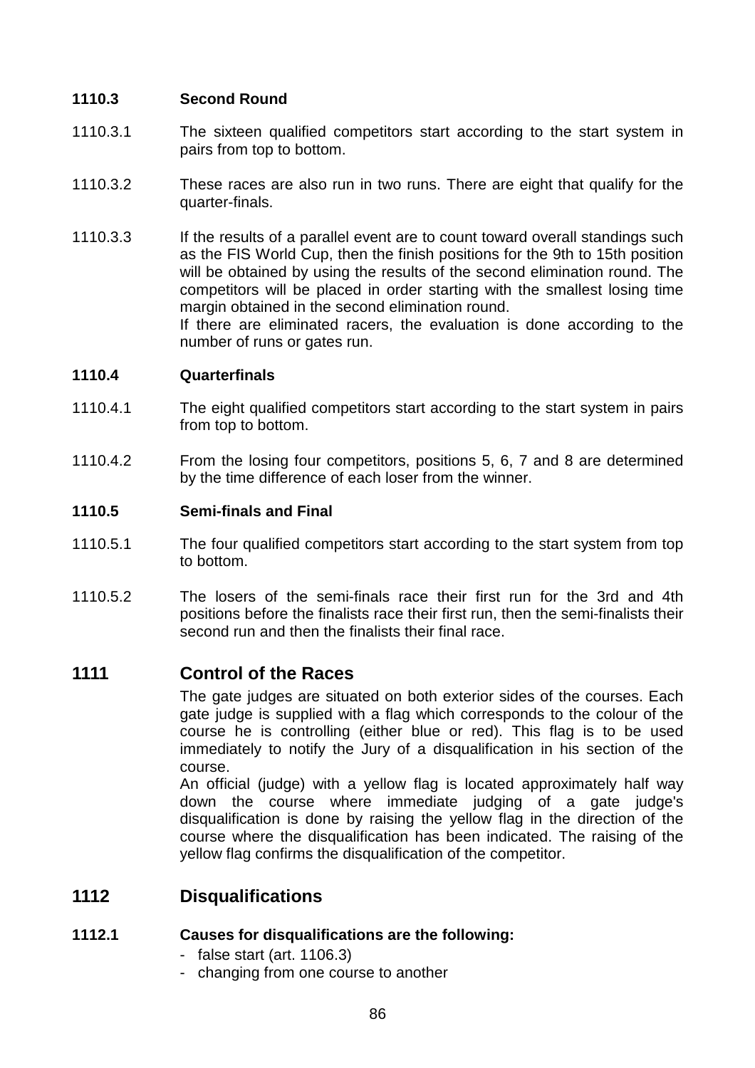#### 1110.3 Second Round

1110.3.1 The sixteen qualified competitors start according to the start system in pairs from top to bottom.

1110.3.2 These races are also run in two runs. There are eight that qualify for the quarter-finals.

1110.3.3 If the results of a parallel event are to count toward overall standings such as the FIS World Cup, then the finish positions for the 9th to 15th position will be obtained by using the results of the second elimination round. The competitors will be placed in order starting with the smallest losing time margin obtained in the second elimination round.
If there are eliminated racers, the evaluation is done according to the number of runs or gates run.

#### 1110.4 Quarterfinals

1110.4.1 The eight qualified competitors start according to the start system in pairs from top to bottom.

1110.4.2 From the losing four competitors, positions 5, 6, 7 and 8 are determined by the time difference of each loser from the winner.

#### 1110.5 Semi-finals and Final

1110.5.1 The four qualified competitors start according to the start system from top to bottom.

1110.5.2 The losers of the semi-finals race their first run for the 3rd and 4th positions before the finalists race their first run, then the semi-finalists their second run and then the finalists their final race.

## 1111 Control of the Races

The gate judges are situated on both exterior sides of the courses. Each gate judge is supplied with a flag which corresponds to the colour of the course he is controlling (either blue or red). This flag is to be used immediately to notify the Jury of a disqualification in his section of the course.
An official (judge) with a yellow flag is located approximately half way down the course where immediate judging of a gate judge's disqualification is done by raising the yellow flag in the direction of the course where the disqualification has been indicated. The raising of the yellow flag confirms the disqualification of the competitor.

## 1112 Disqualifications

#### 1112.1 Causes for disqualifications are the following:

- false start (art. 1106.3)
- changing from one course to another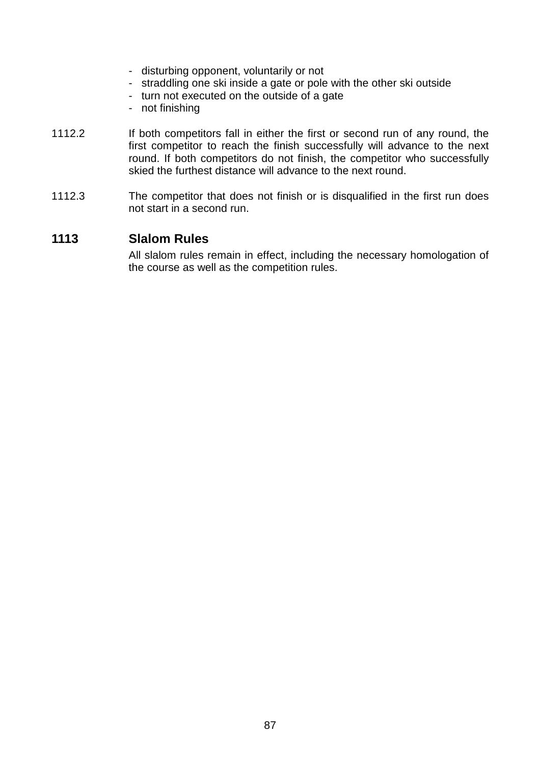- disturbing opponent, voluntarily or not
- straddling one ski inside a gate or pole with the other ski outside
- turn not executed on the outside of a gate
- not finishing

1112.2 If both competitors fall in either the first or second run of any round, the first competitor to reach the finish successfully will advance to the next round. If both competitors do not finish, the competitor who successfully skied the furthest distance will advance to the next round.

1112.3 The competitor that does not finish or is disqualified in the first run does not start in a second run.

## 1113 Slalom Rules

All slalom rules remain in effect, including the necessary homologation of the course as well as the competition rules.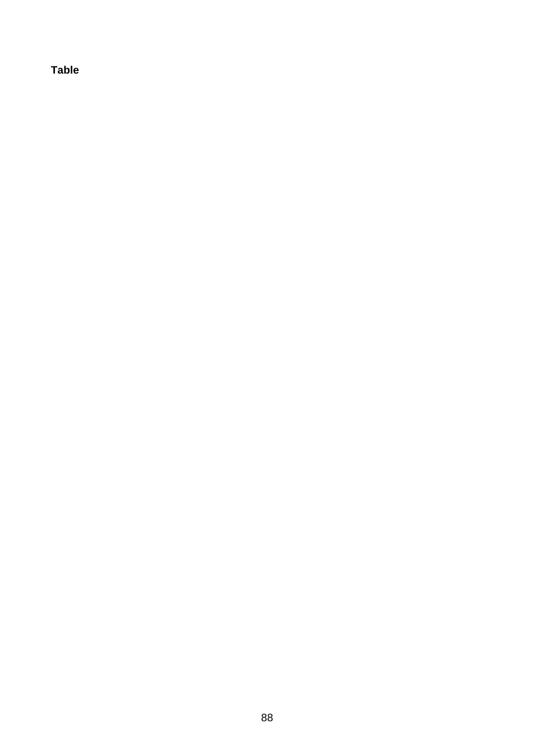**Table**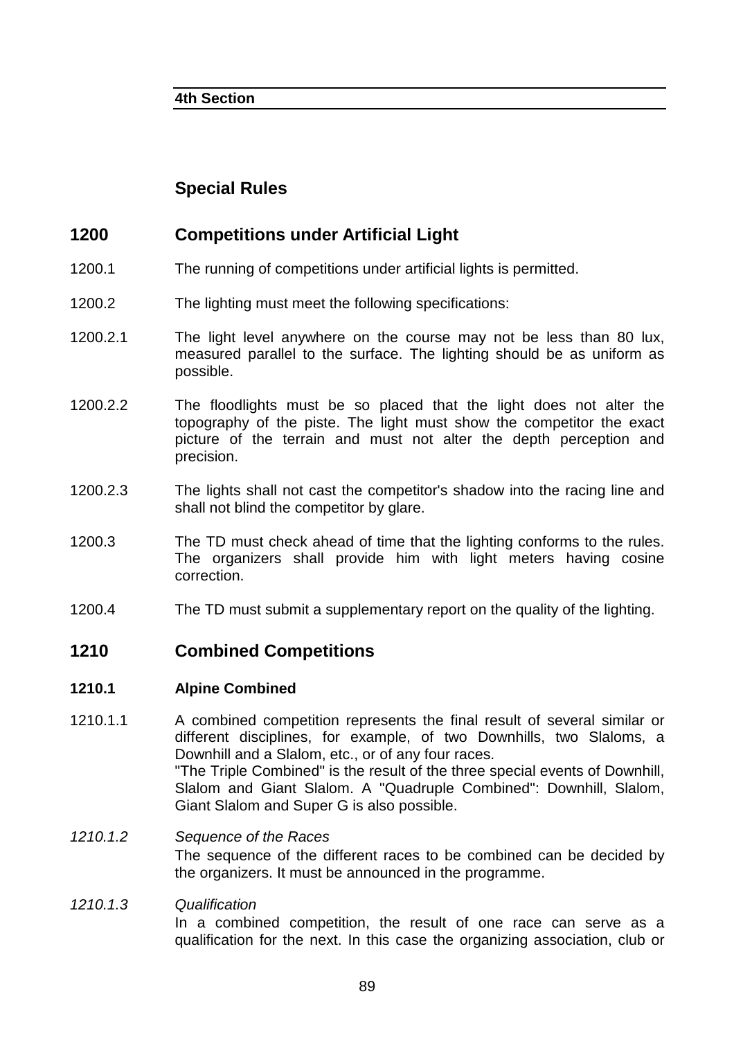**4th Section**

## Special Rules

## 1200 Competitions under Artificial Light

1200.1 The running of competitions under artificial lights is permitted.

1200.2 The lighting must meet the following specifications:

1200.2.1 The light level anywhere on the course may not be less than 80 lux, measured parallel to the surface. The lighting should be as uniform as possible.

1200.2.2 The floodlights must be so placed that the light does not alter the topography of the piste. The light must show the competitor the exact picture of the terrain and must not alter the depth perception and precision.

1200.2.3 The lights shall not cast the competitor's shadow into the racing line and shall not blind the competitor by glare.

1200.3 The TD must check ahead of time that the lighting conforms to the rules. The organizers shall provide him with light meters having cosine correction.

1200.4 The TD must submit a supplementary report on the quality of the lighting.

## 1210 Combined Competitions

### 1210.1 Alpine Combined

1210.1.1 A combined competition represents the final result of several similar or different disciplines, for example, of two Downhills, two Slaloms, a Downhill and a Slalom, etc., or of any four races.
"The Triple Combined" is the result of the three special events of Downhill, Slalom and Giant Slalom. A "Quadruple Combined": Downhill, Slalom, Giant Slalom and Super G is also possible.

*1210.1.2 Sequence of the Races*
The sequence of the different races to be combined can be decided by the organizers. It must be announced in the programme.

*1210.1.3 Qualification*
In a combined competition, the result of one race can serve as a qualification for the next. In this case the organizing association, club or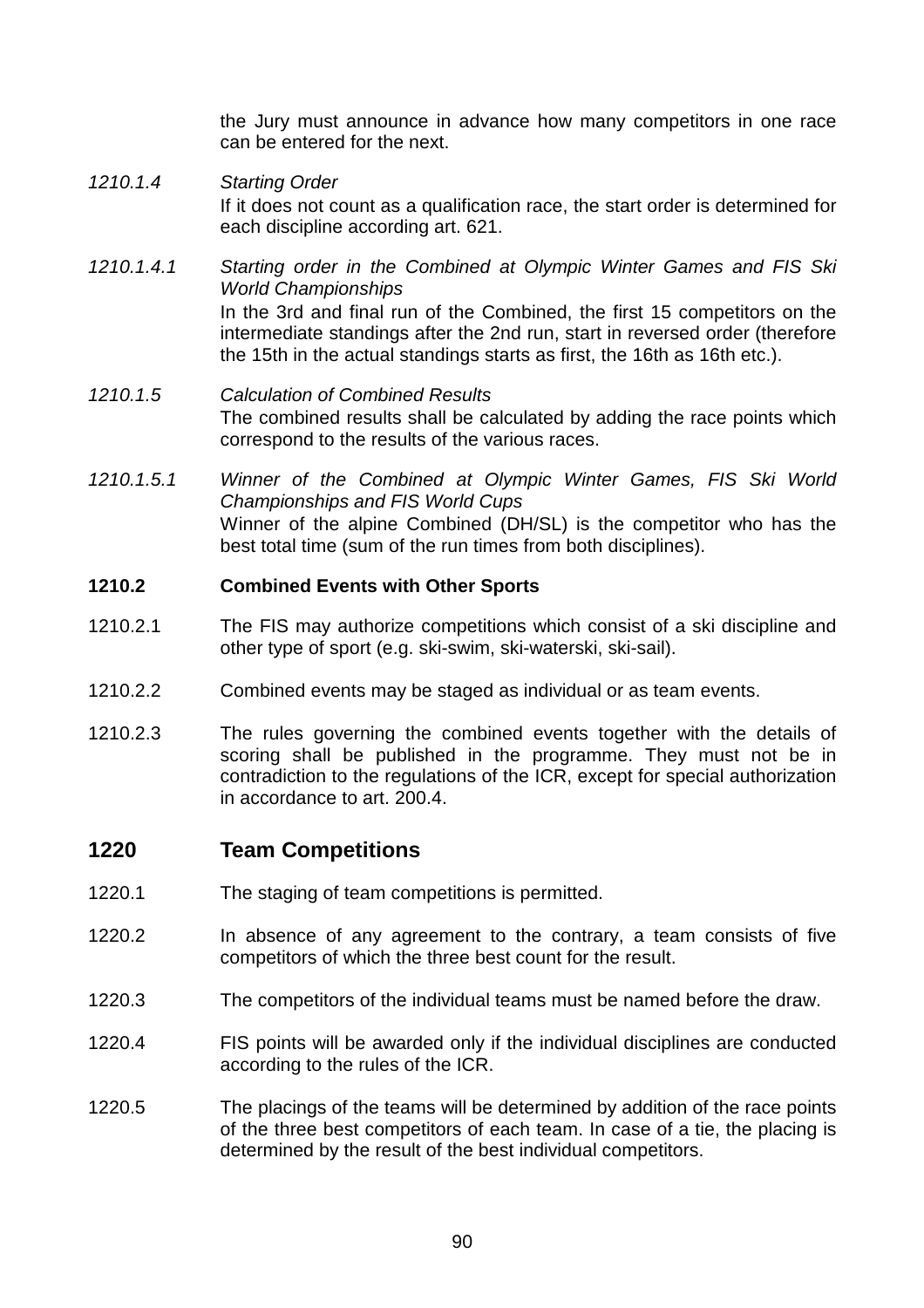the Jury must announce in advance how many competitors in one race can be entered for the next.

*1210.1.4* *Starting Order*
If it does not count as a qualification race, the start order is determined for each discipline according art. 621.

*1210.1.4.1* *Starting order in the Combined at Olympic Winter Games and FIS Ski World Championships*
In the 3rd and final run of the Combined, the first 15 competitors on the intermediate standings after the 2nd run, start in reversed order (therefore the 15th in the actual standings starts as first, the 16th as 16th etc.).

*1210.1.5* *Calculation of Combined Results*
The combined results shall be calculated by adding the race points which correspond to the results of the various races.

*1210.1.5.1* *Winner of the Combined at Olympic Winter Games, FIS Ski World Championships and FIS World Cups*
Winner of the alpine Combined (DH/SL) is the competitor who has the best total time (sum of the run times from both disciplines).

**1210.2 Combined Events with Other Sports**

1210.2.1 The FIS may authorize competitions which consist of a ski discipline and other type of sport (e.g. ski-swim, ski-waterski, ski-sail).

1210.2.2 Combined events may be staged as individual or as team events.

1210.2.3 The rules governing the combined events together with the details of scoring shall be published in the programme. They must not be in contradiction to the regulations of the ICR, except for special authorization in accordance to art. 200.4.

## 1220 Team Competitions

1220.1 The staging of team competitions is permitted.

1220.2 In absence of any agreement to the contrary, a team consists of five competitors of which the three best count for the result.

1220.3 The competitors of the individual teams must be named before the draw.

1220.4 FIS points will be awarded only if the individual disciplines are conducted according to the rules of the ICR.

1220.5 The placings of the teams will be determined by addition of the race points of the three best competitors of each team. In case of a tie, the placing is determined by the result of the best individual competitors.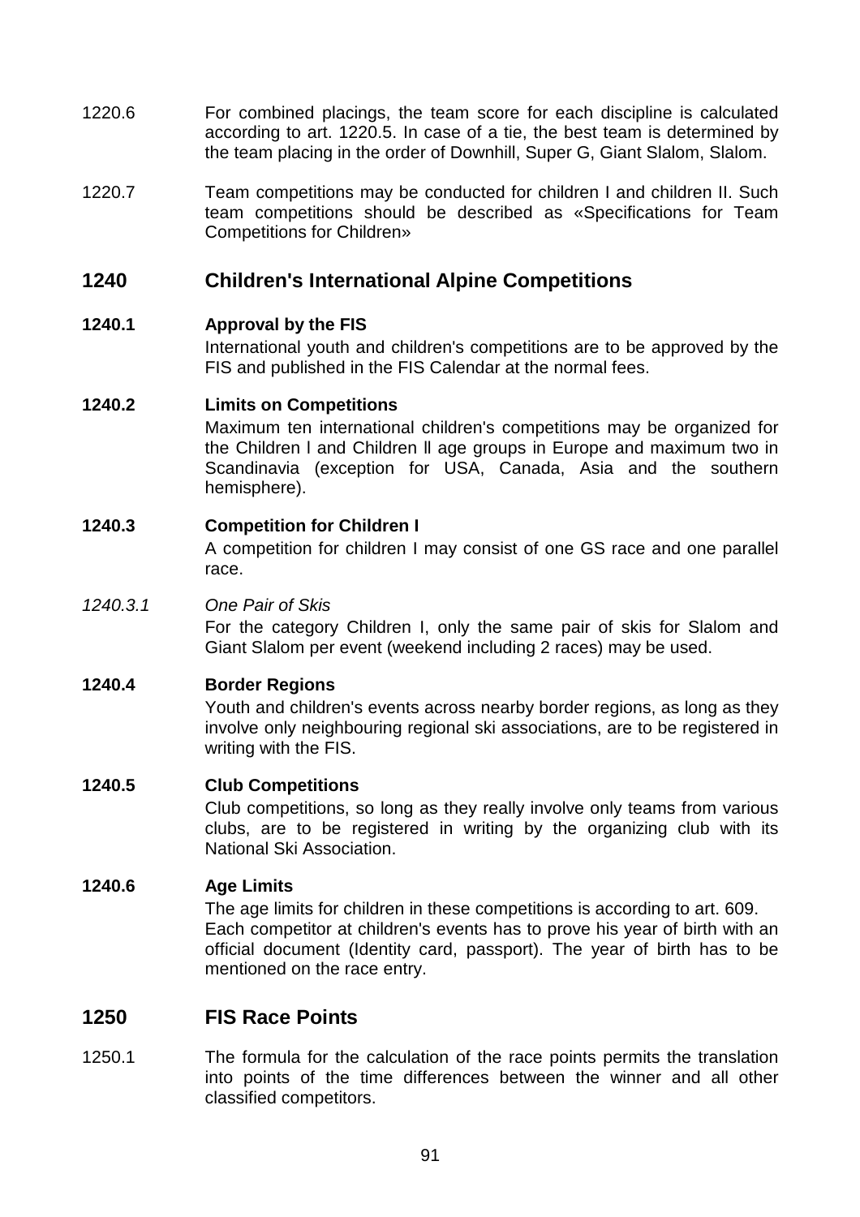1220.6 For combined placings, the team score for each discipline is calculated according to art. 1220.5. In case of a tie, the best team is determined by the team placing in the order of Downhill, Super G, Giant Slalom, Slalom.

1220.7 Team competitions may be conducted for children I and children II. Such team competitions should be described as «Specifications for Team Competitions for Children»

## 1240 Children's International Alpine Competitions

**1240.1 Approval by the FIS**

International youth and children's competitions are to be approved by the FIS and published in the FIS Calendar at the normal fees.

**1240.2 Limits on Competitions**

Maximum ten international children's competitions may be organized for the Children l and Children ll age groups in Europe and maximum two in Scandinavia (exception for USA, Canada, Asia and the southern hemisphere).

**1240.3 Competition for Children I**

A competition for children I may consist of one GS race and one parallel race.

*1240.3.1 One Pair of Skis*

For the category Children I, only the same pair of skis for Slalom and Giant Slalom per event (weekend including 2 races) may be used.

**1240.4 Border Regions**

Youth and children's events across nearby border regions, as long as they involve only neighbouring regional ski associations, are to be registered in writing with the FIS.

**1240.5 Club Competitions**

Club competitions, so long as they really involve only teams from various clubs, are to be registered in writing by the organizing club with its National Ski Association.

**1240.6 Age Limits**

The age limits for children in these competitions is according to art. 609.
Each competitor at children's events has to prove his year of birth with an official document (Identity card, passport). The year of birth has to be mentioned on the race entry.

## 1250 FIS Race Points

1250.1 The formula for the calculation of the race points permits the translation into points of the time differences between the winner and all other classified competitors.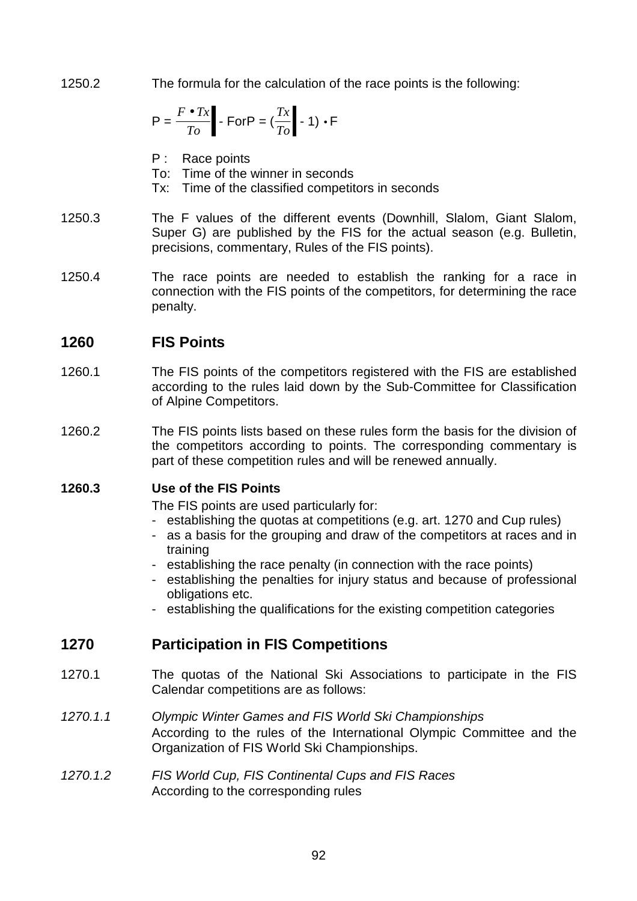1250.2 The formula for the calculation of the race points is the following:

$$P = \frac{F \bullet Tx}{To} - F \text{ or } P = \left(\frac{Tx}{To} - 1\right) \bullet F$$

- P : Race points
- To: Time of the winner in seconds
- Tx: Time of the classified competitors in seconds

1250.3 The F values of the different events (Downhill, Slalom, Giant Slalom, Super G) are published by the FIS for the actual season (e.g. Bulletin, precisions, commentary, Rules of the FIS points).

1250.4 The race points are needed to establish the ranking for a race in connection with the FIS points of the competitors, for determining the race penalty.

## 1260 FIS Points

1260.1 The FIS points of the competitors registered with the FIS are established according to the rules laid down by the Sub-Committee for Classification of Alpine Competitors.

1260.2 The FIS points lists based on these rules form the basis for the division of the competitors according to points. The corresponding commentary is part of these competition rules and will be renewed annually.

**1260.3 Use of the FIS Points**

The FIS points are used particularly for:

- establishing the quotas at competitions (e.g. art. 1270 and Cup rules)
- as a basis for the grouping and draw of the competitors at races and in training
- establishing the race penalty (in connection with the race points)
- establishing the penalties for injury status and because of professional obligations etc.
- establishing the qualifications for the existing competition categories

## 1270 Participation in FIS Competitions

1270.1 The quotas of the National Ski Associations to participate in the FIS Calendar competitions are as follows:

*1270.1.1 Olympic Winter Games and FIS World Ski Championships*

According to the rules of the International Olympic Committee and the Organization of FIS World Ski Championships.

*1270.1.2 FIS World Cup, FIS Continental Cups and FIS Races*

According to the corresponding rules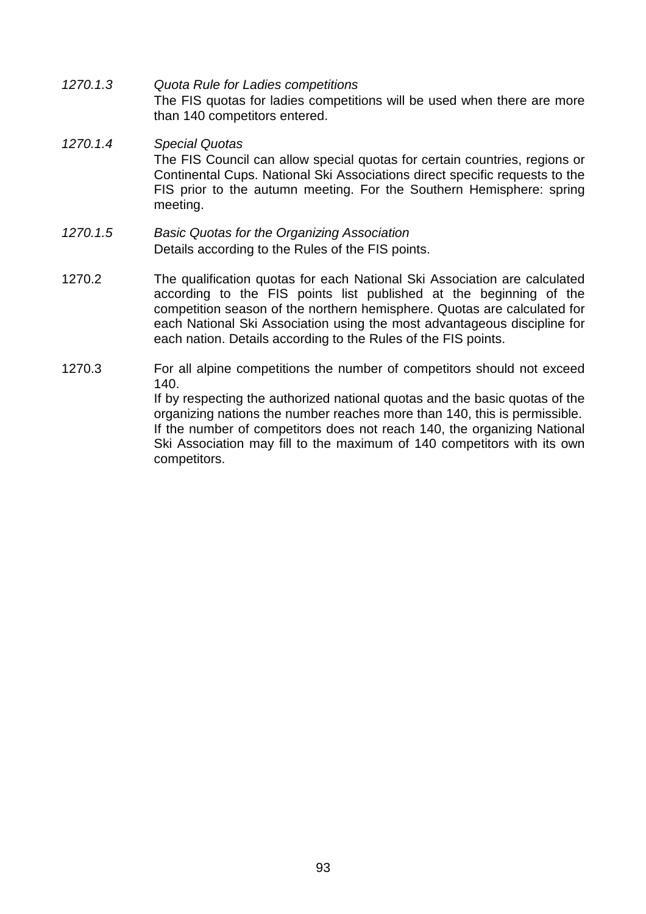*1270.1.3* *Quota Rule for Ladies competitions*
The FIS quotas for ladies competitions will be used when there are more than 140 competitors entered.

*1270.1.4* *Special Quotas*
The FIS Council can allow special quotas for certain countries, regions or Continental Cups. National Ski Associations direct specific requests to the FIS prior to the autumn meeting. For the Southern Hemisphere: spring meeting.

*1270.1.5* *Basic Quotas for the Organizing Association*
Details according to the Rules of the FIS points.

1270.2 The qualification quotas for each National Ski Association are calculated according to the FIS points list published at the beginning of the competition season of the northern hemisphere. Quotas are calculated for each National Ski Association using the most advantageous discipline for each nation. Details according to the Rules of the FIS points.

1270.3 For all alpine competitions the number of competitors should not exceed 140.
If by respecting the authorized national quotas and the basic quotas of the organizing nations the number reaches more than 140, this is permissible.
If the number of competitors does not reach 140, the organizing National Ski Association may fill to the maximum of 140 competitors with its own competitors.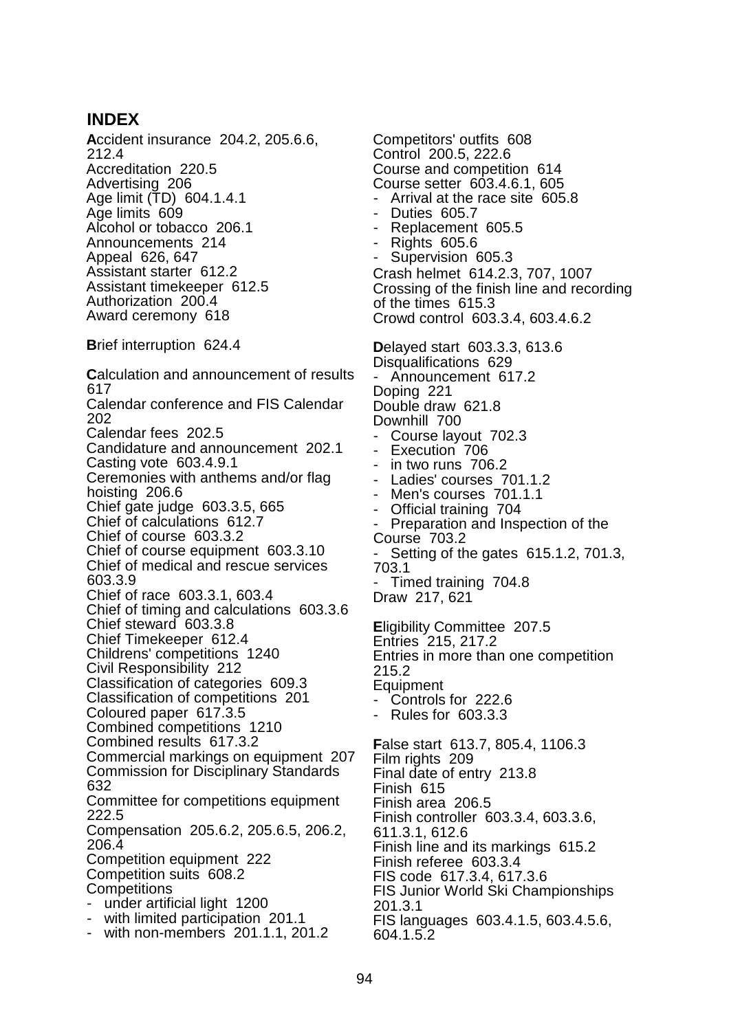# INDEX

**A**ccident insurance 204.2, 205.6.6, 212.4
Accreditation 220.5
Advertising 206
Age limit (TD) 604.1.4.1
Age limits 609
Alcohol or tobacco 206.1
Announcements 214
Appeal 626, 647
Assistant starter 612.2
Assistant timekeeper 612.5
Authorization 200.4
Award ceremony 618

**B**rief interruption 624.4

**C**alculation and announcement of results 617
Calendar conference and FIS Calendar 202
Calendar fees 202.5
Candidature and announcement 202.1
Casting vote 603.4.9.1
Ceremonies with anthems and/or flag hoisting 206.6
Chief gate judge 603.3.5, 665
Chief of calculations 612.7
Chief of course 603.3.2
Chief of course equipment 603.3.10
Chief of medical and rescue services 603.3.9
Chief of race 603.3.1, 603.4
Chief of timing and calculations 603.3.6
Chief steward 603.3.8
Chief Timekeeper 612.4
Childrens' competitions 1240
Civil Responsibility 212
Classification of categories 609.3
Classification of competitions 201
Coloured paper 617.3.5
Combined competitions 1210
Combined results 617.3.2
Commercial markings on equipment 207
Commission for Disciplinary Standards 632
Committee for competitions equipment 222.5
Compensation 205.6.2, 205.6.5, 206.2, 206.4
Competition equipment 222
Competition suits 608.2
Competitions
- under artificial light 1200
- with limited participation 201.1
- with non-members 201.1.1, 201.2

Competitors' outfits 608
Control 200.5, 222.6
Course and competition 614
Course setter 603.4.6.1, 605
- Arrival at the race site 605.8
- Duties 605.7
- Replacement 605.5
- Rights 605.6
- Supervision 605.3

Crash helmet 614.2.3, 707, 1007
Crossing of the finish line and recording of the times 615.3
Crowd control 603.3.4, 603.4.6.2

**D**elayed start 603.3.3, 613.6
Disqualifications 629
- Announcement 617.2

Doping 221
Double draw 621.8
Downhill 700
- Course layout 702.3
- Execution 706
- in two runs 706.2
- Ladies' courses 701.1.2
- Men's courses 701.1.1
- Official training 704
- Preparation and Inspection of the Course 703.2
- Setting of the gates 615.1.2, 701.3, 703.1
- Timed training 704.8

Draw 217, 621

**E**ligibility Committee 207.5
Entries 215, 217.2
Entries in more than one competition 215.2
Equipment
- Controls for 222.6
- Rules for 603.3.3

**F**alse start 613.7, 805.4, 1106.3
Film rights 209
Final date of entry 213.8
Finish 615
Finish area 206.5
Finish controller 603.3.4, 603.3.6, 611.3.1, 612.6
Finish line and its markings 615.2
Finish referee 603.3.4
FIS code 617.3.4, 617.3.6
FIS Junior World Ski Championships 201.3.1
FIS languages 603.4.1.5, 603.4.5.6, 604.1.5.2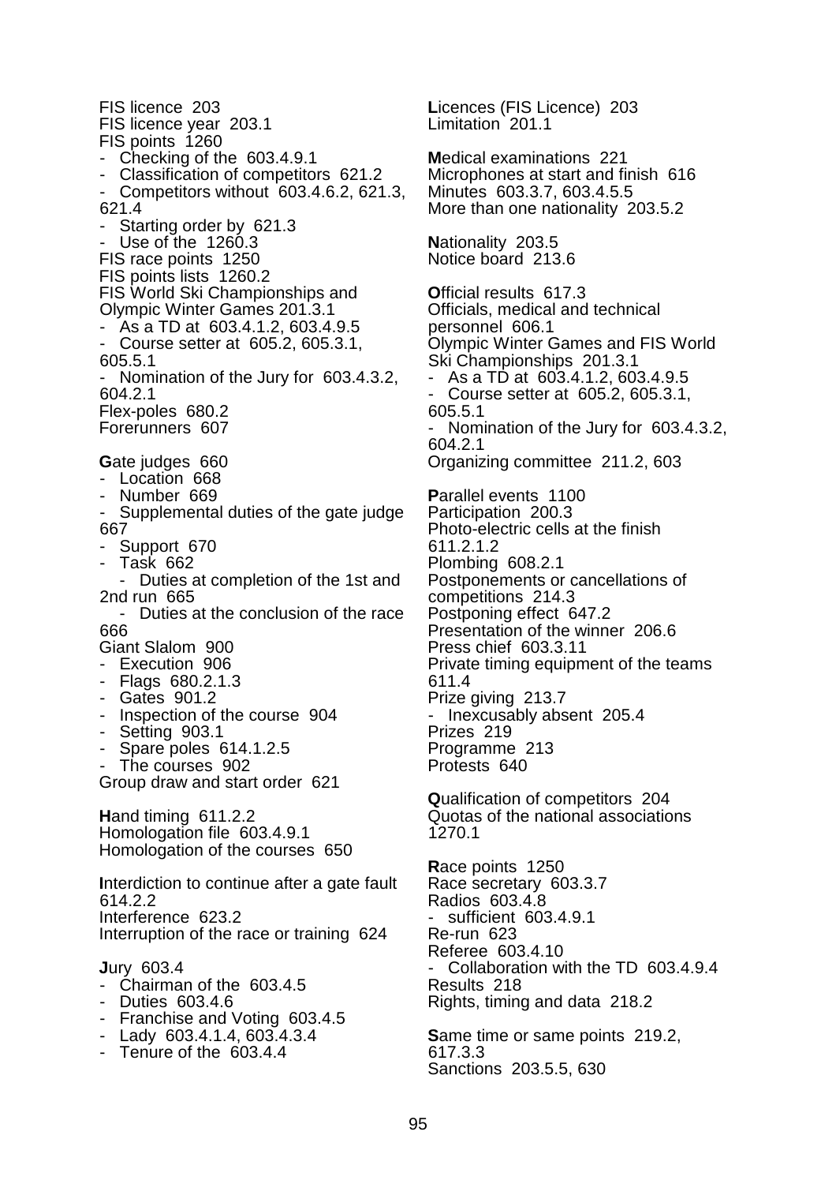FIS licence 203
FIS licence year 203.1
FIS points 1260
- Checking of the 603.4.9.1
- Classification of competitors 621.2
- Competitors without 603.4.6.2, 621.3, 621.4
- Starting order by 621.3
- Use of the 1260.3

FIS race points 1250
FIS points lists 1260.2
FIS World Ski Championships and Olympic Winter Games 201.3.1
- As a TD at 603.4.1.2, 603.4.9.5
- Course setter at 605.2, 605.3.1, 605.5.1
- Nomination of the Jury for 603.4.3.2, 604.2.1

Flex-poles 680.2
Forerunners 607

**G**ate judges 660
- Location 668
- Number 669
- Supplemental duties of the gate judge 667
- Support 670
- Task 662
  - Duties at completion of the 1st and 2nd run 665
  - Duties at the conclusion of the race 666

Giant Slalom 900
- Execution 906
- Flags 680.2.1.3
- Gates 901.2
- Inspection of the course 904
- Setting 903.1
- Spare poles 614.1.2.5
- The courses 902

Group draw and start order 621

**H**and timing 611.2.2
Homologation file 603.4.9.1
Homologation of the courses 650

**I**nterdiction to continue after a gate fault 614.2.2
Interference 623.2
Interruption of the race or training 624

**J**ury 603.4
- Chairman of the 603.4.5
- Duties 603.4.6
- Franchise and Voting 603.4.5
- Lady 603.4.1.4, 603.4.3.4
- Tenure of the 603.4.4

**L**icences (FIS Licence) 203
Limitation 201.1

**M**edical examinations 221
Microphones at start and finish 616
Minutes 603.3.7, 603.4.5.5
More than one nationality 203.5.2

**N**ationality 203.5
Notice board 213.6

**O**fficial results 617.3
Officials, medical and technical personnel 606.1
Olympic Winter Games and FIS World Ski Championships 201.3.1
- As a TD at 603.4.1.2, 603.4.9.5
- Course setter at 605.2, 605.3.1, 605.5.1
- Nomination of the Jury for 603.4.3.2, 604.2.1

Organizing committee 211.2, 603

**P**arallel events 1100
Participation 200.3
Photo-electric cells at the finish 611.2.1.2
Plombing 608.2.1
Postponements or cancellations of competitions 214.3
Postponing effect 647.2
Presentation of the winner 206.6
Press chief 603.3.11
Private timing equipment of the teams 611.4
Prize giving 213.7
- Inexcusably absent 205.4

Prizes 219
Programme 213
Protests 640

**Q**ualification of competitors 204
Quotas of the national associations 1270.1

**R**ace points 1250
Race secretary 603.3.7
Radios 603.4.8
- sufficient 603.4.9.1

Re-run 623
Referee 603.4.10
- Collaboration with the TD 603.4.9.4

Results 218
Rights, timing and data 218.2

**S**ame time or same points 219.2, 617.3.3
Sanctions 203.5.5, 630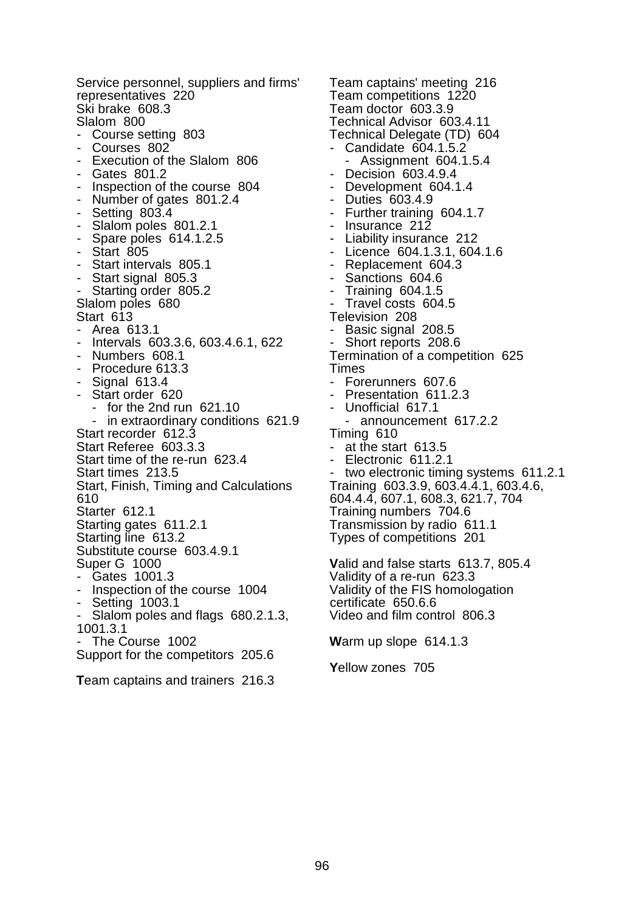Service personnel, suppliers and firms' representatives 220
Ski brake 608.3
Slalom 800
- Course setting 803
- Courses 802
- Execution of the Slalom 806
- Gates 801.2
- Inspection of the course 804
- Number of gates 801.2.4
- Setting 803.4
- Slalom poles 801.2.1
- Spare poles 614.1.2.5
- Start 805
- Start intervals 805.1
- Start signal 805.3
- Starting order 805.2

Slalom poles 680
Start 613
- Area 613.1
- Intervals 603.3.6, 603.4.6.1, 622
- Numbers 608.1
- Procedure 613.3
- Signal 613.4
- Start order 620
  - for the 2nd run 621.10
  - in extraordinary conditions 621.9

Start recorder 612.3
Start Referee 603.3.3
Start time of the re-run 623.4
Start times 213.5
Start, Finish, Timing and Calculations 610
Starter 612.1
Starting gates 611.2.1
Starting line 613.2
Substitute course 603.4.9.1
Super G 1000
- Gates 1001.3
- Inspection of the course 1004
- Setting 1003.1
- Slalom poles and flags 680.2.1.3, 1001.3.1
- The Course 1002

Support for the competitors 205.6

**T**eam captains and trainers 216.3
Team captains' meeting 216
Team competitions 1220
Team doctor 603.3.9
Technical Advisor 603.4.11
Technical Delegate (TD) 604
- Candidate 604.1.5.2
  - Assignment 604.1.5.4
- Decision 603.4.9.4
- Development 604.1.4
- Duties 603.4.9
- Further training 604.1.7
- Insurance 212
- Liability insurance 212
- Licence 604.1.3.1, 604.1.6
- Replacement 604.3
- Sanctions 604.6
- Training 604.1.5
- Travel costs 604.5

Television 208
- Basic signal 208.5
- Short reports 208.6

Termination of a competition 625
Times
- Forerunners 607.6
- Presentation 611.2.3
- Unofficial 617.1
  - announcement 617.2.2

Timing 610
- at the start 613.5
- Electronic 611.2.1
- two electronic timing systems 611.2.1

Training 603.3.9, 603.4.4.1, 603.4.6, 604.4.4, 607.1, 608.3, 621.7, 704
Training numbers 704.6
Transmission by radio 611.1
Types of competitions 201

**V**alid and false starts 613.7, 805.4
Validity of a re-run 623.3
Validity of the FIS homologation certificate 650.6.6
Video and film control 806.3

**W**arm up slope 614.1.3

**Y**ellow zones 705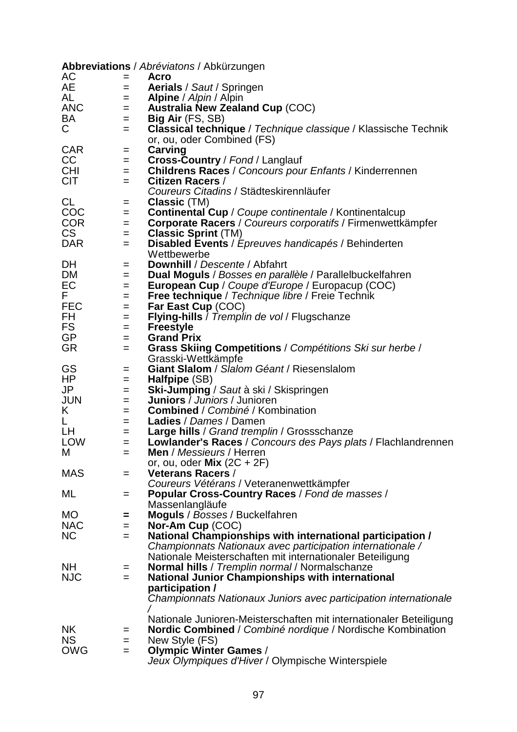**Abbreviations** / *Abréviatons* / Abkürzungen

| | | |
|---|---|---|
| AC | = | **Acro** |
| AE | = | **Aerials** / *Saut* / Springen |
| AL | = | **Alpine** / *Alpin* / Alpin |
| ANC | = | **Australia New Zealand Cup** (COC) |
| BA | = | **Big Air** (FS, SB) |
| C | = | **Classical technique** / *Technique classique* / Klassische Technik or, ou, oder Combined (FS) |
| CAR | = | **Carving** |
| CC | = | **Cross-Country** / *Fond* / Langlauf |
| CHI | = | **Childrens Races** / *Concours pour Enfants* / Kinderrennen |
| CIT | = | **Citizen Racers** / *Coureurs Citadins* / Städteskirennläufer |
| CL | = | **Classic** (TM) |
| COC | = | **Continental Cup** / *Coupe continentale* / Kontinentalcup |
| COR | = | **Corporate Racers** / *Coureurs corporatifs* / Firmenwettkämpfer |
| CS | = | **Classic Sprint** (TM) |
| DAR | = | **Disabled Events** / *Epreuves handicapés* / Behinderten Wettbewerbe |
| DH | = | **Downhill** / *Descente* / Abfahrt |
| DM | = | **Dual Moguls** / *Bosses en parallèle* / Parallelbuckelfahren |
| EC | = | **European Cup** / *Coupe d'Europe* / Europacup (COC) |
| F | = | **Free technique** / *Technique libre* / Freie Technik |
| FEC | = | **Far East Cup** (COC) |
| FH | = | **Flying-hills** / *Tremplin de vol* / Flugschanze |
| FS | = | **Freestyle** |
| GP | = | **Grand Prix** |
| GR | = | **Grass Skiing Competitions** / *Compétitions Ski sur herbe* / Grasski-Wettkämpfe |
| GS | = | **Giant Slalom** / *Slalom Géant* / Riesenslalom |
| HP | = | **Halfpipe** (SB) |
| JP | = | **Ski-Jumping** / *Saut* à ski / Skispringen |
| JUN | = | **Juniors** / *Juniors* / Junioren |
| K | = | **Combined** / *Combiné* / Kombination |
| L | = | **Ladies** / *Dames* / Damen |
| LH | = | **Large hills** / *Grand tremplin* / Grossschanze |
| LOW | = | **Lowlander's Races** / *Concours des Pays plats* / Flachlandrennen |
| M | = | **Men** / *Messieurs* / Herren or, ou, oder **Mix** (2C + 2F) |
| MAS | = | **Veterans Racers** / *Coureurs Vétérans* / Veteranenwettkämpfer |
| ML | = | **Popular Cross-Country Races** / *Fond de masses* / Massenlangläufe |
| MO | = | **Moguls** / *Bosses* / Buckelfahren |
| NAC | = | **Nor-Am Cup** (COC) |
| NC | = | **National Championships with international participation /** *Championnats Nationaux avec participation internationale /* Nationale Meisterschaften mit internationaler Beteiligung |
| NH | = | **Normal hills** / *Tremplin normal* / Normalschanze |
| NJC | = | **National Junior Championships with international participation /** *Championnats Nationaux Juniors avec participation internationale /* Nationale Junioren-Meisterschaften mit internationaler Beteiligung |
| NK | = | **Nordic Combined** / *Combiné nordique* / Nordische Kombination |
| NS | = | New Style (FS) |
| OWG | = | **Olympic Winter Games** / *Jeux Olympiques d'Hiver* / Olympische Winterspiele |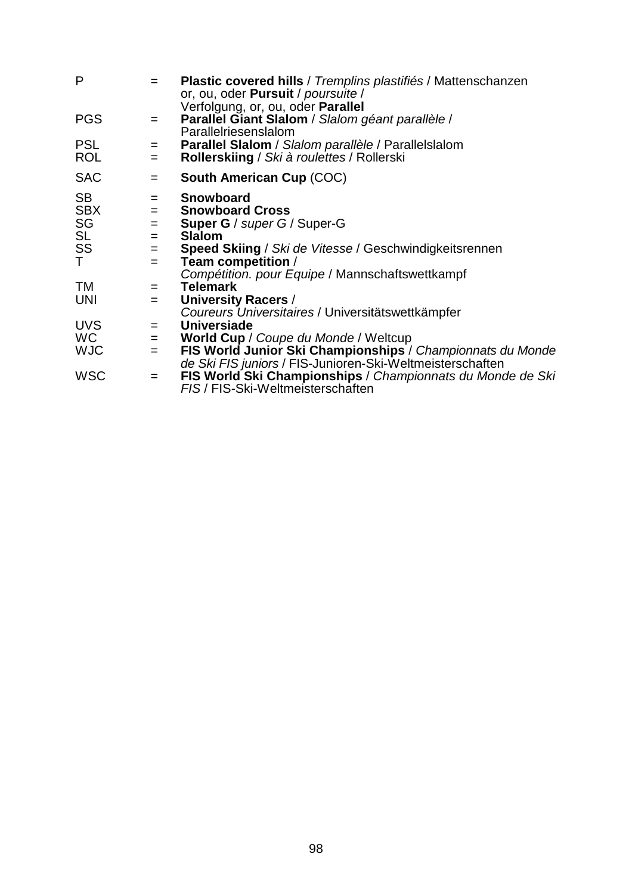| | | |
|---|---|---|
| P | = | **Plastic covered hills** / *Tremplins plastifiés* / Mattenschanzen or, ou, oder **Pursuit** / *poursuite* / Verfolgung, or, ou, oder **Parallel** |
| PGS | = | **Parallel Giant Slalom** / *Slalom géant parallèle* / Parallelriesenslalom |
| PSL | = | **Parallel Slalom** / *Slalom parallèle* / Parallelslalom |
| ROL | = | **Rollerskiing** / *Ski à roulettes* / Rollerski |
| SAC | = | **South American Cup** (COC) |
| SB | = | **Snowboard** |
| SBX | = | **Snowboard Cross** |
| SG | = | **Super G** / *super G* / Super-G |
| SL | = | **Slalom** |
| SS | = | **Speed Skiing** / *Ski de Vitesse* / Geschwindigkeitsrennen |
| T | = | **Team competition** / *Compétition. pour Equipe* / Mannschaftswettkampf |
| TM | = | **Telemark** |
| UNI | = | **University Racers** / *Coureurs Universitaires* / Universitätswettkämpfer |
| UVS | = | **Universiade** |
| WC | = | **World Cup** / *Coupe du Monde* / Weltcup |
| WJC | = | **FIS World Junior Ski Championships** / *Championnats du Monde de Ski FIS juniors* / FIS-Junioren-Ski-Weltmeisterschaften |
| WSC | = | **FIS World Ski Championships** / *Championnats du Monde de Ski FIS* / FIS-Ski-Weltmeisterschaften |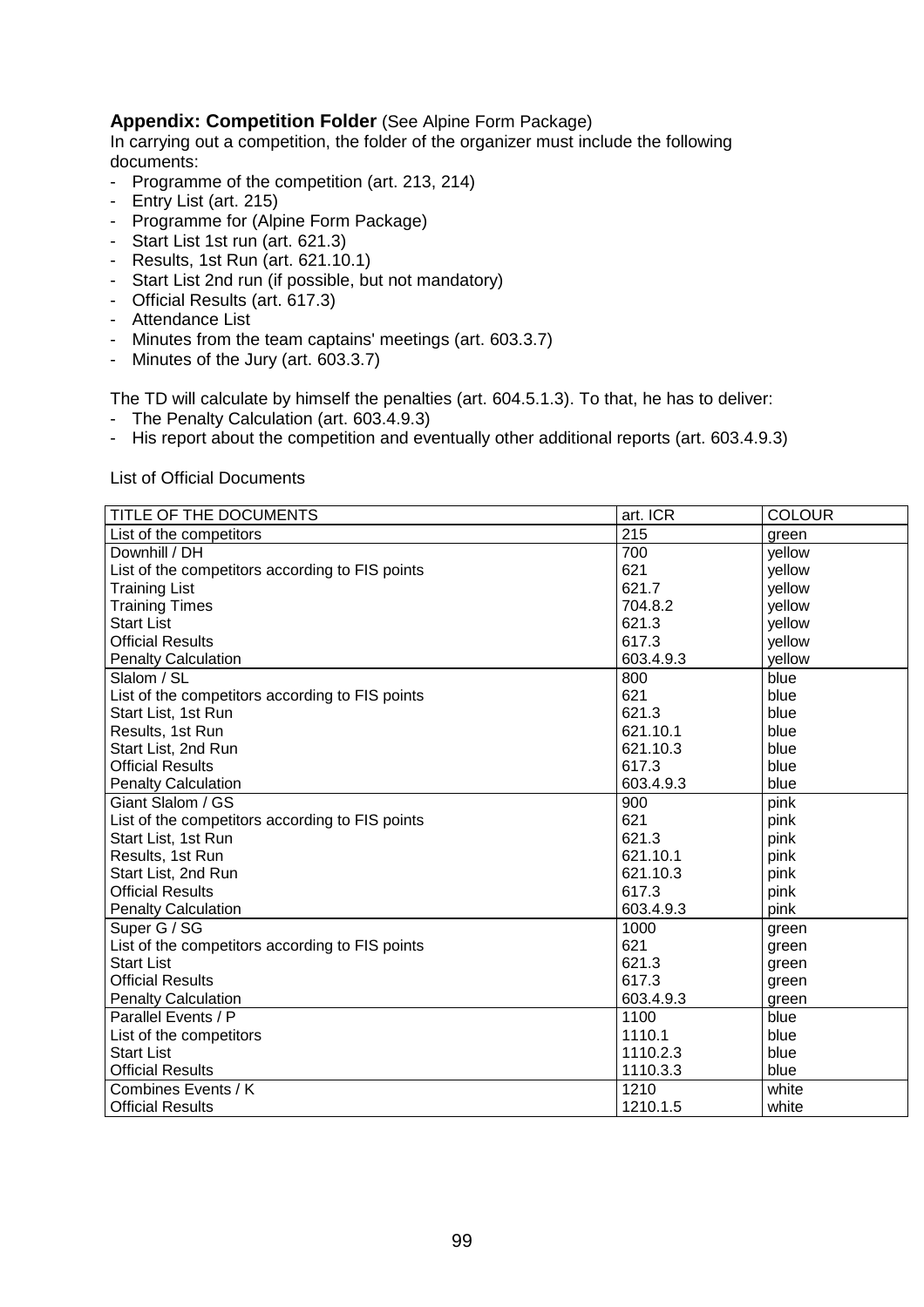**Appendix: Competition Folder** (See Alpine Form Package)

In carrying out a competition, the folder of the organizer must include the following documents:

- Programme of the competition (art. 213, 214)
- Entry List (art. 215)
- Programme for (Alpine Form Package)
- Start List 1st run (art. 621.3)
- Results, 1st Run (art. 621.10.1)
- Start List 2nd run (if possible, but not mandatory)
- Official Results (art. 617.3)
- Attendance List
- Minutes from the team captains' meetings (art. 603.3.7)
- Minutes of the Jury (art. 603.3.7)

The TD will calculate by himself the penalties (art. 604.5.1.3). To that, he has to deliver:

- The Penalty Calculation (art. 603.4.9.3)
- His report about the competition and eventually other additional reports (art. 603.4.9.3)

List of Official Documents

| TITLE OF THE DOCUMENTS | art. ICR | COLOUR |
|---|---|---|
| List of the competitors | 215 | green |
| Downhill / DH | 700 | yellow |
| List of the competitors according to FIS points | 621 | yellow |
| Training List | 621.7 | yellow |
| Training Times | 704.8.2 | yellow |
| Start List | 621.3 | yellow |
| Official Results | 617.3 | yellow |
| Penalty Calculation | 603.4.9.3 | yellow |
| Slalom / SL | 800 | blue |
| List of the competitors according to FIS points | 621 | blue |
| Start List, 1st Run | 621.3 | blue |
| Results, 1st Run | 621.10.1 | blue |
| Start List, 2nd Run | 621.10.3 | blue |
| Official Results | 617.3 | blue |
| Penalty Calculation | 603.4.9.3 | blue |
| Giant Slalom / GS | 900 | pink |
| List of the competitors according to FIS points | 621 | pink |
| Start List, 1st Run | 621.3 | pink |
| Results, 1st Run | 621.10.1 | pink |
| Start List, 2nd Run | 621.10.3 | pink |
| Official Results | 617.3 | pink |
| Penalty Calculation | 603.4.9.3 | pink |
| Super G / SG | 1000 | green |
| List of the competitors according to FIS points | 621 | green |
| Start List | 621.3 | green |
| Official Results | 617.3 | green |
| Penalty Calculation | 603.4.9.3 | green |
| Parallel Events / P | 1100 | blue |
| List of the competitors | 1110.1 | blue |
| Start List | 1110.2.3 | blue |
| Official Results | 1110.3.3 | blue |
| Combines Events / K | 1210 | white |
| Official Results | 1210.1.5 | white |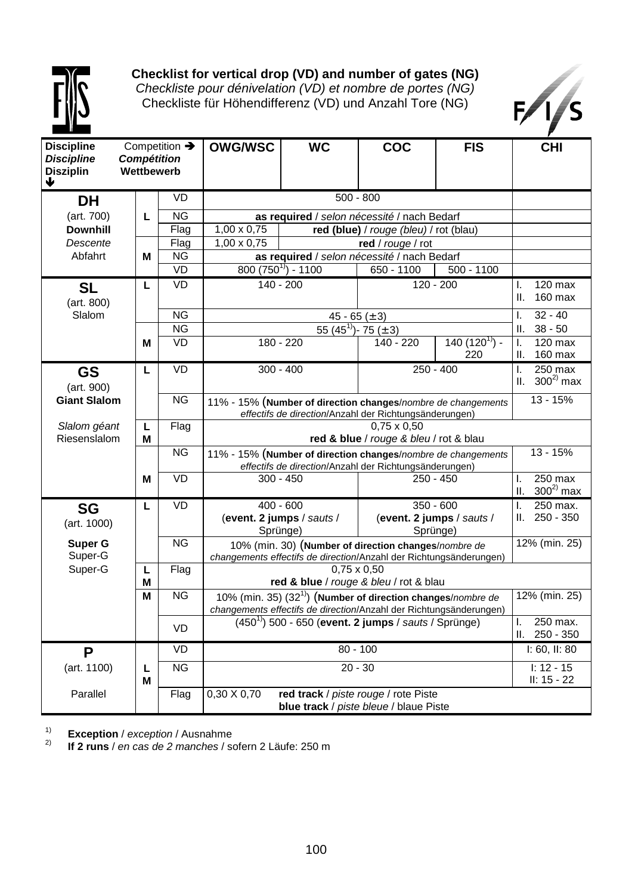**Checklist for vertical drop (VD) and number of gates (NG)**
*Checkliste pour dénivelation (VD) et nombre de portes (NG)*
Checkliste für Höhendifferenz (VD) und Anzahl Tore (NG)

| **Discipline** / ***Discipline*** / **Disziplin** ↓ | Competition ➔ / ***Compétition*** / **Wettbewerb** | | **OWG/WSC** | **WC** | **COC** | **FIS** | **CHI** |
|---|---|---|---|---|---|---|---|
| **DH** (art. 700) **Downhill** *Descente* Abfahrt | L | VD | 500 - 800 | | | | |
| | | NG | **as required** / *selon nécessité* / nach Bedarf | | | | |
| | | Flag | 1,00 x 0,75 | **red (blue)** / *rouge (bleu)* / rot (blau) | | | |
| | M | Flag | 1,00 x 0,75 | **red** / *rouge* / rot | | | |
| | | NG | **as required** / *selon nécessité* / nach Bedarf | | | | |
| | | VD | 800 (750[1]) - 1100 | | 650 - 1100 | 500 - 1100 | |
| **SL** (art. 800) Slalom | L | VD | 140 - 200 | | 120 - 200 | | I. 120 max II. 160 max |
| | | NG | 45 - 65 (±3) | | | | I. 32 - 40 |
| | M | NG | 55 (45[1])- 75 (±3) | | | | II. 38 - 50 |
| | | VD | 180 - 220 | | 140 - 220 | 140 (120[1]) - 220 | I. 120 max II. 160 max |
| **GS** (art. 900) **Giant Slalom** *Slalom géant* Riesenslalom | L | VD | 300 - 400 | | 250 - 400 | | I. 250 max II. 300[2] max |
| | | NG | 11% - 15% (**Number of direction changes**/*nombre de changements effectifs de direction*/Anzahl der Richtungsänderungen) | | | | 13 - 15% |
| | L M | Flag | 0,75 x 0,50 **red & blue** / *rouge & bleu* / rot & blau | | | | |
| | M | NG | 11% - 15% (**Number of direction changes**/*nombre de changements effectifs de direction*/Anzahl der Richtungsänderungen) | | | | 13 - 15% |
| | | VD | 300 - 450 | | 250 - 450 | | I. 250 max II. 300[2] max |
| **SG** (art. 1000) **Super G** Super-G Super-G | L | VD | 400 - 600 (**event. 2 jumps** / *sauts* / Sprünge) | | 350 - 600 (**event. 2 jumps** / *sauts* / Sprünge) | | I. 250 max. II. 250 - 350 |
| | | NG | 10% (min. 30) (**Number of direction changes**/*nombre de changements effectifs de direction*/Anzahl der Richtungsänderungen) | | | | 12% (min. 25) |
| | L M | Flag | 0,75 x 0,50 **red & blue** / *rouge & bleu* / rot & blau | | | | |
| | M | NG | 10% (min. 35) (32[1]) (**Number of direction changes**/*nombre de changements effectifs de direction*/Anzahl der Richtungsänderungen) | | | | 12% (min. 25) |
| | | VD | (450[1]) 500 - 650 (**event. 2 jumps** / *sauts* / Sprünge) | | | | I. 250 max. II. 250 - 350 |
| **P** (art. 1100) Parallel | L M | VD | 80 - 100 | | | | I: 60, II: 80 |
| | | NG | 20 - 30 | | | | I: 12 - 15 II: 15 - 22 |
| | | Flag | 0,30 X 0,70 **red track** / *piste rouge* / rote Piste **blue track** / *piste bleue* / blaue Piste | | | | |

[1] **Exception** / *exception* / Ausnahme
[2] **If 2 runs** / *en cas de 2 manches* / sofern 2 Läufe: 250 m